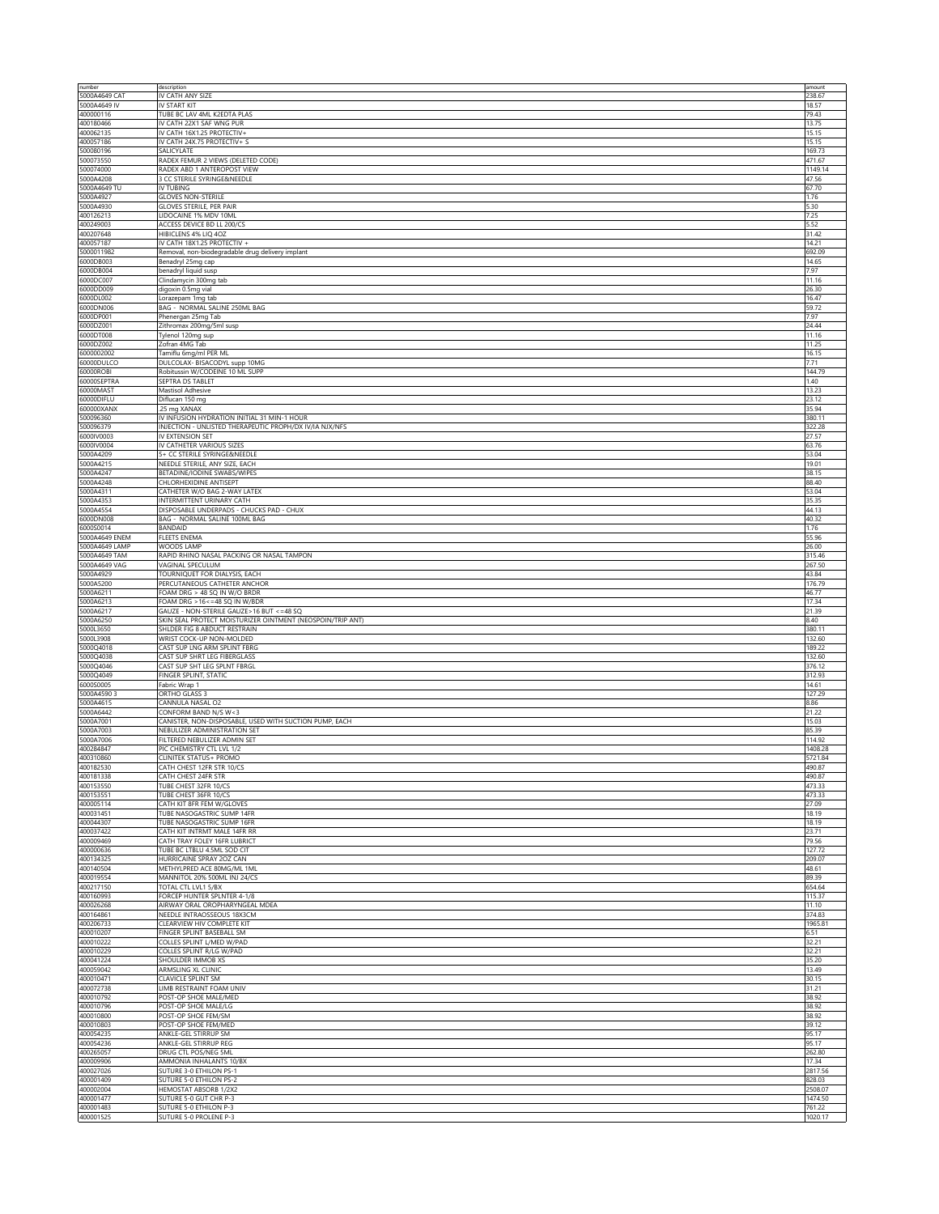| number | description | amount |
|---|---|---|
| 5000A4649 CAT | IV CATH ANY SIZE | 238.67 |
| 5000A4649 IV | IV START KIT | 18.57 |
| 400000116 | TUBE BC LAV 4ML K2EDTA PLAS | 79.43 |
| 400180466 | IV CATH 22X1 SAF WNG PUR | 13.75 |
| 400062135 | IV CATH 16X1.25 PROTECTIV+ | 15.15 |
| 400057186 | IV CATH 24X.75 PROTECTIV+ S | 15.15 |
| 500080196 | SALICYLATE | 169.73 |
| 500073550 | RADEX FEMUR 2 VIEWS (DELETED CODE) | 471.67 |
| 500074000 | RADEX ABD 1 ANTEROPOST VIEW | 1149.14 |
| 5000A4208 | 3 CC STERILE SYRINGE&NEEDLE | 47.56 |
| 5000A4649 TU | IV TUBING | 67.70 |
| 5000A4927 | GLOVES NON-STERILE | 1.76 |
| 5000A4930 | GLOVES STERILE, PER PAIR | 5.30 |
| 400126213 | LIDOCAINE 1% MDV 10ML | 7.25 |
| 400249003 | ACCESS DEVICE BD LL 200/CS | 5.52 |
| 400207648 | HIBICLENS 4% LIQ 4OZ | 31.42 |
| 400057187 | IV CATH 18X1.25 PROTECTIV + | 14.21 |
| 5000011982 | Removal, non-biodegradable drug delivery implant | 692.09 |
| 6000DB003 | Benadryl 25mg cap | 14.65 |
| 6000DB004 | benadryl liquid susp | 7.97 |
| 6000DC007 | Clindamycin 300mg tab | 11.16 |
| 6000DD009 | digoxin 0.5mg vial | 26.30 |
| 6000DL002 | Lorazepam 1mg tab | 16.47 |
| 6000DN006 | BAG - NORMAL SALINE 250ML BAG | 59.72 |
| 6000DP001 | Phenergan 25mg Tab | 7.97 |
| 6000DZ001 | Zithromax 200mg/5ml susp | 24.44 |
| 6000DT008 | Tylenol 120mg sup | 11.16 |
| 6000DZ002 | Zofran 4MG Tab | 11.25 |
| 6000002002 | Tamiflu 6mg/ml PER ML | 16.15 |
| 60000DULCO | DULCOLAX- BISACODYL supp 10MG | 7.71 |
| 60000ROBI | Robitussin W/CODEINE 10 ML SUPP | 144.79 |
| 60000SEPTRA | SEPTRA DS TABLET | 1.40 |
| 60000MAST | Mastisol Adhesive | 13.23 |
| 60000DIFLU | Diflucan 150 mg | 23.12 |
| 600000XANX | .25 mg XANAX | 35.94 |
| 500096360 | IV INFUSION HYDRATION INITIAL 31 MIN-1 HOUR | 380.11 |
| 500096379 | INJECTION - UNLISTED THERAPEUTIC PROPH/DX IV/IA NJX/NFS | 322.28 |
| 6000IV0003 | IV EXTENSION SET | 27.57 |
| 6000IV0004 | IV CATHETER VARIOUS SIZES | 63.76 |
| 5000A4209 | 5+ CC STERILE SYRINGE&NEEDLE | 53.04 |
| 5000A4215 | NEEDLE STERILE, ANY SIZE, EACH | 19.01 |
| 5000A4247 | BETADINE/IODINE SWABS/WIPES | 38.15 |
| 5000A4248 | CHLORHEXIDINE ANTISEPT | 88.40 |
| 5000A4311 | CATHETER W/O BAG 2-WAY LATEX | 53.04 |
| 5000A4353 | INTERMITTENT URINARY CATH | 35.35 |
| 5000A4554 | DISPOSABLE UNDERPADS - CHUCKS PAD - CHUX | 44.13 |
| 6000DN008 | BAG - NORMAL SALINE 100ML BAG | 40.32 |
| 6000S0014 | BANDAID | 1.76 |
| 5000A4649 ENEM | FLEETS ENEMA | 55.96 |
| 5000A4649 LAMP | WOODS LAMP | 26.00 |
| 5000A4649 TAM | RAPID RHINO NASAL PACKING OR NASAL TAMPON | 315.46 |
| 5000A4649 VAG | VAGINAL SPECULUM | 267.50 |
| 5000A4929 | TOURNIQUET FOR DIALYSIS, EACH | 43.84 |
| 5000A5200 | PERCUTANEOUS CATHETER ANCHOR | 176.79 |
| 5000A6211 | FOAM DRG > 48 SQ IN W/O BRDR | 46.77 |
| 5000A6213 | FOAM DRG >16<=48 SQ IN W/BDR | 17.34 |
| 5000A6217 | GAUZE - NON-STERILE GAUZE>16 BUT <=48 SQ | 21.39 |
| 5000A6250 | SKIN SEAL PROTECT MOISTURIZER OINTMENT (NEOSPOIN/TRIP ANT) | 8.40 |
| 5000L3650 | SHLDER FIG 8 ABDUCT RESTRAIN | 380.11 |
| 5000L3908 | WRIST COCK-UP NON-MOLDED | 132.60 |
| 5000Q4018 | CAST SUP LNG ARM SPLINT FBRG | 189.22 |
| 5000Q4038 | CAST SUP SHRT LEG FIBERGLASS | 132.60 |
| 5000Q4046 | CAST SUP SHT LEG SPLNT FBRGL | 376.12 |
| 5000Q4049 | FINGER SPLINT, STATIC | 312.93 |
| 6000S0005 | Fabric Wrap 1 | 14.61 |
| 5000A4590 3 | ORTHO GLASS 3 | 127.29 |
| 5000A4615 | CANNULA NASAL O2 | 8.86 |
| 5000A6442 | CONFORM BAND N/S W<3 | 21.22 |
| 5000A7001 | CANISTER, NON-DISPOSABLE, USED WITH SUCTION PUMP, EACH | 15.03 |
| 5000A7003 | NEBULIZER ADMINISTRATION SET | 85.39 |
| 5000A7006 | FILTERED NEBULIZER ADMIN SET | 114.92 |
| 400284847 | PIC CHEMISTRY CTL LVL 1/2 | 1408.28 |
| 400310860 | CLINITEK STATUS+ PROMO | 5721.84 |
| 400182530 | CATH CHEST 12FR STR 10/CS | 490.87 |
| 400181338 | CATH CHEST 24FR STR | 490.87 |
| 400153550 | TUBE CHEST 32FR 10/CS | 473.33 |
| 400153551 | TUBE CHEST 36FR 10/CS | 473.33 |
| 400005114 | CATH KIT 8FR FEM W/GLOVES | 27.09 |
| 400031451 | TUBE NASOGASTRIC SUMP 14FR | 18.19 |
| 400044307 | TUBE NASOGASTRIC SUMP 16FR | 18.19 |
| 400037422 | CATH KIT INTRMT MALE 14FR RR | 23.71 |
| 400009469 | CATH TRAY FOLEY 16FR LUBRICT | 79.56 |
| 400000636 | TUBE BC LTBLU 4.5ML SOD CIT | 127.72 |
| 400134325 | HURRICAINE SPRAY 2OZ CAN | 209.07 |
| 400140504 | METHYLPRED ACE 80MG/ML 1ML | 48.61 |
| 400019554 | MANNITOL 20% 500ML INJ 24/CS | 89.39 |
| 400217150 | TOTAL CTL LVL1 5/BX | 654.64 |
| 400160993 | FORCEP HUNTER SPLNTER 4-1/8 | 115.37 |
| 400026268 | AIRWAY ORAL OROPHARYNGEAL MDEA | 11.10 |
| 400164861 | NEEDLE INTRAOSSEOUS 18X3CM | 374.83 |
| 400206733 | CLEARVIEW HIV COMPLETE KIT | 1965.81 |
| 400010207 | FINGER SPLINT BASEBALL SM | 6.51 |
| 400010222 | COLLES SPLINT L/MED W/PAD | 32.21 |
| 400010229 | COLLES SPLINT R/LG W/PAD | 32.21 |
| 400041224 | SHOULDER IMMOB XS | 35.20 |
| 400059042 | ARMSLING XL CLINIC | 13.49 |
| 400010471 | CLAVICLE SPLINT SM | 30.15 |
| 400072738 | LIMB RESTRAINT FOAM UNIV | 31.21 |
| 400010792 | POST-OP SHOE MALE/MED | 38.92 |
| 400010796 | POST-OP SHOE MALE/LG | 38.92 |
| 400010800 | POST-OP SHOE FEM/SM | 38.92 |
| 400010803 | POST-OP SHOE FEM/MED | 39.12 |
| 400054235 | ANKLE-GEL STIRRUP SM | 95.17 |
| 400054236 | ANKLE-GEL STIRRUP REG | 95.17 |
| 400265057 | DRUG CTL POS/NEG 5ML | 262.80 |
| 400009906 | AMMONIA INHALANTS 10/BX | 17.34 |
| 400027026 | SUTURE 3-0 ETHILON PS-1 | 2817.56 |
| 400001409 | SUTURE 5-0 ETHILON PS-2 | 828.03 |
| 400002004 | HEMOSTAT ABSORB 1/2X2 | 2508.07 |
| 400001477 | SUTURE 5-0 GUT CHR P-3 | 1474.50 |
| 400001483 | SUTURE 5-0 ETHILON P-3 | 761.22 |
| 400001525 | SUTURE 5-0 PROLENE P-3 | 1020.17 |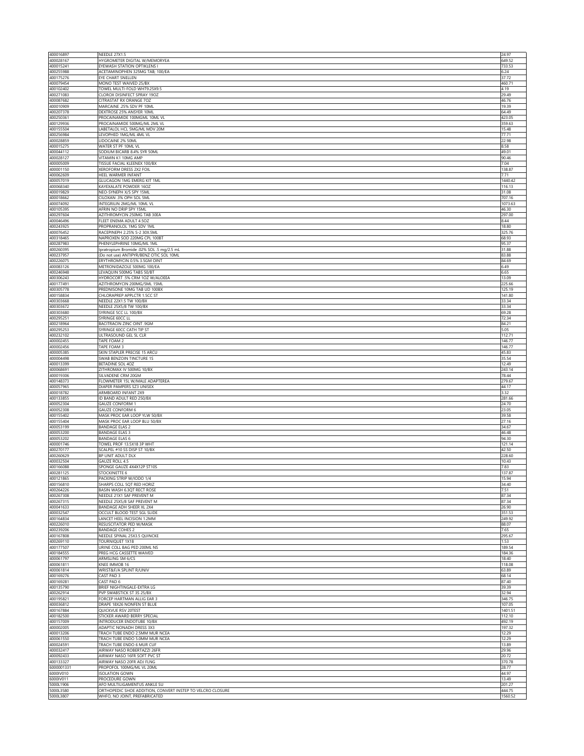| | | |
|---|---|---|
| 400016897 | NEEDLE 27X1.5 | 24.97 |
| 400028167 | HYGROMETER DIGITAL W/MEMORYEA | 649.52 |
| 400015241 | EYEWASH STATION OPTIKLENS I | 733.53 |
| 400255988 | ACETAMINOPHEN 325MG TAB; 100/EA | 6.24 |
| 400175276 | EYE CHART SNELLEN | 37.72 |
| 400079454 | MONO TEST WAIVED 25/BX | 460.71 |
| 400102402 | TOWEL MULTI-FOLD WHT9.25X9.5 | 4.19 |
| 400271083 | CLOROX DISINFECT SPRAY 19OZ | 29.49 |
| 400087682 | CITRASTAT RX ORANGE 7OZ | 46.76 |
| 400010909 | MARCAINE .25% SDV PF 10ML | 19.39 |
| 400207378 | DEXTROSE 25% ANSYER 10ML | 64.49 |
| 400250361 | PROCAINAMIDE 100MGML 10ML VL | 423.05 |
| 400129936 | PROCAINAMIDE 500MG/ML 2ML VL | 359.63 |
| 400155504 | LABETALOL HCL 5MG/ML MDV 20M | 15.48 |
| 400256984 | LEVOPHED 1MG/ML 4ML VL | 77.71 |
| 400028859 | LIDOCAINE 2% 50ML | 22.98 |
| 400015275 | WATER ST PF 10ML VL | 8.58 |
| 400044112 | SODIUM BICARB 8.4% SYR 50ML | 49.01 |
| 400028127 | VITAMIN K1 10MG AMP | 90.46 |
| 400005009 | TISSUE FACIAL KLEENEX 100/BX | 7.04 |
| 400001150 | XEROFORM DRESS 2X2 FOIL | 138.87 |
| 400062609 | HEEL WARMER INFANT | 7.71 |
| 400057019 | GLUCAGON 1MG EMERG KIT 1ML | 1440.42 |
| 400068340 | KAYEXALATE POWDER 16OZ | 116.13 |
| 400019829 | NEO-SYNEPH X/S SPY 15ML | 31.08 |
| 400018662 | CILOXAN .3% OPH SOL 5ML | 707.16 |
| 400074092 | INTEGRILIN 2MG/ML 10ML VL | 1073.63 |
| 400105395 | AFRIN NO DRIP SPY 15ML | 46.30 |
| 400297604 | AZITHROMYCIN 250MG TAB 30EA | 297.00 |
| 400046496 | FLEET ENEMA ADULT 4.5OZ | 8.44 |
| 400243925 | PROPRANOLOL 1MG SDV 1ML | 18.80 |
| 400076452 | RACEPINEPH 2.25% S-2 30X.5ML | 325.76 |
| 400318465 | NAPROXEN SOD 220MG CPL 100BT | 68.93 |
| 400287983 | PHENYLEPHRINE 10MG/ML 1ML | 95.37 |
| 400260395 | Ipratropium Bromide .02% SOL .5 mg/2.5 mL | 31.88 |
| 400237957 | (Do not use) ANTIPYR/BENZ OTIC SOL 10ML | 83.88 |
| 400226075 | ERYTHROMYCIN 0.5% 3.5GM OINT | 84.69 |
| 400083126 | METRONIDAZOLE 500MG 100/EA | 6.49 |
| 400246948 | LEVAQUIN 500MG TABS 50/BT | 6.65 |
| 400306243 | HYDROCORT .5% CRM 1OZ W/ALOEEA | 13.09 |
| 400177491 | AZITHROMYCIN 200MG/5ML 15ML | 225.66 |
| 400305778 | PREDNISONE 10MG TAB UD 100BX | 125.19 |
| 400158834 | CHLORAPREP APPLCTR 1.5CC ST | 141.80 |
| 400303668 | NEEDLE 22X1.5 TW 100/BX | 33.34 |
| 400303672 | NEEDLE 25X5/8 TW 100/BX | 33.34 |
| 400303680 | SYRINGE 5CC LL 100/BX | 69.28 |
| 400295251 | SYRINGE 60CC LL | 72.34 |
| 400218964 | BACITRACIN ZINC OINT .9GM | 84.21 |
| 400295253 | SYRINGE 60CC CATH TIP ST | 5.05 |
| 400232102 | ULTRASOUND GEL 5L CLR | 112.71 |
| 400002455 | TAPE FOAM 2 | 146.77 |
| 400002456 | TAPE FOAM 3 | 146.77 |
| 400005385 | SKIN STAPLER PRECISE 15 ARCU | 45.83 |
| 400004498 | SWAB BENZOIN TINCTURE 1S | 35.54 |
| 400013399 | BETADINE SOL 4OZ | 12.49 |
| 400068691 | ZITHROMAX IV 500MG 10/BX | 243.14 |
| 400019306 | SILVADENE CRM 20GM | 78.44 |
| 400148373 | FLOWMETER 15L W/MALE ADAPTEREA | 279.67 |
| 400057965 | DIAPER PAMPERS SZ3 UNISEX | 44.17 |
| 400018782 | ARMBOARD INFANT 2X9 | 3.32 |
| 400133855 | ID BAND ADULT RED 250/BX | 281.66 |
| 400052304 | GAUZE CONFORM 1 | 24.70 |
| 400052308 | GAUZE CONFORM 6 | 23.05 |
| 400155402 | MASK PROC EAR LOOP YLW 50/BX | 39.58 |
| 400155404 | MASK PROC EAR LOOP BLU 50/BX | 27.16 |
| 400053199 | BANDAGE ELAS 2 | 34.67 |
| 400053200 | BANDAGE ELAS 3 | 46.48 |
| 400053202 | BANDAGE ELAS 6 | 94.30 |
| 400001746 | TOWEL PROF 13.5X18 3P WHT | 121.14 |
| 400270177 | SCALPEL #10 SS DISP ST 10/BX | 42.50 |
| 400260629 | BP UNIT ADULT DLX | 228.60 |
| 400032504 | GAUZE ROLL 4.5 | 10.43 |
| 400166088 | SPONGE GAUZE 4X4X12P ST10S | 7.83 |
| 400281125 | STOCKINETTE 6 | 137.87 |
| 400121865 | PACKING STRIP W/IODO 1/4 | 15.94 |
| 400156810 | SHARPS COLL 5QT RED HORIZ | 34.40 |
| 400264226 | BASIN WASH 6.3QT RECT ROSE | 7.51 |
| 400267308 | NEEDLE 21X1 SAF PREVENT M | 87.34 |
| 400267315 | NEEDLE 25X5/8 SAF PREVENT M | 87.34 |
| 400041633 | BANDAGE ADH SHEER XL 2X4 | 26.90 |
| 400032547 | OCCULT BLOOD TEST SGL SLIDE | 351.53 |
| 400164834 | LANCET HEEL INCISION 1.2MM | 249.92 |
| 400226010 | RESUSCITATOR PED W/MASK | 88.07 |
| 400239206 | BANDAGE COHES 2 | 7.65 |
| 400167808 | NEEDLE SPINAL 25X3.5 QUINCKE | 295.67 |
| 400269110 | TOURNIQUET 1X18 | 1.53 |
| 400177507 | URINE COLL BAG PED 200ML NS | 189.54 |
| 400184555 | PREG HCG CASSETTE WAIVED | 184.36 |
| 400061797 | ARMSLING SM 6/CS | 18.40 |
| 400061811 | KNEE IMMOB 16 | 118.08 |
| 400061814 | WRIST&F/A SPLINT R/UNIV | 63.89 |
| 400169276 | CAST PAD 3 | 68.14 |
| 400169281 | CAST PAD 6 | 87.40 |
| 400135790 | BRIEF NIGHTINGALE-EXTRA LG | 39.39 |
| 400262914 | PVP SWABSTICK ST 3S 25/BX | 32.94 |
| 400195821 | FORCEP HARTMAN ALLIG EAR 3 | 346.75 |
| 400036812 | DRAPE 18X26 NONFEN ST BLUE | 107.05 |
| 400167884 | QUICKVUE RSV 20TEST | 1401.51 |
| 400182500 | STICKER AWARD BERRY SPECIAL | 112.10 |
| 400157009 | INTRODUCER ENDOTUBE 10/BX | 492.19 |
| 400002005 | ADAPTIC NONADH DRESS 3X3 | 197.32 |
| 400013206 | TRACH TUBE ENDO 2.5MM MUR NCEA | 12.29 |
| 400061550 | TRACH TUBE ENDO 5.0MM MUR NCEA | 12.29 |
| 400024591 | TRACH TUBE ENDO 6 MUR CUF | 13.89 |
| 400032417 | AIRWAY NASO ROBERTAZZI 26FR | 29.96 |
| 400092433 | AIRWAY NASO 16FR SOFT PVC ST | 20.72 |
| 400133327 | AIRWAY NASO 20FR ADJ FLNG | 370.78 |
| 6000001331 | PROPOFOL 100MG/ML VL 20ML | 28.77 |
| 6000IV010 | ISOLATION GOWN | 44.97 |
| 6000IV011 | PROCEDURE GOWN | 13.49 |
| 5000L1906 | AFO MULTILIGAMENTUS ANKLE SU | 201.27 |
| 5000L3580 | ORTHOPEDIC SHOE ADDITION, CONVERT INSTEP TO VELCRO CLOSURE | 444.75 |
| 5000L3807 | WHFO, NO JOINT, PREFABRICATED | 1560.52 |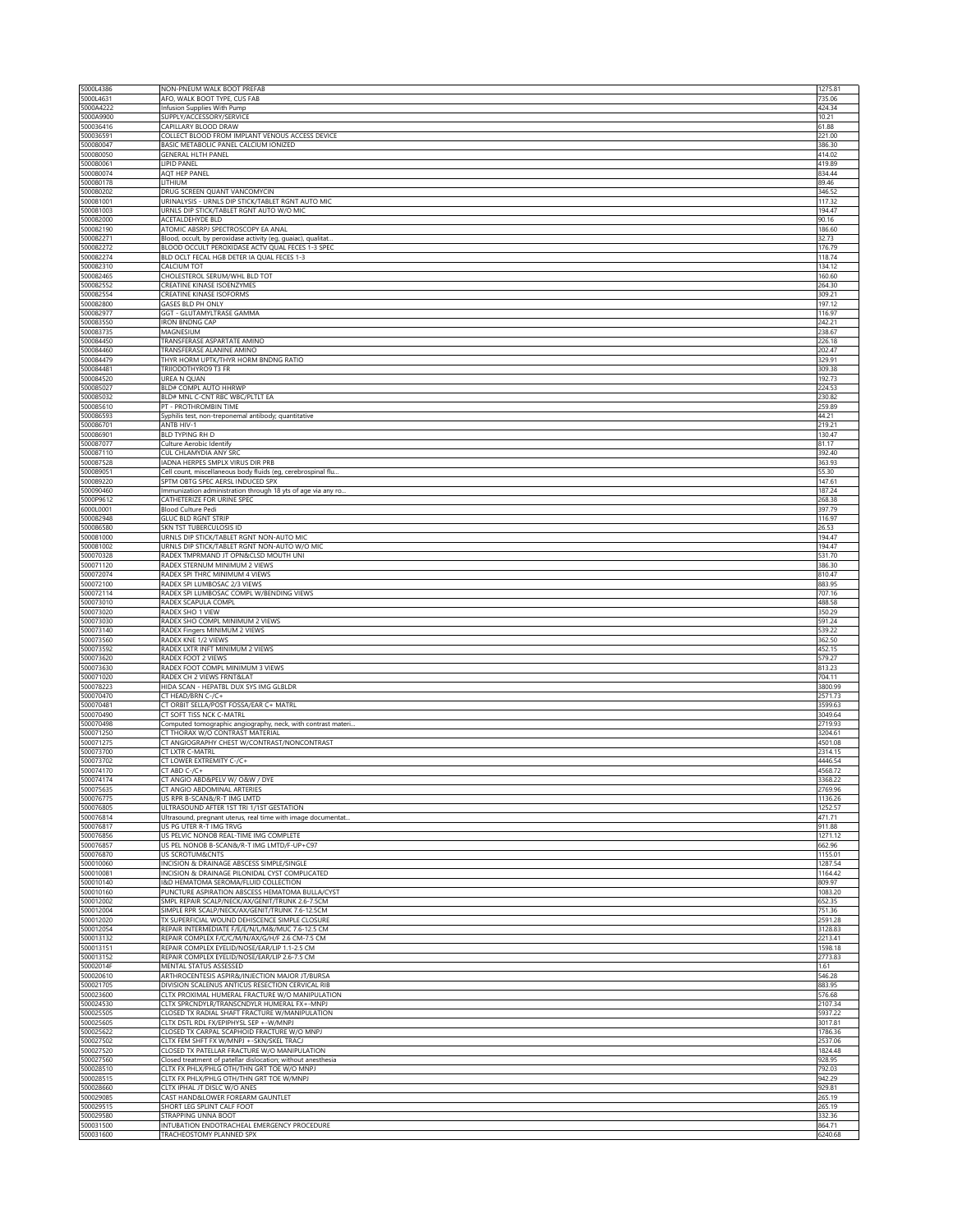| | | |
|---|---|---|
| 5000L4386 | NON-PNEUM WALK BOOT PREFAB | 1275.81 |
| 5000L4631 | AFO, WALK BOOT TYPE, CUS FAB | 735.06 |
| 5000A4222 | Infusion Supplies With Pump | 424.34 |
| 5000A9900 | SUPPLY/ACCESSORY/SERVICE | 10.21 |
| 500036416 | CAPILLARY BLOOD DRAW | 61.88 |
| 500036591 | COLLECT BLOOD FROM IMPLANT VENOUS ACCESS DEVICE | 221.00 |
| 500080047 | BASIC METABOLIC PANEL CALCIUM IONIZED | 386.30 |
| 500080050 | GENERAL HLTH PANEL | 414.02 |
| 500080061 | LIPID PANEL | 419.89 |
| 500080074 | AQT HEP PANEL | 834.44 |
| 500080178 | LITHIUM | 89.46 |
| 500080202 | DRUG SCREEN QUANT VANCOMYCIN | 346.52 |
| 500081001 | URINALYSIS - URNLS DIP STICK/TABLET RGNT AUTO MIC | 117.32 |
| 500081003 | URNLS DIP STICK/TABLET RGNT AUTO W/O MIC | 194.47 |
| 500082000 | ACETALDEHYDE BLD | 90.16 |
| 500082190 | ATOMIC ABSRPJ SPECTROSCOPY EA ANAL | 186.60 |
| 500082271 | Blood, occult, by peroxidase activity (eg, guaiac), qualitat... | 32.73 |
| 500082272 | BLOOD OCCULT PEROXIDASE ACTV QUAL FECES 1-3 SPEC | 176.79 |
| 500082274 | BLD OCLT FECAL HGB DETER IA QUAL FECES 1-3 | 118.74 |
| 500082310 | CALCIUM TOT | 134.12 |
| 500082465 | CHOLESTEROL SERUM/WHL BLD TOT | 160.60 |
| 500082552 | CREATINE KINASE ISOENZYMES | 264.30 |
| 500082554 | CREATINE KINASE ISOFORMS | 309.21 |
| 500082800 | GASES BLD PH ONLY | 197.12 |
| 500082977 | GGT - GLUTAMYLTRASE GAMMA | 116.97 |
| 500083550 | IRON BNDNG CAP | 242.21 |
| 500083735 | MAGNESIUM | 238.67 |
| 500084450 | TRANSFERASE ASPARTATE AMINO | 226.18 |
| 500084460 | TRANSFERASE ALANINE AMINO | 202.47 |
| 500084479 | THYR HORM UPTK/THYR HORM BNDNG RATIO | 329.91 |
| 500084481 | TRIIODOTHYRO9 T3 FR | 309.38 |
| 500084520 | UREA N QUAN | 192.73 |
| 500085027 | BLD# COMPL AUTO HHRWP | 224.53 |
| 500085032 | BLD# MNL C-CNT RBC WBC/PLTLT EA | 230.82 |
| 500085610 | PT - PROTHROMBIN TIME | 259.89 |
| 500086593 | Syphilis test, non-treponemal antibody; quantitative | 44.21 |
| 500086701 | ANTB HIV-1 | 219.21 |
| 500086901 | BLD TYPING RH D | 130.47 |
| 500087077 | Culture Aerobic Identify | 81.17 |
| 500087110 | CUL CHLAMYDIA ANY SRC | 392.40 |
| 500087528 | IADNA HERPES SMPLX VIRUS DIR PRB | 363.93 |
| 500089051 | Cell count, miscellaneous body fluids (eg, cerebrospinal flu... | 55.30 |
| 500089220 | SPTM OBTG SPEC AERSL INDUCED SPX | 147.61 |
| 500090460 | Immunization administration through 18 yts of age via any ro... | 187.24 |
| 5000P9612 | CATHETERIZE FOR URINE SPEC | 268.38 |
| 6000L0001 | Blood Culture Pedi | 397.79 |
| 500082948 | GLUC BLD RGNT STRIP | 116.97 |
| 500086580 | SKN TST TUBERCULOSIS ID | 26.53 |
| 500081000 | URNLS DIP STICK/TABLET RGNT NON-AUTO MIC | 194.47 |
| 500081002 | URNLS DIP STICK/TABLET RGNT NON-AUTO W/O MIC | 194.47 |
| 500070328 | RADEX TMPRMAND JT OPN&CLSD MOUTH UNI | 531.70 |
| 500071120 | RADEX STERNUM MINIMUM 2 VIEWS | 386.30 |
| 500072074 | RADEX SPI THRC MINIMUM 4 VIEWS | 810.47 |
| 500072100 | RADEX SPI LUMBOSAC 2/3 VIEWS | 883.95 |
| 500072114 | RADEX SPI LUMBOSAC COMPL W/BENDING VIEWS | 707.16 |
| 500073010 | RADEX SCAPULA COMPL | 488.58 |
| 500073020 | RADEX SHO 1 VIEW | 350.29 |
| 500073030 | RADEX SHO COMPL MINIMUM 2 VIEWS | 591.24 |
| 500073140 | RADEX Fingers MINIMUM 2 VIEWS | 539.22 |
| 500073560 | RADEX KNE 1/2 VIEWS | 362.50 |
| 500073592 | RADEX LXTR INFT MINIMUM 2 VIEWS | 452.15 |
| 500073620 | RADEX FOOT 2 VIEWS | 579.27 |
| 500073630 | RADEX FOOT COMPL MINIMUM 3 VIEWS | 813.23 |
| 500071020 | RADEX CH 2 VIEWS FRNT&LAT | 704.11 |
| 500078223 | HIDA SCAN - HEPATBL DUX SYS IMG GLBLDR | 3800.99 |
| 500070470 | CT HEAD/BRN C-/C+ | 2571.73 |
| 500070481 | CT ORBIT SELLA/POST FOSSA/EAR C+ MATRL | 3599.63 |
| 500070490 | CT SOFT TISS NCK C-MATRL | 3049.64 |
| 500070498 | Computed tomographic angiography, neck, with contrast materi... | 2719.93 |
| 500071250 | CT THORAX W/O CONTRAST MATERIAL | 3204.61 |
| 500071275 | CT ANGIOGRAPHY CHEST W/CONTRAST/NONCONTRAST | 4501.08 |
| 500073700 | CT LXTR C-MATRL | 2314.15 |
| 500073702 | CT LOWER EXTREMITY C-/C+ | 4446.54 |
| 500074170 | CT ABD C-/C+ | 4568.72 |
| 500074174 | CT ANGIO ABD&PELV W/ O&W / DYE | 3368.22 |
| 500075635 | CT ANGIO ABDOMINAL ARTERIES | 2769.96 |
| 500076775 | US RPR B-SCAN&/R-T IMG LMTD | 1136.26 |
| 500076805 | ULTRASOUND AFTER 1ST TRI 1/1ST GESTATION | 1252.57 |
| 500076814 | Ultrasound, pregnant uterus, real time with image documentat... | 471.71 |
| 500076817 | US PG UTER R-T IMG TRVG | 911.88 |
| 500076856 | US PELVIC NONOB REAL-TIME IMG COMPLETE | 1271.12 |
| 500076857 | US PEL NONOB B-SCAN&/R-T IMG LMTD/F-UP+C97 | 662.96 |
| 500076870 | US SCROTUM&CNTS | 1155.01 |
| 500010060 | INCISION & DRAINAGE ABSCESS SIMPLE/SINGLE | 1287.54 |
| 500010081 | INCISION & DRAINAGE PILONIDAL CYST COMPLICATED | 1164.42 |
| 500010140 | I&D HEMATOMA SEROMA/FLUID COLLECTION | 809.97 |
| 500010160 | PUNCTURE ASPIRATION ABSCESS HEMATOMA BULLA/CYST | 1083.20 |
| 500012002 | SMPL REPAIR SCALP/NECK/AX/GENIT/TRUNK 2.6-7.5CM | 652.35 |
| 500012004 | SIMPLE RPR SCALP/NECK/AX/GENIT/TRUNK 7.6-12.5CM | 751.36 |
| 500012020 | TX SUPERFICIAL WOUND DEHISCENCE SIMPLE CLOSURE | 2591.28 |
| 500012054 | REPAIR INTERMEDIATE F/E/E/N/L/M&/MUC 7.6-12.5 CM | 3128.83 |
| 500013132 | REPAIR COMPLEX F/C/C/M/N/AX/G/H/F 2.6 CM-7.5 CM | 2213.41 |
| 500013151 | REPAIR COMPLEX EYELID/NOSE/EAR/LIP 1.1-2.5 CM | 1598.18 |
| 500013152 | REPAIR COMPLEX EYELID/NOSE/EAR/LIP 2.6-7.5 CM | 2773.83 |
| 50002014F | MENTAL STATUS ASSESSED | 1.61 |
| 500020610 | ARTHROCENTESIS ASPIR&/INJECTION MAJOR JT/BURSA | 546.28 |
| 500021705 | DIVISION SCALENUS ANTICUS RESECTION CERVICAL RIB | 883.95 |
| 500023600 | CLTX PROXIMAL HUMERAL FRACTURE W/O MANIPULATION | 576.68 |
| 500024530 | CLTX SPRCNDYLR/TRANSCNDYLR HUMERAL FX+-MNPJ | 2107.34 |
| 500025505 | CLOSED TX RADIAL SHAFT FRACTURE W/MANIPULATION | 5937.22 |
| 500025605 | CLTX DSTL RDL FX/EPIPHYSL SEP +-W/MNPJ | 3017.81 |
| 500025622 | CLOSED TX CARPAL SCAPHOID FRACTURE W/O MNPJ | 1786.36 |
| 500027502 | CLTX FEM SHFT FX W/MNPJ +-SKN/SKEL TRACJ | 2537.06 |
| 500027520 | CLOSED TX PATELLAR FRACTURE W/O MANIPULATION | 1824.48 |
| 500027560 | Closed treatment of patellar dislocation; without anesthesia | 928.95 |
| 500028510 | CLTX FX PHLX/PHLG OTH/THN GRT TOE W/O MNPJ | 792.03 |
| 500028515 | CLTX FX PHLX/PHLG OTH/THN GRT TOE W/MNPJ | 942.29 |
| 500028660 | CLTX IPHAL JT DISLC W/O ANES | 929.81 |
| 500029085 | CAST HAND&LOWER FOREARM GAUNTLET | 265.19 |
| 500029515 | SHORT LEG SPLINT CALF FOOT | 265.19 |
| 500029580 | STRAPPING UNNA BOOT | 332.36 |
| 500031500 | INTUBATION ENDOTRACHEAL EMERGENCY PROCEDURE | 864.71 |
| 500031600 | TRACHEOSTOMY PLANNED SPX | 6240.68 |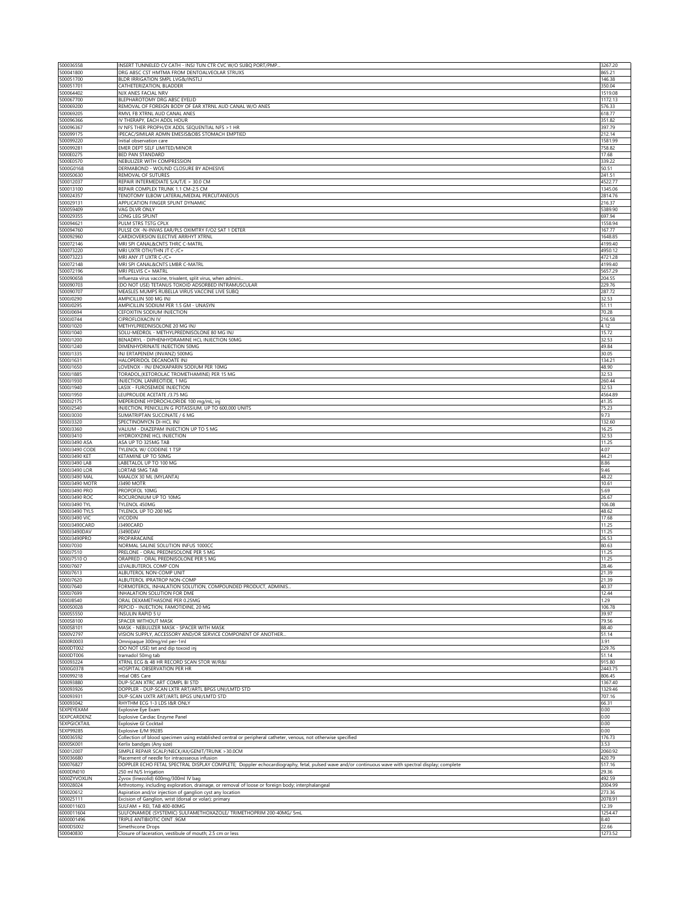| | | |
|---|---|---|
| 500036558 | INSERT TUNNELED CV CATH - INSJ TUN CTR CVC W/O SUBQ PORT/PMP... | 3267.20 |
| 500041800 | DRG ABSC CST HMTMA FROM DENTOALVEOLAR STRUXS | 865.21 |
| 500051700 | BLDR IRRIGATION SMPL LVG&/INSTLJ | 146.38 |
| 500051701 | CATHETERIZATION, BLADDER | 350.04 |
| 500064402 | NJX ANES FACIAL NRV | 1519.08 |
| 500067700 | BLEPHAROTOMY DRG ABSC EYELID | 1172.13 |
| 500069200 | REMOVAL OF FOREIGN BODY OF EAR XTRNL AUD CANAL W/O ANES | 576.33 |
| 500069205 | RMVL FB XTRNL AUD CANAL ANES | 618.77 |
| 500096366 | IV THERAPY, EACH ADDL HOUR | 351.82 |
| 500096367 | IV NFS THER PROPH/DX ADDL SEQUENTIAL NFS >1 HR | 397.79 |
| 500099175 | IPECAC/SIMILAR ADMN EMESIS&OBS STOMACH EMPTIED | 212.14 |
| 500099220 | Initial observation care | 1581.99 |
| 500099281 | EMER DEPT SELF LIMITED/MINOR | 758.82 |
| 5000E0275 | BED PAN STANDARD | 17.68 |
| 5000E0570 | NEBULIZER WITH COMPRESSION | 339.22 |
| 5000G0168 | DERMABOND - WOUND CLOSURE BY ADHESIVE | 50.51 |
| 5000S0630 | REMOVAL OF SUTURES | 241.51 |
| 500012037 | REPAIR INTERMEDIATE S/A/T/E > 30.0 CM | 4522.77 |
| 500013100 | REPAIR COMPLEX TRUNK 1.1 CM-2.5 CM | 1345.06 |
| 500024357 | TENOTOMY ELBOW LATERAL/MEDIAL PERCUTANEOUS | 2814.76 |
| 500029131 | APPLICATION FINGER SPLINT DYNAMIC | 216.37 |
| 500059409 | VAG DLVR ONLY | 5389.90 |
| 500029355 | LONG LEG SPLINT | 697.94 |
| 500094621 | PULM STRS TSTG CPLX | 1558.94 |
| 500094760 | PULSE OX -N-INVAS EAR/PLS OXIMTRY F/O2 SAT 1 DETER | 167.77 |
| 500092960 | CARDIOVERSION ELECTIVE ARRHYT XTRNL | 1648.85 |
| 500072146 | MRI SPI CANAL&CNTS THRC C-MATRL | 4199.40 |
| 500073220 | MRI UXTR OTH/THN JT C-/C+ | 4950.12 |
| 500073223 | MRI ANY JT UXTR C-/C+ | 4721.28 |
| 500072148 | MRI SPI CANAL&CNTS LMBR C-MATRL | 4199.40 |
| 500072196 | MRI PELVIS C+ MATRL | 5657.29 |
| 500090658 | Influenza virus vaccine, trivalent, split virus, when admini... | 204.55 |
| 500090703 | (DO NOT USE) TETANUS TOXOID ADSORBED INTRAMUSCULAR | 229.76 |
| 500090707 | MEASLES MUMPS RUBELLA VIRUS VACCINE LIVE SUBQ | 287.72 |
| 5000J0290 | AMPICILLIN 500 MG INJ | 32.53 |
| 5000J0295 | AMPICILLIN SODIUM PER 1.5 GM - UNASYN | 51.11 |
| 5000J0694 | CEFOXITIN SODIUM INJECTION | 70.28 |
| 5000J0744 | CIPROFLOXACIN IV | 216.58 |
| 5000J1020 | METHYLPREDNISOLONE 20 MG INJ | 4.12 |
| 5000J1040 | SOLU-MEDROL - METHYLPREDNISOLONE 80 MG INJ | 15.72 |
| 5000J1200 | BENADRYL - DIPHENHYDRAMINE HCL INJECTION 50MG | 32.53 |
| 5000J1240 | DIMENHYDRINATE INJECTION 50MG | 49.84 |
| 5000J1335 | INJ ERTAPENEM (INVANZ) 500MG | 30.05 |
| 5000J1631 | HALOPERIDOL DECANOATE INJ | 134.21 |
| 5000J1650 | LOVENOX - INJ ENOXAPARIN SODIUM PER 10MG | 48.90 |
| 5000J1885 | TORADOL,(KETOROLAC TROMETHAMINE) PER 15 MG | 32.53 |
| 5000J1930 | INJECTION, LANREOTIDE, 1 MG | 260.44 |
| 5000J1940 | LASIX - FUROSEMIDE INJECTION | 32.53 |
| 5000J1950 | LEUPROLIDE ACETATE /3.75 MG | 4564.89 |
| 5000J2175 | MEPERIDINE HYDROCHLORIDE 100 mg/mL; inj | 41.35 |
| 5000J2540 | INJECTION, PENICILLIN G POTASSIUM, UP TO 600,000 UNITS | 75.23 |
| 5000J3030 | SUMATRIPTAN SUCCINATE / 6 MG | 9.73 |
| 5000J3320 | SPECTINOMYCN DI-HCL INJ | 132.60 |
| 5000J3360 | VALIUM - DIAZEPAM INJECTION UP TO 5 MG | 16.25 |
| 5000J3410 | HYDROXYZINE HCL INJECTION | 32.53 |
| 5000J3490 ASA | ASA UP TO 325MG TAB | 11.25 |
| 5000J3490 CODE | TYLENOL W/ CODEINE 1 TSP | 4.07 |
| 5000J3490 KET | KETAMINE UP TO 50MG | 44.21 |
| 5000J3490 LAB | LABETALOL UP TO 100 MG | 8.86 |
| 5000J3490 LOR | LORTAB 5MG TAB | 9.46 |
| 5000J3490 MAL | MAALOX 30 ML (MYLANTA) | 48.22 |
| 5000J3490 MOTR | J3490 MOTR | 10.61 |
| 5000J3490 PRO | PROPOFOL 10MG | 5.69 |
| 5000J3490 ROC | ROCURONIUM UP TO 10MG | 26.67 |
| 5000J3490 TYL | TYLENOL 450MG | 106.08 |
| 5000J3490 TYL5 | TYLENOL UP TO 200 MG | 48.62 |
| 5000J3490 VIC | VICODIN | 17.68 |
| 5000J3490CARD | J3490CARD | 11.25 |
| 5000J3490DAV | J3490DAV | 11.25 |
| 5000J3490PRO | PROPARACAINE | 26.53 |
| 5000J7030 | NORMAL SALINE SOLUTION INFUS 1000CC | 80.63 |
| 5000J7510 | PRELONE - ORAL PREDNISOLONE PER 5 MG | 11.25 |
| 5000J7510 O | ORAPRED - ORAL PREDNISOLONE PER 5 MG | 11.25 |
| 5000J7607 | LEVALBUTEROL COMP CON | 28.46 |
| 5000J7613 | ALBUTEROL NON-COMP UNIT | 21.39 |
| 5000J7620 | ALBUTEROL IPRATROP NON-COMP | 21.39 |
| 5000J7640 | FORMOTEROL, INHALATION SOLUTION, COMPOUNDED PRODUCT, ADMINIS... | 40.37 |
| 5000J7699 | INHALATION SOLUTION FOR DME | 12.44 |
| 5000J8540 | ORAL DEXAMETHASONE PER 0.25MG | 1.29 |
| 5000S0028 | PEPCID - INJECTION, FAMOTIDINE, 20 MG | 106.78 |
| 5000S5550 | INSULIN RAPID 5 U | 39.97 |
| 5000S8100 | SPACER WITHOUT MASK | 79.56 |
| 5000S8101 | MASK - NEBULIZER MASK - SPACER WITH MASK | 88.40 |
| 5000V2797 | VISION SUPPLY, ACCESSORY AND/OR SERVICE COMPONENT OF ANOTHER... | 51.14 |
| 6000R0003 | Omnipaque 300mg/ml per-1ml | 3.91 |
| 6000DT002 | (DO NOT USE) tet and dip toxoid inj | 229.76 |
| 6000DT006 | tramadol 50mg tab | 51.14 |
| 500093224 | XTRNL ECG & 48 HR RECORD SCAN STOR W/R&I | 915.80 |
| 5000G0378 | HOSPITAL OBSERVATION PER HR | 2443.75 |
| 500099218 | Intial OBS Care | 806.45 |
| 500093880 | DUP-SCAN XTRC ART COMPL BI STD | 1367.40 |
| 500093926 | DOPPLER - DUP-SCAN LXTR ART/ARTL BPGS UNI/LMTD STD | 1329.46 |
| 500093931 | DUP-SCAN UXTR ART/ARTL BPGS UNI/LMTD STD | 707.16 |
| 500093042 | RHYTHM ECG 1-3 LDS I&R ONLY | 66.31 |
| 5EXPEYEXAM | Explosive Eye Exam | 0.00 |
| 5EXPCARDENZ | Explosive Cardiac Enzyme Panel | 0.00 |
| 5EXPGICKTAIL | Explosive GI Cocktail | 0.00 |
| 5EXP99285 | Explosive E/M 99285 | 0.00 |
| 500036592 | Collection of blood specimen using established central or peripheral catheter, venous, not otherwise specified | 176.73 |
| 6000SK001 | Kerlix bandges (Any size) | 3.53 |
| 500012007 | SIMPLE REPAIR SCALP/NECK/AX/GENIT/TRUNK >30.0CM | 2060.92 |
| 500036680 | Placement of needle for intraosseous infusion | 420.79 |
| 500076827 | DOPPLER ECHO FETAL SPECTRAL DISPLAY COMPLETE; Doppler echocardiography, fetal, pulsed wave and/or continuous wave with spectral display; complete | 517.16 |
| 6000DN010 | 250 ml N/S Irrigation | 29.36 |
| 5000ZYVOXLIN | Zyvox (linezolid) 600mg/300ml IV bag | 492.59 |
| 500028024 | Arthrotomy, including exploration, drainage, or removal of loose or foreign body; interphalangeal | 2004.99 |
| 500020612 | Aspiration and/or injection of ganglion cyst any location | 273.36 |
| 500025111 | Excision of Ganglion, wrist (dorsal or volar); primary | 2078.91 |
| 6000011603 | SULFAM + REL TAB 400-80MG | 12.39 |
| 6000011604 | SULFONAMIDE (SYSTEMIC) SULFAMETHOXAZOLE/ TRIMETHOPRIM 200-40MG/ 5mL | 1254.47 |
| 6000001496 | TRIPLE ANTIBIOTIC OINT .9GM | 8.40 |
| 6000DS002 | Simethicone Drops | 22.66 |
| 500040830 | Closure of laceration, vestibule of mouth; 2.5 cm or less | 1273.52 |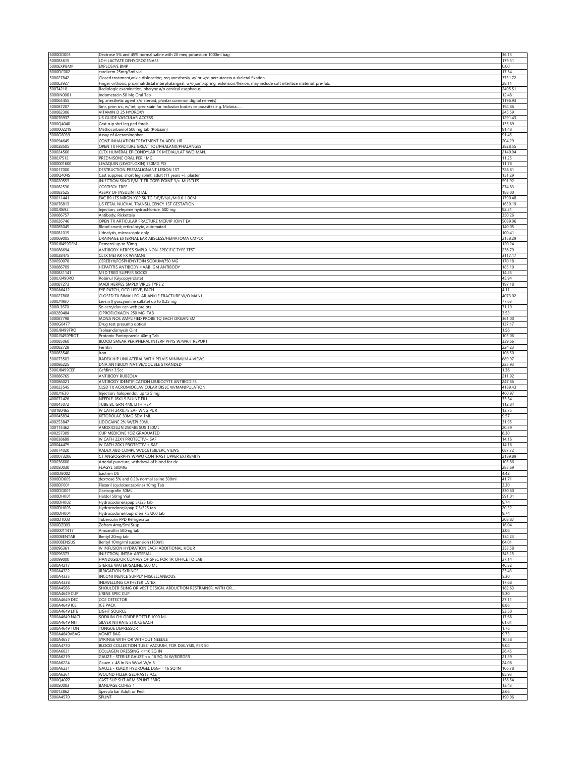| | | |
|---|---|---|
| 6000DD003 | Dextrose 5% and 45% normal saline with 20 meq potassium 1000ml bag | 36.13 |
| 500083615 | LDH LACTATE DEHYDROGENASE | 179.31 |
| 5000EXPBMP | EXPLOSIVE BMP | 0.00 |
| 6000DC002 | cardizem 25mg/5ml vial | 17.54 |
| 500027842 | Closed treatment,ankle dislocation; req anesthesia, w/ or w/o percutaneous skeletal fixation | 3731.72 |
| 5000L3927 | Finger orthosis, proximal/distal interphalangeal, w/o joint/spring, extension/flexion, may include soft interface material, pre-fab. | 28.11 |
| 50074210 | Radiologic examination; pharynx a/o cervical esophagus | 2495.51 |
| 6000IN0001 | Indometacin 50 Mg Oral Tab | 12.48 |
| 500064455 | Inj, anesthetic agent a/o steroid, plantar common digital nerve(s) | 1196.93 |
| 500087207 | Smr, prim src, w/ int; spec stain for inclusion bodies or parasites e.g. Malaria..... | 194.86 |
| 500082306 | VITAMIN D 25 HYDROXY | 245.59 |
| 500076937 | US GUIDE VASCULAR ACCESS | 1291.43 |
| 5000Q4040 | Cast sup shrt leg ped fbrgls | 135.69 |
| 5000002219 | Methocarbamol 500 mg tab (Robaxin) | 91.48 |
| 5000G6039 | Assay of Acetaminophen | 91.45 |
| 500094645 | CONT INHALATION TREATMENT EA ADDL HR | 204.29 |
| 500028505 | OPEN TX FRACTURE GREAT TOE/PHALANX/PHALANGES | 3828.55 |
| 500024560 | CLTX HUMERAL EPICONDYLAR FX MEDIAL/LAT W/O MANJ | 2140.94 |
| 5000J7512 | PREDNISONE ORAL PER 1MG | 11.25 |
| 6000001600 | LEVAQUIN (LEVOFLOXIN) 750MG PO | 11.78 |
| 500017000 | DESTRUCTION PREMALIGNANT LESION 1ST | 728.81 |
| 5000Q4045 | Cast supplies, short leg splint, adult (11 years +), plaster | 151.29 |
| 500020553 | INJECTION SINGLE/MLT TRIGGER POINT 3/> MUSCLES | 591.92 |
| 500082530 | CORTISOL FREE | 274.83 |
| 500083525 | ASSAY OF INSULIN TOTAL | 188.00 |
| 500011441 | EXC B9 LES MRGN XCP SK TG F/E/E/N/L/M 0.6-1.0CM | 1790.48 |
| 500076813 | US FETAL NUCHAL TRANSLUCENCY 1ST GESTATION | 1639.19 |
| 5000J0692 | Injection, cefepime hydrochloride, 500 mg | 92.31 |
| 500086757 | Antibody; Rickettsia | 350.26 |
| 500026746 | OPEN TX ARTICULAR FRACTURE MCP/IP JOINT EA | 5089.06 |
| 500085045 | Blood count; reticulocyte, automated | 140.05 |
| 500081015 | Urinalysis, microscopic only | 100.41 |
| 500069005 | DRAINAGE EXTERNAL EAR ABSCESS/HEMATOMA CMPLX | 2158.29 |
| 5000J8499DEM | Demerol up to 50mg | 120.24 |
| 500086694 | ANTIBODY HERPES SMPLX NON-SPECIFIC TYPE TEST | 236.79 |
| 500028475 | CLTX METAR FX W/MANJ | 3117.17 |
| 5000S0078 | CEREBYX(FOSPHENYTOIN SODIUM)750 MG | 170.18 |
| 500086709 | HEPATITIS ANTIBODY HAAB IGM ANTIBODY | 185.10 |
| 5000831141 | MED TRED SLIPPER SOCKS | 14.25 |
| 5000J3490RO | Robinul (Glycopyrrolate) | 45.94 |
| 500087273 | IAADI HERPES SMPLX VIRUS TYPE 2 | 197.18 |
| 5000A6412 | EYE PATCH, OCCLUSIVE, EACH | 4.11 |
| 500027808 | CLOSED TX BIMALLEOLAR ANKLE FRACTURE W/O MANJ | 4073.02 |
| 5000J1980 | Levsin (hyoscyamine sulfate) up to 0.25 mg | 77.63 |
| 5000L3670 | So acro/clav can web pre ots | 71.19 |
| 400289484 | CIPROFLOXACIN 250 MG; TAB | 3.53 |
| 500087798 | IADNA NOS AMPLIFIED PROBE TQ EACH ORGANISM | 361.00 |
| 5000G0477 | Drug test presump optical | 137.17 |
| 5000J8499TRO | Troleandomycin Oint | 1.56 |
| 5000J3490PROT | Protonix-Pantoprazole 40mg Tab | 103.06 |
| 500085060 | BLOOD SMEAR PERIPHERAL INTERP PHYS W/WRIT REPORT | 339.66 |
| 500082728 | Ferritin | 224.23 |
| 500083540 | Iron | 106.50 |
| 500073503 | RADEX HIP UNILATERAL WITH PELVIS MINIMUM 4 VIEWS | 689.97 |
| 500086225 | DNA ANTIBODY NATIVE/DOUBLE STRANDED | 225.93 |
| 5000J8499CEF | Cefdinir 3.5cc | 1.36 |
| 500086765 | ANTIBODY RUBEOLA | 211.92 |
| 500086021 | ANTIBODY IDENTIFICATION LEUKOCYTE ANTIBODIES | 247.66 |
| 500023545 | CLSD TX ACROMIOCLAVICULAR DISLC W/MANIPULATION | 4189.43 |
| 5000J1630 | Injection, haloperidol, up to 5 mg | 460.97 |
| 400071426 | NEEDLE 18X1.5 BLUNT FILL | 33.34 |
| 400045072 | TUBE BC GRN 4ML LITH HEP | 112.84 |
| 400180465 | IV CATH 24X0.75 SAF WNG PUR | 13.75 |
| 400045834 | KETOROLAC 30MG SDV 1ML | 9.57 |
| 400253847 | LIDOCAINE 2% W/EPI 50ML | 31.95 |
| 400174462 | AMOXICILLIN 250MG SUS 150ML | 20.39 |
| 400257309 | CUP MEDICINE 1OZ GRADUATED | 8.30 |
| 400038699 | IV CATH 22X1 PROTECTIV+ SAF | 14.16 |
| 400044479 | IV CATH 20X1 PROTECTIV + SAF | 14.16 |
| 500074020 | RADEX ABD COMPL W/DCBTS&/ERC VIEWS | 687.72 |
| 5000073206 | CT ANGIOGRPHY W/WO CONTRAST UPPER EXTREMITY | 2189.89 |
| 500036600 | Arterial puncture, withdrawl of blood for dx | 105.86 |
| 5000S0030 | FLAGYL 500MG | 285.69 |
| 6000DB002 | bactrim DS | 4.42 |
| 6000DD005 | dextrose 5% and 0.2% normal saline 500ml | 41.71 |
| 6000DF001 | Flexeril (cyclobenzaprine) 10mg Tab | 3.30 |
| 6000DG001 | Gastrografin 30ML | 330.60 |
| 6000DH001 | Haldol 50mg Vial | 591.01 |
| 6000DH002 | Hydrocodone/apap 5/325 tab | 9.74 |
| 6000DH003 | Hydrocodone/apap 7.5/325 tab | 20.32 |
| 6000DH004 | Hydrocodone/ibuprofen 7.5/200 tab | 9.74 |
| 6000DT003 | Tuberculin PPD Refrigerator | 208.87 |
| 6000DZ003 | Zofram 4mg/5ml Susp | 16.04 |
| 60000011417 | Amoxicillin 500mg tab | 3.06 |
| 60000BENTAB | Bentyl 20mg tab | 134.23 |
| 60000BENSUS | Bentyl 10mg/ml suspension (160ml) | 64.01 |
| 500096361 | IV INFUSION HYDRATION EACH ADDITIONAL HOUR | 353.58 |
| 500096373 | INJECTION, INTRA-ARTERIAL | 345.15 |
| 500099000 | HANDLG&/OR CONVEY OF SPEC FOR TR OFFICE TO LAB | 27.14 |
| 5000A4217 | STERILE WATER/SALINE, 500 ML | 40.32 |
| 5000A4322 | IRRIGATION SYRINGE | 23.43 |
| 5000A4335 | INCONTINENCE SUPPLY MISCELLANEOUS | 5.30 |
| 5000A4338 | INDWELLING CATHETER LATEX | 17.68 |
| 5000A4566 | SHOULDER SLING OR VEST DESIGN, ABDUCTION RESTRAINER, WITH OR... | 182.63 |
| 5000A4649 CUP | URINE SPEC CUP | 5.30 |
| 5000A4649 DEC | CO2 DETECTOR | 27.11 |
| 5000A4649 ICE | ICE PACK | 8.86 |
| 5000A4649 LITE | LIGHT SOURCE | 53.50 |
| 5000A4649 NACL | SODIUM CHLORIDE BOTTLE 1000 ML | 17.68 |
| 5000A4649 NIT | SILVER NITRATE STICKS EACH | 61.01 |
| 5000A4649 TON | TONGUE DEPRESSOR | 1.76 |
| 5000A4649VBAG | VOMIT BAG | 9.73 |
| 5000A4657 | SYRINGE WITH OR WITHOUT NEEDLE | 10.58 |
| 5000A4770 | BLOOD COLLECTION TUBE, VACUUM, FOR DIALYSIS, PER 50 | 9.04 |
| 5000A6021 | COLLAGEN DRESSING <=16 SQ IN | 26.45 |
| 5000A6219 | GAUZE - STERILE GAUZE <= 16 SQ IN W/BORDER | 21.39 |
| 5000A6224 | Gauze > 48 In No W/sal W/o B | 24.08 |
| 5000A6231 | GAUZE - KERLIX HYDROGEL DSG<=16 SQ IN | 106.78 |
| 5000A6261 | WOUND FILLER GEL/PASTE /OZ | 85.93 |
| 5000Q4022 | CAST SUP SHT ARM SPLINT FBRG | 158.54 |
| 6000S0003 | BANDAGE COHES 1 | 13.43 |
| 400012862 | Specula Ear Adult or Pedi | 2.66 |
| 5000A4570 | SPLINT | 190.06 |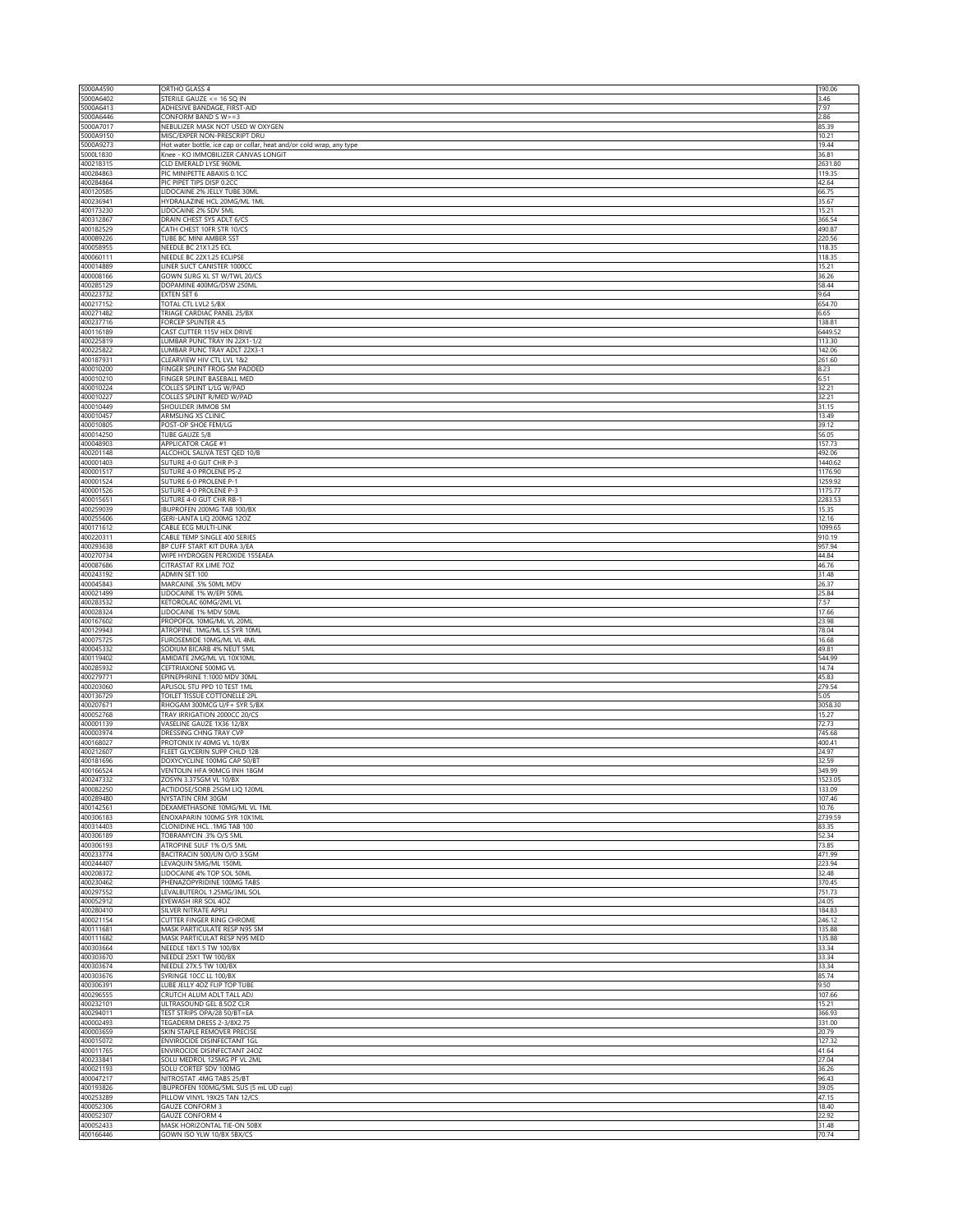| | | |
|---|---|---|
| 5000A4590 | ORTHO GLASS 4 | 190.06 |
| 5000A6402 | STERILE GAUZE <= 16 SQ IN | 3.46 |
| 5000A6413 | ADHESIVE BANDAGE, FIRST-AID | 7.97 |
| 5000A6446 | CONFORM BAND S W>=3 | 2.86 |
| 5000A7017 | NEBULIZER MASK NOT USED W OXYGEN | 85.39 |
| 5000A9150 | MISC/EXPER NON-PRESCRIPT DRU | 10.21 |
| 5000A9273 | Hot water bottle, ice cap or collar, heat and/or cold wrap, any type | 19.44 |
| 5000L1830 | Knee - KO IMMOBILIZER CANVAS LONGIT | 36.81 |
| 400218315 | CLD EMERALD LYSE 960ML | 2631.80 |
| 400284863 | PIC MINIPETTE ABAXIS 0.1CC | 119.35 |
| 400284864 | PIC PIPET TIPS DISP 0.2CC | 42.64 |
| 400120585 | LIDOCAINE 2% JELLY TUBE 30ML | 66.75 |
| 400236941 | HYDRALAZINE HCL 20MG/ML 1ML | 35.67 |
| 400173230 | LIDOCAINE 2% SDV 5ML | 15.21 |
| 400312867 | DRAIN CHEST SYS ADLT 6/CS | 366.54 |
| 400182529 | CATH CHEST 10FR STR 10/CS | 490.87 |
| 400089226 | TUBE BC MINI AMBER SST | 220.56 |
| 400058955 | NEEDLE BC 21X1.25 ECL | 118.35 |
| 400060111 | NEEDLE BC 22X1.25 ECLIPSE | 118.35 |
| 400014889 | LINER SUCT CANISTER 1000CC | 15.21 |
| 400008166 | GOWN SURG XL ST W/TWL 20/CS | 36.26 |
| 400285129 | DOPAMINE 400MG/D5W 250ML | 58.44 |
| 400223732 | EXTEN SET 6 | 9.64 |
| 400217152 | TOTAL CTL LVL2 5/BX | 654.70 |
| 400271482 | TRIAGE CARDIAC PANEL 25/BX | 6.65 |
| 400237716 | FORCEP SPLINTER 4.5 | 138.81 |
| 400116189 | CAST CUTTER 115V HEX DRIVE | 6449.52 |
| 400225819 | LUMBAR PUNC TRAY IN 22X1-1/2 | 113.30 |
| 400225822 | LUMBAR PUNC TRAY ADLT 22X3-1 | 142.06 |
| 400187931 | CLEARVIEW HIV CTL LVL 1&2 | 261.60 |
| 400010200 | FINGER SPLINT FROG SM PADDED | 8.23 |
| 400010210 | FINGER SPLINT BASEBALL MED | 6.51 |
| 400010224 | COLLES SPLINT L/LG W/PAD | 32.21 |
| 400010227 | COLLES SPLINT R/MED W/PAD | 32.21 |
| 400010449 | SHOULDER IMMOB SM | 31.15 |
| 400010457 | ARMSLING XS CLINIC | 13.49 |
| 400010805 | POST-OP SHOE FEM/LG | 39.12 |
| 400014250 | TUBE GAUZE 5/8 | 56.05 |
| 400048903 | APPLICATOR CAGE #1 | 157.73 |
| 400201148 | ALCOHOL SALIVA TEST QED 10/B | 492.06 |
| 400001403 | SUTURE 4-0 GUT CHR P-3 | 1440.62 |
| 400001517 | SUTURE 4-0 PROLENE PS-2 | 1176.90 |
| 400001524 | SUTURE 6-0 PROLENE P-1 | 1259.92 |
| 400001526 | SUTURE 4-0 PROLENE P-3 | 1175.77 |
| 400015651 | SUTURE 4-0 GUT CHR RB-1 | 2283.53 |
| 400259039 | IBUPROFEN 200MG TAB 100/BX | 15.35 |
| 400255606 | GERI-LANTA LIQ 200MG 12OZ | 12.16 |
| 400171612 | CABLE ECG MULTI-LINK | 1099.65 |
| 400220311 | CABLE TEMP SINGLE 400 SERIES | 910.19 |
| 400293638 | BP CUFF START KIT DURA 3/EA | 957.94 |
| 400270734 | WIPE HYDROGEN PEROXIDE 155EAEA | 44.84 |
| 400087686 | CITRASTAT RX LIME 7OZ | 46.76 |
| 400243192 | ADMIN SET 100 | 31.48 |
| 400045843 | MARCAINE .5% 50ML MDV | 26.37 |
| 400021499 | LIDOCAINE 1% W/EPI 50ML | 25.84 |
| 400283532 | KETOROLAC 60MG/2ML VL | 7.57 |
| 400028324 | LIDOCAINE 1% MDV 50ML | 17.66 |
| 400167602 | PROPOFOL 10MG/ML VL 20ML | 23.98 |
| 400129943 | ATROPINE .1MG/ML LS SYR 10ML | 78.04 |
| 400075725 | FUROSEMIDE 10MG/ML VL 4ML | 16.68 |
| 400045332 | SODIUM BICARB 4% NEUT 5ML | 49.81 |
| 400119402 | AMIDATE 2MG/ML VL 10X10ML | 544.99 |
| 400285932 | CEFTRIAXONE 500MG VL | 14.74 |
| 400279771 | EPINEPHRINE 1:1000 MDV 30ML | 45.83 |
| 400203060 | APLISOL 5TU PPD 10 TEST 1ML | 279.54 |
| 400136729 | TOILET TISSUE COTTONELLE 2PL | 5.05 |
| 400207671 | RHOGAM 300MCG U/F+ SYR 5/BX | 3058.30 |
| 400052768 | TRAY IRRIGATION 2000CC 20/CS | 15.27 |
| 400001139 | VASELINE GAUZE 1X36 12/BX | 72.73 |
| 400003974 | DRESSING CHNG TRAY CVP | 745.68 |
| 400168027 | PROTONIX IV 40MG VL 10/BX | 400.41 |
| 400212607 | FLEET GLYCERIN SUPP CHLD 12B | 24.97 |
| 400181696 | DOXYCYCLINE 100MG CAP 50/BT | 32.59 |
| 400166524 | VENTOLIN HFA 90MCG INH 18GM | 349.99 |
| 400247332 | ZOSYN 3.375GM VL 10/BX | 1523.05 |
| 400082250 | ACTIDOSE/SORB 25GM LIQ 120ML | 133.09 |
| 400289480 | NYSTATIN CRM 30GM | 107.46 |
| 400142561 | DEXAMETHASONE 10MG/ML VL 1ML | 10.76 |
| 400306183 | ENOXAPARIN 100MG SYR 10X1ML | 2739.59 |
| 400314403 | CLONIDINE HCL .1MG TAB 100 | 83.35 |
| 400306189 | TOBRAMYCIN .3% O/S 5ML | 52.34 |
| 400306193 | ATROPINE SULF 1% O/S 5ML | 73.85 |
| 400233774 | BACITRACIN 500/UN O/O 3.5GM | 471.99 |
| 400244407 | LEVAQUIN 5MG/ML 150ML | 223.94 |
| 400208372 | LIDOCAINE 4% TOP SOL 50ML | 32.48 |
| 400230462 | PHENAZOPYRIDINE 100MG TABS | 370.45 |
| 400297552 | LEVALBUTEROL 1.25MG/3ML SOL | 751.73 |
| 400052912 | EYEWASH IRR SOL 4OZ | 24.05 |
| 400280410 | SILVER NITRATE APPLI | 184.83 |
| 400021154 | CUTTER FINGER RING CHROME | 246.12 |
| 400111681 | MASK PARTICULATE RESP N95 SM | 135.88 |
| 400111682 | MASK PARTICULAT RESP N95 MED | 135.88 |
| 400303664 | NEEDLE 18X1.5 TW 100/BX | 33.34 |
| 400303670 | NEEDLE 25X1 TW 100/BX | 33.34 |
| 400303674 | NEEDLE 27X.5 TW 100/BX | 33.34 |
| 400303676 | SYRINGE 10CC LL 100/BX | 85.74 |
| 400306391 | LUBE JELLY 4OZ FLIP TOP TUBE | 9.50 |
| 400296555 | CRUTCH ALUM ADLT TALL ADJ | 107.66 |
| 400232101 | ULTRASOUND GEL 8.5OZ CLR | 15.21 |
| 400294011 | TEST STRIPS OPA/28 50/BT=EA | 366.93 |
| 400002493 | TEGADERM DRESS 2-3/8X2.75 | 331.00 |
| 400003659 | SKIN STAPLE REMOVER PRECISE | 20.79 |
| 400015072 | ENVIROCIDE DISINFECTANT 1GL | 127.32 |
| 400011765 | ENVIROCIDE DISINFECTANT 24OZ | 41.64 |
| 400233841 | SOLU MEDROL 125MG PF VL 2ML | 27.04 |
| 400021193 | SOLU CORTEF SDV 100MG | 36.26 |
| 400047217 | NITROSTAT .4MG TABS 25/BT | 96.43 |
| 400193826 | IBUPROFEN 100MG/5ML SUS (5 mL UD cup) | 39.05 |
| 400253289 | PILLOW VINYL 19X25 TAN 12/CS | 47.15 |
| 400052306 | GAUZE CONFORM 3 | 18.40 |
| 400052307 | GAUZE CONFORM 4 | 22.92 |
| 400052433 | MASK HORIZONTAL TIE-ON 50BX | 31.48 |
| 400166446 | GOWN ISO YLW 10/BX 5BX/CS | 70.74 |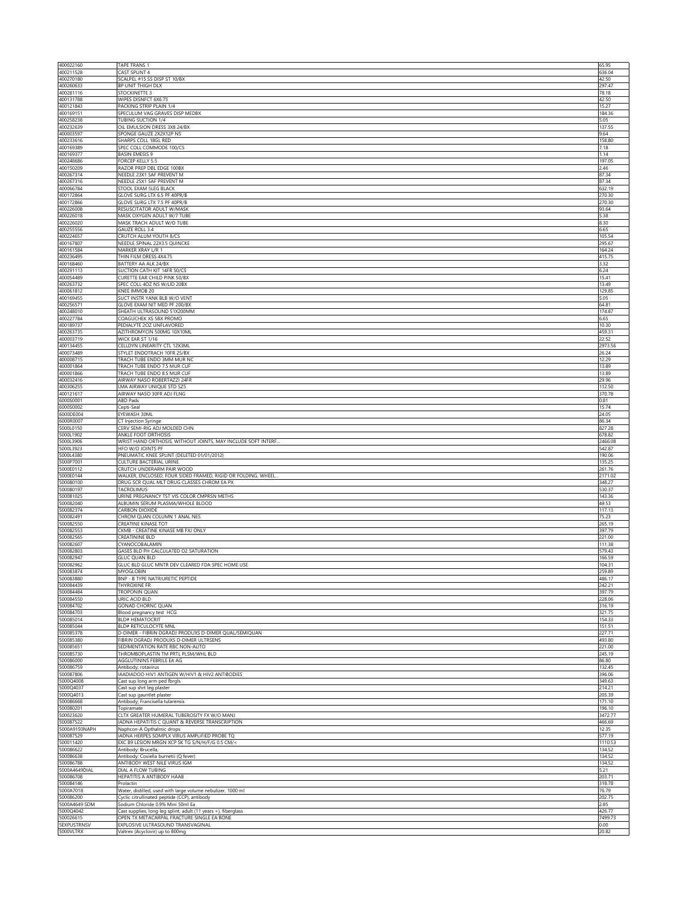| 400022160 | TAPE TRANS 1 | 65.95 |
|---|---|---|
| 400211528 | CAST SPLINT 4 | 636.04 |
| 400270180 | SCALPEL #15 SS DISP ST 10/BX | 42.50 |
| 400260633 | BP UNIT THIGH DLX | 297.47 |
| 400281116 | STOCKINETTE 3 | 78.18 |
| 400131788 | WIPES DISNFCT 6X6.75 | 42.50 |
| 400121843 | PACKING STRIP PLAIN 1/4 | 15.27 |
| 400169151 | SPECULUM VAG GRAVES DISP MEDBX | 184.36 |
| 400258238 | TUBING SUCTION 1/4 | 5.05 |
| 400232639 | OIL EMULSION DRESS 3X8 24/BX | 137.55 |
| 400003597 | SPONGE GAUZE 2X2X12P NS | 9.64 |
| 400233616 | SHARPS COLL 18GL RED | 158.80 |
| 400169389 | SPEC COLL COMMODE 100/CS | 7.18 |
| 400169377 | BASIN EMESIS 9 | 1.14 |
| 400248686 | FORCEP KELLY 5.5 | 197.05 |
| 400150209 | RAZOR PREP DBL EDGE 100BX | 2.46 |
| 400267314 | NEEDLE 23X1 SAF PREVENT M | 87.34 |
| 400267316 | NEEDLE 25X1 SAF PREVENT M | 87.34 |
| 400066784 | STOOL EXAM 5LEG BLACK | 632.19 |
| 400172864 | GLOVE SURG LTX 6.5 PF 40PR/B | 270.30 |
| 400172866 | GLOVE SURG LTX 7.5 PF 40PR/B | 270.30 |
| 400226008 | RESUSCITATOR ADULT W/MASK | 93.64 |
| 400226018 | MASK OXYGEN ADULT W/7 TUBE | 5.38 |
| 400226020 | MASK TRACH ADULT W/O TUBE | 8.30 |
| 400255556 | GAUZE ROLL 3.4 | 6.65 |
| 400224657 | CRUTCH ALUM YOUTH 8/CS | 105.54 |
| 400167807 | NEEDLE SPINAL 22X3.5 QUINCKE | 295.67 |
| 400161584 | MARKER XRAY L/R 1 | 164.24 |
| 400236495 | THIN FILM DRESS 4X4.75 | 415.75 |
| 400168460 | BATTERY AA ALK 24/BX | 3.32 |
| 400291113 | SUCTION CATH KIT 14FR 50/CS | 6.24 |
| 400054489 | CURETTE EAR CHILD PINK 50/BX | 15.41 |
| 400263732 | SPEC COLL 4OZ NS W/LID 20BX | 13.49 |
| 400061812 | KNEE IMMOB 20 | 129.85 |
| 400169455 | SUCT INSTR YANK BLB W/O VENT | 5.05 |
| 400256571 | GLOVE EXAM NIT MED PF 200/BX | 64.81 |
| 400248010 | SHEATH ULTRASOUND 51X200MM | 174.87 |
| 400227784 | COAGUCHEK XS 5BX PROMO | 6.65 |
| 400189737 | PEDIALYTE 2OZ UNFLAVORED | 10.30 |
| 400263735 | AZITHROMYCIN 500MG 10X10ML | 459.31 |
| 400003719 | WICK EAR ST 1/16 | 22.52 |
| 400134455 | CELLDYN LINEARITY CTL 12X3ML | 2973.56 |
| 400073489 | STYLET ENDOTRACH 10FR 25/BX | 26.24 |
| 400008715 | TRACH TUBE ENDO 3MM MUR NC | 12.29 |
| 400001864 | TRACH TUBE ENDO 7.5 MUR CUF | 13.89 |
| 400001866 | TRACH TUBE ENDO 8.5 MUR CUF | 13.89 |
| 400032416 | AIRWAY NASO ROBERTAZZI 24FR | 29.96 |
| 400306255 | LMA AIRWAY UNIQUE STD SZ5 | 112.50 |
| 400121617 | AIRWAY NASO 30FR ADJ FLNG | 370.78 |
| 6000S0001 | ABD Pads | 0.81 |
| 6000S0002 | Cepti-Seal | 15.74 |
| 6000DE004 | EYEWASH 30ML | 24.05 |
| 6000R0007 | CT Injection Syringe | 86.34 |
| 5000L0150 | CERV SEMI-RIG ADJ MOLDED CHN | 827.28 |
| 5000L1902 | ANKLE FOOT ORTHOSIS | 678.82 |
| 5000L3906 | WRIST HAND ORTHOSIS, WITHOUT JOINTS, MAY INCLUDE SOFT INTERF... | 2466.08 |
| 5000L3923 | HFO W/O JOINTS PF | 542.87 |
| 5000L4380 | PNEUMATIC KNEE SPLINT (DELETED 01/01/2012) | 190.06 |
| 5000P7001 | CULTURE BACTERIAL URINE | 135.25 |
| 5000E0112 | CRUTCH UNDERARM PAIR WOOD | 261.76 |
| 5000E0144 | WALKER, ENCLOSED, FOUR SIDED FRAMED, RIGID OR FOLDING, WHEEL... | 2171.02 |
| 500080100 | DRUG SCR QUAL MLT DRUG CLASSES CHROM EA PX | 348.27 |
| 500080197 | TACROLIMUS | 530.37 |
| 500081025 | URINE PREGNANCY TST VIS COLOR CMPRSN METHS | 143.36 |
| 500082040 | ALBUMIN SERUM PLASMA/WHOLE BLOOD | 49.53 |
| 500082374 | CARBON DIOXIDE | 117.13 |
| 500082491 | CHROM QUAN COLUMN 1 ANAL NES | 75.23 |
| 500082550 | CREATINE KINASE TOT | 265.19 |
| 500082553 | CKMB - CREATINE KINASE MB FXJ ONLY | 397.79 |
| 500082565 | CREATININE BLD | 221.00 |
| 500082607 | CYANOCOBALAMIN | 111.38 |
| 500082803 | GASES BLD PH CALCULATED O2 SATURATION | 579.43 |
| 500082947 | GLUC QUAN BLD | 166.59 |
| 500082962 | GLUC BLD GLUC MNTR DEV CLEARED FDA SPEC HOME USE | 104.31 |
| 500083874 | MYOGLOBIN | 259.89 |
| 500083880 | BNP - B TYPE NATRIURETIC PEPTIDE | 486.17 |
| 500084439 | THYROXINE FR | 242.21 |
| 500084484 | TROPONIN QUAN | 397.79 |
| 500084550 | URIC ACID BLD | 228.06 |
| 500084702 | GONAD CHORNC QUAN | 316.19 |
| 500084703 | Blood pregnancy test HCG | 321.75 |
| 500085014 | BLD# HEMATOCRIT | 154.33 |
| 500085044 | BLD# RETICULOCYTE MNL | 151.51 |
| 500085378 | D-DIMER - FIBRIN DGRADJ PRODUXS D-DIMER QUAL/SEMIQUAN | 227.71 |
| 500085380 | FIBRIN DGRADJ PRODUXS D-DIMER ULTRSENS | 493.80 |
| 500085651 | SEDIMENTATION RATE RBC NON-AUTO | 221.00 |
| 500085730 | THROMBOPLASTIN TM PRTL PLSM/WHL BLD | 245.19 |
| 500086000 | AGGLUTININS FEBRILE EA AG | 86.80 |
| 500086759 | Antibody; rotavirus | 132.45 |
| 500087806 | IAADIADOO HIV1 ANTIGEN W/HIV1 & HIV2 ANTIBODIES | 396.06 |
| 5000Q4008 | Cast sup long arm ped fbrgls | 349.63 |
| 5000Q4037 | Cast sup shrt leg plaster | 214.21 |
| 5000Q4013 | Cast sup gauntlet plaster | 205.39 |
| 500086668 | Antibody; Francisella tularensis | 171.10 |
| 500080201 | Topiramate | 196.10 |
| 500023620 | CLTX GREATER HUMERAL TUBEROSITY FX W/O MANJ | 3472.77 |
| 500087522 | IADNA HEPATITIS C QUANT & REVERSE TRANSCRIPTION | 466.69 |
| 5000A9150NAPH | Naphcon-A Opthalmic drops | 12.35 |
| 500087529 | IADNA HERPES SOMPLX VIRUS AMPLIFIED PROBE TQ | 577.19 |
| 500011420 | EXC B9 LESION MRGN XCP SK TG S/N/H/F/G 0.5 CM/< | 1110.53 |
| 500086622 | Antibody: Brucella, | 134.52 |
| 500086638 | Antibody: Coxiella burnetii (Q fever) | 134.52 |
| 500086788 | ANTIBODY WEST NILE VIRUS IGM | 134.52 |
| 5000A4649DIAL | DIAL A FLOW TUBING | 5.21 |
| 500086708 | HEPATITIS A ANTIBODY HAAB | 203.71 |
| 500084146 | Prolactin | 318.78 |
| 5000A7018 | Water, distilled, used with large volume nebulizer, 1000 ml | 76.79 |
| 500086200 | Cyclic citrullinated peptide (CCP), antibody | 202.75 |
| 5000A4649 SDM | Sodium Chloride 0.9% Mini 50ml Ea | 2.85 |
| 5000Q4042 | Cast supplies, long leg splint, adult (11 years +), fiberglass | 426.77 |
| 500026615 | OPEN TX METACARPAL FRACTURE SINGLE EA BONE | 7499.73 |
| 5EXPUSTRNSV | EXPLOSIVE ULTRASOUND TRANSVAGINAL | 0.00 |
| 5000VLTRX | Valtrex (Acyclovir) up to 800mg | 20.82 |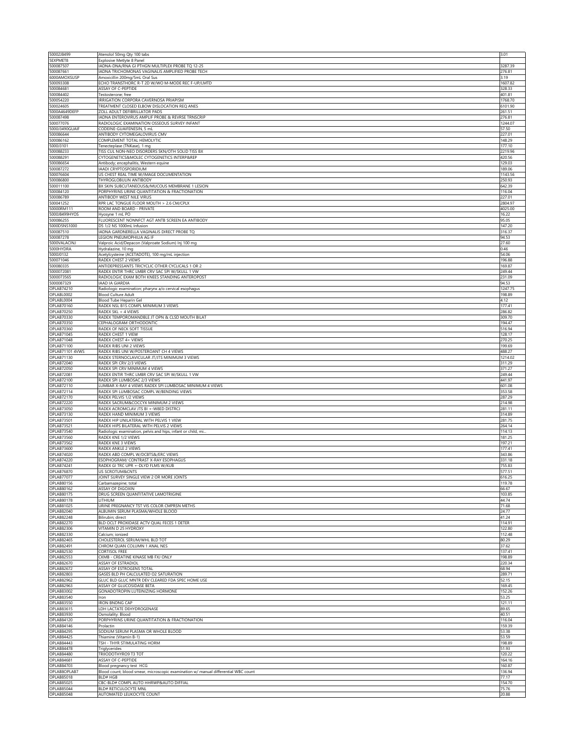| 50002J8499 | Atenolol 50mg Qty 100 tabs | 3.01 |
|---|---|---|
| 5EXPMET8 | Explosive Metlyte 8 Panel | |
| 500087507 | IADNA-DNA/RNA GI PTHGN MULTIPLEX PROBE TQ 12-25 | 3287.39 |
| 500087661 | IADNA TRICHOMONAS VAGINALIS AMPLIFIED PROBE TECH | 276.81 |
| 6000AMOXSUSP | Amoxicillin 200mg/5mL Oral Sus | 3.19 |
| 500093308 | ECHO TRANSTHORC R-T 2D W/WO M-MODE REC F-UP/LMTD | 1607.82 |
| 500084681 | ASSAY OF C-PEPTIDE | 328.33 |
| 500084402 | Testosterone; free | 401.81 |
| 500054220 | IRRIGATION CORPORA CAVERNOSA PRIAPISM | 1768.70 |
| 500024605 | TREATMENT CLOSED ELBOW DISLOCATION REQ ANES | 6101.90 |
| 5000A4649DEFP | ZOLL ADULT DEFIBRILLATOR PADS | 261.51 |
| 500087498 | IADNA ENTEROVIRUS AMPLIF PROBE & REVRSE TRNSCRIP | 276.81 |
| 500077076 | RADIOLOGIC EXAMINATION OSSEOUS SURVEY INFANT | 1244.07 |
| 5000J3490GUAIF | CODEINE-GUAIFENESIN, 5 mL | 57.50 |
| 500086644 | ANTIBODY CYTOMEGALOVIRUS CMV | 227.01 |
| 500086162 | COMPLEMENT TOTAL HEMOLYTIC | 148.29 |
| 5000J3101 | Tenecteplase (TNKase), 1 mg | 177.10 |
| 500088233 | TISS CUL NON-NEO DISORDERS SKN/OTH SOLID TISS BX | 2219.96 |
| 500088291 | CYTOGENETICS&MOLEC CYTOGENETICS INTERP&REP | 420.56 |
| 500086654 | Antibody; encephalitis, Western equine | 129.03 |
| 500087272 | IAADI CRYPTOSPORIDIUM | 189.06 |
| 500076604 | US CHEST REAL TIME W/IMAGE DOCUMENTATION | 1143.56 |
| 500086800 | THYROGLOBULIN ANTIBODY | 250.93 |
| 500011100 | BX SKIN SUBCUTANEOUS&/MUCOUS MEMBRANE 1 LESION | 642.39 |
| 500084120 | PORPHYRINS URINE QUANTITATION & FRACTIONATION | 116.04 |
| 500086789 | ANTIBODY WEST NILE VIRUS | 227.01 |
| 500041252 | RPR LAC TONGUE FLOOR MOUTH > 2.6 CM/CPLX | 2804.97 |
| 50000RM111 | ROOM AND BOARD - PRIVATE | 4025.00 |
| 5000J8499HYOS | Hyosyne 1 mL PO | 16.22 |
| 500086255 | FLUORESCENT NONINFCT AGT ANTB SCREEN EA ANTIBODY | 95.05 |
| 5000D5NS1000 | D5 1/2 NS 1000mL Infusion | 147.20 |
| 500087510 | IADNA GARDNERELLA VAGINALIS DIRECT PROBE TQ | 316.37 |
| 500087278 | LEGION PNEUMOPHILIA AG IF | 94.53 |
| 5000VALACINJ | Valproic Acid/Depacon (Valproate Sodium) Inj 100 mg | 27.60 |
| 5000HYDRA | Hydralazine, 10 mg | 0.46 |
| 5000J0132 | Acetylcysteine (ACETADOTE), 100 mg/mL injection | 54.06 |
| 500071046 | RADEX CHEST 2 VIEWS | 196.88 |
| 500080335 | ANTIDEPRESSANTS TRICYCLIC OTHER CYCLICALS 1 OR 2 | 169.87 |
| 5000072081 | RADEX ENTIR THRC LMBR CRV SAC SPI W/SKULL 1 VW | 249.44 |
| 5000073565 | RADIOLOGIC EXAM BOTH KNEES STANDING ANTEROPOST | 231.09 |
| 5000087329 | IAAD IA GIARDIA | 94.53 |
| OPLAB74210 | Radiologic examination; pharynx a/o cervical esophagus | 1247.75 |
| OPLABL0002 | Blood Culture Adult | 198.89 |
| OPLABL0004 | Blood Tube Heparin Gel | 4.12 |
| OPLAB70160 | RADEX NSL B1S COMPL MINIMUM 3 VIEWS | 177.41 |
| OPLAB70250 | RADEX SKL < 4 VIEWS | 286.82 |
| OPLAB70330 | RADEX TEMPOROMANDBLE JT OPN & CLSD MOUTH BILAT | 309.70 |
| OPLAB70350 | CEPHALOGRAM ORTHODONTIC | 194.47 |
| OPLAB70360 | RADEX OF NECK SOFT TISSUE | 516.94 |
| OPLAB71045 | RADEX CHEST 1 VIEW | 128.17 |
| OPLAB71048 | RADEX CHEST 4+ VIEWS | 270.25 |
| OPLAB71100 | RADEX RIBS UNI 2 VIEWS | 199.69 |
| OPLAB71101 4VWS | RADEX RIBS UNI W/POSTEROANT CH 4 VIEWS | 488.27 |
| OPLAB71130 | RADEX STERNOCLAVICULAR JT/JTS MINIMUM 3 VIEWS | 1214.02 |
| OPLAB72040 | RADEX SPI CRV 2/3 VIEWS | 311.29 |
| OPLAB72050 | RADEX SPI CRV MINIMUM 4 VIEWS | 371.27 |
| OPLAB72081 | RADEX ENTIR THRC LMBR CRV SAC SPI W/SKULL 1 VW | 249.44 |
| OPLAB72100 | RADEX SPI LUMBOSAC 2/3 VIEWS | 441.97 |
| OPLAB72110 | LUMBAR X-RAY 4 VIEWS RADEX SPI LUMBOSAC MINIMUM 4 VIEWS | 601.08 |
| OPLAB72114 | RADEX SPI LUMBOSAC COMPL W/BENDING VIEWS | 353.58 |
| OPLAB72170 | RADEX PELVIS 1/2 VIEWS | 287.29 |
| OPLAB72220 | RADEX SACRUM&COCCYX MINIMUM 2 VIEWS | 214.98 |
| OPLAB73050 | RADEX ACROMCLAV JTS BI +-W8ED DISTRCJ | 281.11 |
| OPLAB73130 | RADEX HAND MINIMUM 3 VIEWS | 314.89 |
| OPLAB73501 | RADEX HIP UNILATERAL WITH PELVIS 1 VIEW | 281.75 |
| OPLAB73521 | RADEX HIPS BILATERAL WITH PELVIS 2 VIEWS | 264.14 |
| OPLAB73540 | Radiologic examination, pelvis and hips, infant or child, mi... | 114.13 |
| OPLAB73560 | RADEX KNE 1/2 VIEWS | 181.25 |
| OPLAB73562 | RADEX KNE 3 VIEWS | 197.21 |
| OPLAB73600 | RADEX ANKLE 2 VIEWS | 177.41 |
| OPLAB74020 | RADEX ABD COMPL W/DCBTS&/ERC VIEWS | 343.86 |
| OPLAB74220 | ESOPHOGRAM/ CONTRAST X-RAY ESOPHAGUS | 331.18 |
| OPLAB74241 | RADEX GI TRC UPR +-DLYD FLMS W/KUB | 755.83 |
| OPLAB76870 | US SCROTUM&CNTS | 577.51 |
| OPLAB77077 | JOINT SURVEY SINGLE VIEW 2 OR MORE JOINTS | 616.25 |
| OPLAB80156 | Carbamazepine; total | 119.78 |
| OPLAB80162 | ASSAY OF DIGOXIN | 66.67 |
| OPLAB80175 | DRUG SCREEN QUANTITATIVE LAMOTRIGINE | 103.85 |
| OPLAB80178 | LITHIUM | 44.74 |
| OPLAB81025 | URINE PREGNANCY TST VIS COLOR CMPRSN METHS | 71.68 |
| OPLAB82040 | ALBUMIN SERUM PLASMA/WHOLE BLOOD | 24.77 |
| OPLAB82248 | Bilirubin; direct | 41.24 |
| OPLAB82270 | BLD OCLT PROXIDASE ACTV QUAL FECES 1 DETER | 114.91 |
| OPLAB82306 | VITAMIN D 25 HYDROXY | 122.80 |
| OPLAB82330 | Calcium; ionized | 112.48 |
| OPLAB82465 | CHOLESTEROL SERUM/WHL BLD TOT | 80.29 |
| OPLAB82491 | CHROM QUAN COLUMN 1 ANAL NES | 37.62 |
| OPLAB82530 | CORTISOL FREE | 137.41 |
| OPLAB82553 | CKMB - CREATINE KINASE MB FXJ ONLY | 198.89 |
| OPLAB82670 | ASSAY OF ESTRADIOL | 220.34 |
| OPLAB82672 | ASSAY OF ESTROGENS TOTAL | 68.94 |
| OPLAB82803 | GASES BLD PH CALCULATED O2 SATURATION | 289.71 |
| OPLAB82962 | GLUC BLD GLUC MNTR DEV CLEARED FDA SPEC HOME USE | 52.15 |
| OPLAB82963 | ASSAY OF GLUCOSIDASE BETA | 169.45 |
| OPLAB83002 | GONADOTROPIN LUTEINIZING HORMONE | 152.26 |
| OPLAB83540 | Iron | 53.25 |
| OPLAB83550 | IRON BNDNG CAP | 121.11 |
| OPLAB83615 | LDH LACTATE DEHYDROGENASE | 89.65 |
| OPLAB83930 | Osmolality: Blood | 40.51 |
| OPLAB84120 | PORPHYRINS URINE QUANTITATION & FRACTIONATION | 116.04 |
| OPLAB84146 | Prolactin | 159.39 |
| OPLAB84295 | SODIUM SERUM PLASMA OR WHOLE BLOOD | 53.38 |
| OPLAB84425 | Thiamine (Vitamin B-1) | 53.59 |
| OPLAB84443 | TSH - THYR STIMULATING HORM | 198.89 |
| OPLAB84478 | Triglycerides | 51.93 |
| OPLAB84480 | TRIIODOTHYRO9 T3 TOT | 120.22 |
| OPLAB84681 | ASSAY OF C-PEPTIDE | 164.16 |
| OPLAB84703 | Blood pregnancy test HCG | 160.87 |
| OPLAB8OPLAB7 | Blood count; blood smear, microscopic examination w/ manual differential WBC count | 136.94 |
| OPLAB85018 | BLD# HGB | 77.17 |
| OPLAB85025 | CBC-BLD# COMPL AUTO HHRWP&AUTO DIFFIAL | 154.70 |
| OPLAB85044 | BLD# RETICULOCYTE MNL | 75.76 |
| OPLAB85048 | AUTOMATED LEUKOCYTE COUNT | 20.88 |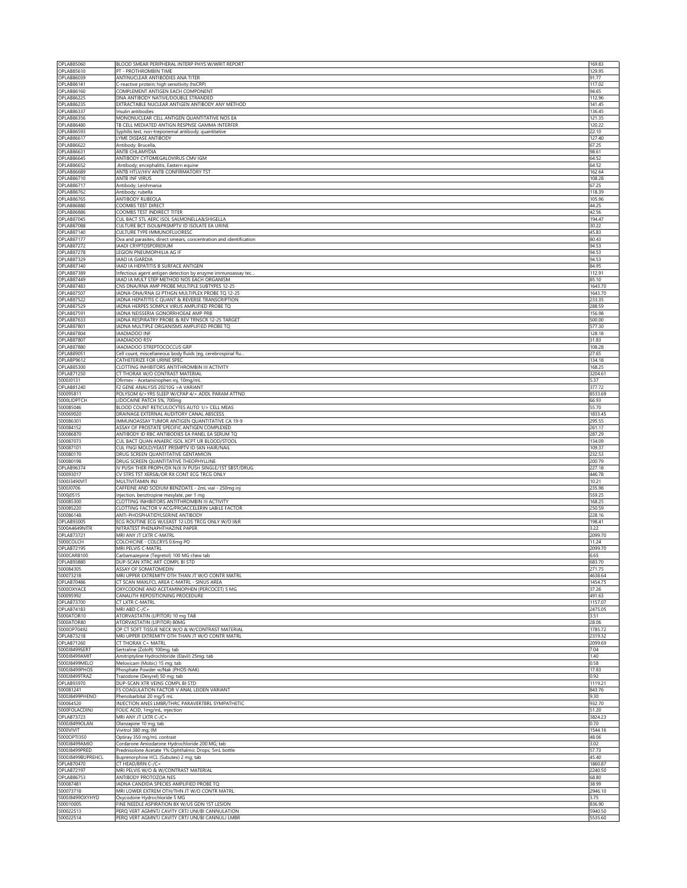| | | |
|---|---|---|
| OPLAB85060 | BLOOD SMEAR PERIPHERAL INTERP PHYS W/WRIT REPORT | 169.83 |
| OPLAB85610 | PT - PROTHROMBIN TIME | 129.95 |
| OPLAB86039 | ANTINUCLEAR ANTIBODIES ANA TITER | 91.77 |
| OPLAB86141 | C-reactive protein; high sensitivity (hsCRP) | 117.02 |
| OPLAB86160 | COMPLEMENT ANTIGEN EACH COMPONENT | 94.65 |
| OPLAB86225 | DNA ANTIBODY NATIVE/DOUBLE STRANDED | 112.96 |
| OPLAB86235 | EXTRACTABLE NUCLEAR ANTIGEN ANTIBODY ANY METHOD | 141.45 |
| OPLAB86337 | Insulin antibodies | 136.45 |
| OPLAB86356 | MONONUCLEAR CELL ANTIGEN QUANTITATIVE NOS EA | 121.35 |
| OPLAB86480 | TB CELL MEDIATED ANTIGN RESPNSE GAMMA INTERFER | 120.22 |
| OPLAB86593 | Syphilis test, non-treponemal antibody; quantitative | 22.10 |
| OPLAB86617 | LYME DISEASE ANTIBODY | 127.40 |
| OPLAB86622 | Antibody: Brucella, | 67.25 |
| OPLAB86631 | ANTB CHLAMYDIA | 98.61 |
| OPLAB86645 | ANTIBODY CYTOMEGALOVIRUS CMV IGM | 64.52 |
| OPLAB86652 | Antibody; encephalitis, Eastern equine | 64.52 |
| OPLAB86689 | ANTB HTLV/HIV ANTB CONFIRMATORY TST | 162.64 |
| OPLAB86710 | ANTB INF VIRUS | 108.28 |
| OPLAB86717 | Antibody; Leishmania | 67.25 |
| OPLAB86762 | Antibody; rubella | 118.39 |
| OPLAB86765 | ANTIBODY RUBEOLA | 105.96 |
| OPLAB86880 | COOMBS TEST DIRECT | 44.25 |
| OPLAB86886 | COOMBS TEST INDIRECT TITER | 42.56 |
| OPLAB87045 | CUL BACT STL AERC ISOL SALMONELLA&SHIGELLA | 194.47 |
| OPLAB87088 | CULTURE BCT ISOL&PRSMPTV ID ISOLATE EA URINE | 30.22 |
| OPLAB87140 | CULTURE TYPE IMMUNOFLUORESC | 45.83 |
| OPLAB87177 | Ova and parasites, direct smears, concentration and identification | 80.43 |
| OPLAB87272 | IAADI CRYPTOSPORIDIUM | 94.53 |
| OPLAB87278 | LEGION PNEUMOPHILIA AG IF | 94.53 |
| OPLAB87329 | IAAD IA GIARDIA | 94.53 |
| OPLAB87340 | IAAD IA HEPATITIS B SURFACE ANTIGEN | 84.95 |
| OPLAB87389 | Infectious agent antigen detection by enzyme immunoassay tec... | 112.91 |
| OPLAB87449 | IAAD IA MULT STEP METHOD NOS EACH ORGANISM | 85.10 |
| OPLAB87483 | CNS DNA/RNA AMP PROBE MULTIPLE SUBTYPES 12-25 | 1643.70 |
| OPLAB87507 | IADNA-DNA/RNA GI PTHGN MULTIPLEX PROBE TQ 12-25 | 1643.70 |
| OPLAB87522 | IADNA HEPATITIS C QUANT & REVERSE TRANSCRIPTION | 233.35 |
| OPLAB87529 | IADNA HERPES SOMPLX VIRUS AMPLIFIED PROBE TQ | 288.59 |
| OPLAB87591 | IADNA NEISSERIA GONORRHOEAE AMP PRB | 156.98 |
| OPLAB87633 | IADNA RESPIRATRY PROBE & REV TRNSCR 12-25 TARGET | 500.00 |
| OPLAB87801 | IADNA MULTIPLE ORGANISMS AMPLIFIED PROBE TQ | 577.30 |
| OPLAB87804 | IAADIADOO INF | 128.18 |
| OPLAB87807 | IAADIADOO RSV | 31.83 |
| OPLAB87880 | IAADIADOO STREPTOCOCCUS GRP | 108.28 |
| OPLAB89051 | Cell count, miscellaneous body fluids (eg, cerebrospinal flu... | 27.65 |
| OPLABP9612 | CATHETERIZE FOR URINE SPEC | 134.18 |
| OPLAB85300 | CLOTTING INHIBITORS ANTITHROMBIN III ACTIVITY | 168.25 |
| OPLAB71250 | CT THORAX W/O CONTRAST MATERIAL | 3204.61 |
| 5000J0131 | Ofirmev - Acetaminophen inj, 10mg/mL | 5.37 |
| OPLAB81240 | F2 GENE ANALYSIS 20210G >A VARIANT | 377.72 |
| 500095811 | POLYSOM 6/>YRS SLEEP W/CPAP 4/> ADDL PARAM ATTND | 8533.69 |
| 5000LIDPTCH | LIDOCAINE PATCH 5%, 700mg | 66.93 |
| 500085046 | BLOOD COUNT RETICULOCYTES AUTO 1/> CELL MEAS | 55.70 |
| 500069020 | DRAINAGE EXTERNAL AUDITORY CANAL ABSCESS | 1833.45 |
| 500086301 | IMMUNOASSAY TUMOR ANTIGEN QUANTITATIVE CA 19-9 | 295.55 |
| 500084152 | ASSAY OF PROSTATE SPECIFIC ANTIGEN COMPLEXED | 261.17 |
| 500086870 | ANTIBODY ID RBC ANTIBODIES EA PANEL EA SERUM TQ | 287.29 |
| 500087073 | CUL BACT QUAN ANAERC ISOL XCPT UR BLOOD/STOOL | 134.09 |
| 500087101 | CUL FNGI MOLD/YEAST PRSMPTV ID SKN HAIR/NAIL | 109.37 |
| 500080170 | DRUG SCREEN QUANTITATIVE GENTAMICIN | 232.53 |
| 500080198 | DRUG SCREEN QUANTITATIVE THEOPHYLLINE | 200.79 |
| OPLAB96374 | IV PUSH THER PROPH/DX NJX IV PUSH SINGLE/1ST SBST/DRUG | 227.18 |
| 500093017 | CV STRS TST XERS&/OR RX CONT ECG TRCG ONLY | 446.78 |
| 5000J3490VIT | MULTIVITAMIN INJ | 10.21 |
| 5000J0706 | CAFFEINE AND SODIUM BENZOATE - 2mL vial - 250mg inj | 235.98 |
| 5000J0515 | Injection, benztropine mesylate, per 1 mg | 559.25 |
| 500085300 | CLOTTING INHIBITORS ANTITHROMBIN III ACTIVITY | 168.25 |
| 500085220 | CLOTTING FACTOR V ACG/PROACCELERIN LABILE FACTOR | 250.59 |
| 500086148 | ANTI-PHOSPHATIDYLSERINE ANTIBODY | 228.16 |
| OPLAB93005 | ECG ROUTINE ECG W/LEAST 12 LDS TRCG ONLY W/O I&R | 198.41 |
| 5000A4649NITR | NITRATEST PHENAPHTHAZINE PAPER | 3.22 |
| OPLAB73721 | MRI ANY JT LXTR C-MATRL | 2099.70 |
| 5000COLCH | COLCHICINE - COLCRYS 0.6mg PO | 11.24 |
| OPLAB72195 | MRI PELVIS C-MATRL | 2099.70 |
| 5000CARB100 | Carbamazepine (Tegretol) 100 MG chew tab | 6.65 |
| OPLAB93880 | DUP-SCAN XTRC ART COMPL BI STD | 683.70 |
| 500084305 | ASSAY OF SOMATOMEDIN | 271.75 |
| 500073218 | MRI UPPER EXTREMITY OTH THAN JT W/O CONTR MATRL | 4638.64 |
| OPLAB70486 | CT SCAN MAXLFCL AREA C-MATRL - SINUS AREA | 1454.75 |
| 5000OXYACE | OXYCODONE AND ACETAMINOPHEN (PERCOCET) 5 MG | 37.26 |
| 500095992 | CANALITH REPOSITIONING PROCEDURE | 491.63 |
| OPLAB73700 | CT LXTR C-MATRL | 1157.07 |
| OPLAB74183 | MRI ABD C-/C+ | 2475.05 |
| 5000ATOR10 | ATORVASTATIN (LIPITOR) 10 mg TAB | 3.51 |
| 5000ATOR80 | ATORVASTATIN (LIPITOR) 80MG | 28.06 |
| 5000OP70492 | OP CT SOFT TISSUE NECK W/O & W/CONTRAST MATERIAL | 1785.72 |
| OPLAB73218 | MRI UPPER EXTREMITY OTH THAN JT W/O CONTR MATRL | 2319.32 |
| OPLAB71260 | CT THORAX C+ MATRL | 2099.69 |
| 5000J8499SERT | Sertraline (Zoloft) 100mg, tab | 7.04 |
| 5000J8499AMIT | Amitriptyline Hydrochloride (Elavil) 25mg; tab | 1.40 |
| 5000J8499MELO | Meloxicam (Mobic) 15 mg; tab | 0.58 |
| 5000J8499PHOS | Phosphate Powder w/Nak (PHOS-NAK) | 17.83 |
| 5000J8499TRAZ | Trazodone (Desyrel) 50 mg; tab | 0.92 |
| OPLAB93970 | DUP-SCAN XTR VEINS COMPL BI STD | 1119.21 |
| 500081241 | F5 COAGULATION FACTOR V ANAL LEIDEN VARIANT | 843.76 |
| 5000J8499PHENO | Phenobarbital 20 mg/5 mL | 9.30 |
| 500064520 | INJECTION ANES LMBR/THRC PARAVERTBRL SYMPATHETIC | 932.70 |
| 5000FOLACDINJ | FOLIC ACID, 1mg/mL, injection | 51.20 |
| OPLAB73723 | MRI ANY JT LXTR C-/C+ | 3824.23 |
| 5000J8499OLAN | Olanzapine 10 mg; tab | 0.70 |
| 5000VIVIT | Vivitrol 380 mg; IM | 1544.16 |
| 5000OPTI350 | Optiray 350 mg/mL contrast | 48.06 |
| 5000J8499AMIO | Cordarone Amiodarone Hydrochloride 200 MG; tab | 3.02 |
| 5000J8499PRED | Prednisolone Acetate 1% Ophthalmic Drops; 5mL bottle | 57.73 |
| 5000J8499BUPREHCL | Buprenorphine HCL (Subutex) 2 mg; tab | 45.40 |
| OPLAB70470 | CT HEAD/BRN C-/C+ | 1860.87 |
| OPLAB72197 | MRI PELVIS W/O & W/CONTRAST MATERIAL | 2240.50 |
| OPLAB86753 | ANTIBODY PROTOZOA NES | 68.80 |
| 500087481 | IADNA CANDIDA SPECIES AMPLIFIED PROBE TQ | 38.99 |
| 500073718 | MRI LOWER EXTREM OTH/THN JT W/O CONTR MATRL | 2946.10 |
| 5000J8499OXYHYD | Oxycodone Hydrochloride 5 MG | 3.75 |
| 500010005 | FINE NEEDLE ASPIRATION BX W/US GDN 1ST LESION | 836.90 |
| 500022513 | PERQ VERT AGMNTJ CAVITY CRTJ UNI/BI CANNULATION | 5940.50 |
| 500022514 | PERQ VERT AGMNTJ CAVITY CRTJ UNI/BI CANNULJ LMBR | 5535.60 |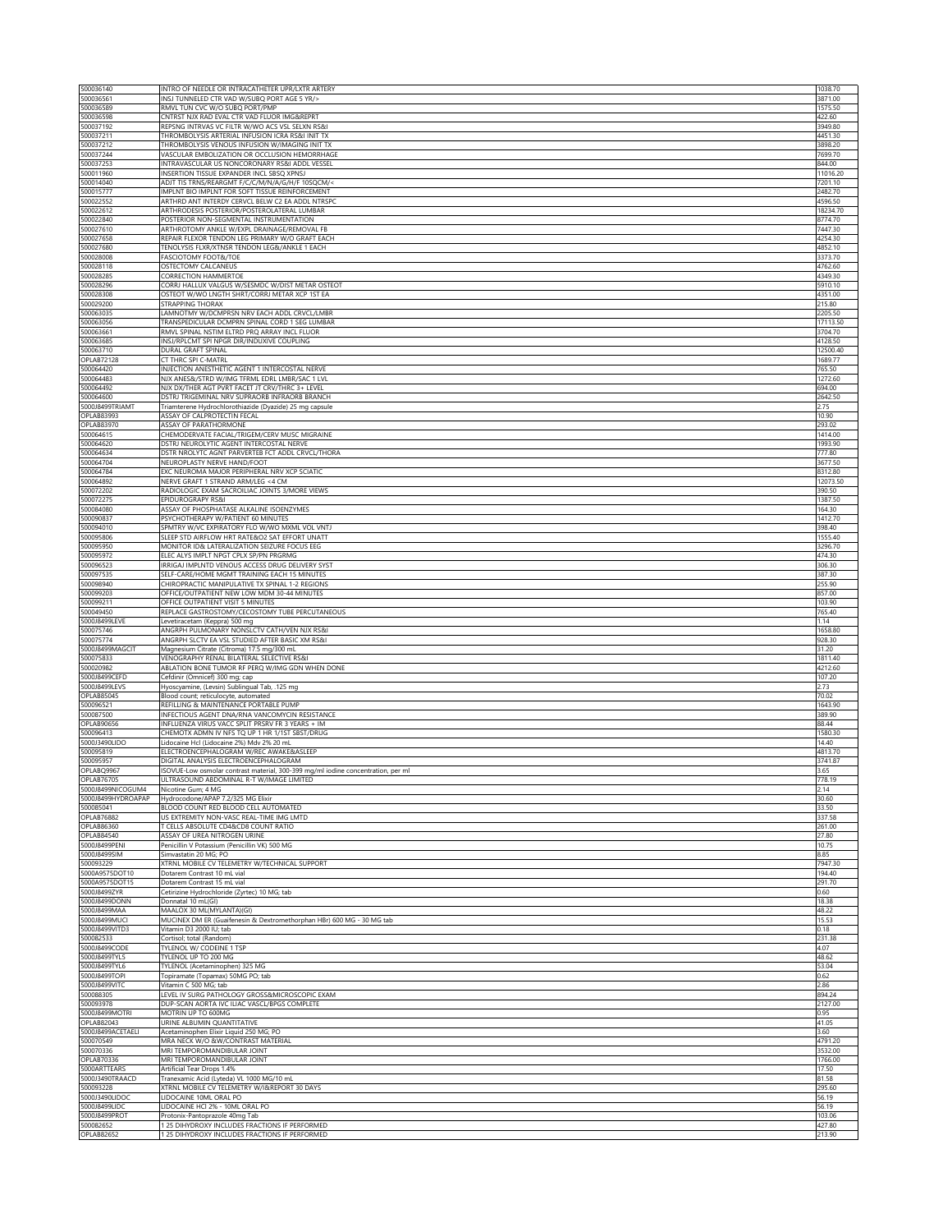| | | |
|---|---|---|
| 500036140 | INTRO OF NEEDLE OR INTRACATHETER UPR/LXTR ARTERY | 1038.70 |
| 500036561 | INSJ TUNNELED CTR VAD W/SUBQ PORT AGE 5 YR/> | 3871.00 |
| 500036589 | RMVL TUN CVC W/O SUBQ PORT/PMP | 1575.50 |
| 500036598 | CNTRST NJX RAD EVAL CTR VAD FLUOR IMG&REPRT | 422.60 |
| 500037192 | REPSNG INTRVAS VC FILTR W/WO ACS VSL SELXN RS&I | 3949.80 |
| 500037211 | THROMBOLYSIS ARTERIAL INFUSION ICRA RS&I INIT TX | 4451.30 |
| 500037212 | THROMBOLYSIS VENOUS INFUSION W/IMAGING INIT TX | 3898.20 |
| 500037244 | VASCULAR EMBOLIZATION OR OCCLUSION HEMORRHAGE | 7699.70 |
| 500037253 | INTRAVASCULAR US NONCORONARY RS&I ADDL VESSEL | 844.00 |
| 500011960 | INSERTION TISSUE EXPANDER INCL SBSQ XPNSJ | 11016.20 |
| 500014040 | ADJT TIS TRNS/REARGMT F/C/C/M/N/A/G/H/F 10SQCM/< | 7201.10 |
| 500015777 | IMPLNT BIO IMPLNT FOR SOFT TISSUE REINFORCEMENT | 2482.70 |
| 500022552 | ARTHRD ANT INTERDY CERVCL BELW C2 EA ADDL NTRSPC | 4596.50 |
| 500022612 | ARTHRODESIS POSTERIOR/POSTEROLATERAL LUMBAR | 18234.70 |
| 500022840 | POSTERIOR NON-SEGMENTAL INSTRUMENTATION | 8774.70 |
| 500027610 | ARTHROTOMY ANKLE W/EXPL DRAINAGE/REMOVAL FB | 7447.30 |
| 500027658 | REPAIR FLEXOR TENDON LEG PRIMARY W/O GRAFT EACH | 4254.30 |
| 500027680 | TENOLYSIS FLXR/XTNSR TENDON LEG&/ANKLE 1 EACH | 4852.10 |
| 500028008 | FASCIOTOMY FOOT&/TOE | 3373.70 |
| 500028118 | OSTECTOMY CALCANEUS | 4762.60 |
| 500028285 | CORRECTION HAMMERTOE | 4349.30 |
| 500028296 | CORRJ HALLUX VALGUS W/SESMDC W/DIST METAR OSTEOT | 5910.10 |
| 500028308 | OSTEOT W/WO LNGTH SHRT/CORRJ METAR XCP 1ST EA | 4351.00 |
| 500029200 | STRAPPING THORAX | 215.80 |
| 500063035 | LAMNOTMY W/DCMPRSN NRV EACH ADDL CRVCL/LMBR | 2205.50 |
| 500063056 | TRANSPEDICULAR DCMPRN SPINAL CORD 1 SEG LUMBAR | 17113.50 |
| 500063661 | RMVL SPINAL NSTIM ELTRD PRQ ARRAY INCL FLUOR | 3704.70 |
| 500063685 | INSJ/RPLCMT SPI NPGR DIR/INDUXIVE COUPLING | 4128.50 |
| 500063710 | DURAL GRAFT SPINAL | 12500.40 |
| OPLAB72128 | CT THRC SPI C-MATRL | 1689.77 |
| 500064420 | INJECTION ANESTHETIC AGENT 1 INTERCOSTAL NERVE | 765.50 |
| 500064483 | NJX ANES&/STRD W/IMG TFRML EDRL LMBR/SAC 1 LVL | 1272.60 |
| 500064492 | NJX DX/THER AGT PVRT FACET JT CRV/THRC 3+ LEVEL | 694.00 |
| 500064600 | DSTRJ TRIGEMINAL NRV SUPRAORB INFRAORB BRANCH | 2642.50 |
| 5000J8499TRIAMT | Triamterene Hydrochlorothiazide (Dyazide) 25 mg capsule | 2.75 |
| OPLAB83993 | ASSAY OF CALPROTECTIN FECAL | 10.90 |
| OPLAB83970 | ASSAY OF PARATHORMONE | 293.02 |
| 500064615 | CHEMODERVATE FACIAL/TRIGEM/CERV MUSC MIGRAINE | 1414.00 |
| 500064620 | DSTRJ NEUROLYTIC AGENT INTERCOSTAL NERVE | 1993.90 |
| 500064634 | DSTR NROLYTC AGNT PARVERTEB FCT ADDL CRVCL/THORA | 777.80 |
| 500064704 | NEUROPLASTY NERVE HAND/FOOT | 3677.50 |
| 500064784 | EXC NEUROMA MAJOR PERIPHERAL NRV XCP SCIATIC | 8312.80 |
| 500064892 | NERVE GRAFT 1 STRAND ARM/LEG <4 CM | 12073.50 |
| 500072202 | RADIOLOGIC EXAM SACROILIAC JOINTS 3/MORE VIEWS | 390.50 |
| 500072275 | EPIDUROGRAPHY RS&I | 1387.50 |
| 500084080 | ASSAY OF PHOSPHATASE ALKALINE ISOENZYMES | 164.30 |
| 500090837 | PSYCHOTHERAPY W/PATIENT 60 MINUTES | 1412.70 |
| 500094010 | SPMTRY W/VC EXPIRATORY FLO W/WO MXML VOL VNTJ | 398.40 |
| 500095806 | SLEEP STD AIRFLOW HRT RATE&O2 SAT EFFORT UNATT | 1555.40 |
| 500095950 | MONITOR ID& LATERALIZATION SEIZURE FOCUS EEG | 3296.70 |
| 500095972 | ELEC ALYS IMPLT NPGT CPLX SP/PN PRGRMG | 474.30 |
| 500096523 | IRRIGAJ IMPLNTD VENOUS ACCESS DRUG DELIVERY SYST | 306.30 |
| 500097535 | SELF-CARE/HOME MGMT TRAINING EACH 15 MINUTES | 387.30 |
| 500098940 | CHIROPRACTIC MANIPULATIVE TX SPINAL 1-2 REGIONS | 255.90 |
| 500099203 | OFFICE/OUTPATIENT NEW LOW MDM 30-44 MINUTES | 857.00 |
| 500099211 | OFFICE OUTPATIENT VISIT 5 MINUTES | 103.90 |
| 500049450 | REPLACE GASTROSTOMY/CECOSTOMY TUBE PERCUTANEOUS | 765.40 |
| 5000J8499LEVE | Levetiracetam (Keppra) 500 mg | 1.14 |
| 500075746 | ANGRPH PULMONARY NONSLCTV CATH/VEN NJX RS&I | 1658.80 |
| 500075774 | ANGRPH SLCTV EA VSL STUDIED AFTER BASIC XM RS&I | 928.30 |
| 5000J8499MAGCIT | Magnesium Citrate (Citroma) 17.5 mg/300 mL | 31.20 |
| 500075833 | VENOGRAPHY RENAL BILATERAL SELECTIVE RS&I | 1811.40 |
| 500020982 | ABLATION BONE TUMOR RF PERQ W/IMG GDN WHEN DONE | 4212.60 |
| 5000J8499CEFD | Cefdinir (Omnicef) 300 mg; cap | 107.20 |
| 5000J8499LEVS | Hyoscyamine, (Levsin) Sublingual Tab, .125 mg | 2.73 |
| OPLAB85045 | Blood count; reticulocyte, automated | 70.02 |
| 500096521 | REFILLING & MAINTENANCE PORTABLE PUMP | 1643.90 |
| 500087500 | INFECTIOUS AGENT DNA/RNA VANCOMYCIN RESISTANCE | 389.90 |
| OPLAB90656 | INFLUENZA VIRUS VACC SPLIT PRSRV FR 3 YEARS + IM | 88.44 |
| 500096413 | CHEMOTX ADMN IV NFS TQ UP 1 HR 1/1ST SBST/DRUG | 1580.30 |
| 5000J3490LIDO | Lidocaine Hcl (Lidocaine 2%) Mdv 2% 20 mL | 14.40 |
| 500095819 | ELECTROENCEPHALOGRAM W/REC AWAKE&ASLEEP | 4813.70 |
| 500095957 | DIGITAL ANALYSIS ELECTROENCEPHALOGRAM | 3741.87 |
| OPLABQ9967 | ISOVUE-Low osmolar contrast material, 300-399 mg/ml iodine concentration, per ml | 3.65 |
| OPLAB76705 | ULTRASOUND ABDOMINAL R-T W/IMAGE LIMITED | 778.19 |
| 5000J8499NICOGUM4 | Nicotine Gum; 4 MG | 2.14 |
| 5000J8499HYDROAPAP | Hydrocodone/APAP 7.2/325 MG Elixir | 30.60 |
| 500085041 | BLOOD COUNT RED BLOOD CELL AUTOMATED | 33.50 |
| OPLAB76882 | US EXTREMITY NON-VASC REAL-TIME IMG LMTD | 337.58 |
| OPLAB86360 | T CELLS ABSOLUTE CD4&CD8 COUNT RATIO | 261.00 |
| OPLAB84540 | ASSAY OF UREA NITROGEN URINE | 27.80 |
| 5000J8499PENI | Penicillin V Potassium (Penicillin VK) 500 MG | 10.75 |
| 5000J8499SIM | Simvastatin 20 MG; PO | 8.85 |
| 500093229 | XTRNL MOBILE CV TELEMETRY W/TECHNICAL SUPPORT | 7947.30 |
| 5000A9575DOT10 | Dotarem Contrast 10 mL vial | 194.40 |
| 5000A9575DOT15 | Dotarem Contrast 15 mL vial | 291.70 |
| 5000J8499ZYR | Cetirizine Hydrochloride (Zyrtec) 10 MG; tab | 0.60 |
| 5000J8499DONN | Donnatal 10 mL(GI) | 18.38 |
| 5000J8499MAA | MAALOX 30 ML(MYLANTA)(GI) | 48.22 |
| 5000J8499MUCI | MUCINEX DM ER (Guaifenesin & Dextromethorphan HBr) 600 MG - 30 MG tab | 15.53 |
| 5000J8499VITD3 | Vitamin D3 2000 IU; tab | 0.18 |
| 500082533 | Cortisol; total (Random) | 231.38 |
| 5000J8499CODE | TYLENOL W/ CODEINE 1 TSP | 4.07 |
| 5000J8499TYL5 | TYLENOL UP TO 200 MG | 48.62 |
| 5000J8499TYL6 | TYLENOL (Acetaminophen) 325 MG | 53.04 |
| 5000J8499TOPI | Topiramate (Topamax) 50MG PO; tab | 0.62 |
| 5000J8499VITC | Vitamin C 500 MG; tab | 2.86 |
| 500088305 | LEVEL IV SURG PATHOLOGY GROSS&MICROSCOPIC EXAM | 894.24 |
| 500093978 | DUP-SCAN AORTA IVC ILIAC VASCL/BPGS COMPLETE | 2127.00 |
| 5000J8499MOTRI | MOTRIN UP TO 600MG | 0.95 |
| OPLAB82043 | URINE ALBUMIN QUANTITATIVE | 41.05 |
| 5000J8499ACETAELI | Acetaminophen Elixir Liquid 250 MG; PO | 3.60 |
| 500070549 | MRA NECK W/O &W/CONTRAST MATERIAL | 4791.20 |
| 500070336 | MRI TEMPOROMANDIBULAR JOINT | 3532.00 |
| OPLAB70336 | MRI TEMPOROMANDIBULAR JOINT | 1766.00 |
| 5000ARTTEARS | Artificial Tear Drops 1.4% | 17.50 |
| 5000J3490TRAACD | Tranexamic Acid (Lyteda) VL 1000 MG/10 mL | 81.58 |
| 500093228 | XTRNL MOBILE CV TELEMETRY W/I&REPORT 30 DAYS | 295.60 |
| 5000J3490LIDOC | LIDOCAINE 10ML ORAL PO | 56.19 |
| 5000J8499LIDC | LIDOCAINE HCl 2% - 10ML ORAL PO | 56.19 |
| 5000J8499PROT | Protonix-Pantoprazole 40mg Tab | 103.06 |
| 500082652 | 1 25 DIHYDROXY INCLUDES FRACTIONS IF PERFORMED | 427.80 |
| OPLAB82652 | 1 25 DIHYDROXY INCLUDES FRACTIONS IF PERFORMED | 213.90 |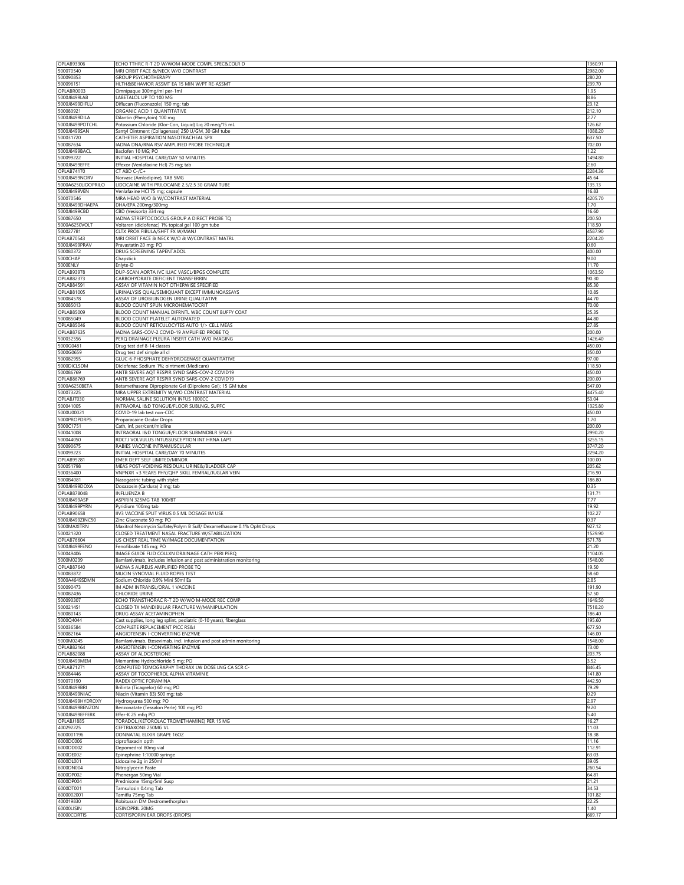| | | |
|---|---|---|
| OPLAB93306 | ECHO TTHRC R-T 2D W/WOM-MODE COMPL SPEC&COLR D | 1360.91 |
| 500070540 | MRI ORBIT FACE &/NECK W/O CONTRAST | 2982.00 |
| 500090853 | GROUP PSYCHOTHERAPY | 280.20 |
| 500096151 | HLTH&BEHAVIOR ASSMT EA 15 MIN W/PT RE-ASSMT | 239.70 |
| OPLABR0003 | Omnipaque 300mg/ml per-1ml | 1.95 |
| 5000J8499LAB | LABETALOL UP TO 100 MG | 8.86 |
| 5000J8499DIFLU | Diflucan (Fluconazole) 150 mg; tab | 23.12 |
| 500083921 | ORGANIC ACID 1 QUANTITATIVE | 212.10 |
| 5000J8499DILA | Dilantin (Phenytoin) 100 mg | 2.77 |
| 5000J8499POTCHL | Potassium Chloride (Klor-Con, Liquid) Liq 20 meq/15 mL | 126.62 |
| 5000J8499SAN | Santyl Ointment (Collagenase) 250 U/GM, 30 GM tube | 1088.20 |
| 500031720 | CATHETER ASPIRATION NASOTRACHEAL SPX | 637.50 |
| 500087634 | IADNA DNA/RNA RSV AMPLIFIED PROBE TECHNIQUE | 702.00 |
| 5000J8499BACL | Baclofen 10 MG; PO | 1.22 |
| 500099222 | INITIAL HOSPITAL CARE/DAY 50 MINUTES | 1494.80 |
| 5000J8499EFFE | Effexor (Venlafaxine Hcl) 75 mg; tab | 2.60 |
| OPLAB74170 | CT ABD C-/C+ | 2284.36 |
| 5000J8499NORV | Norvasc (Amlodipine), TAB 5MG | 45.64 |
| 5000A6250LIDOPRILO | LIDOCAINE WITH PRILOCAINE 2.5/2.5 30 GRAM TUBE | 135.13 |
| 5000J8499VEN | Venlafaxine HCl 75 mg; capsule | 16.83 |
| 500070546 | MRA HEAD W/O & W/CONTRAST MATERIAL | 4205.70 |
| 5000J8499DHAEPA | DHA/EPA 200mg/300mg | 1.70 |
| 5000J8499CBD | CBD (Vesisorb) 334 mg | 16.60 |
| 500087650 | IADNA STREPTOCOCCUS GROUP A DIRECT PROBE TQ | 200.50 |
| 5000A6250VOLT | Voltaren (diclofenac) 1% topical gel 100 gm tube | 118.50 |
| 500027781 | CLTX PROX FIBULA/SHFT FX W/MANJ | 4587.90 |
| OPLAB70543 | MRI ORBIT FACE & NECK W/O & W/CONTRAST MATRL | 2204.20 |
| 5000J8499PRAV | Pravastatin 20 mg; PO | 0.60 |
| 500080372 | DRUG SCREENING TAPENTADOL | 400.00 |
| 5000CHAP | Chapstick | 9.00 |
| 5000ENLY | Enlyte-D | 11.70 |
| OPLAB93978 | DUP-SCAN AORTA IVC ILIAC VASCL/BPGS COMPLETE | 1063.50 |
| OPLAB82373 | CARBOHYDRATE DEFICIENT TRANSFERRIN | 90.30 |
| OPLAB84591 | ASSAY OF VITAMIN NOT OTHERWISE SPECIFIED | 85.30 |
| OPLAB81005 | URINALYSIS QUAL/SEMIQUANT EXCEPT IMMUNOASSAYS | 10.85 |
| 500084578 | ASSAY OF UROBILINOGEN URINE QUALITATIVE | 44.70 |
| 500085013 | BLOOD COUNT SPUN MICROHEMATOCRIT | 70.00 |
| OPLAB85009 | BLOOD COUNT MANUAL DIFRNTL WBC COUNT BUFFY COAT | 25.35 |
| 500085049 | BLOOD COUNT PLATELET AUTOMATED | 44.80 |
| OPLAB85046 | BLOOD COUNT RETICULOCYTES AUTO 1/> CELL MEAS | 27.85 |
| OPLAB87635 | IADNA SARS-COV-2 COVID-19 AMPLIFIED PROBE TQ | 200.00 |
| 500032556 | PERQ DRAINAGE PLEURA INSERT CATH W/O IMAGING | 1426.40 |
| 5000G0481 | Drug test def 8-14 classes | 450.00 |
| 5000G0659 | Drug test def simple all cl | 350.00 |
| 500082955 | GLUC-6-PHOSPHATE DEHYDROGENASE QUANTITATIVE | 97.00 |
| 5000DICLSDM | Diclofenac Sodium 1%; ointment (Medicare) | 118.50 |
| 500086769 | ANTB SEVERE AQT RESPIR SYND SARS-COV-2 COVID19 | 450.00 |
| OPLAB86769 | ANTB SEVERE AQT RESPIR SYND SARS-COV-2 COVID19 | 200.00 |
| 5000A6250BETA | Betamethasone Dipropionate Gel (Diprolene Gel); 15 GM tube | 547.00 |
| 500073225 | MRA UPPER EXTREMITY W/WO CONTRAST MATERIAL | 4475.40 |
| OPLABJ7030 | NORMAL SALINE SOLUTION INFUS 1000CC | 53.04 |
| 500041005 | INTRAORAL I&D TONGUE/FLOOR SUBLNGL SUPFC | 1325.80 |
| 5000U0002 | COVID-19 lab test non-CDC | 450.00 |
| 5000PROPDRPS | Proparacaine Ocular Drops | 1.70 |
| 5000C1751 | Cath, inf, per/cent/midline | 200.00 |
| 500041008 | INTRAORAL I&D TONGUE/FLOOR SUBMNDBLR SPACE | 2990.20 |
| 500044050 | RDCTJ VOLVULUS INTUSSUSCEPTION INT HRNA LAPT | 3255.15 |
| 500090675 | RABIES VACCINE INTRAMUSCULAR | 3747.20 |
| 500099223 | INITIAL HOSPITAL CARE/DAY 70 MINUTES | 2294.20 |
| OPLAB99281 | EMER DEPT SELF LIMITED/MINOR | 100.00 |
| 500051798 | MEAS POST-VOIDING RESIDUAL URINE&/BLADDER CAP | 205.62 |
| 500036400 | VNPNXR <3 YEARS PHY/QHP SKILL FEMRAL/JUGLAR VEIN | 216.90 |
| 5000B4081 | Nasogastric tubing with stylet | 186.80 |
| 5000J8499DOXA | Doxazosin (Cardura) 2 mg; tab | 0.35 |
| OPLAB87804B | INFLUENZA B | 131.71 |
| 5000J8499ASP | ASPIRIN 325MG TAB 100/BT | 7.77 |
| 5000J8499PYRN | Pyridium 100mg tab | 19.92 |
| OPLAB90658 | IIV3 VACCINE SPLIT VIRUS 0.5 ML DOSAGE IM USE | 102.27 |
| 5000J8499ZINC50 | Zinc Gluconate 50 mg; PO | 0.37 |
| 5000MAXITRN | Maxitrol Neomycin Sulfate/Polym B Sulf/ Dexamethasone 0.1% Opht Drops | 927.12 |
| 500021320 | CLOSED TREATMENT NASAL FRACTURE W/STABILIZATION | 1529.90 |
| OPLAB76604 | US CHEST REAL TIME W/IMAGE DOCUMENTATION | 571.78 |
| 5000J8499FENO | Fenofibrate 145 mg; PO | 21.20 |
| 500049406 | IMAGE GUIDE FLID COLLXN DRAINAGE CATH PERI PERQ | 1104.05 |
| 5000M0239 | Bamlanivimab, includes infusion and post administration monitoring | 1548.00 |
| OPLAB87640 | IADNA S AUREUS AMPLIFIED PROBE TQ | 19.50 |
| 500083872 | MUCIN SYNOVIAL FLUID ROPES TEST | 58.60 |
| 5000A4649SDMN | Sodium Chloride 0.9% Mini 50ml Ea | 2.85 |
| 500090473 | IM ADM INTRANSL/ORAL 1 VACCINE | 191.90 |
| 500082436 | CHLORIDE URINE | 57.50 |
| 500093307 | ECHO TRANSTHORAC R-T 2D W/WO M-MODE REC COMP | 1649.50 |
| 500021451 | CLOSED TX MANDIBULAR FRACTURE W/MANIPULATION | 7518.20 |
| 500080143 | DRUG ASSAY ACETAMINOPHEN | 186.40 |
| 5000Q4044 | Cast supplies, long leg splint, pediatric (0-10 years), fiberglass | 195.60 |
| 500036584 | COMPLETE REPLACEMENT PICC RS&I | 677.50 |
| 500082164 | ANGIOTENSIN I-CONVERTING ENZYME | 146.00 |
| 5000M0245 | Bamlanivimab, Etesevimab, incl. infusion and post admin monitoring | 1548.00 |
| OPLAB82164 | ANGIOTENSIN I-CONVERTING ENZYME | 73.00 |
| OPLAB82088 | ASSAY OF ALDOSTERONE | 203.75 |
| 5000J8499MEM | Memantine Hydrochloride 5 mg; PO | 3.52 |
| OPLAB71271 | COMPUTED TOMOGRAPHY THORAX LW DOSE LNG CA SCR C- | 846.45 |
| 500084446 | ASSAY OF TOCOPHEROL ALPHA VITAMIN E | 141.80 |
| 500070190 | RADEX OPTIC FORAMINA | 442.50 |
| 5000J8499BRI | Brilinta (Ticagrelor) 60 mg; PO | 79.29 |
| 5000J8499NIAC | Niacin (Vitamin B3) 500 mg; tab | 0.29 |
| 5000J8499HYDROXY | Hydroxyurea 500 mg; PO | 2.97 |
| 5000J8499BENZON | Benzonatate (Tessalon Perle) 100 mg; PO | 9.20 |
| 5000J8499EFFERK | Effer-K 25 mEq PO | 5.40 |
| OPLABJ1885 | TORADOL,(KETOROLAC TROMETHAMINE) PER 15 MG | 16.27 |
| 400292225 | CEFTRIAXONE 250MG VL | 11.03 |
| 6000001196 | DONNATAL ELIXIR GRAPE 16OZ | 18.38 |
| 6000DC006 | ciproflaxacin opth | 11.16 |
| 6000DD002 | Depomedrol 80mg vial | 112.91 |
| 6000DE002 | Epinephrine 1:10000 syringe | 63.03 |
| 6000DL001 | Lidocaine 2g in 250ml | 39.05 |
| 6000DN004 | Nitroglycerin Paste | 260.54 |
| 6000DP002 | Phenergan 50mg Vial | 64.81 |
| 6000DP004 | Prednisone 15mg/5ml Susp | 21.21 |
| 6000DT001 | Tamsulosin 0.4mg Tab | 34.53 |
| 6000002001 | Tamiflu 75mg Tab | 101.82 |
| 400019830 | Robitussin DM Destromethorphan | 22.25 |
| 60000LISIN | LISINOPRIL 20MG | 1.40 |
| 60000CORTIS | CORTISPORIN EAR DROPS (DROPS) | 669.17 |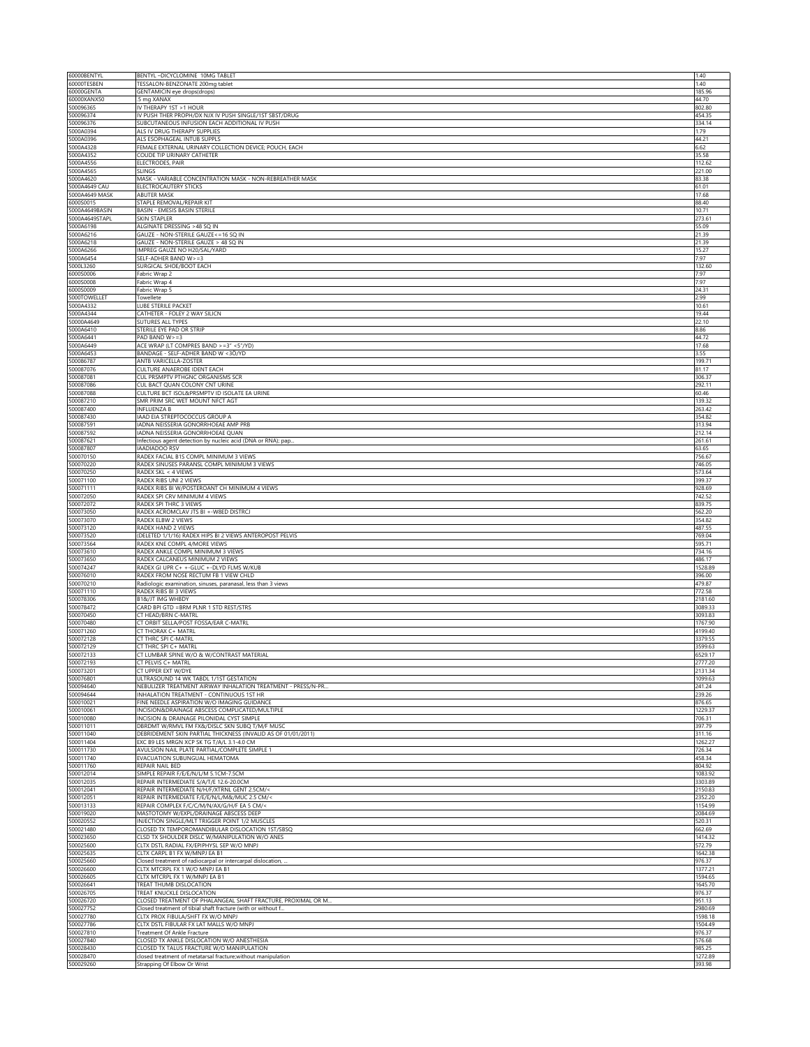| | | |
|---|---|---|
| 60000BENTYL | BENTYL –DICYCLOMINE 10MG TABLET | 1.40 |
| 60000TESBEN | TESSALON-BENZONATE 200mg tablet | 1.40 |
| 60000GENTA | GENTAMICIN eye drops(drops) | 185.96 |
| 60000XANX50 | .5 mg XANAX | 44.70 |
| 500096365 | IV THERAPY 1ST >1 HOUR | 802.80 |
| 500096374 | IV PUSH THER PROPH/DX NJX IV PUSH SINGLE/1ST SBST/DRUG | 454.35 |
| 500096376 | SUBCUTANEOUS INFUSION EACH ADDITIONAL IV PUSH | 334.14 |
| 5000A0394 | ALS IV DRUG THERAPY SUPPLIES | 1.79 |
| 5000A0396 | ALS ESOPHAGEAL INTUB SUPPLS | 44.21 |
| 5000A4328 | FEMALE EXTERNAL URINARY COLLECTION DEVICE; POUCH, EACH | 6.62 |
| 5000A4352 | COUDE TIP URINARY CATHETER | 35.58 |
| 5000A4556 | ELECTRODES, PAIR | 112.62 |
| 5000A4565 | SLINGS | 221.00 |
| 5000A4620 | MASK - VARIABLE CONCENTRATION MASK - NON-REBREATHER MASK | 83.38 |
| 5000A4649 CAU | ELECTROCAUTERY STICKS | 61.01 |
| 5000A4649 MASK | ABUTER MASK | 17.68 |
| 6000S0015 | STAPLE REMOVAL/REPAIR KIT | 88.40 |
| 5000A4649BASIN | BASIN - EMESIS BASIN STERILE | 10.71 |
| 5000A4649STAPL | SKIN STAPLER | 273.61 |
| 5000A6198 | ALGINATE DRESSING >48 SQ IN | 55.09 |
| 5000A6216 | GAUZE - NON-STERILE GAUZE<=16 SQ IN | 21.39 |
| 5000A6218 | GAUZE - NON-STERILE GAUZE > 48 SQ IN | 21.39 |
| 5000A6266 | IMPREG GAUZE NO H20/SAL/YARD | 15.27 |
| 5000A6454 | SELF-ADHER BAND W>=3 | 7.97 |
| 5000L3260 | SURGICAL SHOE/BOOT EACH | 132.60 |
| 6000S0006 | Fabric Wrap 2 | 7.97 |
| 6000S0008 | Fabric Wrap 4 | 7.97 |
| 6000S0009 | Fabric Wrap 5 | 24.31 |
| 5000TOWELLET | Towellete | 2.99 |
| 5000A4332 | LUBE STERILE PACKET | 10.61 |
| 5000A4344 | CATHETER - FOLEY 2 WAY SILICN | 19.44 |
| 50000A4649 | SUTURES ALL TYPES | 22.10 |
| 5000A6410 | STERILE EYE PAD OR STRIP | 8.86 |
| 5000A6441 | PAD BAND W>=3 | 44.72 |
| 5000A6449 | ACE WRAP (LT COMPRES BAND >=3" <5"/YD) | 17.68 |
| 5000A6453 | BANDAGE - SELF-ADHER BAND W <3Ó/YD | 3.55 |
| 500086787 | ANTB VARICELLA-ZOSTER | 199.71 |
| 500087076 | CULTURE ANAEROBE IDENT EACH | 81.17 |
| 500087081 | CUL PRSMPTV PTHGNC ORGANISMS SCR | 306.37 |
| 500087086 | CUL BACT QUAN COLONY CNT URINE | 292.11 |
| 500087088 | CULTURE BCT ISOL&PRSMPTV ID ISOLATE EA URINE | 60.46 |
| 500087210 | SMR PRIM SRC WET MOUNT NFCT AGT | 139.32 |
| 500087400 | INFLUENZA B | 263.42 |
| 500087430 | IAAD EIA STREPTOCOCCUS GROUP A | 354.82 |
| 500087591 | IADNA NEISSERIA GONORRHOEAE AMP PRB | 313.94 |
| 500087592 | IADNA NEISSERIA GONORRHOEAE QUAN | 212.14 |
| 500087621 | Infectious agent detection by nucleic acid (DNA or RNA); pap... | 261.61 |
| 500087807 | IAADIADOO RSV | 63.65 |
| 500070150 | RADEX FACIAL B1S COMPL MINIMUM 3 VIEWS | 756.67 |
| 500070220 | RADEX SINUSES PARANSL COMPL MINIMUM 3 VIEWS | 746.05 |
| 500070250 | RADEX SKL < 4 VIEWS | 573.64 |
| 500071100 | RADEX RIBS UNI 2 VIEWS | 399.37 |
| 500071111 | RADEX RIBS BI W/POSTEROANT CH MINIMUM 4 VIEWS | 928.69 |
| 500072050 | RADEX SPI CRV MINIMUM 4 VIEWS | 742.52 |
| 500072072 | RADEX SPI THRC 3 VIEWS | 839.75 |
| 500073050 | RADEX ACROMCLAV JTS BI +-W8ED DISTRCJ | 562.20 |
| 500073070 | RADEX ELBW 2 VIEWS | 354.82 |
| 500073120 | RADEX HAND 2 VIEWS | 487.55 |
| 500073520 | (DELETED 1/1/16) RADEX HIPS BI 2 VIEWS ANTEROPOST PELVIS | 769.04 |
| 500073564 | RADEX KNE COMPL 4/MORE VIEWS | 595.71 |
| 500073610 | RADEX ANKLE COMPL MINIMUM 3 VIEWS | 734.16 |
| 500073650 | RADEX CALCANEUS MINIMUM 2 VIEWS | 486.17 |
| 500074247 | RADEX GI UPR C+ +-GLUC +-DLYD FLMS W/KUB | 1528.89 |
| 500076010 | RADEX FROM NOSE RECTUM FB 1 VIEW CHLD | 396.00 |
| 500070210 | Radiologic examination, sinuses, paranasal, less than 3 views | 479.87 |
| 500071110 | RADEX RIBS BI 3 VIEWS | 772.58 |
| 500078306 | B1&/JT IMG WHBDY | 2181.60 |
| 500078472 | CARD BPI GTD =BRM PLNR 1 STD REST/STRS | 3089.33 |
| 500070450 | CT HEAD/BRN C-MATRL | 3093.83 |
| 500070480 | CT ORBIT SELLA/POST FOSSA/EAR C-MATRL | 1767.90 |
| 500071260 | CT THORAX C+ MATRL | 4199.40 |
| 500072128 | CT THRC SPI C-MATRL | 3379.55 |
| 500072129 | CT THRC SPI C+ MATRL | 3599.63 |
| 500072133 | CT LUMBAR SPINE W/O & W/CONTRAST MATERIAL | 6529.17 |
| 500072193 | CT PELVIS C+ MATRL | 2777.20 |
| 500073201 | CT UPPER EXT W/DYE | 2131.34 |
| 500076801 | ULTRASOUND 14 WK TABDL 1/1ST GESTATION | 1099.63 |
| 500094640 | NEBULIZER TREATMENT AIRWAY INHALATION TREATMENT - PRESS/N-PR... | 241.24 |
| 500094644 | INHALATION TREATMENT - CONTINUOUS 1ST HR | 239.26 |
| 500010021 | FINE NEEDLE ASPIRATION W/O IMAGING GUIDANCE | 876.65 |
| 500010061 | INCISION&DRAINAGE ABSCESS COMPLICATED/MULTIPLE | 1229.37 |
| 500010080 | INCISION & DRAINAGE PILONIDAL CYST SIMPLE | 706.31 |
| 500011011 | DBRDMT W/RMVL FM FX&/DISLC SKN SUBQ T/M/F MUSC | 397.79 |
| 500011040 | DEBRIDEMENT SKIN PARTIAL THICKNESS (INVALID AS OF 01/01/2011) | 311.16 |
| 500011404 | EXC B9 LES MRGN XCP SK TG T/A/L 3.1-4.0 CM | 1262.27 |
| 500011730 | AVULSION NAIL PLATE PARTIAL/COMPLETE SIMPLE 1 | 726.34 |
| 500011740 | EVACUATION SUBUNGUAL HEMATOMA | 458.34 |
| 500011760 | REPAIR NAIL BED | 804.92 |
| 500012014 | SIMPLE REPAIR F/E/E/N/L/M 5.1CM-7.5CM | 1083.92 |
| 500012035 | REPAIR INTERMEDIATE S/A/T/E 12.6-20.0CM | 3303.89 |
| 500012041 | REPAIR INTERMEDIATE N/H/F/XTRNL GENT 2.5CM/< | 2150.83 |
| 500012051 | REPAIR INTERMEDIATE F/E/E/N/L/M&/MUC 2.5 CM/< | 2352.20 |
| 500013133 | REPAIR COMPLEX F/C/C/M/N/AX/G/H/F EA 5 CM/< | 1154.99 |
| 500019020 | MASTOTOMY W/EXPL/DRAINAGE ABSCESS DEEP | 2084.69 |
| 500020552 | INJECTION SINGLE/MLT TRIGGER POINT 1/2 MUSCLES | 520.31 |
| 500021480 | CLOSED TX TEMPOROMANDIBULAR DISLOCATION 1ST/SBSQ | 662.69 |
| 500023650 | CLSD TX SHOULDER DISLC W/MANIPULATION W/O ANES | 1414.32 |
| 500025600 | CLTX DSTL RADIAL FX/EPIPHYSL SEP W/O MNPJ | 572.79 |
| 500025635 | CLTX CARPL B1 FX W/MNPJ EA B1 | 1642.38 |
| 500025660 | Closed treatment of radiocarpal or intercarpal dislocation, ... | 976.37 |
| 500026600 | CLTX MTCRPL FX 1 W/O MNPJ EA B1 | 1377.21 |
| 500026605 | CLTX MTCRPL FX 1 W/MNPJ EA B1 | 1594.65 |
| 500026641 | TREAT THUMB DISLOCATION | 1645.70 |
| 500026705 | TREAT KNUCKLE DISLOCATION | 976.37 |
| 500026720 | CLOSED TREATMENT OF PHALANGEAL SHAFT FRACTURE, PROXIMAL OR M... | 951.13 |
| 500027752 | Closed treatment of tibial shaft fracture (with or without f... | 2980.69 |
| 500027780 | CLTX PROX FIBULA/SHFT FX W/O MNPJ | 1598.18 |
| 500027786 | CLTX DSTL FIBULAR FX LAT MALLS W/O MNPJ | 1504.49 |
| 500027810 | Treatment Of Ankle Fracture | 976.37 |
| 500027840 | CLOSED TX ANKLE DISLOCATION W/O ANESTHESIA | 576.68 |
| 500028430 | CLOSED TX TALUS FRACTURE W/O MANIPULATION | 985.25 |
| 500028470 | closed treatment of metatarsal fracture;without manipulation | 1272.89 |
| 500029260 | Strapping Of Elbow Or Wrist | 393.98 |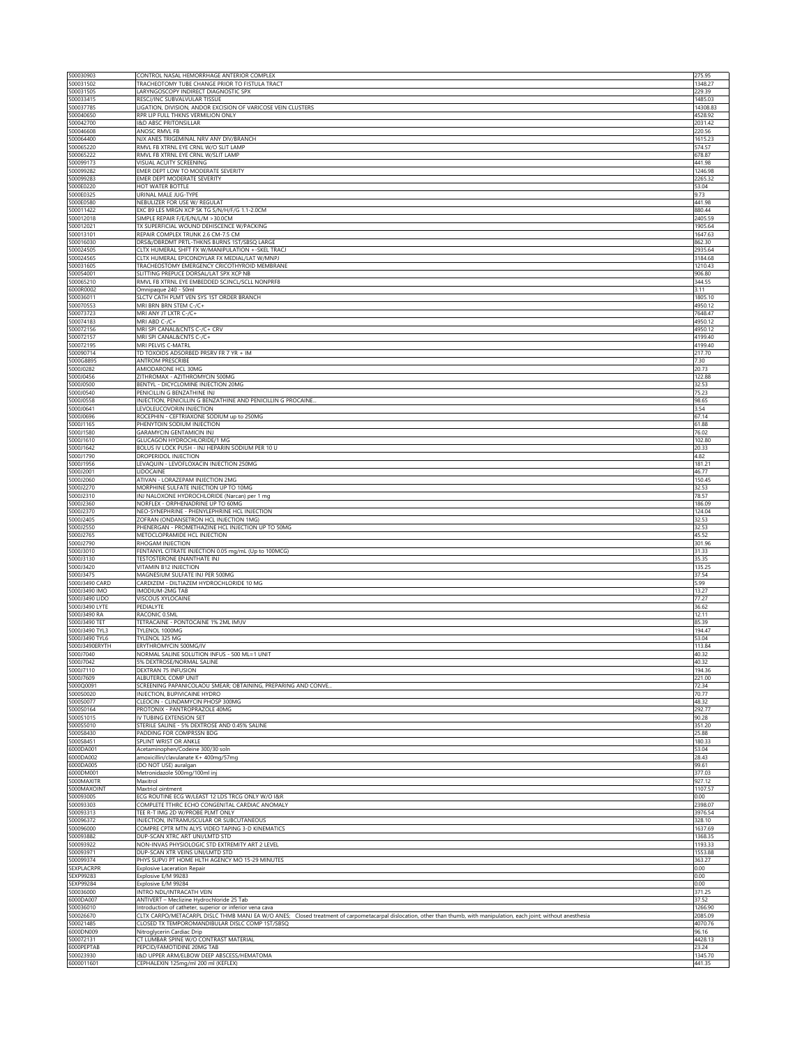| | | |
|---|---|---|
| 500030903 | CONTROL NASAL HEMORRHAGE ANTERIOR COMPLEX | 275.95 |
| 500031502 | TRACHEOTOMY TUBE CHANGE PRIOR TO FISTULA TRACT | 1348.27 |
| 500031505 | LARYNGOSCOPY INDIRECT DIAGNOSTIC SPX | 229.39 |
| 500033415 | RESCJ/INC SUBVALVULAR TISSUE | 1485.03 |
| 500037785 | LIGATION, DIVISION, ANDOR EXCISION OF VARICOSE VEIN CLUSTERS | 14308.83 |
| 500040650 | RPR LIP FULL THKNS VERMILION ONLY | 4528.92 |
| 500042700 | I&D ABSC PRITONSILLAR | 2031.42 |
| 500046608 | ANOSC RMVL FB | 220.56 |
| 500064400 | NJX ANES TRIGEMINAL NRV ANY DIV/BRANCH | 1615.23 |
| 500065220 | RMVL FB XTRNL EYE CRNL W/O SLIT LAMP | 574.57 |
| 500065222 | RMVL FB XTRNL EYE CRNL W/SLIT LAMP | 678.87 |
| 500099173 | VISUAL ACUITY SCREENING | 441.98 |
| 500099282 | EMER DEPT LOW TO MODERATE SEVERITY | 1246.98 |
| 500099283 | EMER DEPT MODERATE SEVERITY | 2265.32 |
| 5000E0220 | HOT WATER BOTTLE | 53.04 |
| 5000E0325 | URINAL MALE JUG-TYPE | 9.73 |
| 5000E0580 | NEBULIZER FOR USE W/ REGULAT | 441.98 |
| 500011422 | EXC B9 LES MRGN XCP SK TG S/N/H/F/G 1.1-2.0CM | 880.44 |
| 500012018 | SIMPLE REPAIR F/E/E/N/L/M >30.0CM | 2405.59 |
| 500012021 | TX SUPERFICIAL WOUND DEHISCENCE W/PACKING | 1905.64 |
| 500013101 | REPAIR COMPLEX TRUNK 2.6 CM-7.5 CM | 1647.63 |
| 500016030 | DRS&/DBRDMT PRTL-THKNS BURNS 1ST/SBSQ LARGE | 862.30 |
| 500024505 | CLTX HUMERAL SHFT FX W/MANIPULATION +-SKEL TRACJ | 2935.64 |
| 500024565 | CLTX HUMERAL EPICONDYLAR FX MEDIAL/LAT W/MNPJ | 3184.68 |
| 500031605 | TRACHEOSTOMY EMERGENCY CRICOTHYROID MEMBRANE | 1210.43 |
| 500054001 | SLITTING PREPUCE DORSAL/LAT SPX XCP NB | 906.80 |
| 500065210 | RMVL FB XTRNL EYE EMBEDDED SCJNCL/SCLL NONPRF8 | 344.55 |
| 6000R0002 | Omnipaque 240 - 50ml | 3.11 |
| 500036011 | SLCTV CATH PLMT VEN SYS 1ST ORDER BRANCH | 1805.10 |
| 500070553 | MRI BRN BRN STEM C-/C+ | 4950.12 |
| 500073723 | MRI ANY JT LXTR C-/C+ | 7648.47 |
| 500074183 | MRI ABD C-/C+ | 4950.12 |
| 500072156 | MRI SPI CANAL&CNTS C-/C+ CRV | 4950.12 |
| 500072157 | MRI SPI CANAL&CNTS C-/C+ | 4199.40 |
| 500072195 | MRI PELVIS C-MATRL | 4199.40 |
| 500090714 | TD TOXOIDS ADSORBED PRSRV FR 7 YR + IM | 217.70 |
| 5000G8895 | ANTROM PRESCRIBE | 7.30 |
| 5000J0282 | AMIODARONE HCL 30MG | 20.73 |
| 5000J0456 | ZITHROMAX - AZITHROMYCIN 500MG | 122.88 |
| 5000J0500 | BENTYL - DICYCLOMINE INJECTION 20MG | 32.53 |
| 5000J0540 | PENICILLIN G BENZATHINE INJ | 75.23 |
| 5000J0558 | INJECTION, PENICILLIN G BENZATHINE AND PENICILLIN G PROCAINE... | 98.65 |
| 5000J0641 | LEVOLEUCOVORIN INJECTION | 3.54 |
| 5000J0696 | ROCEPHIN - CEFTRIAXONE SODIUM up to 250MG | 67.14 |
| 5000J1165 | PHENYTOIN SODIUM INJECTION | 61.88 |
| 5000J1580 | GARAMYCIN GENTAMICIN INJ | 76.02 |
| 5000J1610 | GLUCAGON HYDROCHLORIDE/1 MG | 102.80 |
| 5000J1642 | BOLUS IV LOCK PUSH - INJ HEPARIN SODIUM PER 10 U | 20.33 |
| 5000J1790 | DROPERIDOL INJECTION | 4.82 |
| 5000J1956 | LEVAQUIN - LEVOFLOXACIN INJECTION 250MG | 181.21 |
| 5000J2001 | LIDOCAINE | 46.77 |
| 5000J2060 | ATIVAN - LORAZEPAM INJECTION 2MG | 150.45 |
| 5000J2270 | MORPHINE SULFATE INJECTION UP TO 10MG | 32.53 |
| 5000J2310 | INJ NALOXONE HYDROCHLORIDE (Narcan) per 1 mg | 78.57 |
| 5000J2360 | NORFLEX - ORPHENADRINE UP TO 60MG | 186.09 |
| 5000J2370 | NEO-SYNEPHRINE - PHENYLEPHRINE HCL INJECTION | 124.04 |
| 5000J2405 | ZOFRAN (ONDANSETRON HCL INJECTION 1MG) | 32.53 |
| 5000J2550 | PHENERGAN - PROMETHAZINE HCL INJECTION UP TO 50MG | 32.53 |
| 5000J2765 | METOCLOPRAMIDE HCL INJECTION | 45.52 |
| 5000J2790 | RHOGAM INJECTION | 301.96 |
| 5000J3010 | FENTANYL CITRATE INJECTION 0.05 mg/mL (Up to 100MCG) | 31.33 |
| 5000J3130 | TESTOSTERONE ENANTHATE INJ | 35.35 |
| 5000J3420 | VITAMIN B12 INJECTION | 135.25 |
| 5000J3475 | MAGNESIUM SULFATE INJ PER 500MG | 37.54 |
| 5000J3490 CARD | CARDIZEM - DILTIAZEM HYDROCHLORIDE 10 MG | 5.99 |
| 5000J3490 IMO | IMODIUM-2MG TAB | 13.27 |
| 5000J3490 LIDO | VISCOUS XYLOCAINE | 77.27 |
| 5000J3490 LYTE | PEDIALYTE | 36.62 |
| 5000J3490 RA | RACONIC 0.5ML | 12.11 |
| 5000J3490 TET | TETRACAINE - PONTOCAINE 1% 2ML IM\IV | 85.39 |
| 5000J3490 TYL3 | TYLENOL 1000MG | 194.47 |
| 5000J3490 TYL6 | TYLENOL 325 MG | 53.04 |
| 5000J3490ERYTH | ERYTHROMYCIN 500MG/IV | 113.84 |
| 5000J7040 | NORMAL SALINE SOLUTION INFUS - 500 ML=1 UNIT | 40.32 |
| 5000J7042 | 5% DEXTROSE/NORMAL SALINE | 40.32 |
| 5000J7110 | DEXTRAN 75 INFUSION | 194.36 |
| 5000J7609 | ALBUTEROL COMP UNIT | 221.00 |
| 5000Q0091 | SCREENING PAPANICOLAOU SMEAR; OBTAINING, PREPARING AND CONVE... | 72.34 |
| 5000S0020 | INJECTION, BUPIVICAINE HYDRO | 70.77 |
| 5000S0077 | CLEOCIN - CLINDAMYCIN PHOSP 300MG | 48.32 |
| 5000S0164 | PROTONIX - PANTROPRAZOLE 40MG | 292.77 |
| 5000S1015 | IV TUBING EXTENSION SET | 90.28 |
| 5000S5010 | STERILE SALINE - 5% DEXTROSE AND 0.45% SALINE | 351.20 |
| 5000S8430 | PADDING FOR COMPRSSN BDG | 25.88 |
| 5000S8451 | SPLINT WRIST OR ANKLE | 180.33 |
| 6000DA001 | Acetaminophen/Codeine 300/30 soln | 53.04 |
| 6000DA002 | amoxicillin/clavulanate K+ 400mg/57mg | 28.43 |
| 6000DA005 | (DO NOT USE) auralgan | 99.61 |
| 6000DM001 | Metronidazole 500mg/100ml inj | 377.03 |
| 5000MAXITR | Maxitrol | 927.12 |
| 5000MAXOINT | Maxtriol ointment | 1107.57 |
| 500093005 | ECG ROUTINE ECG W/LEAST 12 LDS TRCG ONLY W/O I&R | 0.00 |
| 500093303 | COMPLETE TTHRC ECHO CONGENITAL CARDIAC ANOMALY | 2398.07 |
| 500093313 | TEE R-T IMG 2D W/PROBE PLMT ONLY | 3976.54 |
| 500096372 | INJECTION, INTRAMUSCULAR OR SUBCUTANEOUS | 328.10 |
| 500096000 | COMPRE CPTR MTN ALYS VIDEO TAPING 3-D KINEMATICS | 1637.69 |
| 500093882 | DUP-SCAN XTRC ART UNI/LMTD STD | 1368.35 |
| 500093922 | NON-INVAS PHYSIOLOGIC STD EXTREMITY ART 2 LEVEL | 1193.33 |
| 500093971 | DUP-SCAN XTR VEINS UNI/LMTD STD | 1553.88 |
| 500099374 | PHYS SUPVJ PT HOME HLTH AGENCY MO 15-29 MINUTES | 363.27 |
| 5EXPLACRPR | Explosive Laceration Repair | 0.00 |
| 5EXP99283 | Explosive E/M 99283 | 0.00 |
| 5EXP99284 | Explosive E/M 99284 | 0.00 |
| 500036000 | INTRO NDL/INTRACATH VEIN | 371.25 |
| 6000DA007 | ANTIVERT – Meclizine Hydrochloride 25 Tab | 37.52 |
| 500036010 | Introduction of catheter, superior or inferior vena cava | 1266.90 |
| 500026670 | CLTX CARPO/METACARPL DISLC THMB MANJ EA W/O ANES; Closed treatment of carpometacarpal dislocation, other than thumb, with manipulation, each joint; without anesthesia | 2085.09 |
| 500021485 | CLOSED TX TEMPOROMANDIBULAR DISLC COMP 1ST/SBSQ | 4070.76 |
| 6000DN009 | Nitroglycerin Cardiac Drip | 96.16 |
| 500072131 | CT LUMBAR SPINE W/O CONTRAST MATERIAL | 4428.13 |
| 6000PEPTAB | PEPCID/FAMOTIDINE 20MG TAB | 23.24 |
| 500023930 | I&D UPPER ARM/ELBOW DEEP ABSCESS/HEMATOMA | 1345.70 |
| 6000011601 | CEPHALEXIN 125mg/ml 200 ml (KEFLEX) | 441.35 |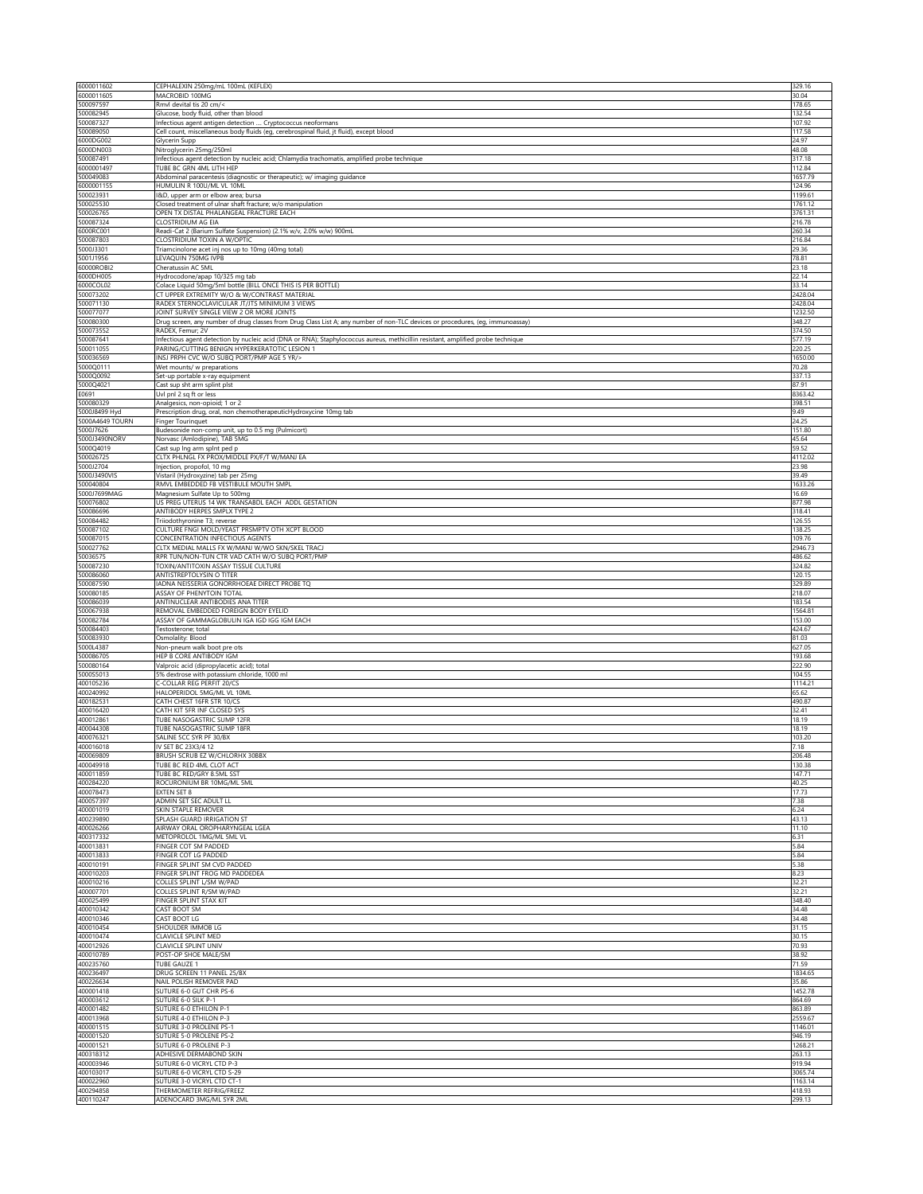| | | |
|---|---|---|
| 6000011602 | CEPHALEXIN 250mg/mL 100mL (KEFLEX) | 329.16 |
| 6000011605 | MACROBID 100MG | 30.04 |
| 500097597 | Rmvl devital tis 20 cm/< | 178.65 |
| 500082945 | Glucose, body fluid, other than blood | 132.54 |
| 500087327 | Infectious agent antigen detection .... Cryptococcus neoformans | 107.92 |
| 500089050 | Cell count, miscellaneous body fluids (eg, cerebrospinal fluid, jt fluid), except blood | 117.58 |
| 6000DG002 | Glycerin Supp | 24.97 |
| 6000DN003 | Nitroglycerin 25mg/250ml | 48.08 |
| 500087491 | Infectious agent detection by nucleic acid; Chlamydia trachomatis, amplified probe technique | 317.18 |
| 6000001497 | TUBE BC GRN 4ML LITH HEP | 112.84 |
| 500049083 | Abdominal paracentesis (diagnostic or therapeutic); w/ imaging guidance | 1657.79 |
| 6000001155 | HUMULIN R 100U/ML VL 10ML | 124.96 |
| 500023931 | I&D, upper arm or elbow area; bursa | 1199.61 |
| 500025530 | Closed treatment of ulnar shaft fracture; w/o manipulation | 1761.12 |
| 500026765 | OPEN TX DISTAL PHALANGEAL FRACTURE EACH | 3761.31 |
| 500087324 | CLOSTRIDIUM AG EIA | 216.78 |
| 6000RC001 | Readi-Cat 2 (Barium Sulfate Suspension) (2.1% w/v, 2.0% w/w) 900mL | 260.34 |
| 500087803 | CLOSTRIDIUM TOXIN A W/OPTIC | 216.84 |
| 5000J3301 | Triamcinolone acet inj nos up to 10mg (40mg total) | 29.36 |
| 5001J1956 | LEVAQUIN 750MG IVPB | 78.81 |
| 60000ROBI2 | Cheratussin AC 5ML | 23.18 |
| 6000DH005 | Hydrocodone/apap 10/325 mg tab | 22.14 |
| 6000COL02 | Colace Liquid 50mg/5ml bottle (BILL ONCE THIS IS PER BOTTLE) | 33.14 |
| 500073202 | CT UPPER EXTREMITY W/O & W/CONTRAST MATERIAL | 2428.04 |
| 500071130 | RADEX STERNOCLAVICULAR JT/JTS MINIMUM 3 VIEWS | 2428.04 |
| 500077077 | JOINT SURVEY SINGLE VIEW 2 OR MORE JOINTS | 1232.50 |
| 500080300 | Drug screen, any number of drug classes from Drug Class List A; any number of non-TLC devices or procedures, (eg, immunoassay) | 348.27 |
| 500073552 | RADEX, Femur; 2V | 374.50 |
| 500087641 | Infectious agent detection by nucleic acid (DNA or RNA); Staphylococcus aureus, methicillin resistant, amplified probe technique | 577.19 |
| 500011055 | PARING/CUTTING BENIGN HYPERKERATOTIC LESION 1 | 220.25 |
| 500036569 | INSJ PRPH CVC W/O SUBQ PORT/PMP AGE 5 YR/> | 1650.00 |
| 5000Q0111 | Wet mounts/ w preparations | 70.28 |
| 5000Q0092 | Set-up portable x-ray equipment | 337.13 |
| 5000Q4021 | Cast sup sht arm splint plst | 87.91 |
| E0691 | Uvl pnl 2 sq ft or less | 8363.42 |
| 500080329 | Analgesics, non-opioid; 1 or 2 | 398.51 |
| 5000J8499 Hyd | Prescription drug, oral, non chemotherapeuticHydroxyzine 10mg tab | 9.49 |
| 5000A4649 TOURN | Finger Tourinquet | 24.25 |
| 5000J7626 | Budesonide non-comp unit, up to 0.5 mg (Pulmicort) | 151.80 |
| 5000J3490NORV | Norvasc (Amlodipine), TAB 5MG | 45.64 |
| 5000Q4019 | Cast sup lng arm splnt ped p | 59.52 |
| 500026725 | CLTX PHLNGL FX PROX/MIDDLE PX/F/T W/MANJ EA | 4112.02 |
| 5000J2704 | Injection, propofol, 10 mg | 23.98 |
| 5000J3490VIS | Vistaril (Hydroxyzine) tab per 25mg | 39.49 |
| 500040804 | RMVL EMBEDDED FB VESTIBULE MOUTH SMPL | 1633.26 |
| 5000J7699MAG | Magnesium Sulfate Up to 500mg | 16.69 |
| 500076802 | US PREG UTERUS 14 WK TRANSABDL EACH ADDL GESTATION | 877.98 |
| 500086696 | ANTIBODY HERPES SMPLX TYPE 2 | 318.41 |
| 500084482 | Triiodothyronine T3; reverse | 126.55 |
| 500087102 | CULTURE FNGI MOLD/YEAST PRSMPTV OTH XCPT BLOOD | 138.25 |
| 500087015 | CONCENTRATION INFECTIOUS AGENTS | 109.76 |
| 500027762 | CLTX MEDIAL MALLS FX W/MANJ W/WO SKN/SKEL TRACJ | 2946.73 |
| 50036575 | RPR TUN/NON-TUN CTR VAD CATH W/O SUBQ PORT/PMP | 486.62 |
| 500087230 | TOXIN/ANTITOXIN ASSAY TISSUE CULTURE | 324.82 |
| 500086060 | ANTISTREPTOLYSIN O TITER | 120.15 |
| 500087590 | IADNA NEISSERIA GONORRHOEAE DIRECT PROBE TQ | 329.89 |
| 500080185 | ASSAY OF PHENYTOIN TOTAL | 218.07 |
| 500086039 | ANTINUCLEAR ANTIBODIES ANA TITER | 183.54 |
| 500067938 | REMOVAL EMBEDDED FOREIGN BODY EYELID | 1564.81 |
| 500082784 | ASSAY OF GAMMAGLOBULIN IGA IGD IGG IGM EACH | 153.00 |
| 500084403 | Testosterone; total | 424.67 |
| 500083930 | Osmolality: Blood | 81.03 |
| 5000L4387 | Non-pneum walk boot pre ots | 627.05 |
| 500086705 | HEP B CORE ANTIBODY IGM | 193.68 |
| 500080164 | Valproic acid (dipropylacetic acid); total | 222.90 |
| 5000S5013 | 5% dextrose with potassium chloride, 1000 ml | 104.55 |
| 400105236 | C-COLLAR REG PERFIT 20/CS | 1114.21 |
| 400240992 | HALOPERIDOL 5MG/ML VL 10ML | 65.62 |
| 400182531 | CATH CHEST 16FR STR 10/CS | 490.87 |
| 400016420 | CATH KIT 5FR INF CLOSED SYS | 32.41 |
| 400012861 | TUBE NASOGASTRIC SUMP 12FR | 18.19 |
| 400044308 | TUBE NASOGASTRIC SUMP 18FR | 18.19 |
| 400076321 | SALINE 5CC SYR PF 30/BX | 103.20 |
| 400016018 | IV SET BC 23X3/4 12 | 7.18 |
| 400069809 | BRUSH SCRUB EZ W/CHLORHX 30BBX | 206.48 |
| 400049918 | TUBE BC RED 4ML CLOT ACT | 130.38 |
| 400011859 | TUBE BC RED/GRY 8.5ML SST | 147.71 |
| 400284220 | ROCURONIUM BR 10MG/ML 5ML | 40.25 |
| 400078473 | EXTEN SET 8 | 17.73 |
| 400057397 | ADMIN SET SEC ADULT LL | 7.38 |
| 400001019 | SKIN STAPLE REMOVER | 6.24 |
| 400239890 | SPLASH GUARD IRRIGATION ST | 43.13 |
| 400026266 | AIRWAY ORAL OROPHARYNGEAL LGEA | 11.10 |
| 400317332 | METOPROLOL 1MG/ML 5ML VL | 6.31 |
| 400013831 | FINGER COT SM PADDED | 5.84 |
| 400013833 | FINGER COT LG PADDED | 5.84 |
| 400010191 | FINGER SPLINT SM CVD PADDED | 5.38 |
| 400010203 | FINGER SPLINT FROG MD PADDEDEA | 8.23 |
| 400010216 | COLLES SPLINT L/SM W/PAD | 32.21 |
| 400007701 | COLLES SPLINT R/SM W/PAD | 32.21 |
| 400025499 | FINGER SPLINT STAX KIT | 348.40 |
| 400010342 | CAST BOOT SM | 34.48 |
| 400010346 | CAST BOOT LG | 34.48 |
| 400010454 | SHOULDER IMMOB LG | 31.15 |
| 400010474 | CLAVICLE SPLINT MED | 30.15 |
| 400012926 | CLAVICLE SPLINT UNIV | 70.93 |
| 400010789 | POST-OP SHOE MALE/SM | 38.92 |
| 400235760 | TUBE GAUZE 1 | 71.59 |
| 400236497 | DRUG SCREEN 11 PANEL 25/BX | 1834.65 |
| 400226634 | NAIL POLISH REMOVER PAD | 35.86 |
| 400001418 | SUTURE 6-0 GUT CHR PS-6 | 1452.78 |
| 400003612 | SUTURE 6-0 SILK P-1 | 864.69 |
| 400001482 | SUTURE 6-0 ETHILON P-1 | 863.89 |
| 400013968 | SUTURE 4-0 ETHILON P-3 | 2559.67 |
| 400001515 | SUTURE 3-0 PROLENE PS-1 | 1146.01 |
| 400001520 | SUTURE 5-0 PROLENE PS-2 | 946.19 |
| 400001521 | SUTURE 6-0 PROLENE P-3 | 1268.21 |
| 400318312 | ADHESIVE DERMABOND SKIN | 263.13 |
| 400003946 | SUTURE 6-0 VICRYL CTD P-3 | 919.94 |
| 400103017 | SUTURE 6-0 VICRYL CTD S-29 | 3065.74 |
| 400022960 | SUTURE 3-0 VICRYL CTD CT-1 | 1163.14 |
| 400294858 | THERMOMETER REFRIG/FREEZ | 418.93 |
| 400110247 | ADENOCARD 3MG/ML SYR 2ML | 299.13 |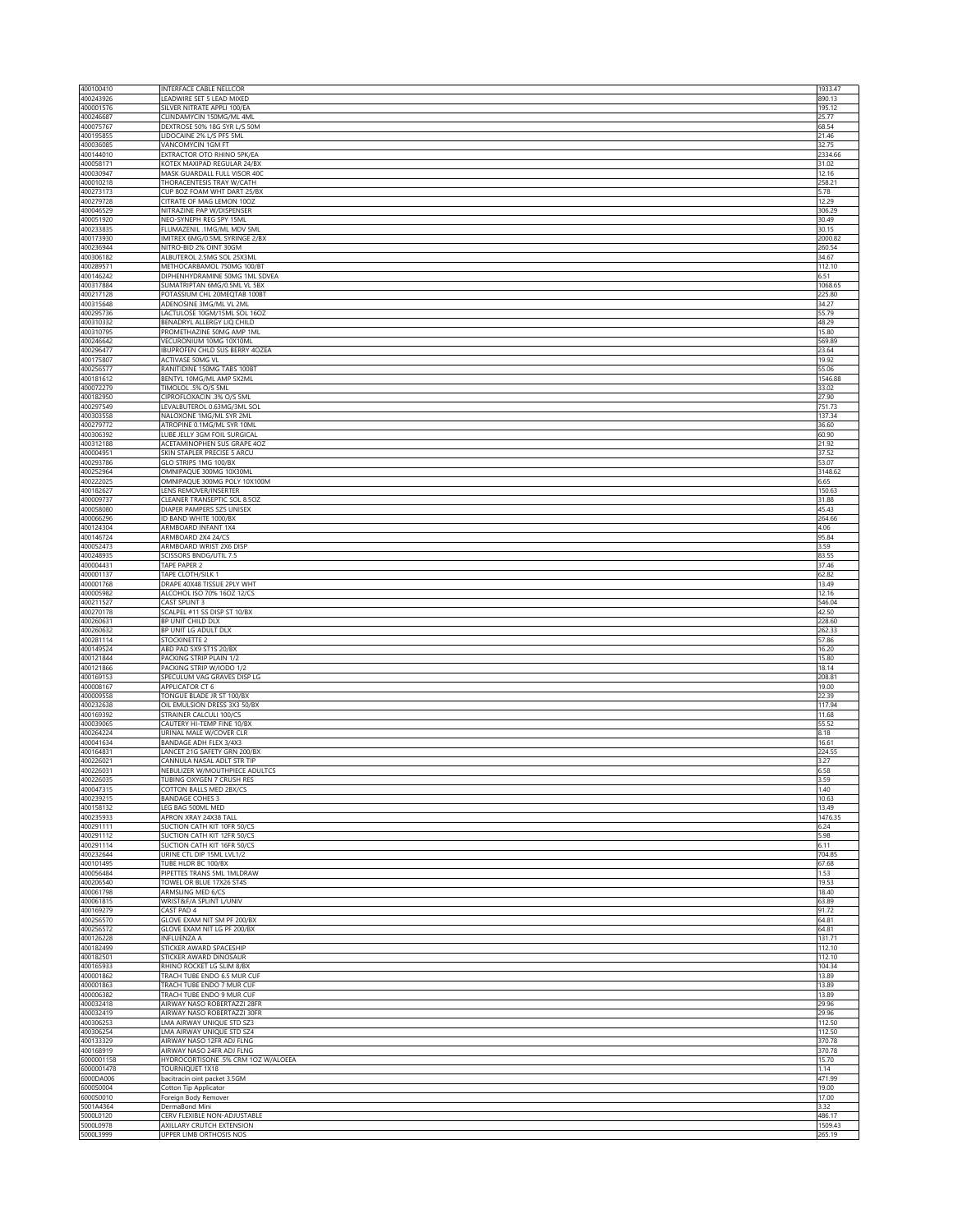| | | |
|---|---|---|
| 400100410 | INTERFACE CABLE NELLCOR | 1933.47 |
| 400243926 | LEADWIRE SET 5 LEAD MIXED | 890.13 |
| 400001576 | SILVER NITRATE APPLI 100/EA | 195.12 |
| 400246687 | CLINDAMYCIN 150MG/ML 4ML | 25.77 |
| 400075767 | DEXTROSE 50% 18G SYR L/S 50M | 68.54 |
| 400195855 | LIDOCAINE 2% L/S PFS 5ML | 21.46 |
| 400036085 | VANCOMYCIN 1GM FT | 32.75 |
| 400144010 | EXTRACTOR OTO RHINO 5PK/EA | 2334.66 |
| 400058171 | KOTEX MAXIPAD REGULAR 24/BX | 31.02 |
| 400030947 | MASK GUARDALL FULL VISOR 40C | 12.16 |
| 400010218 | THORACENTESIS TRAY W/CATH | 258.21 |
| 400273173 | CUP 8OZ FOAM WHT DART 25/BX | 5.78 |
| 400279728 | CITRATE OF MAG LEMON 10OZ | 12.29 |
| 400046529 | NITRAZINE PAP W/DISPENSER | 306.29 |
| 400051920 | NEO-SYNEPH REG SPY 15ML | 30.49 |
| 400233835 | FLUMAZENIL .1MG/ML MDV 5ML | 30.15 |
| 400173930 | IMITREX 6MG/0.5ML SYRINGE 2/BX | 2000.82 |
| 400236944 | NITRO-BID 2% OINT 30GM | 260.54 |
| 400306182 | ALBUTEROL 2.5MG SOL 25X3ML | 34.67 |
| 400289571 | METHOCARBAMOL 750MG 100/BT | 112.10 |
| 400146242 | DIPHENHYDRAMINE 50MG 1ML SDVEA | 6.51 |
| 400317884 | SUMATRIPTAN 6MG/0.5ML VL 5BX | 1068.65 |
| 400217128 | POTASSIUM CHL 20MEQTAB 100BT | 225.80 |
| 400315648 | ADENOSINE 3MG/ML VL 2ML | 34.27 |
| 400295736 | LACTULOSE 10GM/15ML SOL 16OZ | 55.79 |
| 400310332 | BENADRYL ALLERGY LIQ CHILD | 48.29 |
| 400310795 | PROMETHAZINE 50MG AMP 1ML | 15.80 |
| 400246642 | VECURONIUM 10MG 10X10ML | 569.89 |
| 400296477 | IBUPROFEN CHLD SUS BERRY 4OZEA | 23.64 |
| 400175807 | ACTIVASE 50MG VL | 19.92 |
| 400256577 | RANITIDINE 150MG TABS 100BT | 55.06 |
| 400181612 | BENTYL 10MG/ML AMP 5X2ML | 1546.88 |
| 400072279 | TIMOLOL .5% O/S 5ML | 33.02 |
| 400182950 | CIPROFLOXACIN .3% O/S 5ML | 27.90 |
| 400297549 | LEVALBUTEROL 0.63MG/3ML SOL | 751.73 |
| 400303558 | NALOXONE 1MG/ML SYR 2ML | 137.34 |
| 400279772 | ATROPINE 0.1MG/ML SYR 10ML | 36.60 |
| 400306392 | LUBE JELLY 3GM FOIL SURGICAL | 60.90 |
| 400312188 | ACETAMINOPHEN SUS GRAPE 4OZ | 21.92 |
| 400004951 | SKIN STAPLER PRECISE 5 ARCU | 37.52 |
| 400293786 | GLO STRIPS 1MG 100/BX | 53.07 |
| 400252964 | OMNIPAQUE 300MG 10X30ML | 3148.62 |
| 400222025 | OMNIPAQUE 300MG POLY 10X100M | 6.65 |
| 400182627 | LENS REMOVER/INSERTER | 150.63 |
| 400009737 | CLEANER TRANSEPTIC SOL 8.5OZ | 31.88 |
| 400058080 | DIAPER PAMPERS SZ5 UNISEX | 45.43 |
| 400066296 | ID BAND WHITE 1000/BX | 264.66 |
| 400124304 | ARMBOARD INFANT 1X4 | 4.06 |
| 400146724 | ARMBOARD 2X4 24/CS | 95.84 |
| 400052473 | ARMBOARD WRIST 2X6 DISP | 3.59 |
| 400248935 | SCISSORS BNDG/UTIL 7.5 | 83.55 |
| 400004431 | TAPE PAPER 2 | 37.46 |
| 400001137 | TAPE CLOTH/SILK 1 | 62.82 |
| 400001768 | DRAPE 40X48 TISSUE 2PLY WHT | 13.49 |
| 400005982 | ALCOHOL ISO 70% 16OZ 12/CS | 12.16 |
| 400211527 | CAST SPLINT 3 | 546.04 |
| 400270178 | SCALPEL #11 SS DISP ST 10/BX | 42.50 |
| 400260631 | BP UNIT CHILD DLX | 228.60 |
| 400260632 | BP UNIT LG ADULT DLX | 262.33 |
| 400281114 | STOCKINETTE 2 | 57.86 |
| 400149524 | ABD PAD 5X9 ST1S 20/BX | 16.20 |
| 400121844 | PACKING STRIP PLAIN 1/2 | 15.80 |
| 400121866 | PACKING STRIP W/IODO 1/2 | 18.14 |
| 400169153 | SPECULUM VAG GRAVES DISP LG | 208.81 |
| 400008167 | APPLICATOR CT 6 | 19.00 |
| 400009558 | TONGUE BLADE JR ST 100/BX | 22.39 |
| 400232638 | OIL EMULSION DRESS 3X3 50/BX | 117.94 |
| 400169392 | STRAINER CALCULI 100/CS | 11.68 |
| 400039065 | CAUTERY HI-TEMP FINE 10/BX | 55.52 |
| 400264224 | URINAL MALE W/COVER CLR | 8.18 |
| 400041634 | BANDAGE ADH FLEX 3/4X3 | 16.61 |
| 400164831 | LANCET 21G SAFETY GRN 200/BX | 224.55 |
| 400226021 | CANNULA NASAL ADLT STR TIP | 3.27 |
| 400226031 | NEBULIZER W/MOUTHPIECE ADULTCS | 6.58 |
| 400226035 | TUBING OXYGEN 7 CRUSH RES | 3.59 |
| 400047315 | COTTON BALLS MED 2BX/CS | 1.40 |
| 400239215 | BANDAGE COHES 3 | 10.63 |
| 400158132 | LEG BAG 500ML MED | 13.49 |
| 400235933 | APRON XRAY 24X38 TALL | 1476.35 |
| 400291111 | SUCTION CATH KIT 10FR 50/CS | 6.24 |
| 400291112 | SUCTION CATH KIT 12FR 50/CS | 5.98 |
| 400291114 | SUCTION CATH KIT 16FR 50/CS | 6.11 |
| 400232644 | URINE CTL DIP 15ML LVL1/2 | 704.85 |
| 400101495 | TUBE HLDR BC 100/BX | 67.68 |
| 400056484 | PIPETTES TRANS 5ML 1MLDRAW | 1.53 |
| 400206540 | TOWEL OR BLUE 17X26 ST4S | 19.53 |
| 400061798 | ARMSLING MED 6/CS | 18.40 |
| 400061815 | WRIST&F/A SPLINT L/UNIV | 63.89 |
| 400169279 | CAST PAD 4 | 91.72 |
| 400256570 | GLOVE EXAM NIT SM PF 200/BX | 64.81 |
| 400256572 | GLOVE EXAM NIT LG PF 200/BX | 64.81 |
| 400126228 | INFLUENZA A | 131.71 |
| 400182499 | STICKER AWARD SPACESHIP | 112.10 |
| 400182501 | STICKER AWARD DINOSAUR | 112.10 |
| 400165933 | RHINO ROCKET LG SLIM 8/BX | 104.34 |
| 400001862 | TRACH TUBE ENDO 6.5 MUR CUF | 13.89 |
| 400001863 | TRACH TUBE ENDO 7 MUR CUF | 13.89 |
| 400006382 | TRACH TUBE ENDO 9 MUR CUF | 13.89 |
| 400032418 | AIRWAY NASO ROBERTAZZI 28FR | 29.96 |
| 400032419 | AIRWAY NASO ROBERTAZZI 30FR | 29.96 |
| 400306253 | LMA AIRWAY UNIQUE STD SZ3 | 112.50 |
| 400306254 | LMA AIRWAY UNIQUE STD SZ4 | 112.50 |
| 400133329 | AIRWAY NASO 12FR ADJ FLNG | 370.78 |
| 400168919 | AIRWAY NASO 24FR ADJ FLNG | 370.78 |
| 6000001158 | HYDROCORTISONE .5% CRM 1OZ W/ALOEEA | 15.70 |
| 6000001478 | TOURNIQUET 1X18 | 1.14 |
| 6000DA006 | bacitracin oint packet 3.5GM | 471.99 |
| 6000S0004 | Cotton Tip Applicator | 19.00 |
| 6000S0010 | Foreign Body Remover | 17.00 |
| 5001A4364 | DermaBond Mini | 3.32 |
| 5000L0120 | CERV FLEXIBLE NON-ADJUSTABLE | 486.17 |
| 5000L0978 | AXILLARY CRUTCH EXTENSION | 1509.43 |
| 5000L3999 | UPPER LIMB ORTHOSIS NOS | 265.19 |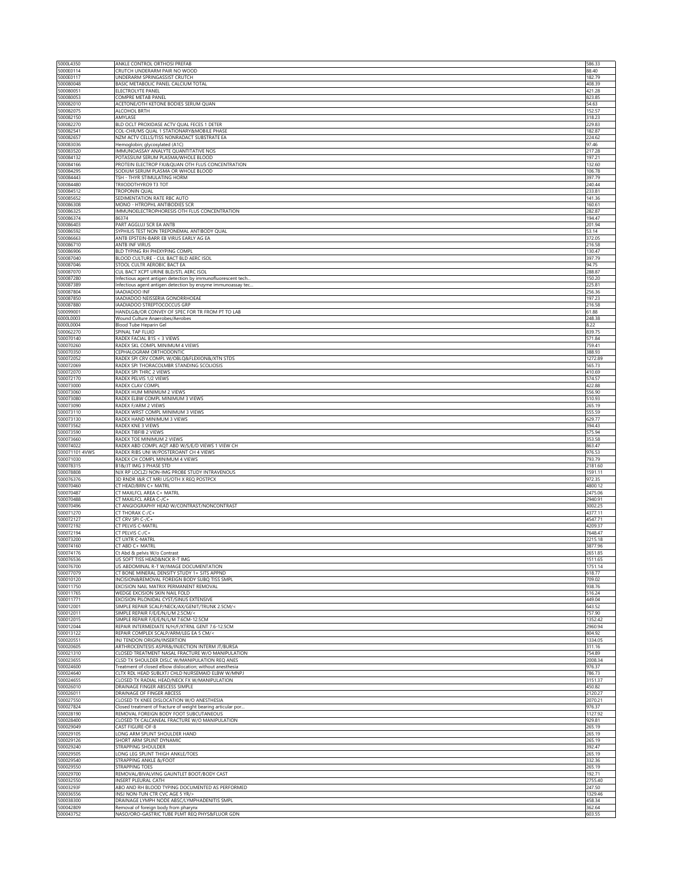| | | |
|---|---|---|
| 5000L4350 | ANKLE CONTROL ORTHOSI PREFAB | 586.33 |
| 5000E0114 | CRUTCH UNDERARM PAIR NO WOOD | 88.40 |
| 5000E0117 | UNDERARM SPRINGASSIST CRUTCH | 182.79 |
| 500080048 | BASIC METABOLIC PANEL CALCIUM TOTAL | 408.39 |
| 500080051 | ELECTROLYTE PANEL | 421.28 |
| 500080053 | COMPRE METAB PANEL | 823.85 |
| 500082010 | ACETONE/OTH KETONE BODIES SERUM QUAN | 54.63 |
| 500082075 | ALCOHOL BRTH | 152.57 |
| 500082150 | AMYLASE | 318.23 |
| 500082270 | BLD OCLT PROXIDASE ACTV QUAL FECES 1 DETER | 229.83 |
| 500082541 | COL-CHR/MS QUAL 1 STATIONARY&MOBILE PHASE | 182.87 |
| 500082657 | NZM ACTV CELLS/TISS NONRADACT SUBSTRATE EA | 224.62 |
| 500083036 | Hemoglobin; glycosylated (A1C) | 97.46 |
| 500083520 | IMMUNOASSAY ANALYTE QUANTITATIVE NOS | 217.28 |
| 500084132 | POTASSIUM SERUM PLASMA/WHOLE BLOOD | 197.21 |
| 500084166 | PROTEIN ELECTROP FXJ&QUAN OTH FLUS CONCENTRATION | 132.60 |
| 500084295 | SODIUM SERUM PLASMA OR WHOLE BLOOD | 106.78 |
| 500084443 | TSH - THYR STIMULATING HORM | 397.79 |
| 500084480 | TRIIODOTHYRO9 T3 TOT | 240.44 |
| 500084512 | TROPONIN QUAL | 233.81 |
| 500085652 | SEDIMENTATION RATE RBC AUTO | 141.36 |
| 500086308 | MONO - HTROPHL ANTIBODIES SCR | 160.61 |
| 500086325 | IMMUNOELECTROPHORESIS OTH FLUS CONCENTRATION | 282.87 |
| 500086374 | 86374 | 194.47 |
| 500086403 | PART AGGLUJ SCR EA ANTB | 201.94 |
| 500086592 | SYPHILIS TEST NON TREPONEMAL ANTIBODY QUAL | 53.14 |
| 500086663 | ANTB EPSTEIN-BARR EB VIRUS EARLY AG EA | 372.05 |
| 500086710 | ANTB INF VIRUS | 216.58 |
| 500086906 | BLD TYPING RH PHEXYPING COMPL | 130.47 |
| 500087040 | BLOOD CULTURE - CUL BACT BLD AERC ISOL | 397.79 |
| 500087046 | STOOL CULTR AEROBIC BACT EA | 94.75 |
| 500087070 | CUL BACT XCPT URINE BLD/STL AERC ISOL | 288.87 |
| 500087280 | Infectious agent antigen detection by immunofluorescent tech... | 150.20 |
| 500087389 | Infectious agent antigen detection by enzyme immunoassay tec... | 225.81 |
| 500087804 | IAADIADOO INF | 256.36 |
| 500087850 | IAADIADOO NEISSERIA GONORRHOEAE | 197.23 |
| 500087880 | IAADIADOO STREPTOCOCCUS GRP | 216.58 |
| 500099001 | HANDLG&/OR CONVEY OF SPEC FOR TR FROM PT TO LAB | 61.88 |
| 6000L0003 | Wound Culture Anaerobes/Aerobes | 248.38 |
| 6000L0004 | Blood Tube Heparin Gel | 8.22 |
| 500062270 | SPINAL TAP FLUID | 839.75 |
| 500070140 | RADEX FACIAL B1S < 3 VIEWS | 571.84 |
| 500070260 | RADEX SKL COMPL MINIMUM 4 VIEWS | 759.41 |
| 500070350 | CEPHALOGRAM ORTHODONTIC | 388.93 |
| 500072052 | RADEX SPI CRV COMPL W/OBLQ&FLEXION&/XTN STDS | 1272.89 |
| 500072069 | RADEX SPI THORACOLMBR STANDING SCOLIOSIS | 565.73 |
| 500072070 | RADEX SPI THRC 2 VIEWS | 410.69 |
| 500072170 | RADEX PELVIS 1/2 VIEWS | 574.57 |
| 500073000 | RADEX CLAV COMPL | 422.88 |
| 500073060 | RADEX HUM MINIMUM 2 VIEWS | 556.90 |
| 500073080 | RADEX ELBW COMPL MINIMUM 3 VIEWS | 510.93 |
| 500073090 | RADEX F/ARM 2 VIEWS | 265.19 |
| 500073110 | RADEX WRST COMPL MINIMUM 3 VIEWS | 555.59 |
| 500073130 | RADEX HAND MINIMUM 3 VIEWS | 629.77 |
| 500073562 | RADEX KNE 3 VIEWS | 394.43 |
| 500073590 | RADEX TIBFIB 2 VIEWS | 575.94 |
| 500073660 | RADEX TOE MINIMUM 2 VIEWS | 353.58 |
| 500074022 | RADEX ABD COMPL AQT ABD W/S/E/D VIEWS 1 VIEW CH | 863.47 |
| 500071101 4VWS | RADEX RIBS UNI W/POSTEROANT CH 4 VIEWS | 976.53 |
| 500071030 | RADEX CH COMPL MINIMUM 4 VIEWS | 793.79 |
| 500078315 | B1&/JT IMG 3 PHASE STD | 2181.60 |
| 500078808 | NJX RP LOCLZJ NON-IMG PROBE STUDY INTRAVENOUS | 1591.11 |
| 500076376 | 3D RNDR I&R CT MRI US/OTH X REQ POSTPCX | 972.35 |
| 500070460 | CT HEAD/BRN C+ MATRL | 4800.12 |
| 500070487 | CT MAXLFCL AREA C+ MATRL | 2475.06 |
| 500070488 | CT MAXLFCL AREA C-/C+ | 2940.91 |
| 500070496 | CT ANGIOGRAPHY HEAD W/CONTRAST/NONCONTRAST | 3002.25 |
| 500071270 | CT THORAX C-/C+ | 4377.11 |
| 500072127 | CT CRV SPI C-/C+ | 4547.71 |
| 500072192 | CT PELVIS C-MATRL | 4209.37 |
| 500072194 | CT PELVIS C-/C+ | 7648.47 |
| 500073200 | CT UXTR C-MATRL | 2215.18 |
| 500074160 | CT ABD C+ MATRL | 3877.96 |
| 500074176 | Ct Abd & pelvis W/o Contrast | 2651.85 |
| 500076536 | US SOFT TISS HEAD&NCK R-T IMG | 1511.65 |
| 500076700 | US ABDOMINAL R-T W/IMAGE DOCUMENTATION | 1751.14 |
| 500077079 | CT BONE MINERAL DENSITY STUDY 1+ SITS APPND | 618.77 |
| 500010120 | INCISION&REMOVAL FOREIGN BODY SUBQ TISS SMPL | 709.02 |
| 500011750 | EXCISION NAIL MATRIX PERMANENT REMOVAL | 938.76 |
| 500011765 | WEDGE EXCISION SKIN NAIL FOLD | 516.24 |
| 500011771 | EXCISION PILONIDAL CYST/SINUS EXTENSIVE | 449.04 |
| 500012001 | SIMPLE REPAIR SCALP/NECK/AX/GENIT/TRUNK 2.5CM/< | 643.52 |
| 500012011 | SIMPLE REPAIR F/E/E/N/L/M 2.5CM/< | 757.90 |
| 500012015 | SIMPLE REPAIR F/E/E/N/L/M 7.6CM-12.5CM | 1352.42 |
| 500012044 | REPAIR INTERMEDIATE N/H/F/XTRNL GENT 7.6-12.5CM | 2960.94 |
| 500013122 | REPAIR COMPLEX SCALP/ARM/LEG EA 5 CM/< | 804.92 |
| 500020551 | INJ TENDON ORIGIN/INSERTION | 1334.05 |
| 500020605 | ARTHROCENTESIS ASPIR&/INJECTION INTERM JT/BURSA | 311.16 |
| 500021310 | CLOSED TREATMENT NASAL FRACTURE W/O MANIPULATION | 754.89 |
| 500023655 | CLSD TX SHOULDER DISLC W/MANIPULATION REQ ANES | 2008.34 |
| 500024600 | Treatment of closed elbow dislocation; without anesthesia | 976.37 |
| 500024640 | CLTX RDL HEAD SUBLXTJ CHLD NURSEMAID ELBW W/MNPJ | 786.73 |
| 500024655 | CLOSED TX RADIAL HEAD/NECK FX W/MANIPULATION | 3151.37 |
| 500026010 | DRAINAGE FINGER ABSCESS SIMPLE | 450.82 |
| 500026011 | DRAINAGE OF FINGER ABCESS | 2120.27 |
| 500027550 | CLOSED TX KNEE DISLOCATION W/O ANESTHESIA | 2070.21 |
| 500027824 | Closed treatment of fracture of weight bearing articular por... | 976.37 |
| 500028190 | REMOVAL FOREIGN BODY FOOT SUBCUTANEOUS | 1127.92 |
| 500028400 | CLOSED TX CALCANEAL FRACTURE W/O MANIPULATION | 929.81 |
| 500029049 | CAST FIGURE-OF-8 | 265.19 |
| 500029105 | LONG ARM SPLINT SHOULDER HAND | 265.19 |
| 500029126 | SHORT ARM SPLINT DYNAMIC | 265.19 |
| 500029240 | STRAPPING SHOULDER | 392.47 |
| 500029505 | LONG LEG SPLINT THIGH ANKLE/TOES | 265.19 |
| 500029540 | STRAPPING ANKLE &/FOOT | 332.36 |
| 500029550 | STRAPPING TOES | 265.19 |
| 500029700 | REMOVAL/BIVALVING GAUNTLET BOOT/BODY CAST | 192.71 |
| 500032550 | INSERT PLEURAL CATH | 2755.40 |
| 50003293F | ABO AND RH BLOOD TYPING DOCUMENTED AS PERFORMED | 247.50 |
| 500036556 | INSJ NON-TUN CTR CVC AGE 5 YR/> | 1329.46 |
| 500038300 | DRAINAGE LYMPH NODE ABSC/LYMPHADENITIS SMPL | 458.34 |
| 500042809 | Removal of foreign body from pharynx | 362.64 |
| 500043752 | NASO/ORO-GASTRIC TUBE PLMT REQ PHYS&FLUOR GDN | 603.55 |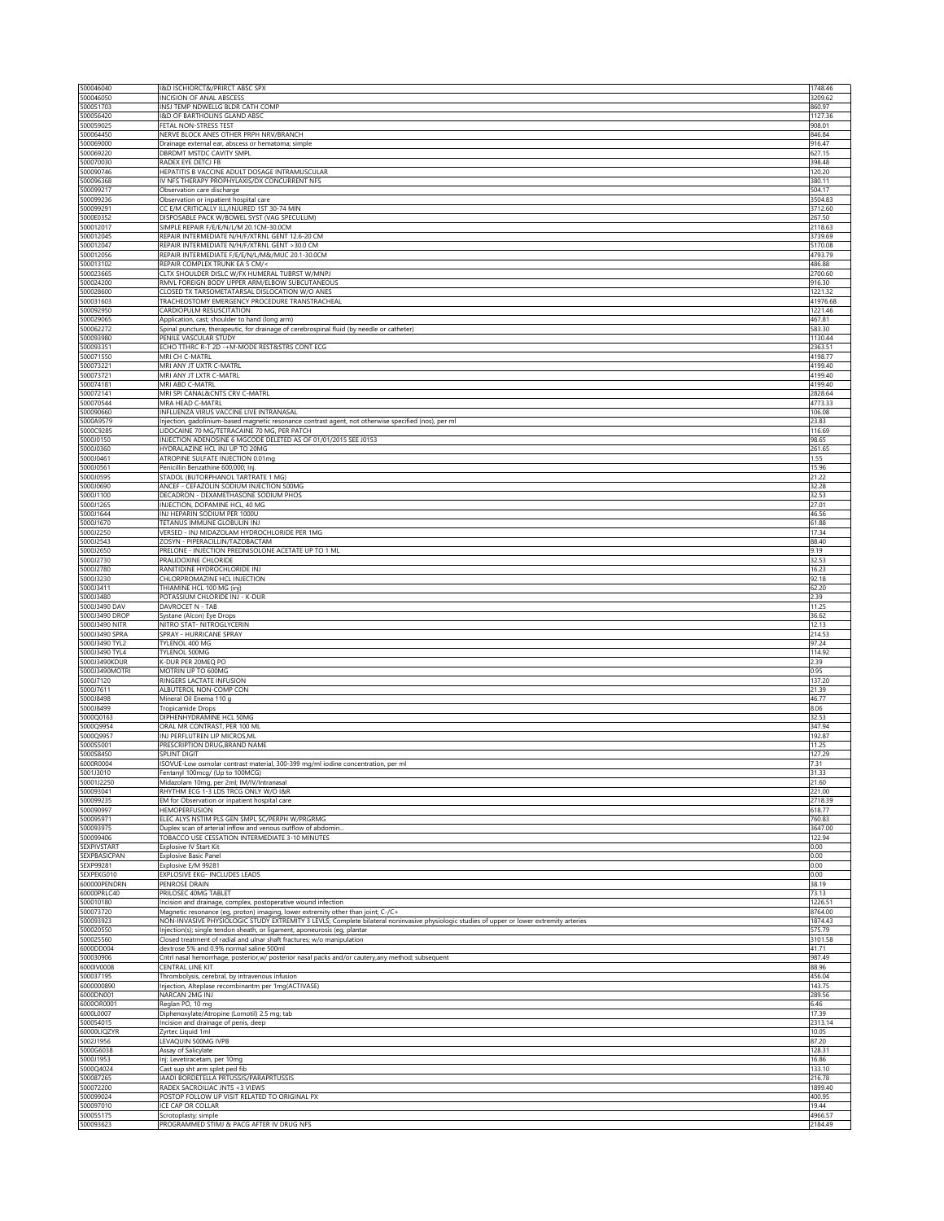| | | |
|---|---|---|
| 500046040 | I&D ISCHIORCT&/PRIRCT ABSC SPX | 1748.46 |
| 500046050 | INCISION OF ANAL ABSCESS | 3209.62 |
| 500051703 | INSJ TEMP NDWELLG BLDR CATH COMP | 860.97 |
| 500056420 | I&D OF BARTHOLINS GLAND ABSC | 1127.36 |
| 500059025 | FETAL NON-STRESS TEST | 908.01 |
| 500064450 | NERVE BLOCK ANES OTHER PRPH NRV/BRANCH | 846.84 |
| 500069000 | Drainage external ear, abscess or hematoma; simple | 916.47 |
| 500069220 | DBRDMT MSTDC CAVITY SMPL | 627.15 |
| 500070030 | RADEX EYE DETCJ FB | 398.48 |
| 500090746 | HEPATITIS B VACCINE ADULT DOSAGE INTRAMUSCULAR | 120.20 |
| 500096368 | IV NFS THERAPY PROPHYLAXIS/DX CONCURRENT NFS | 380.11 |
| 500099217 | Observation care discharge | 504.17 |
| 500099236 | Observation or inpatient hospital care | 3504.83 |
| 500099291 | CC E/M CRITICALLY ILL/INJURED 1ST 30-74 MIN | 3712.60 |
| 5000E0352 | DISPOSABLE PACK W/BOWEL SYST (VAG SPECULUM) | 267.50 |
| 500012017 | SIMPLE REPAIR F/E/E/N/L/M 20.1CM-30.0CM | 2118.63 |
| 500012045 | REPAIR INTERMEDIATE N/H/F/XTRNL GENT 12.6-20 CM | 3739.69 |
| 500012047 | REPAIR INTERMEDIATE N/H/F/XTRNL GENT >30.0 CM | 5170.08 |
| 500012056 | REPAIR INTERMEDIATE F/E/E/N/L/M&/MUC 20.1-30.0CM | 4793.79 |
| 500013102 | REPAIR COMPLEX TRUNK EA 5 CM/< | 486.88 |
| 500023665 | CLTX SHOULDER DISLC W/FX HUMERAL TUBRST W/MNPJ | 2700.60 |
| 500024200 | RMVL FOREIGN BODY UPPER ARM/ELBOW SUBCUTANEOUS | 916.30 |
| 500028600 | CLOSED TX TARSOMETATARSAL DISLOCATION W/O ANES | 1221.32 |
| 500031603 | TRACHEOSTOMY EMERGENCY PROCEDURE TRANSTRACHEAL | 41976.68 |
| 500092950 | CARDIOPULM RESUSCITATION | 1221.46 |
| 500029065 | Application, cast; shoulder to hand (long arm) | 467.81 |
| 500062272 | Spinal puncture, therapeutic, for drainage of cerebrospinal fluid (by needle or catheter) | 583.30 |
| 500093980 | PENILE VASCULAR STUDY | 1130.44 |
| 500093351 | ECHO TTHRC R-T 2D -+M-MODE REST&STRS CONT ECG | 2363.51 |
| 500071550 | MRI CH C-MATRL | 4198.77 |
| 500073221 | MRI ANY JT UXTR C-MATRL | 4199.40 |
| 500073721 | MRI ANY JT LXTR C-MATRL | 4199.40 |
| 500074181 | MRI ABD C-MATRL | 4199.40 |
| 500072141 | MRI SPI CANAL&CNTS CRV C-MATRL | 2828.64 |
| 500070544 | MRA HEAD C-MATRL | 4773.33 |
| 500090660 | INFLUENZA VIRUS VACCINE LIVE INTRANASAL | 106.08 |
| 5000A9579 | Injection, gadolinium-based magnetic resonance contrast agent, not otherwise specified (nos), per ml | 23.83 |
| 5000C9285 | LIDOCAINE 70 MG/TETRACAINE 70 MG, PER PATCH | 116.69 |
| 5000J0150 | INJECTION ADENOSINE 6 MGCODE DELETED AS OF 01/01/2015 SEE J0153 | 98.65 |
| 5000J0360 | HYDRALAZINE HCL INJ UP TO 20MG | 261.65 |
| 5000J0461 | ATROPINE SULFATE INJECTION 0.01mg | 1.55 |
| 5000J0561 | Penicillin Benzathine 600,000; Inj. | 15.96 |
| 5000J0595 | STADOL (BUTORPHANOL TARTRATE 1 MG) | 21.22 |
| 5000J0690 | ANCEF - CEFAZOLIN SODIUM INJECTION 500MG | 32.28 |
| 5000J1100 | DECADRON - DEXAMETHASONE SODIUM PHOS | 32.53 |
| 5000J1265 | INJECTION, DOPAMINE HCL, 40 MG | 27.01 |
| 5000J1644 | INJ HEPARIN SODIUM PER 1000U | 46.56 |
| 5000J1670 | TETANUS IMMUNE GLOBULIN INJ | 61.88 |
| 5000J2250 | VERSED - INJ MIDAZOLAM HYDROCHLORIDE PER 1MG | 17.34 |
| 5000J2543 | ZOSYN - PIPERACILLIN/TAZOBACTAM | 88.40 |
| 5000J2650 | PRELONE - INJECTION PREDNISOLONE ACETATE UP TO 1 ML | 9.19 |
| 5000J2730 | PRALIDOXINE CHLORIDE | 32.53 |
| 5000J2780 | RANITIDINE HYDROCHLORIDE INJ | 16.23 |
| 5000J3230 | CHLORPROMAZINE HCL INJECTION | 92.18 |
| 5000J3411 | THIAMINE HCL 100 MG (inj) | 62.20 |
| 5000J3480 | POTASSIUM CHLORIDE INJ - K-DUR | 2.39 |
| 5000J3490 DAV | DAVROCET N - TAB | 11.25 |
| 5000J3490 DROP | Systane (Alcon) Eye Drops | 36.62 |
| 5000J3490 NITR | NITRO STAT- NITROGLYCERIN | 12.13 |
| 5000J3490 SPRA | SPRAY - HURRICANE SPRAY | 214.53 |
| 5000J3490 TYL2 | TYLENOL 400 MG | 97.24 |
| 5000J3490 TYL4 | TYLENOL 500MG | 114.92 |
| 5000J3490KDUR | K-DUR PER 20MEQ PO | 2.39 |
| 5000J3490MOTRI | MOTRIN UP TO 600MG | 0.95 |
| 5000J7120 | RINGERS LACTATE INFUSION | 137.20 |
| 5000J7611 | ALBUTEROL NON-COMP CON | 21.39 |
| 5000J8498 | Mineral Oil Enema 110 g | 46.77 |
| 5000J8499 | Tropicamide Drops | 8.06 |
| 5000Q0163 | DIPHENHYDRAMINE HCL 50MG | 32.53 |
| 5000Q9954 | ORAL MR CONTRAST, PER 100 ML | 347.94 |
| 5000Q9957 | INJ PERFLUTREN LIP MICROS,ML | 192.87 |
| 5000S5001 | PRESCRIPTION DRUG,BRAND NAME | 11.25 |
| 500058450 | SPLINT DIGIT | 127.29 |
| 6000R0004 | ISOVUE-Low osmolar contrast material, 300-399 mg/ml iodine concentration, per ml | 7.31 |
| 5001J3010 | Fentanyl 100mcg/ (Up to 100MCG) | 31.33 |
| 50001J2250 | Midazolam 10mg, per 2ml; IM/IV/Intranasal | 21.60 |
| 500093041 | RHYTHM ECG 1-3 LDS TRCG ONLY W/O I&R | 221.00 |
| 500099235 | EM for Observation or inpatient hospital care | 2718.39 |
| 500090997 | HEMOPERFUSION | 618.77 |
| 500095971 | ELEC ALYS NSTIM PLS GEN SMPL SC/PERPH W/PRGRMG | 760.83 |
| 500093975 | Duplex scan of arterial inflow and venous outflow of abdomin... | 3647.00 |
| 500099406 | TOBACCO USE CESSATION INTERMEDIATE 3-10 MINUTES | 122.94 |
| 5EXPIVSTART | Explosive IV Start Kit | 0.00 |
| 5EXPBASICPAN | Explosive Basic Panel | 0.00 |
| 5EXP99281 | Explosive E/M 99281 | 0.00 |
| 5EXPEKG010 | EXPLOSIVE EKG- INCLUDES LEADS | 0.00 |
| 600000PENDRN | PENROSE DRAIN | 38.19 |
| 60000PRLC40 | PRILOSEC 40MG TABLET | 73.13 |
| 500010180 | Incision and drainage, complex, postoperative wound infection | 1226.51 |
| 500073720 | Magnetic resonance (eg, proton) imaging, lower extremity other than joint; C-/C+ | 8764.00 |
| 500093923 | NON-INVASIVE PHYSIOLOGIC STUDY EXTREMITY 3 LEVLS; Complete bilateral noninvasive physiologic studies of upper or lower extremity arteries | 1874.43 |
| 500020550 | Injection(s); single tendon sheath, or ligament, aponeurosis (eg, plantar | 575.79 |
| 500025560 | Closed treatment of radial and ulnar shaft fractures; w/o manipulation | 3101.58 |
| 6000DD004 | dextrose 5% and 0.9% normal saline 500ml | 41.71 |
| 500030906 | Cntrl nasal hemorrhage, posterior,w/ posterior nasal packs and/or cautery,any method; subsequent | 987.49 |
| 6000IV0008 | CENTRAL LINE KIT | 88.96 |
| 500037195 | Thrombolysis, cerebral, by intravenous infusion | 456.04 |
| 6000000890 | Injection, Alteplase recombinantm per 1mg(ACTIVASE) | 143.75 |
| 6000DN001 | NARCAN 2MG INJ | 289.56 |
| 6000OR0001 | Reglan PO, 10 mg | 6.46 |
| 6000L0007 | Diphenoxylate/Atropine (Lomotil) 2.5 mg; tab | 17.39 |
| 500054015 | Incision and drainage of penis, deep | 2313.14 |
| 60000LIQZYR | Zyrtec Liquid 1ml | 10.05 |
| 5002J1956 | LEVAQUIN 500MG IVPB | 87.20 |
| 5000G6038 | Assay of Salicylate | 128.31 |
| 5000J1953 | Inj: Levetiracetam, per 10mg | 16.86 |
| 5000Q4024 | Cast sup sht arm splnt ped fib | 133.10 |
| 500087265 | IAADI BORDETELLA PRTUSSIS/PARAPRTUSSIS | 216.78 |
| 500072200 | RADEX SACROILIAC JNTS <3 VIEWS | 1899.40 |
| 500099024 | POSTOP FOLLOW UP VISIT RELATED TO ORIGINAL PX | 400.95 |
| 500097010 | ICE CAP OR COLLAR | 19.44 |
| 500055175 | Scrotoplasty; simple | 4966.57 |
| 500093623 | PROGRAMMED STIMJ & PACG AFTER IV DRUG NFS | 2184.49 |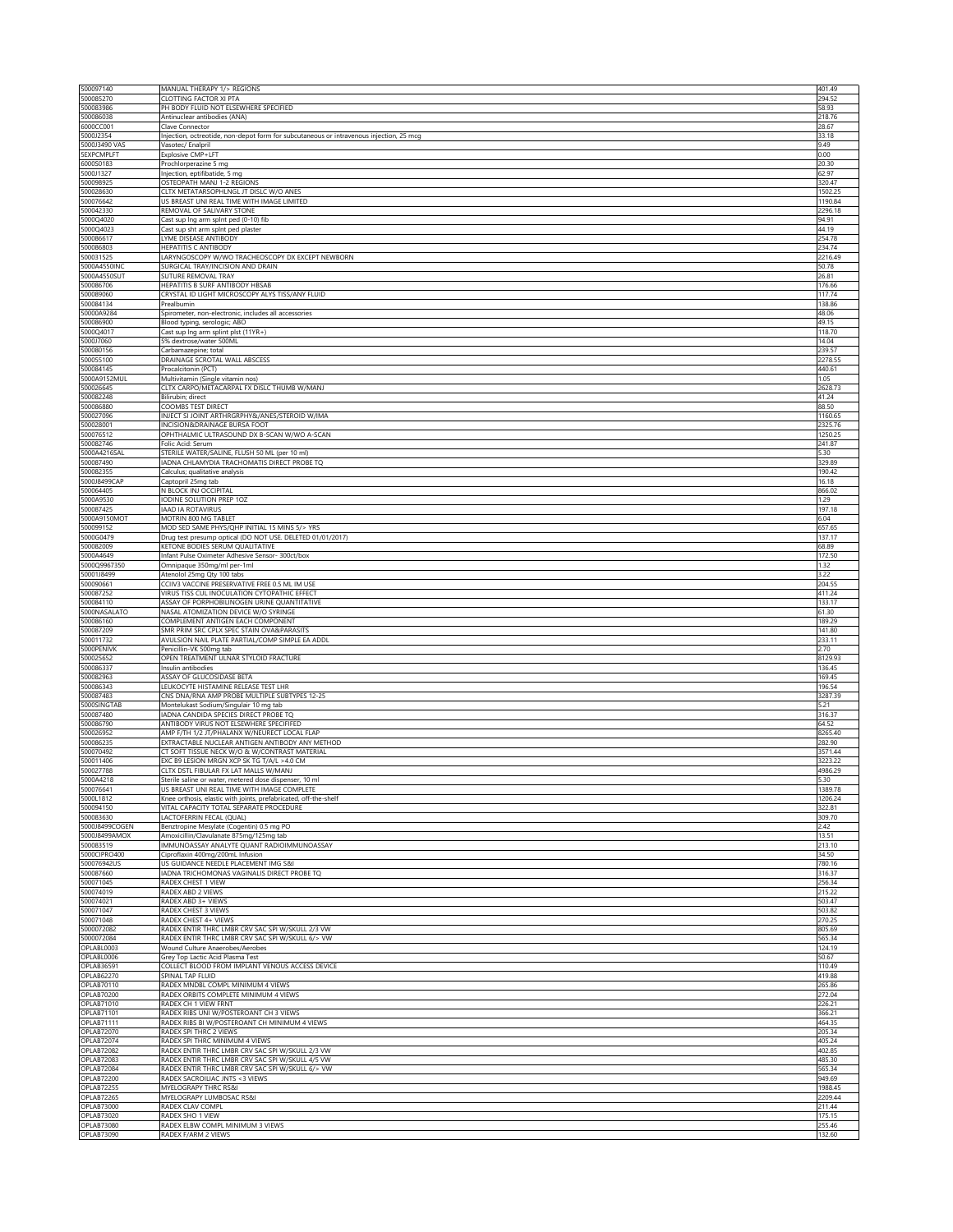| | | |
|---|---|---|
| 500097140 | MANUAL THERAPY 1/> REGIONS | 401.49 |
| 500085270 | CLOTTING FACTOR XI PTA | 294.52 |
| 500083986 | PH BODY FLUID NOT ELSEWHERE SPECIFIED | 58.93 |
| 500086038 | Antinuclear antibodies (ANA) | 218.76 |
| 6000CC001 | Clave Connector | 28.67 |
| 5000J2354 | Injection, octreotide, non-depot form for subcutaneous or intravenous injection, 25 mcg | 33.18 |
| 5000J3490 VAS | Vasotec/ Enalpril | 9.49 |
| SEXPCMPLFT | Explosive CMP+LFT | 0.00 |
| 6000S0183 | Prochlorperazine 5 mg | 20.30 |
| 5000J1327 | Injection, eptifibatide, 5 mg | 62.97 |
| 500098925 | OSTEOPATH MANJ 1-2 REGIONS | 320.47 |
| 500028630 | CLTX METATARSOPHLNGL JT DISLC W/O ANES | 1502.25 |
| 500076642 | US BREAST UNI REAL TIME WITH IMAGE LIMITED | 1190.84 |
| 500042330 | REMOVAL OF SALIVARY STONE | 2296.18 |
| 5000Q4020 | Cast sup lng arm splnt ped (0-10) fib | 94.91 |
| 5000Q4023 | Cast sup sht arm splnt ped plaster | 44.19 |
| 500086617 | LYME DISEASE ANTIBODY | 254.78 |
| 500086803 | HEPATITIS C ANTIBODY | 234.74 |
| 500031525 | LARYNGOSCOPY W/WO TRACHEOSCOPY DX EXCEPT NEWBORN | 2216.49 |
| 5000A4550INC | SURGICAL TRAY/INCISION AND DRAIN | 50.78 |
| 5000A4550SUT | SUTURE REMOVAL TRAY | 26.81 |
| 500086706 | HEPATITIS B SURF ANTIBODY HBSAB | 176.66 |
| 500089060 | CRYSTAL ID LIGHT MICROSCOPY ALYS TISS/ANY FLUID | 117.74 |
| 500084134 | Prealbumin | 138.86 |
| 50000A9284 | Spirometer, non-electronic, includes all accessories | 48.06 |
| 500086900 | Blood typing, serologic; ABO | 49.15 |
| 5000Q4017 | Cast sup lng arm splint plst (11YR+) | 118.70 |
| 5000J7060 | 5% dextrose/water 500ML | 14.04 |
| 500080156 | Carbamazepine; total | 239.57 |
| 500055100 | DRAINAGE SCROTAL WALL ABSCESS | 2278.55 |
| 500084145 | Procalcitonin (PCT) | 440.61 |
| 5000A9152MUL | Multivitamin (Single vitamin nos) | 1.05 |
| 500026645 | CLTX CARPO/METACARPAL FX DISLC THUMB W/MANJ | 2628.73 |
| 500082248 | Bilirubin; direct | 41.24 |
| 500086880 | COOMBS TEST DIRECT | 88.50 |
| 500027096 | INJECT SI JOINT ARTHRGRPHY&/ANES/STEROID W/IMA | 1160.65 |
| 500028001 | INCISION&DRAINAGE BURSA FOOT | 2325.76 |
| 500076512 | OPHTHALMIC ULTRASOUND DX B-SCAN W/WO A-SCAN | 1250.25 |
| 500082746 | Folic Acid: Serum | 241.87 |
| 5000A4216SAL | STERILE WATER/SALINE, FLUSH 50 ML (per 10 ml) | 5.30 |
| 500087490 | IADNA CHLAMYDIA TRACHOMATIS DIRECT PROBE TQ | 329.89 |
| 500082355 | Calculus; qualitative analysis | 190.42 |
| 5000J8499CAP | Captopril 25mg tab | 16.18 |
| 500064405 | N BLOCK INJ OCCIPITAL | 866.02 |
| 5000A9530 | IODINE SOLUTION PREP 1OZ | 1.29 |
| 500087425 | IAAD IA ROTAVIRUS | 197.18 |
| 5000A9150MOT | MOTRIN 800 MG TABLET | 6.04 |
| 500099152 | MOD SED SAME PHYS/QHP INITIAL 15 MINS 5/> YRS | 657.65 |
| 5000G0479 | Drug test presump optical (DO NOT USE. DELETED 01/01/2017) | 137.17 |
| 500082009 | KETONE BODIES SERUM QUALITATIVE | 68.89 |
| 5000A4649 | Infant Pulse Oximeter Adhesive Sensor- 300ct/box | 172.50 |
| 5000Q9967350 | Omnipaque 350mg/ml per-1ml | 1.32 |
| 50001J8499 | Atenolol 25mg Qty 100 tabs | 3.22 |
| 500090661 | CCIIV3 VACCINE PRESERVATIVE FREE 0.5 ML IM USE | 204.55 |
| 500087252 | VIRUS TISS CUL INOCULATION CYTOPATHIC EFFECT | 411.24 |
| 500084110 | ASSAY OF PORPHOBILINOGEN URINE QUANTITATIVE | 133.17 |
| 5000NASALATO | NASAL ATOMIZATION DEVICE W/O SYRINGE | 61.30 |
| 500086160 | COMPLEMENT ANTIGEN EACH COMPONENT | 189.29 |
| 500087209 | SMR PRIM SRC CPLX SPEC STAIN OVA&PARASITS | 141.80 |
| 500011732 | AVULSION NAIL PLATE PARTIAL/COMP SIMPLE EA ADDL | 233.11 |
| 5000PENIVK | Penicillin-VK 500mg tab | 2.70 |
| 500025652 | OPEN TREATMENT ULNAR STYLOID FRACTURE | 8129.93 |
| 500086337 | Insulin antibodies | 136.45 |
| 500082963 | ASSAY OF GLUCOSIDASE BETA | 169.45 |
| 500086343 | LEUKOCYTE HISTAMINE RELEASE TEST LHR | 196.54 |
| 500087483 | CNS DNA/RNA AMP PROBE MULTIPLE SUBTYPES 12-25 | 3287.39 |
| 5000SINGTAB | Montelukast Sodium/Singulair 10 mg tab | 5.21 |
| 500087480 | IADNA CANDIDA SPECIES DIRECT PROBE TQ | 316.37 |
| 500086790 | ANTIBODY VIRUS NOT ELSEWHERE SPECIFIED | 64.52 |
| 500026952 | AMP F/TH 1/2 JT/PHALANX W/NEURECT LOCAL FLAP | 8265.40 |
| 500086235 | EXTRACTABLE NUCLEAR ANTIGEN ANTIBODY ANY METHOD | 282.90 |
| 500070492 | CT SOFT TISSUE NECK W/O & W/CONTRAST MATERIAL | 3571.44 |
| 500011406 | EXC B9 LESION MRGN XCP SK TG T/A/L >4.0 CM | 3223.22 |
| 500027788 | CLTX DSTL FIBULAR FX LAT MALLS W/MANJ | 4986.29 |
| 5000A4218 | Sterile saline or water, metered dose dispenser, 10 ml | 5.30 |
| 500076641 | US BREAST UNI REAL TIME WITH IMAGE COMPLETE | 1389.78 |
| 5000L1812 | Knee orthosis, elastic with joints, prefabricated, off-the-shelf | 1206.24 |
| 500094150 | VITAL CAPACITY TOTAL SEPARATE PROCEDURE | 322.81 |
| 500083630 | LACTOFERRIN FECAL (QUAL) | 309.70 |
| 5000J8499COGEN | Benztropine Mesylate (Cogentin) 0.5 mg PO | 2.42 |
| 5000J8499AMOX | Amoxicillin/Clavulanate 875mg/125mg tab | 13.51 |
| 500083519 | IMMUNOASSAY ANALYTE QUANT RADIOIMMUNOASSAY | 213.10 |
| 5000CIPRO400 | Ciproflaxin 400mg/200mL Infusion | 34.50 |
| 500076942US | US GUIDANCE NEEDLE PLACEMENT IMG S&I | 780.16 |
| 500087660 | IADNA TRICHOMONAS VAGINALIS DIRECT PROBE TQ | 316.37 |
| 500071045 | RADEX CHEST 1 VIEW | 256.34 |
| 500074019 | RADEX ABD 2 VIEWS | 215.22 |
| 500074021 | RADEX ABD 3+ VIEWS | 503.47 |
| 500071047 | RADEX CHEST 3 VIEWS | 503.82 |
| 500071048 | RADEX CHEST 4+ VIEWS | 270.25 |
| 500072082 | RADEX ENTIR THRC LMBR CRV SAC SPI W/SKULL 2/3 VW | 805.69 |
| 500072084 | RADEX ENTIR THRC LMBR CRV SAC SPI W/SKULL 6/> VW | 565.34 |
| OPLABL0003 | Wound Culture Anaerobes/Aerobes | 124.19 |
| OPLABL0006 | Grey Top Lactic Acid Plasma Test | 50.67 |
| OPLAB36591 | COLLECT BLOOD FROM IMPLANT VENOUS ACCESS DEVICE | 110.49 |
| OPLAB62270 | SPINAL TAP FLUID | 419.88 |
| OPLAB70110 | RADEX MNDBL COMPL MINIMUM 4 VIEWS | 265.86 |
| OPLAB70200 | RADEX ORBITS COMPLETE MINIMUM 4 VIEWS | 272.04 |
| OPLAB71010 | RADEX CH 1 VIEW FRNT | 226.21 |
| OPLAB71101 | RADEX RIBS UNI W/POSTEROANT CH 3 VIEWS | 366.21 |
| OPLAB71111 | RADEX RIBS BI W/POSTEROANT CH MINIMUM 4 VIEWS | 464.35 |
| OPLAB72070 | RADEX SPI THRC 2 VIEWS | 205.34 |
| OPLAB72074 | RADEX SPI THRC MINIMUM 4 VIEWS | 405.24 |
| OPLAB72082 | RADEX ENTIR THRC LMBR CRV SAC SPI W/SKULL 2/3 VW | 402.85 |
| OPLAB72083 | RADEX ENTIR THRC LMBR CRV SAC SPI W/SKULL 4/5 VW | 485.30 |
| OPLAB72084 | RADEX ENTIR THRC LMBR CRV SAC SPI W/SKULL 6/> VW | 565.34 |
| OPLAB72200 | RADEX SACROILIAC JNTS <3 VIEWS | 949.69 |
| OPLAB72255 | MYELOGRAPY THRC RS&I | 1988.45 |
| OPLAB72265 | MYELOGRAPY LUMBOSAC RS&I | 2209.44 |
| OPLAB73000 | RADEX CLAV COMPL | 211.44 |
| OPLAB73020 | RADEX SHO 1 VIEW | 175.15 |
| OPLAB73080 | RADEX ELBW COMPL MINIMUM 3 VIEWS | 255.46 |
| OPLAB73090 | RADEX F/ARM 2 VIEWS | 132.60 |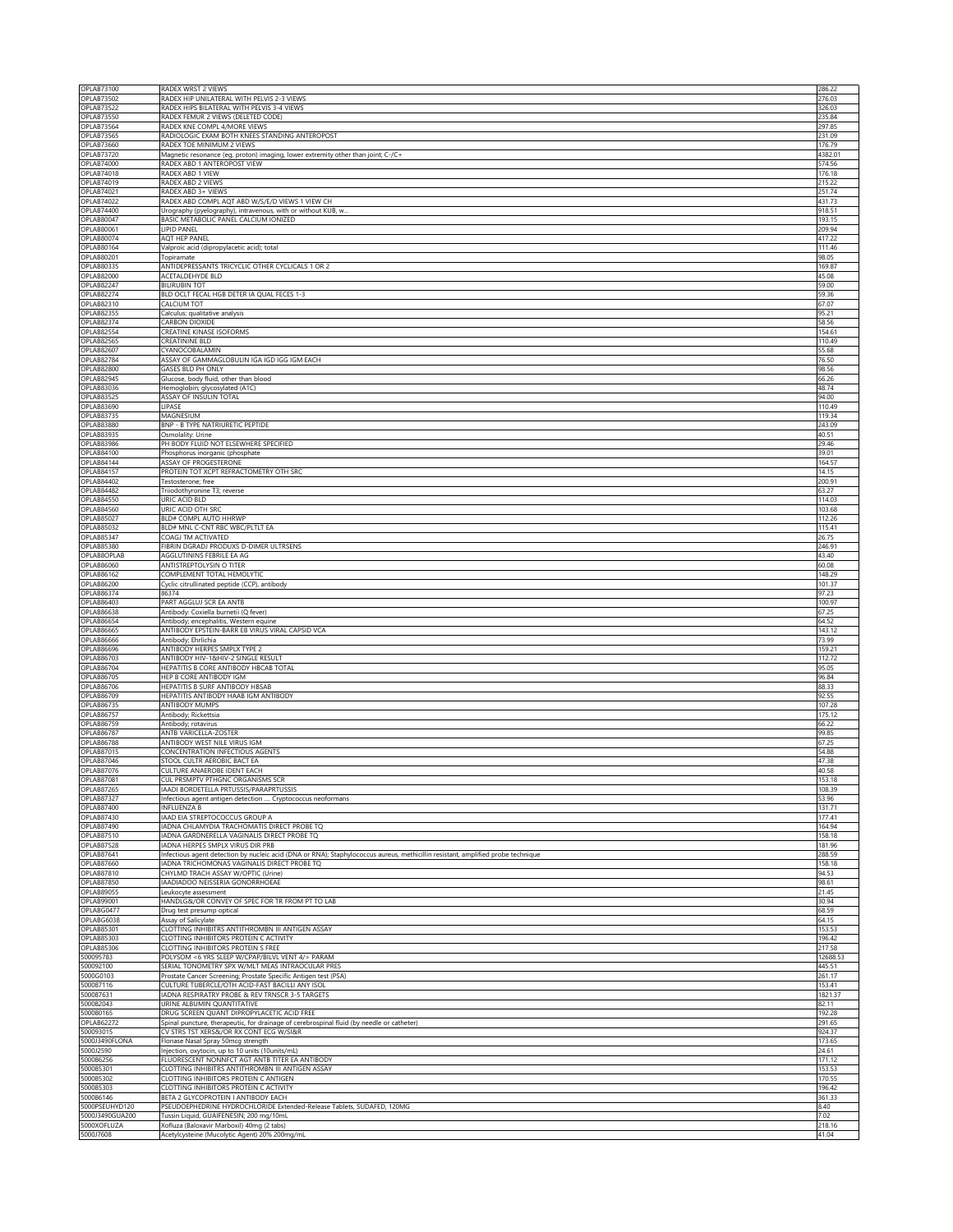| OPLAB73100 | RADEX WRST 2 VIEWS | 286.22 |
|---|---|---|
| OPLAB73502 | RADEX HIP UNILATERAL WITH PELVIS 2-3 VIEWS | 276.03 |
| OPLAB73522 | RADEX HIPS BILATERAL WITH PELVIS 3-4 VIEWS | 326.03 |
| OPLAB73550 | RADEX FEMUR 2 VIEWS (DELETED CODE) | 235.84 |
| OPLAB73564 | RADEX KNE COMPL 4/MORE VIEWS | 297.85 |
| OPLAB73565 | RADIOLOGIC EXAM BOTH KNEES STANDING ANTEROPOST | 231.09 |
| OPLAB73660 | RADEX TOE MINIMUM 2 VIEWS | 176.79 |
| OPLAB73720 | Magnetic resonance (eg, proton) imaging, lower extremity other than joint; C-/C+ | 4382.01 |
| OPLAB74000 | RADEX ABD 1 ANTEROPOST VIEW | 574.56 |
| OPLAB74018 | RADEX ABD 1 VIEW | 176.18 |
| OPLAB74019 | RADEX ABD 2 VIEWS | 215.22 |
| OPLAB74021 | RADEX ABD 3+ VIEWS | 251.74 |
| OPLAB74022 | RADEX ABD COMPL AQT ABD W/S/E/D VIEWS 1 VIEW CH | 431.73 |
| OPLAB74400 | Urography (pyelography), intravenous, with or without KUB, w... | 918.51 |
| OPLAB80047 | BASIC METABOLIC PANEL CALCIUM IONIZED | 193.15 |
| OPLAB80061 | LIPID PANEL | 209.94 |
| OPLAB80074 | AQT HEP PANEL | 417.22 |
| OPLAB80164 | Valproic acid (dipropylacetic acid); total | 111.46 |
| OPLAB80201 | Topiramate | 98.05 |
| OPLAB80335 | ANTIDEPRESSANTS TRICYCLIC OTHER CYCLICALS 1 OR 2 | 169.87 |
| OPLAB82000 | ACETALDEHYDE BLD | 45.08 |
| OPLAB82247 | BILIRUBIN TOT | 59.00 |
| OPLAB82274 | BLD OCLT FECAL HGB DETER IA QUAL FECES 1-3 | 59.36 |
| OPLAB82310 | CALCIUM TOT | 67.07 |
| OPLAB82355 | Calculus; qualitative analysis | 95.21 |
| OPLAB82374 | CARBON DIOXIDE | 58.56 |
| OPLAB82554 | CREATINE KINASE ISOFORMS | 154.61 |
| OPLAB82565 | CREATININE BLD | 110.49 |
| OPLAB82607 | CYANOCOBALAMIN | 55.68 |
| OPLAB82784 | ASSAY OF GAMMAGLOBULIN IGA IGD IGG IGM EACH | 76.50 |
| OPLAB82800 | GASES BLD PH ONLY | 98.56 |
| OPLAB82945 | Glucose, body fluid, other than blood | 66.26 |
| OPLAB83036 | Hemoglobin; glycosylated (A1C) | 48.74 |
| OPLAB83525 | ASSAY OF INSULIN TOTAL | 94.00 |
| OPLAB83690 | LIPASE | 110.49 |
| OPLAB83735 | MAGNESIUM | 119.34 |
| OPLAB83880 | BNP - B TYPE NATRIURETIC PEPTIDE | 243.09 |
| OPLAB83935 | Osmolality: Urine | 40.51 |
| OPLAB83986 | PH BODY FLUID NOT ELSEWHERE SPECIFIED | 29.46 |
| OPLAB84100 | Phosphorus inorganic (phosphate | 39.01 |
| OPLAB84144 | ASSAY OF PROGESTERONE | 164.57 |
| OPLAB84157 | PROTEIN TOT XCPT REFRACTOMETRY OTH SRC | 14.15 |
| OPLAB84402 | Testosterone; free | 200.91 |
| OPLAB84482 | Triiodothyronine T3; reverse | 63.27 |
| OPLAB84550 | URIC ACID BLD | 114.03 |
| OPLAB84560 | URIC ACID OTH SRC | 103.68 |
| OPLAB85027 | BLD# COMPL AUTO HHRWP | 112.26 |
| OPLAB85032 | BLD# MNL C-CNT RBC WBC/PLTLT EA | 115.41 |
| OPLAB85347 | COAGJ TM ACTIVATED | 26.75 |
| OPLAB85380 | FIBRIN DGRADJ PRODUXS D-DIMER ULTRSENS | 246.91 |
| OPLAB8OPLAB | AGGLUTININS FEBRILE EA AG | 43.40 |
| OPLAB86060 | ANTISTREPTOLYSIN O TITER | 60.08 |
| OPLAB86162 | COMPLEMENT TOTAL HEMOLYTIC | 148.29 |
| OPLAB86200 | Cyclic citrullinated peptide (CCP), antibody | 101.37 |
| OPLAB86374 | 86374 | 97.23 |
| OPLAB86403 | PART AGGLUJ SCR EA ANTB | 100.97 |
| OPLAB86638 | Antibody: Coxiella burnetii (Q fever) | 67.25 |
| OPLAB86654 | Antibody; encephalitis, Western equine | 64.52 |
| OPLAB86665 | ANTIBODY EPSTEIN-BARR EB VIRUS VIRAL CAPSID VCA | 143.12 |
| OPLAB86666 | Antibody; Ehrlichia | 73.99 |
| OPLAB86696 | ANTIBODY HERPES SMPLX TYPE 2 | 159.21 |
| OPLAB86703 | ANTIBODY HIV-1&HIV-2 SINGLE RESULT | 112.72 |
| OPLAB86704 | HEPATITIS B CORE ANTIBODY HBCAB TOTAL | 95.05 |
| OPLAB86705 | HEP B CORE ANTIBODY IGM | 96.84 |
| OPLAB86706 | HEPATITIS B SURF ANTIBODY HBSAB | 88.33 |
| OPLAB86709 | HEPATITIS ANTIBODY HAAB IGM ANTIBODY | 92.55 |
| OPLAB86735 | ANTIBODY MUMPS | 107.28 |
| OPLAB86757 | Antibody; Rickettsia | 175.12 |
| OPLAB86759 | Antibody; rotavirus | 66.22 |
| OPLAB86787 | ANTB VARICELLA-ZOSTER | 99.85 |
| OPLAB86788 | ANTIBODY WEST NILE VIRUS IGM | 67.25 |
| OPLAB87015 | CONCENTRATION INFECTIOUS AGENTS | 54.88 |
| OPLAB87046 | STOOL CULTR AEROBIC BACT EA | 47.38 |
| OPLAB87076 | CULTURE ANAEROBE IDENT EACH | 40.58 |
| OPLAB87081 | CUL PRSMPTV PTHGNC ORGANISMS SCR | 153.18 |
| OPLAB87265 | IAADI BORDETELLA PRTUSSIS/PARAPRTUSSIS | 108.39 |
| OPLAB87327 | Infectious agent antigen detection .... Cryptococcus neoformans | 53.96 |
| OPLAB87400 | INFLUENZA B | 131.71 |
| OPLAB87430 | IAAD EIA STREPTOCOCCUS GROUP A | 177.41 |
| OPLAB87490 | IADNA CHLAMYDIA TRACHOMATIS DIRECT PROBE TQ | 164.94 |
| OPLAB87510 | IADNA GARDNERELLA VAGINALIS DIRECT PROBE TQ | 158.18 |
| OPLAB87528 | IADNA HERPES SMPLX VIRUS DIR PRB | 181.96 |
| OPLAB87641 | Infectious agent detection by nucleic acid (DNA or RNA); Staphylococcus aureus, methicillin resistant, amplified probe technique | 288.59 |
| OPLAB87660 | IADNA TRICHOMONAS VAGINALIS DIRECT PROBE TQ | 158.18 |
| OPLAB87810 | CHYLMD TRACH ASSAY W/OPTIC (Urine) | 94.53 |
| OPLAB87850 | IAADIADOO NEISSERIA GONORRHOEAE | 98.61 |
| OPLAB89055 | Leukocyte assessment | 21.45 |
| OPLAB99001 | HANDLG&/OR CONVEY OF SPEC FOR TR FROM PT TO LAB | 30.94 |
| OPLABG0477 | Drug test presump optical | 68.59 |
| OPLABG6038 | Assay of Salicylate | 64.15 |
| OPLAB85301 | CLOTTING INHIBITRS ANTITHROMBN III ANTIGEN ASSAY | 153.53 |
| OPLAB85303 | CLOTTING INHIBITORS PROTEIN C ACTIVITY | 196.42 |
| OPLAB85306 | CLOTTING INHIBITORS PROTEIN S FREE | 217.58 |
| 500095783 | POLYSOM <6 YRS SLEEP W/CPAP/BILVL VENT 4/> PARAM | 12688.53 |
| 500092100 | SERIAL TONOMETRY SPX W/MLT MEAS INTRAOCULAR PRES | 445.51 |
| 5000G0103 | Prostate Cancer Screening; Prostate Specific Antigen test (PSA) | 261.17 |
| 500087116 | CULTURE TUBERCLE/OTH ACID-FAST BACILLI ANY ISOL | 153.41 |
| 500087631 | IADNA RESPIRATRY PROBE & REV TRNSCR 3-5 TARGETS | 1821.37 |
| 500082043 | URINE ALBUMIN QUANTITATIVE | 82.11 |
| 500080165 | DRUG SCREEN QUANT DIPROPYLACETIC ACID FREE | 192.28 |
| OPLAB62272 | Spinal puncture, therapeutic, for drainage of cerebrospinal fluid (by needle or catheter) | 291.65 |
| 500093015 | CV STRS TST XERS&/OR RX CONT ECG W/SI&R | 924.37 |
| 5000J3490FLONA | Flonase Nasal Spray 50mcg strength | 173.65 |
| 5000J2590 | Injection, oxytocin, up to 10 units (10units/mL) | 24.61 |
| 500086256 | FLUORESCENT NONNFCT AGT ANTB TITER EA ANTIBODY | 171.12 |
| 500085301 | CLOTTING INHIBITRS ANTITHROMBN III ANTIGEN ASSAY | 153.53 |
| 500085302 | CLOTTING INHIBITORS PROTEIN C ANTIGEN | 170.55 |
| 500085303 | CLOTTING INHIBITORS PROTEIN C ACTIVITY | 196.42 |
| 500086146 | BETA 2 GLYCOPROTEIN I ANTIBODY EACH | 361.33 |
| 5000PSEUHYD120 | PSEUDOEPHEDRINE HYDROCHLORIDE Extended-Release Tablets, SUDAFED, 120MG | 8.40 |
| 5000J3490GUA200 | Tussin Liquid, GUAIFENESIN; 200 mg/10mL | 7.02 |
| 5000XOFLUZA | Xofluza (Baloxavir Marboxil) 40mg (2 tabs) | 218.16 |
| 5000J7608 | Acetylcysteine (Mucolytic Agent) 20% 200mg/mL | 41.04 |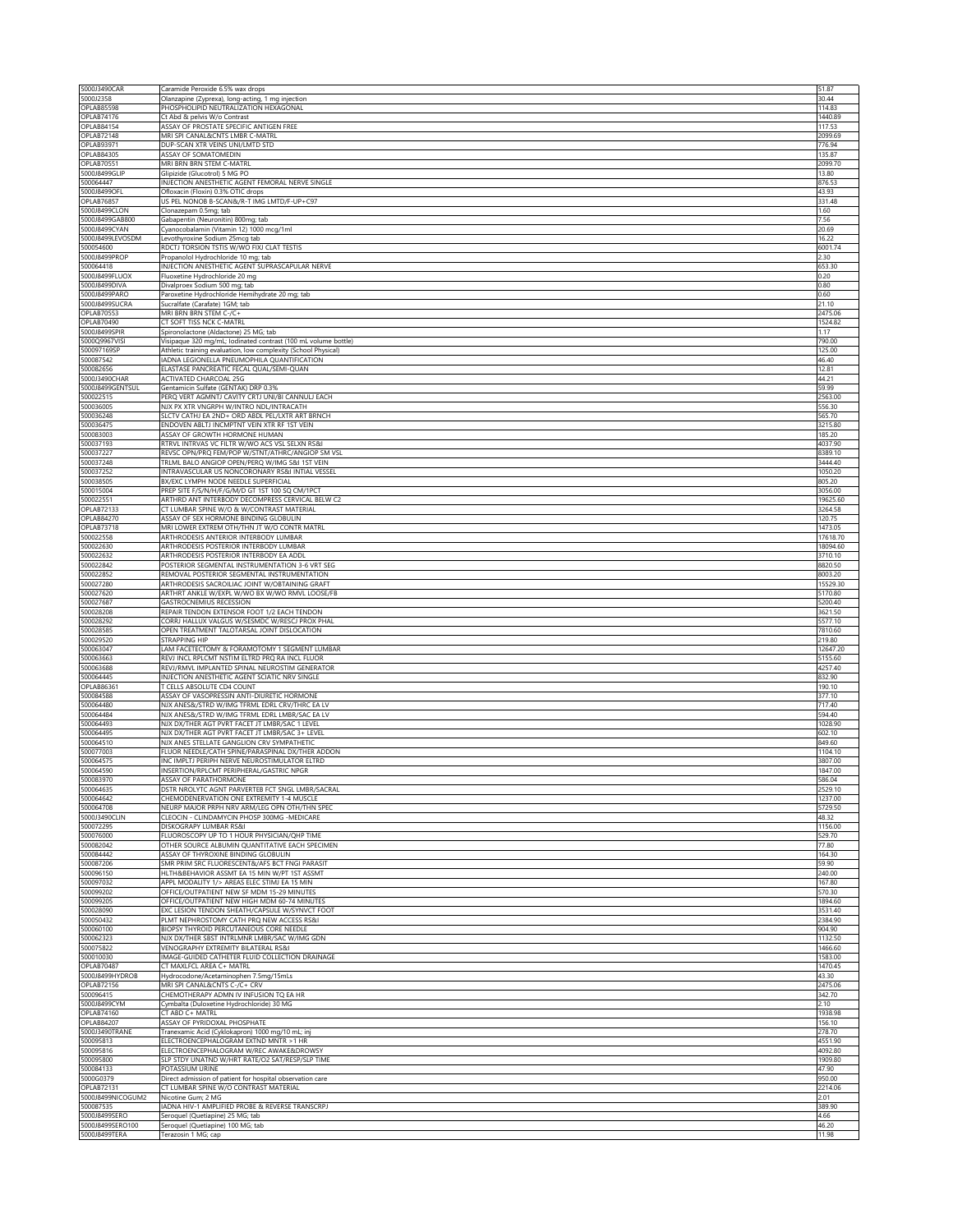| | | |
|---|---|---|
| 5000J3490CAR | Caramide Peroxide 6.5% wax drops | 51.87 |
| 5000J2358 | Olanzapine (Zyprexa), long-acting, 1 mg injection | 30.44 |
| OPLAB85598 | PHOSPHOLIPID NEUTRALIZATION HEXAGONAL | 114.83 |
| OPLAB74176 | Ct Abd & pelvis W/o Contrast | 1440.89 |
| OPLAB84154 | ASSAY OF PROSTATE SPECIFIC ANTIGEN FREE | 117.53 |
| OPLAB72148 | MRI SPI CANAL&CNTS LMBR C-MATRL | 2099.69 |
| OPLAB93971 | DUP-SCAN XTR VEINS UNI/LMTD STD | 776.94 |
| OPLAB84305 | ASSAY OF SOMATOMEDIN | 135.87 |
| OPLAB70551 | MRI BRN BRN STEM C-MATRL | 2099.70 |
| 5000J8499GLIP | Glipizide (Glucotrol) 5 MG PO | 13.80 |
| 500064447 | INJECTION ANESTHETIC AGENT FEMORAL NERVE SINGLE | 876.53 |
| 5000J8499OFL | Ofloxacin (Floxin) 0.3% OTIC drops | 43.93 |
| OPLAB76857 | US PEL NONOB B-SCAN&/R-T IMG LMTD/F-UP+C97 | 331.48 |
| 5000J8499CLON | Clonazepam 0.5mg; tab | 1.60 |
| 5000J8499GAB800 | Gabapentin (Neuronitin) 800mg; tab | 7.56 |
| 5000J8499CYAN | Cyanocobalamin (Vitamin 12) 1000 mcg/1ml | 20.69 |
| 5000J8499LEVOSDM | Levothyroxine Sodium 25mcg tab | 16.22 |
| 500054600 | RDCTJ TORSION TSTIS W/WO FIXJ CLAT TESTIS | 6001.74 |
| 5000J8499PROP | Propanolol Hydrochloride 10 mg; tab | 2.30 |
| 500064418 | INJECTION ANESTHETIC AGENT SUPRASCAPULAR NERVE | 653.30 |
| 5000J8499FLUOX | Fluoxetine Hydrochloride 20 mg | 0.20 |
| 5000J8499DIVA | Divalproex Sodium 500 mg; tab | 0.80 |
| 5000J8499PARO | Paroxetine Hydrochloride Hemihydrate 20 mg; tab | 0.60 |
| 5000J8499SUCRA | Sucralfate (Carafate) 1GM; tab | 21.10 |
| OPLAB70553 | MRI BRN BRN STEM C-/C+ | 2475.06 |
| OPLAB70490 | CT SOFT TISS NCK C-MATRL | 1524.82 |
| 5000J8499SPIR | Spironolactone (Aldactone) 25 MG; tab | 1.17 |
| 5000Q9967VISI | Visipaque 320 mg/mL; Iodinated contrast (100 mL volume bottle) | 790.00 |
| 500097169SP | Athletic training evaluation, low complexity (School Physical) | 125.00 |
| 500087542 | IADNA LEGIONELLA PNEUMOPHILA QUANTIFICATION | 46.40 |
| 500082656 | ELASTASE PANCREATIC FECAL QUAL/SEMI-QUAN | 12.81 |
| 5000J3490CHAR | ACTIVATED CHARCOAL 25G | 44.21 |
| 5000J8499GENTSUL | Gentamicin Sulfate (GENTAK) DRP 0.3% | 59.99 |
| 500022515 | PERQ VERT AGMNTJ CAVITY CRTJ UNI/BI CANNULJ EACH | 2563.00 |
| 500036005 | NJX PX XTR VNGRPH W/INTRO NDL/INTRACATH | 556.30 |
| 500036248 | SLCTV CATHJ EA 2ND+ ORD ABDL PEL/LXTR ART BRNCH | 565.70 |
| 500036475 | ENDOVEN ABLTJ INCMPTNT VEIN XTR RF 1ST VEIN | 3215.80 |
| 500083003 | ASSAY OF GROWTH HORMONE HUMAN | 185.20 |
| 500037193 | RTRVL INTRVAS VC FILTR W/WO ACS VSL SELXN RS&I | 4037.90 |
| 500037227 | REVSC OPN/PRQ FEM/POP W/STNT/ATHRC/ANGIOP SM VSL | 8389.10 |
| 500037248 | TRLML BALO ANGIOP OPEN/PERQ W/IMG S&I 1ST VEIN | 3444.40 |
| 500037252 | INTRAVASCULAR US NONCORONARY RS&I INTIAL VESSEL | 1050.20 |
| 500038505 | BX/EXC LYMPH NODE NEEDLE SUPERFICIAL | 805.20 |
| 500015004 | PREP SITE F/S/N/H/F/G/M/D GT 1ST 100 SQ CM/1PCT | 3056.00 |
| 500022551 | ARTHRD ANT INTERBODY DECOMPRESS CERVICAL BELW C2 | 19625.60 |
| OPLAB72133 | CT LUMBAR SPINE W/O & W/CONTRAST MATERIAL | 3264.58 |
| OPLAB84270 | ASSAY OF SEX HORMONE BINDING GLOBULIN | 120.75 |
| OPLAB73718 | MRI LOWER EXTREM OTH/THN JT W/O CONTR MATRL | 1473.05 |
| 500022558 | ARTHRODESIS ANTERIOR INTERBODY LUMBAR | 17618.70 |
| 500022630 | ARTHRODESIS POSTERIOR INTERBODY LUMBAR | 18094.60 |
| 500022632 | ARTHRODESIS POSTERIOR INTERBODY EA ADDL | 3710.10 |
| 500022842 | POSTERIOR SEGMENTAL INSTRUMENTATION 3-6 VRT SEG | 8820.50 |
| 500022852 | REMOVAL POSTERIOR SEGMENTAL INSTRUMENTATION | 8003.20 |
| 500027280 | ARTHRODESIS SACROILIAC JOINT W/OBTAINING GRAFT | 15529.30 |
| 500027620 | ARTHRT ANKLE W/EXPL W/WO BX W/WO RMVL LOOSE/FB | 5170.80 |
| 500027687 | GASTROCNEMIUS RECESSION | 5200.40 |
| 500028208 | REPAIR TENDON EXTENSOR FOOT 1/2 EACH TENDON | 3621.50 |
| 500028292 | CORRJ HALLUX VALGUS W/SESMDC W/RESCJ PROX PHAL | 5577.10 |
| 500028585 | OPEN TREATMENT TALOTARSAL JOINT DISLOCATION | 7810.60 |
| 500029520 | STRAPPING HIP | 219.80 |
| 500063047 | LAM FACETECTOMY & FORAMOTOMY 1 SEGMENT LUMBAR | 12647.20 |
| 500063663 | REVJ INCL RPLCMT NSTIM ELTRD PRQ RA INCL FLUOR | 5155.60 |
| 500063688 | REVJ/RMVL IMPLANTED SPINAL NEUROSTIM GENERATOR | 4257.40 |
| 500064445 | INJECTION ANESTHETIC AGENT SCIATIC NRV SINGLE | 832.90 |
| OPLAB86361 | T CELLS ABSOLUTE CD4 COUNT | 190.10 |
| 500084588 | ASSAY OF VASOPRESSIN ANTI-DIURETIC HORMONE | 377.10 |
| 500064480 | NJX ANES&/STRD W/IMG TFRML EDRL CRV/THRC EA LV | 717.40 |
| 500064484 | NJX ANES&/STRD W/IMG TFRML EDRL LMBR/SAC EA LV | 594.40 |
| 500064493 | NJX DX/THER AGT PVRT FACET JT LMBR/SAC 1 LEVEL | 1028.90 |
| 500064495 | NJX DX/THER AGT PVRT FACET JT LMBR/SAC 3+ LEVEL | 602.10 |
| 500064510 | NJX ANES STELLATE GANGLION CRV SYMPATHETIC | 849.60 |
| 500077003 | FLUOR NEEDLE/CATH SPINE/PARASPINAL DX/THER ADDON | 1104.10 |
| 500064575 | INC IMPLTJ PERIPH NERVE NEUROSTIMULATOR ELTRD | 3807.00 |
| 500064590 | INSERTION/RPLCMT PERIPHERAL/GASTRIC NPGR | 1847.00 |
| 500083970 | ASSAY OF PARATHORMONE | 586.04 |
| 500064635 | DSTR NROLYTC AGNT PARVERTEB FCT SNGL LMBR/SACRAL | 2529.10 |
| 500064642 | CHEMODENERVATION ONE EXTREMITY 1-4 MUSCLE | 1237.00 |
| 500064708 | NEURP MAJOR PRPH NRV ARM/LEG OPN OTH/THN SPEC | 5729.50 |
| 5000J3490CLIN | CLEOCIN - CLINDAMYCIN PHOSP 300MG -MEDICARE | 48.32 |
| 500072295 | DISKOGRAPY LUMBAR RS&I | 1156.00 |
| 500076000 | FLUOROSCOPY UP TO 1 HOUR PHYSICIAN/QHP TIME | 529.70 |
| 500082042 | OTHER SOURCE ALBUMIN QUANTITATIVE EACH SPECIMEN | 77.80 |
| 500084442 | ASSAY OF THYROXINE BINDING GLOBULIN | 164.30 |
| 500087206 | SMR PRIM SRC FLUORESCENT&/AFS BCT FNGI PARASIT | 59.90 |
| 500096150 | HLTH&BEHAVIOR ASSMT EA 15 MIN W/PT 1ST ASSMT | 240.00 |
| 500097032 | APPL MODALITY 1/> AREAS ELEC STIMJ EA 15 MIN | 167.80 |
| 500099202 | OFFICE/OUTPATIENT NEW SF MDM 15-29 MINUTES | 570.30 |
| 500099205 | OFFICE/OUTPATIENT NEW HIGH MDM 60-74 MINUTES | 1894.60 |
| 500028090 | EXC LESION TENDON SHEATH/CAPSULE W/SYNVCT FOOT | 3531.40 |
| 500050432 | PLMT NEPHROSTOMY CATH PRQ NEW ACCESS RS&I | 2384.90 |
| 500060100 | BIOPSY THYROID PERCUTANEOUS CORE NEEDLE | 904.90 |
| 500062323 | NJX DX/THER SBST INTRLMNR LMBR/SAC W/IMG GDN | 1132.50 |
| 500075822 | VENOGRAPHY EXTREMITY BILATERAL RS&I | 1466.60 |
| 500010030 | IMAGE-GUIDED CATHETER FLUID COLLECTION DRAINAGE | 1583.00 |
| OPLAB70487 | CT MAXLFCL AREA C+ MATRL | 1470.45 |
| 5000J8499HYDROB | Hydrocodone/Acetaminophen 7.5mg/15mLs | 43.30 |
| OPLAB72156 | MRI SPI CANAL&CNTS C-/C+ CRV | 2475.06 |
| 500096415 | CHEMOTHERAPY ADMN IV INFUSION TQ EA HR | 342.70 |
| 5000J8499CYM | Cymbalta (Duloxetine Hydrochloride) 30 MG | 2.10 |
| OPLAB74160 | CT ABD C+ MATRL | 1938.98 |
| OPLAB84207 | ASSAY OF PYRIDOXAL PHOSPHATE | 156.10 |
| 5000J3490TRANE | Tranexamic Acid (Cyklokapron) 1000 mg/10 mL; inj | 278.70 |
| 500095813 | ELECTROENCEPHALOGRAM EXTND MNTR >1 HR | 4551.90 |
| 500095816 | ELECTROENCEPHALOGRAM W/REC AWAKE&DROWSY | 4092.80 |
| 500095800 | SLP STDY UNATND W/HRT RATE/O2 SAT/RESP/SLP TIME | 1909.80 |
| 500084133 | POTASSIUM URINE | 47.90 |
| 5000G0379 | Direct admission of patient for hospital observation care | 950.00 |
| OPLAB72131 | CT LUMBAR SPINE W/O CONTRAST MATERIAL | 2214.06 |
| 5000J8499NICOGUM2 | Nicotine Gum; 2 MG | 2.01 |
| 500087535 | IADNA HIV-1 AMPLIFIED PROBE & REVERSE TRANSCRPJ | 389.90 |
| 5000J8499SERO | Seroquel (Quetiapine) 25 MG; tab | 4.66 |
| 5000J8499SERO100 | Seroquel (Quetiapine) 100 MG; tab | 46.20 |
| 5000J8499TERA | Terazosin 1 MG; cap | 11.98 |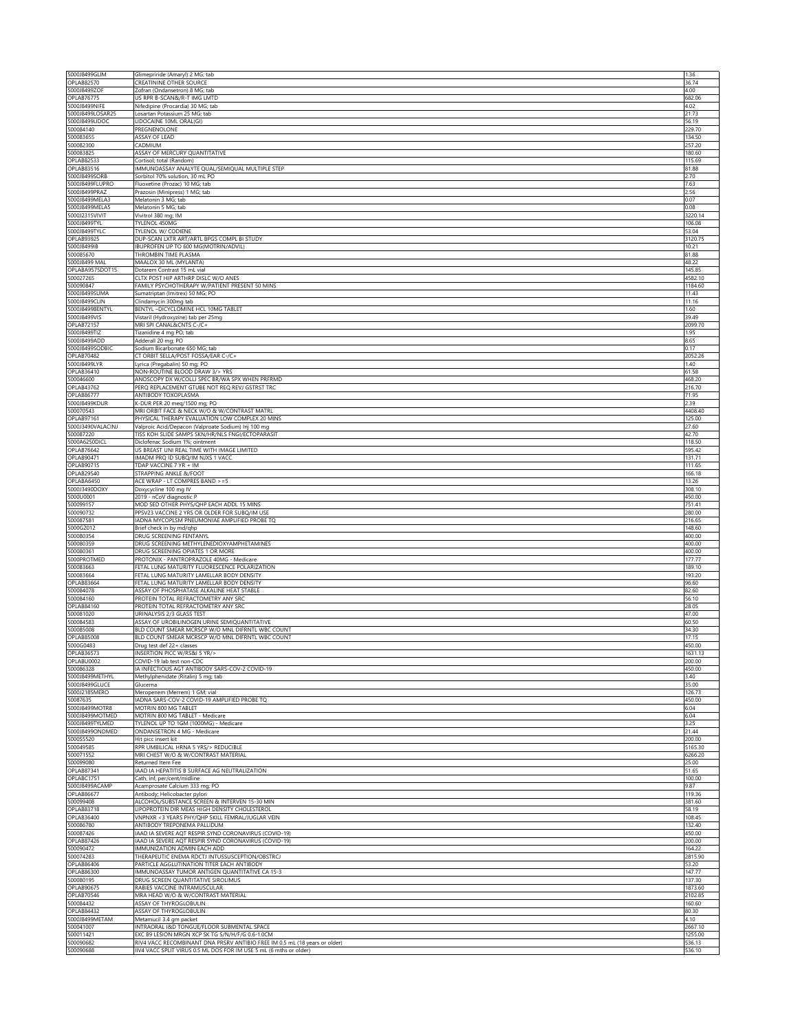| 5000J8499GLIM | Glimepriride (Amaryl) 2 MG; tab | 1.36 |
|---|---|---|
| OPLAB82570 | CREATININE OTHER SOURCE | 36.74 |
| 5000J8499ZOF | Zofran (Ondansetron) 8 MG; tab | 4.00 |
| OPLAB76775 | US RPR B-SCAN&/R-T IMG LMTD | 682.06 |
| 5000J8499NIFE | Nifedipine (Procardia) 30 MG; tab | 4.02 |
| 5000J8499LOSAR25 | Losartan Potassium 25 MG; tab | 21.73 |
| 5000J8499LIDOC | LIDOCAINE 10ML ORAL(GI) | 56.19 |
| 500084140 | PREGNENOLONE | 229.70 |
| 500083655 | ASSAY OF LEAD | 134.50 |
| 500082300 | CADMIUM | 257.20 |
| 500083825 | ASSAY OF MERCURY QUANTITATIVE | 180.60 |
| OPLAB82533 | Cortisol; total (Random) | 115.69 |
| OPLAB83516 | IMMUNOASSAY ANALYTE QUAL/SEMIQUAL MULTIPLE STEP | 81.88 |
| 5000J8499SORB | Sorbitol 70% solution, 30 mL PO | 2.70 |
| 5000J8499FLUPRO | Fluoxetine (Prozac) 10 MG; tab | 7.63 |
| 5000J8499PRAZ | Prazosin (Minipress) 1 MG; tab | 2.56 |
| 5000J8499MELA3 | Melatonin 3 MG; tab | 0.07 |
| 5000J8499MELA5 | Melatonin 5 MG; tab | 0.08 |
| 5000J2315VIVIT | Vivitrol 380 mg; IM | 3220.14 |
| 5000J8499TYL | TYLENOL 450MG | 106.08 |
| 5000J8499TYLC | TYLENOL W/ CODIENE | 53.04 |
| OPLAB93925 | DUP-SCAN LXTR ART/ARTL BPGS COMPL BI STUDY | 3120.75 |
| 5000J8499IB | IBUPROFEN UP TO 600 MG(MOTRIN/ADVIL) | 10.21 |
| 500085670 | THROMBIN TIME PLASMA | 81.88 |
| 5000J8499 MAL | MAALOX 30 ML (MYLANTA) | 48.22 |
| OPLABA9575DOT15 | Dotarem Contrast 15 mL vial | 145.85 |
| 500027265 | CLTX POST HIP ARTHRP DISLC W/O ANES | 4582.10 |
| 500090847 | FAMILY PSYCHOTHERAPY W/PATIENT PRESENT 50 MINS | 1184.60 |
| 5000J8499SUMA | Sumatriptan (Imitrex) 50 MG; PO | 11.43 |
| 5000J8499CLIN | Clindamycin 300mg tab | 11.16 |
| 5000J8499BENTYL | BENTYL –DICYCLOMINE HCL 10MG TABLET | 1.60 |
| 5000J8499VIS | Vistaril (Hydroxyzine) tab per 25mg | 39.49 |
| OPLAB72157 | MRI SPI CANAL&CNTS C-/C+ | 2099.70 |
| 5000J8499TIZ | Tizanidine 4 mg PO; tab | 1.95 |
| 5000J8499ADD | Adderall 20 mg; PO | 8.65 |
| 5000J8499SODBIC | Sodium Bicarbonate 650 MG; tab | 0.17 |
| OPLAB70482 | CT ORBIT SELLA/POST FOSSA/EAR C-/C+ | 2052.26 |
| 5000J8499LYR | Lyrica (Pregabalin) 50 mg; PO | 1.40 |
| OPLAB36410 | NON-ROUTINE BLOOD DRAW 3/> YRS | 61.58 |
| 500046600 | ANOSCOPY DX W/COLLJ SPEC BR/WA SPX WHEN PRFRMD | 468.20 |
| OPLAB43762 | PERQ REPLACEMENT GTUBE NOT REQ REVJ GSTRST TRC | 216.70 |
| OPLAB86777 | ANTIBODY TOXOPLASMA | 71.95 |
| 5000J8499KDUR | K-DUR PER 20 meq/1500 mg; PO | 2.39 |
| 500070543 | MRI ORBIT FACE & NECK W/O & W/CONTRAST MATRL | 4408.40 |
| OPLAB97161 | PHYSICAL THERAPY EVALUATION LOW COMPLEX 20 MINS | 125.00 |
| 5000J3490VALACINJ | Valproic Acid/Depacon (Valproate Sodium) Inj 100 mg | 27.60 |
| 500087220 | TISS KOH SLIDE SAMPS SKN/HR/NLS FNGI/ECTOPARASIT | 42.70 |
| 5000A6250DICL | Diclofenac Sodium 1%; ointment | 118.50 |
| OPLAB76642 | US BREAST UNI REAL TIME WITH IMAGE LIMITED | 595.42 |
| OPLAB90471 | IMADM PRQ ID SUBQ/IM NJXS 1 VACC | 131.71 |
| OPLAB90715 | TDAP VACCINE 7 YR + IM | 111.65 |
| OPLAB29540 | STRAPPING ANKLE &/FOOT | 166.18 |
| OPLABA6450 | ACE WRAP - LT COMPRES BAND >=5 | 13.26 |
| 5000J3490DOXY | Doxycycline 100 mg IV | 308.10 |
| 5000U0001 | 2019 - nCoV diagnostic P | 450.00 |
| 500099157 | MOD SED OTHER PHYS/QHP EACH ADDL 15 MINS | 751.41 |
| 500090732 | PPSV23 VACCINE 2 YRS OR OLDER FOR SUBQ/IM USE | 280.00 |
| 500087581 | IADNA MYCOPLSM PNEUMONIAE AMPLIFIED PROBE TQ | 216.65 |
| 5000G2012 | Brief check in by md/qhp | 148.60 |
| 500080354 | DRUG SCREENING FENTANYL | 400.00 |
| 500080359 | DRUG SCREENING METHYLENEDIOXYAMPHETAMINES | 400.00 |
| 500080361 | DRUG SCREENING OPIATES 1 OR MORE | 400.00 |
| 5000PROTMED | PROTONIX - PANTROPRAZOLE 40MG - Medicare | 177.77 |
| 500083663 | FETAL LUNG MATURITY FLUORESCENCE POLARIZATION | 189.10 |
| 500083664 | FETAL LUNG MATURITY LAMELLAR BODY DENSITY | 193.20 |
| OPLAB83664 | FETAL LUNG MATURITY LAMELLAR BODY DENSITY | 96.60 |
| 500084078 | ASSAY OF PHOSPHATASE ALKALINE HEAT STABLE | 82.60 |
| 500084160 | PROTEIN TOTAL REFRACTOMETRY ANY SRC | 56.10 |
| OPLAB84160 | PROTEIN TOTAL REFRACTOMETRY ANY SRC | 28.05 |
| 500081020 | URINALYSIS 2/3 GLASS TEST | 47.00 |
| 500084583 | ASSAY OF UROBILINOGEN URINE SEMIQUANTITATIVE | 60.50 |
| 500085008 | BLD COUNT SMEAR MCRSCP W/O MNL DIFRNTL WBC COUNT | 34.30 |
| OPLAB85008 | BLD COUNT SMEAR MCRSCP W/O MNL DIFRNTL WBC COUNT | 17.15 |
| 5000G0483 | Drug test def 22+ classes | 450.00 |
| OPLAB36573 | INSERTION PICC W/RS&I 5 YR/> | 1631.13 |
| OPLABU0002 | COVID-19 lab test non-CDC | 200.00 |
| 500086328 | IA INFECTIOUS AGT ANTIBODY SARS-COV-2 COVID-19 | 450.00 |
| 5000J8499METHYL | Methylphenidate (Ritalin) 5 mg; tab | 3.40 |
| 5000J8499GLUCE | Glucerna | 35.00 |
| 5000J2185MERO | Meropenem (Merrem) 1 GM; vial | 126.73 |
| 50087635 | IADNA SARS-COV-2 COVID-19 AMPLIFIED PROBE TQ | 450.00 |
| 5000J8499MOTR8 | MOTRIN 800 MG TABLET | 6.04 |
| 5000J8499MOTMED | MOTRIN 800 MG TABLET - Medicare | 6.04 |
| 5000J8499TYLMED | TYLENOL UP TO 1GM (1000MG) - Medicare | 3.25 |
| 5000J8499ONDMED | ONDANSETRON 4 MG - Medicare | 21.44 |
| 5000S5520 | Hit picc insert kit | 200.00 |
| 500049585 | RPR UMBILICAL HRNA 5 YRS/> REDUCIBLE | 5165.30 |
| 500071552 | MRI CHEST W/O & W/CONTRAST MATERIAL | 6266.20 |
| 500099080 | Returned Item Fee | 25.00 |
| OPLAB87341 | IAAD IA HEPATITIS B SURFACE AG NEUTRALIZATION | 51.65 |
| OPLABC1751 | Cath, inf, per/cent/midline | 100.00 |
| 5000J8499ACAMP | Acamprosate Calcium 333 mg; PO | 9.87 |
| OPLAB86677 | Antibody; Helicobacter pylori | 119.36 |
| 500099408 | ALCOHOL/SUBSTANCE SCREEN & INTERVEN 15-30 MIN | 381.60 |
| OPLAB83718 | LIPOPROTEIN DIR MEAS HIGH DENSITY CHOLESTEROL | 58.19 |
| OPLAB36400 | VNPNXR <3 YEARS PHY/QHP SKILL FEMRAL/JUGLAR VEIN | 108.45 |
| 500086780 | ANTIBODY TREPONEMA PALLIDUM | 132.40 |
| 500087426 | IAAD IA SEVERE AQT RESPIR SYND CORONAVIRUS (COVID-19) | 450.00 |
| OPLAB87426 | IAAD IA SEVERE AQT RESPIR SYND CORONAVIRUS (COVID-19) | 200.00 |
| 500090472 | IMMUNIZATION ADMIN EACH ADD | 164.22 |
| 500074283 | THERAPEUTIC ENEMA RDCTJ INTUSSUSCEPTION/OBSTRCJ | 2815.90 |
| OPLAB86406 | PARTICLE AGGLUTINATION TITER EACH ANTIBODY | 53.20 |
| OPLAB86300 | IMMUNOASSAY TUMOR ANTIGEN QUANTITATIVE CA 15-3 | 147.77 |
| 500080195 | DRUG SCREEN QUANTITATIVE SIROLIMUS | 137.30 |
| OPLAB90675 | RABIES VACCINE INTRAMUSCULAR | 1873.60 |
| OPLAB70546 | MRA HEAD W/O & W/CONTRAST MATERIAL | 2102.85 |
| 500084432 | ASSAY OF THYROGLOBULIN | 160.60 |
| OPLAB84432 | ASSAY OF THYROGLOBULIN | 80.30 |
| 5000J8499METAM | Metamucil 3.4 gm packet | 4.10 |
| 500041007 | INTRAORAL I&D TONGUE/FLOOR SUBMENTAL SPACE | 2667.10 |
| 500011421 | EXC B9 LESION MRGN XCP SK TG S/N/H/F/G 0.6-1.0CM | 1255.00 |
| 500090682 | RIV4 VACC RECOMBINANT DNA PRSRV ANTIBIO FREE IM 0.5 mL (18 years or older) | 536.13 |
| 500090688 | IIV4 VACC SPLIT VIRUS 0.5 ML DOS FOR IM USE 5 mL (6 mths or older) | 536.10 |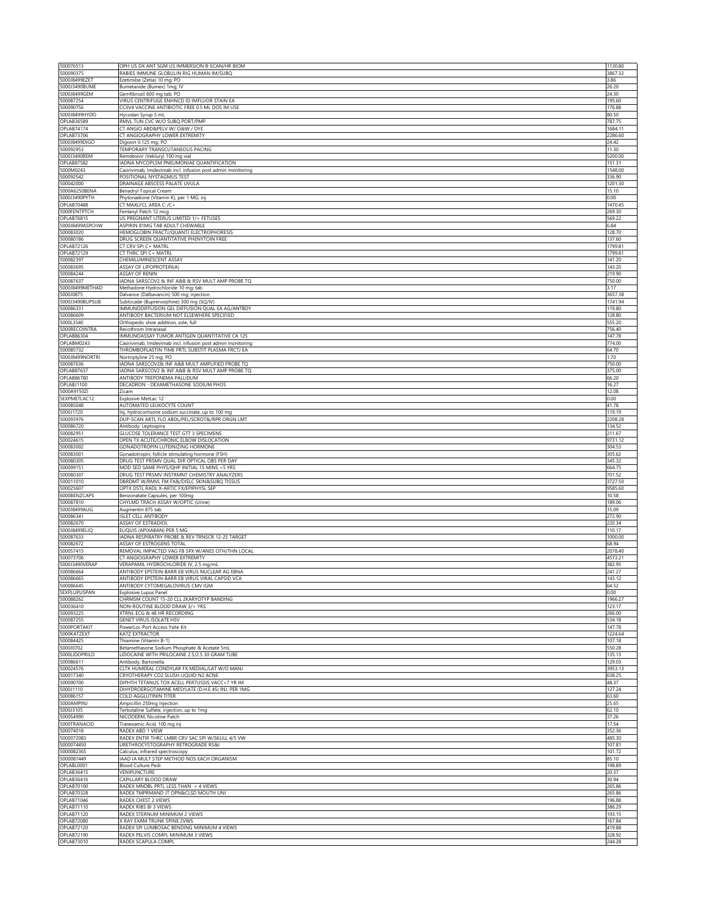| 500076513 | OPH US DX ANT SGM US IMMERSION B-SCAN/HR BIOM | 1130.80 |
|---|---|---|
| 500090375 | RABIES IMMUNE GLOBULIN RIG HUMAN IM/SUBQ | 3867.32 |
| 5000J8499EZET | Ezetimibe (Zetia) 10 mg; PO | 3.86 |
| 5000J3490BUME | Bumetanide (Bumex) 1mg; IV | 26.20 |
| 5000J8499GEM | Gemfibrozil 600 mg tab; PO | 24.30 |
| 500087254 | VIRUS CENTRIFUGE ENHNCD ID IMFLUOR STAIN EA | 195.60 |
| 500090756 | CCIIV4 VACCINE ANTIBIOTIC FREE 0.5 ML DOS IM USE | 176.88 |
| 5000J8499HYDO | Hycodan Syrup 5 mL | 80.50 |
| OPLAB36589 | RMVL TUN CVC W/O SUBQ PORT/PMP | 787.75 |
| OPLAB74174 | CT ANGIO ABD&PELV W/ O&W / DYE | 1684.11 |
| OPLAB73706 | CT ANGIOGRAPHY LOWER EXTREMITY | 2286.60 |
| 5000J8499DIGO | Digoxin 0.125 mg; PO | 24.42 |
| 500092953 | TEMPORARY TRANSCUTANEOUS PACING | 11.30 |
| 5000J3490REM | Remdesivir (Veklury) 100 mg vial | 5200.00 |
| OPLAB87582 | IADNA MYCOPLSM PNEUMONIAE QUANTIFICATION | 151.31 |
| 5000M0243 | Casirivimab, Imdevimab incl. infusion post admin monitoring | 1548.00 |
| 500092542 | POSITIONAL NYSTAGMUS TEST | 336.90 |
| 500042000 | DRAINAGE ABSCESS PALATE UVULA | 1201.30 |
| 5000A6250BENA | Benadryl Topical Cream | 15.10 |
| 5000J3490PYTH | Phytonadione (Vitamin K), per 1 MG; inj | 0.00 |
| OPLAB70488 | CT MAXLFCL AREA C-/C+ | 1470.45 |
| 5000FENTPTCH | Fentanyl Patch 12 mcg | 269.30 |
| OPLAB76815 | US PREGNANT UTERUS LIMITED 1/> FETUSES | 569.22 |
| 5000J8499ASPCHW | ASPIRIN 81MG TAB ADULT CHEWABLE | 6.84 |
| 500083020 | HEMOGLOBIN FRACTJ/QUANTJ ELECTROPHORESIS | 128.70 |
| 500080186 | DRUG SCREEN QUANTITATIVE PHENYTOIN FREE | 137.60 |
| OPLAB72126 | CT CRV SPI C+ MATRL | 1799.81 |
| OPLAB72129 | CT THRC SPI C+ MATRL | 1799.81 |
| 500082397 | CHEMILUMINESCENT ASSAY | 141.20 |
| 500083695 | ASSAY OF LIPOPROTEIN(A) | 143.20 |
| 500084244 | ASSAY OF RENIN | 219.90 |
| 500087637 | IADNA SARSCOV2 & INF A&B & RSV MULT AMP PROBE TQ | 750.00 |
| 5000J8499METHAD | Methadone Hydrochloride 10 mg; tab | 3.17 |
| 5000J0875 | Dalvance (Dalbavancin) 500 mg; injection | 3657.38 |
| 5000J3490BUPSUB | Sublocade (Buprenorphine) 300 mg (SQ/IV) | 1741.94 |
| 500086331 | IMMUNODIFFUSION GEL DIFFUSION QUAL EA AG/ANTBDY | 119.80 |
| 500086609 | ANTIBODY BACTERIUM NOT ELSEWHERE SPECIFIED | 128.80 |
| 5000L3540 | Orthopedic shoe addition, sole, full | 555.20 |
| 5000RECOINTRA | Recothrom Intranasal | 756.40 |
| OPLAB86304 | IMMUNOASSAY TUMOR ANTIGEN QUANTITATIVE CA 125 | 147.78 |
| OPLABM0243 | Casirivimab, Imdevimab incl. infusion post admin monitoring | 774.00 |
| 500085732 | THROMBOPLASTIN TIME PRTL SUBSTIT PLASMA FRCTJ EA | 64.70 |
| 5000J8499NORTRI | Nortriptyline 25 mg; PO | 1.70 |
| 500087636 | IADNA SARSCOV2& INF A&B MULT AMPLIFIED PROBE TQ | 750.00 |
| OPLAB87637 | IADNA SARSCOV2 & INF A&B & RSV MULT AMP PROBE TQ | 375.00 |
| OPLAB86780 | ANTIBODY TREPONEMA PALLIDUM | 66.20 |
| OPLABJ1100 | DECADRON - DEXAMETHASONE SODIUM PHOS | 16.27 |
| 5000A9150ZI | Zicam | 12.08 |
| 5EXPMETLAC12 | Explosive MetLac 12 | 0.00 |
| 500085048 | AUTOMATED LEUKOCYTE COUNT | 41.78 |
| 5000J1720 | Inj, hydrocortisone sodium succinate, up to 100 mg | 119.19 |
| 500093976 | DUP-SCAN ARTL FLO ABDL/PEL/SCROT&/RPR ORGN LMT | 2208.28 |
| 500086720 | Antibody: Leptospira | 134.52 |
| 500082951 | GLUCOSE TOLERANCE TEST GTT 3 SPECIMENS | 211.67 |
| 500024615 | OPEN TX ACUTE/CHRONIC ELBOW DISLOCATION | 9731.12 |
| 500083002 | GONADOTROPIN LUTEINIZING HORMONE | 304.53 |
| 500083001 | Gonadotropin; follicle stimulating hormone (FSH) | 305.62 |
| 500080305 | DRUG TEST PRSMV QUAL DIR OPTICAL OBS PER DAY | 345.32 |
| 500099151 | MOD SED SAME PHYS/QHP INITIAL 15 MINS <5 YRS | 664.75 |
| 500080307 | DRUG TEST PRSMV INSTRMNT CHEMISTRY ANALYZERS | 701.52 |
| 500011010 | DBRDMT W/RMVL FM FX&/DISLC SKIN&SUBQ TISSUS | 3727.50 |
| 500025607 | OPTX DSTL RADL X-ARTIC FX/EPIPHYSL SEP | 9585.60 |
| 6000BENZCAPS | Benzonatate Capsules, per 100mg | 10.58 |
| 500087810 | CHYLMD TRACH ASSAY W/OPTIC (Urine) | 189.06 |
| 5000J8499AUG | Augmentin 875 tab | 15.09 |
| 500086341 | ISLET CELL ANTIBODY | 272.90 |
| 500082670 | ASSAY OF ESTRADIOL | 220.34 |
| 5000J8499ELIQ | ELIQUIS (APIXABAN) PER 5 MG | 110.17 |
| 500087633 | IADNA RESPIRATRY PROBE & REV TRNSCR 12-25 TARGET | 1000.00 |
| 500082672 | ASSAY OF ESTROGENS TOTAL | 68.94 |
| 500057415 | REMOVAL IMPACTED VAG FB SPX W/ANES OTH/THN LOCAL | 2078.40 |
| 500073706 | CT ANGIOGRAPHY LOWER EXTREMITY | 4573.21 |
| 5000J3490VERAP | VERAPAMIL HYDROCHLORIDE IV, 2.5 mg/mL | 382.95 |
| 500086664 | ANTIBODY EPSTEIN-BARR EB VIRUS NUCLEAR AG EBNA | 241.27 |
| 500086665 | ANTIBODY EPSTEIN-BARR EB VIRUS VIRAL CAPSID VCA | 143.12 |
| 500086645 | ANTIBODY CYTOMEGALOVIRUS CMV IGM | 64.52 |
| 5EXPLUPUSPAN | Explosive Lupus Panel | 0.00 |
| 500088262 | CHRMSM COUNT 15-20 CLL 2KARYOTYP BANDING | 1966.27 |
| 500036410 | NON-ROUTINE BLOOD DRAW 3/> YRS | 123.17 |
| 500093225 | XTRNL ECG & 48 HR RECORDING | 266.00 |
| 500087255 | GENET VIRUS ISOLATE HSV | 534.18 |
| 5000PORTAKIT | PowerLoc Port Access Ysite Kit | 147.78 |
| 5000KATZEXT | KATZ EXTRACTOR | 1224.64 |
| 500084425 | Thiamine (Vitamin B-1) | 107.18 |
| 5000J0702 | Betamethasone Sodium Phosphate & Acetate 5mL | 550.28 |
| 5000LIDOPRILO | LIDOCAINE WITH PRILOCAINE 2.5/2.5 30 GRAM TUBE | 135.13 |
| 500086611 | Antibody; Bartonella | 129.03 |
| 500024576 | CLTX HUMERAL CONDYLAR FX MEDIAL/LAT W/O MANJ | 3953.13 |
| 500017340 | CRYOTHERAPY CO2 SLUSH LIQUID N2 ACNE | 638.25 |
| 500090700 | DIPHTH TETANUS TOX ACELL PERTUSSIS VACC<7 YR IM | 48.37 |
| 5000J1110 | DIHYDROERGOTAMINE MESYLATE (D.H.E 45) INJ, PER 1MG | 127.24 |
| 500086157 | COLD AGGLUTININ TITER | 63.60 |
| 5000AMPINJ | Ampicillin 250mg Injection | 25.65 |
| 5000J3105 | Terbutaline Sulfate, injection, up to 1mg | 62.10 |
| 5000S4990 | NICODERM, Nicotine Patch | 37.26 |
| 5000TRANACID | Tranexamic Acid, 100 mg inj | 17.54 |
| 500074018 | RADEX ABD 1 VIEW | 352.36 |
| 500072083 | RADEX ENTIR THRC LMBR CRV SAC SPI W/SKULL 4/5 VW | 485.30 |
| 500074450 | URETHROCYSTOGRAPHY RETROGRADE RS&I | 107.81 |
| 500082365 | Calculus; infrared spectroscopy | 101.72 |
| 500087449 | IAAD IA MULT STEP METHOD NOS EACH ORGANISM | 85.10 |
| OPLABL0001 | Blood Culture Pedi | 198.89 |
| OPLAB36415 | VENIPUNCTURE | 20.37 |
| OPLAB36416 | CAPILLARY BLOOD DRAW | 30.94 |
| OPLAB70100 | RADEX MNDBL PRTL LESS THAN < 4 VIEWS | 265.86 |
| OPLAB70328 | RADEX TMPRMAND JT OPN&CLSD MOUTH UNI | 265.86 |
| OPLAB71046 | RADEX CHEST 2 VIEWS | 196.88 |
| OPLAB71110 | RADEX RIBS BI 3 VIEWS | 386.29 |
| OPLAB71120 | RADEX STERNUM MINIMUM 2 VIEWS | 193.15 |
| OPLAB72080 | X RAY EXAM TRUNK SPINE 2VWS | 167.84 |
| OPLAB72120 | RADEX SPI LUMBOSAC BENDING MINIMUM 4 VIEWS | 419.88 |
| OPLAB72190 | RADEX PELVIS COMPL MINIMUM 3 VIEWS | 328.92 |
| OPLAB73010 | RADEX SCAPULA COMPL | 244.28 |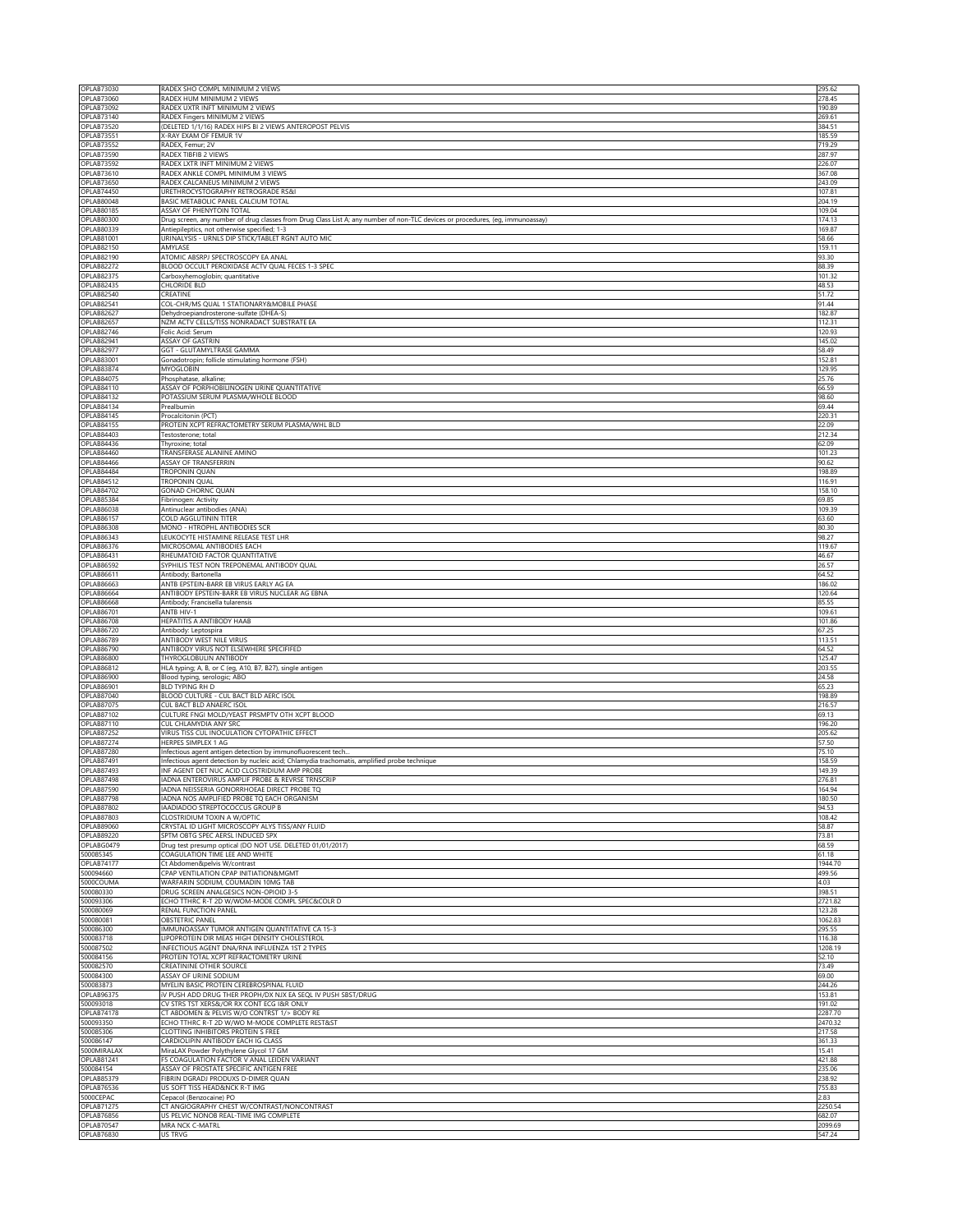| | | |
|---|---|---|
| OPLAB73030 | RADEX SHO COMPL MINIMUM 2 VIEWS | 295.62 |
| OPLAB73060 | RADEX HUM MINIMUM 2 VIEWS | 278.45 |
| OPLAB73092 | RADEX UXTR INFT MINIMUM 2 VIEWS | 190.89 |
| OPLAB73140 | RADEX Fingers MINIMUM 2 VIEWS | 269.61 |
| OPLAB73520 | (DELETED 1/1/16) RADEX HIPS BI 2 VIEWS ANTEROPOST PELVIS | 384.51 |
| OPLAB73551 | X-RAY EXAM OF FEMUR 1V | 185.59 |
| OPLAB73552 | RADEX, Femur; 2V | 719.29 |
| OPLAB73590 | RADEX TIBFIB 2 VIEWS | 287.97 |
| OPLAB73592 | RADEX LXTR INFT MINIMUM 2 VIEWS | 226.07 |
| OPLAB73610 | RADEX ANKLE COMPL MINIMUM 3 VIEWS | 367.08 |
| OPLAB73650 | RADEX CALCANEUS MINIMUM 2 VIEWS | 243.09 |
| OPLAB74450 | URETHROCYSTOGRAPHY RETROGRADE RS&I | 107.81 |
| OPLAB80048 | BASIC METABOLIC PANEL CALCIUM TOTAL | 204.19 |
| OPLAB80185 | ASSAY OF PHENYTOIN TOTAL | 109.04 |
| OPLAB80300 | Drug screen, any number of drug classes from Drug Class List A; any number of non-TLC devices or procedures, (eg, immunoassay) | 174.13 |
| OPLAB80339 | Antiepileptics, not otherwise specified; 1-3 | 169.87 |
| OPLAB81001 | URINALYSIS - URNLS DIP STICK/TABLET RGNT AUTO MIC | 58.66 |
| OPLAB82150 | AMYLASE | 159.11 |
| OPLAB82190 | ATOMIC ABSRPJ SPECTROSCOPY EA ANAL | 93.30 |
| OPLAB82272 | BLOOD OCCULT PEROXIDASE ACTV QUAL FECES 1-3 SPEC | 88.39 |
| OPLAB82375 | Carboxyhemoglobin; quantitative | 101.32 |
| OPLAB82435 | CHLORIDE BLD | 48.53 |
| OPLAB82540 | CREATINE | 51.72 |
| OPLAB82541 | COL-CHR/MS QUAL 1 STATIONARY&MOBILE PHASE | 91.44 |
| OPLAB82627 | Dehydroepiandrosterone-sulfate (DHEA-S) | 182.87 |
| OPLAB82657 | NZM ACTV CELLS/TISS NONRADACT SUBSTRATE EA | 112.31 |
| OPLAB82746 | Folic Acid: Serum | 120.93 |
| OPLAB82941 | ASSAY OF GASTRIN | 145.02 |
| OPLAB82977 | GGT - GLUTAMYLTRASE GAMMA | 58.49 |
| OPLAB83001 | Gonadotropin; follicle stimulating hormone (FSH) | 152.81 |
| OPLAB83874 | MYOGLOBIN | 129.95 |
| OPLAB84075 | Phosphatase, alkaline; | 25.76 |
| OPLAB84110 | ASSAY OF PORPHOBILINOGEN URINE QUANTITATIVE | 66.59 |
| OPLAB84132 | POTASSIUM SERUM PLASMA/WHOLE BLOOD | 98.60 |
| OPLAB84134 | Prealbumin | 69.44 |
| OPLAB84145 | Procalcitonin (PCT) | 220.31 |
| OPLAB84155 | PROTEIN XCPT REFRACTOMETRY SERUM PLASMA/WHL BLD | 22.09 |
| OPLAB84403 | Testosterone; total | 212.34 |
| OPLAB84436 | Thyroxine; total | 62.09 |
| OPLAB84460 | TRANSFERASE ALANINE AMINO | 101.23 |
| OPLAB84466 | ASSAY OF TRANSFERRIN | 90.62 |
| OPLAB84484 | TROPONIN QUAN | 198.89 |
| OPLAB84512 | TROPONIN QUAL | 116.91 |
| OPLAB84702 | GONAD CHORNC QUAN | 158.10 |
| OPLAB85384 | Fibrinogen: Activity | 69.85 |
| OPLAB86038 | Antinuclear antibodies (ANA) | 109.39 |
| OPLAB86157 | COLD AGGLUTININ TITER | 63.60 |
| OPLAB86308 | MONO - HTROPHL ANTIBODIES SCR | 80.30 |
| OPLAB86343 | LEUKOCYTE HISTAMINE RELEASE TEST LHR | 98.27 |
| OPLAB86376 | MICROSOMAL ANTIBODIES EACH | 119.67 |
| OPLAB86431 | RHEUMATOID FACTOR QUANTITATIVE | 46.67 |
| OPLAB86592 | SYPHILIS TEST NON TREPONEMAL ANTIBODY QUAL | 26.57 |
| OPLAB86611 | Antibody; Bartonella | 64.52 |
| OPLAB86663 | ANTB EPSTEIN-BARR EB VIRUS EARLY AG EA | 186.02 |
| OPLAB86664 | ANTIBODY EPSTEIN-BARR EB VIRUS NUCLEAR AG EBNA | 120.64 |
| OPLAB86668 | Antibody; Francisella tularensis | 85.55 |
| OPLAB86701 | ANTB HIV-1 | 109.61 |
| OPLAB86708 | HEPATITIS A ANTIBODY HAAB | 101.86 |
| OPLAB86720 | Antibody: Leptospira | 67.25 |
| OPLAB86789 | ANTIBODY WEST NILE VIRUS | 113.51 |
| OPLAB86790 | ANTIBODY VIRUS NOT ELSEWHERE SPECIFIED | 64.52 |
| OPLAB86800 | THYROGLOBULIN ANTIBODY | 125.47 |
| OPLAB86812 | HLA typing; A, B, or C (eg, A10, B7, B27), single antigen | 203.55 |
| OPLAB86900 | Blood typing, serologic; ABO | 24.58 |
| OPLAB86901 | BLD TYPING RH D | 65.23 |
| OPLAB87040 | BLOOD CULTURE - CUL BACT BLD AERC ISOL | 198.89 |
| OPLAB87075 | CUL BACT BLD ANAERC ISOL | 216.57 |
| OPLAB87102 | CULTURE FNGI MOLD/YEAST PRSMPTV OTH XCPT BLOOD | 69.13 |
| OPLAB87110 | CUL CHLAMYDIA ANY SRC | 196.20 |
| OPLAB87252 | VIRUS TISS CUL INOCULATION CYTOPATHIC EFFECT | 205.62 |
| OPLAB87274 | HERPES SIMPLEX 1 AG | 57.50 |
| OPLAB87280 | Infectious agent antigen detection by immunofluorescent tech... | 75.10 |
| OPLAB87491 | Infectious agent detection by nucleic acid; Chlamydia trachomatis, amplified probe technique | 158.59 |
| OPLAB87493 | INF AGENT DET NUC ACID CLOSTRIDIUM AMP PROBE | 149.39 |
| OPLAB87498 | IADNA ENTEROVIRUS AMPLIF PROBE & REVRSE TRNSCRIP | 276.81 |
| OPLAB87590 | IADNA NEISSERIA GONORRHOEAE DIRECT PROBE TQ | 164.94 |
| OPLAB87798 | IADNA NOS AMPLIFIED PROBE TQ EACH ORGANISM | 180.50 |
| OPLAB87802 | IAADIADOO STREPTOCOCCUS GROUP B | 94.53 |
| OPLAB87803 | CLOSTRIDIUM TOXIN A W/OPTIC | 108.42 |
| OPLAB89060 | CRYSTAL ID LIGHT MICROSCOPY ALYS TISS/ANY FLUID | 58.87 |
| OPLAB89220 | SPTM OBTG SPEC AERSL INDUCED SPX | 73.81 |
| OPLABG0479 | Drug test presump optical (DO NOT USE. DELETED 01/01/2017) | 68.59 |
| 500085345 | COAGULATION TIME LEE AND WHITE | 61.18 |
| OPLAB74177 | Ct Abdomen&pelvis W/contrast | 1944.70 |
| 500094660 | CPAP VENTILATION CPAP INITIATION&MGMT | 499.56 |
| 5000COUMA | WARFARIN SODIUM, COUMADIN 10MG TAB | 4.03 |
| 500080330 | DRUG SCREEN ANALGESICS NON-OPIOID 3-5 | 398.51 |
| 500093306 | ECHO TTHRC R-T 2D W/WOM-MODE COMPL SPEC&COLR D | 2721.82 |
| 500080069 | RENAL FUNCTION PANEL | 123.28 |
| 500080081 | OBSTETRIC PANEL | 1062.83 |
| 500086300 | IMMUNOASSAY TUMOR ANTIGEN QUANTITATIVE CA 15-3 | 295.55 |
| 500083718 | LIPOPROTEIN DIR MEAS HIGH DENSITY CHOLESTEROL | 116.38 |
| 500087502 | INFECTIOUS AGENT DNA/RNA INFLUENZA 1ST 2 TYPES | 1208.19 |
| 500084156 | PROTEIN TOTAL XCPT REFRACTOMETRY URINE | 52.10 |
| 500082570 | CREATININE OTHER SOURCE | 73.49 |
| 500084300 | ASSAY OF URINE SODIUM | 69.00 |
| 500083873 | MYELIN BASIC PROTEIN CEREBROSPINAL FLUID | 244.26 |
| OPLAB96375 | IV PUSH ADD DRUG THER PROPH/DX NJX EA SEQL IV PUSH SBST/DRUG | 153.81 |
| 500093018 | CV STRS TST XERS&/OR RX CONT ECG I&R ONLY | 191.02 |
| OPLAB74178 | CT ABDOMEN & PELVIS W/O CONTRST 1/> BODY RE | 2287.70 |
| 500093350 | ECHO TTHRC R-T 2D W/WO M-MODE COMPLETE REST&ST | 2470.32 |
| 500085306 | CLOTTING INHIBITORS PROTEIN S FREE | 217.58 |
| 500086147 | CARDIOLIPIN ANTIBODY EACH IG CLASS | 361.33 |
| 5000MIRALAX | MiraLAX Powder Polythylene Glycol 17 GM | 15.41 |
| OPLAB81241 | F5 COAGULATION FACTOR V ANAL LEIDEN VARIANT | 421.88 |
| 500084154 | ASSAY OF PROSTATE SPECIFIC ANTIGEN FREE | 235.06 |
| OPLAB85379 | FIBRIN DGRADJ PRODUXS D-DIMER QUAN | 238.92 |
| OPLAB76536 | US SOFT TISS HEAD&NCK R-T IMG | 755.83 |
| 5000CEPAC | Cepacol (Benzocaine) PO | 2.83 |
| OPLAB71275 | CT ANGIOGRAPHY CHEST W/CONTRAST/NONCONTRAST | 2250.54 |
| OPLAB76856 | US PELVIC NONOB REAL-TIME IMG COMPLETE | 682.07 |
| OPLAB70547 | MRA NCK C-MATRL | 2099.69 |
| OPLAB76830 | US TRVG | 547.24 |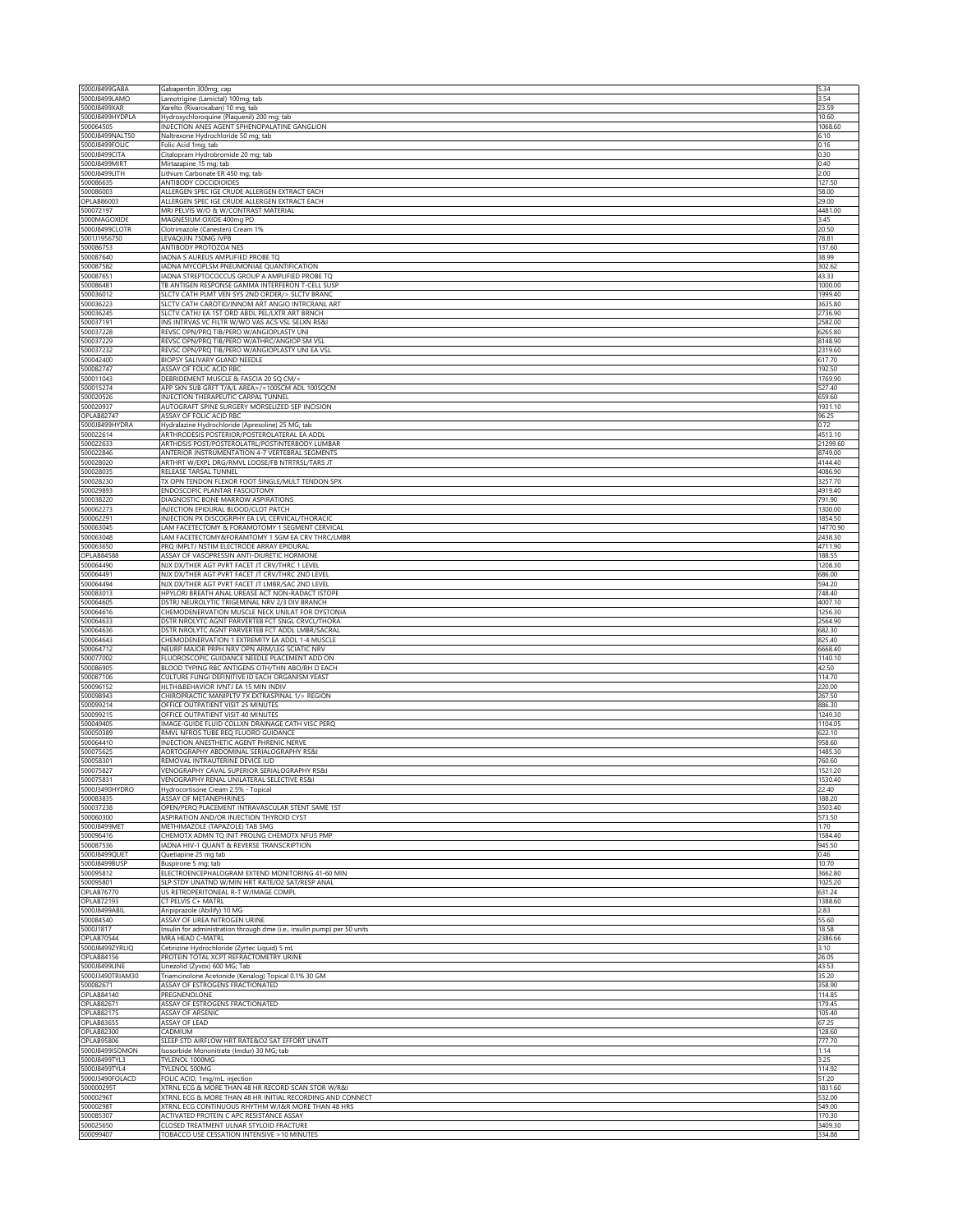| | | |
|---|---|---|
| 5000J8499GABA | Gabapentin 300mg; cap | 5.34 |
| 5000J8499LAMO | Lamotrigine (Lamictal) 100mg; tab | 3.54 |
| 5000J8499XAR | Xarelto (Rivaroxaban) 10 mg; tab | 23.59 |
| 5000J8499HYDPLA | Hydroxychloroquine (Plaquenil) 200 mg; tab | 10.60 |
| 500064505 | INJECTION ANES AGENT SPHENOPALATINE GANGLION | 1068.60 |
| 5000J8499NALT50 | Naltrexone Hydrochloride 50 mg; tab | 6.10 |
| 5000J8499FOLIC | Folic Acid 1mg; tab | 0.16 |
| 5000J8499CITA | Citalopram Hydrobromide 20 mg; tab | 0.30 |
| 5000J8499MIRT | Mirtazapine 15 mg; tab | 0.40 |
| 5000J8499LITH | Lithium Carbonate ER 450 mg; tab | 2.00 |
| 500086635 | ANTIBODY COCCIDIOIDES | 127.50 |
| 500086003 | ALLERGEN SPEC IGE CRUDE ALLERGEN EXTRACT EACH | 58.00 |
| OPLAB86003 | ALLERGEN SPEC IGE CRUDE ALLERGEN EXTRACT EACH | 29.00 |
| 500072197 | MRI PELVIS W/O & W/CONTRAST MATERIAL | 4481.00 |
| 5000MAGOXIDE | MAGNESIUM OXIDE 400mg PO | 3.45 |
| 5000J8499CLOTR | Clotrimazole (Canesten) Cream 1% | 20.50 |
| 5001J1956750 | LEVAQUIN 750MG IVPB | 78.81 |
| 500086753 | ANTIBODY PROTOZOA NES | 137.60 |
| 500087640 | IADNA S AUREUS AMPLIFIED PROBE TQ | 38.99 |
| 500087582 | IADNA MYCOPLSM PNEUMONIAE QUANTIFICATION | 302.62 |
| 500087651 | IADNA STREPTOCOCCUS GROUP A AMPLIFIED PROBE TQ | 43.33 |
| 500086481 | TB ANTIGEN RESPONSE GAMMA INTERFERON T-CELL SUSP | 1000.00 |
| 500036012 | SLCTV CATH PLMT VEN SYS 2ND ORDER/> SLCTV BRANC | 1999.40 |
| 500036223 | SLCTV CATH CAROTID/INNOM ART ANGIO INTRCRANL ART | 3635.80 |
| 500036245 | SLCTV CATHJ EA 1ST ORD ABDL PEL/LXTR ART BRNCH | 2736.90 |
| 500037191 | INS INTRVAS VC FILTR W/WO VAS ACS VSL SELXN RS&I | 2582.00 |
| 500037228 | REVSC OPN/PRQ TIB/PERO W/ANGIOPLASTY UNI | 6265.80 |
| 500037229 | REVSC OPN/PRQ TIB/PERO W/ATHRC/ANGIOP SM VSL | 8148.90 |
| 500037232 | REVSC OPN/PRQ TIB/PERO W/ANGIOPLASTY UNI EA VSL | 2319.60 |
| 500042400 | BIOPSY SALIVARY GLAND NEEDLE | 617.70 |
| 500082747 | ASSAY OF FOLIC ACID RBC | 192.50 |
| 500011043 | DEBRIDEMENT MUSCLE & FASCIA 20 SQ CM/< | 1769.90 |
| 500015274 | APP SKN SUB GRFT T/A/L AREA>/=100SCM ADL 100SQCM | 527.40 |
| 500020526 | INJECTION THERAPEUTIC CARPAL TUNNEL | 659.60 |
| 500020937 | AUTOGRAFT SPINE SURGERY MORSELIZED SEP INCISION | 1931.10 |
| OPLAB82747 | ASSAY OF FOLIC ACID RBC | 96.25 |
| 5000J8499HYDRA | Hydralazine Hydrochloride (Apresoline) 25 MG; tab | 0.72 |
| 500022614 | ARTHRODESIS POSTERIOR/POSTEROLATERAL EA ADDL | 4513.10 |
| 500022633 | ARTHDSIS POST/POSTEROLATRL/POSTINTERBODY LUMBAR | 21299.60 |
| 500022846 | ANTERIOR INSTRUMENTATION 4-7 VERTEBRAL SEGMENTS | 8749.00 |
| 500028020 | ARTHRT W/EXPL DRG/RMVL LOOSE/FB NTRTRSL/TARS JT | 4144.40 |
| 500028035 | RELEASE TARSAL TUNNEL | 4086.90 |
| 500028230 | TX OPN TENDON FLEXOR FOOT SINGLE/MULT TENDON SPX | 3257.70 |
| 500029893 | ENDOSCOPIC PLANTAR FASCIOTOMY | 4919.40 |
| 500038220 | DIAGNOSTIC BONE MARROW ASPIRATIONS | 791.90 |
| 500062273 | INJECTION EPIDURAL BLOOD/CLOT PATCH | 1300.00 |
| 500062291 | INJECTION PX DISCOGRPHY EA LVL CERVICAL/THORACIC | 1854.50 |
| 500063045 | LAM FACETECTOMY & FORAMOTOMY 1 SEGMENT CERVICAL | 14770.90 |
| 500063048 | LAM FACETECTOMY&FORAMTOMY 1 SGM EA CRV THRC/LMBR | 2438.30 |
| 500063650 | PRQ IMPLTJ NSTIM ELECTRODE ARRAY EPIDURAL | 4711.90 |
| OPLAB84588 | ASSAY OF VASOPRESSIN ANTI-DIURETIC HORMONE | 188.55 |
| 500064490 | NJX DX/THER AGT PVRT FACET JT CRV/THRC 1 LEVEL | 1208.30 |
| 500064491 | NJX DX/THER AGT PVRT FACET JT CRV/THRC 2ND LEVEL | 686.00 |
| 500064494 | NJX DX/THER AGT PVRT FACET JT LMBR/SAC 2ND LEVEL | 594.20 |
| 500083013 | HPYLORI BREATH ANAL UREASE ACT NON-RADACT ISTOPE | 748.40 |
| 500064605 | DSTRJ NEUROLYTIC TRIGEMINAL NRV 2/3 DIV BRANCH | 4007.10 |
| 500064616 | CHEMODENERVATION MUSCLE NECK UNILAT FOR DYSTONIA | 1256.30 |
| 500064633 | DSTR NROLYTC AGNT PARVERTEB FCT SNGL CRVCL/THORA | 2564.90 |
| 500064636 | DSTR NROLYTC AGNT PARVERTEB FCT ADDL LMBR/SACRAL | 682.30 |
| 500064643 | CHEMODENERVATION 1 EXTREMITY EA ADDL 1-4 MUSCLE | 825.40 |
| 500064712 | NEURP MAJOR PRPH NRV OPN ARM/LEG SCIATIC NRV | 6668.40 |
| 500077002 | FLUOROSCOPIC GUIDANCE NEEDLE PLACEMENT ADD ON | 1140.10 |
| 500086905 | BLOOD TYPING RBC ANTIGENS OTH/THN ABO/RH D EACH | 42.50 |
| 500087106 | CULTURE FUNGI DEFINITIVE ID EACH ORGANISM YEAST | 114.70 |
| 500096152 | HLTH&BEHAVIOR IVNTJ EA 15 MIN INDIV | 220.00 |
| 500098943 | CHIROPRACTIC MANIPLTV TX EXTRASPINAL 1/> REGION | 267.50 |
| 500099214 | OFFICE OUTPATIENT VISIT 25 MINUTES | 886.30 |
| 500099215 | OFFICE OUTPATIENT VISIT 40 MINUTES | 1249.30 |
| 500049405 | IMAGE-GUIDE FLUID COLLXN DRAINAGE CATH VISC PERQ | 1104.05 |
| 500050389 | RMVL NFROS TUBE REQ FLUORO GUIDANCE | 622.10 |
| 500064410 | INJECTION ANESTHETIC AGENT PHRENIC NERVE | 958.60 |
| 500075625 | AORTOGRAPHY ABDOMINAL SERIALOGRAPHY RS&I | 1485.30 |
| 500058301 | REMOVAL INTRAUTERINE DEVICE IUD | 760.60 |
| 500075827 | VENOGRAPHY CAVAL SUPERIOR SERIALOGRAPHY RS&I | 1521.20 |
| 500075831 | VENOGRAPHY RENAL UNILATERAL SELECTIVE RS&I | 1530.40 |
| 5000J3490HYDRO | Hydrocortisone Cream 2.5% - Topical | 22.40 |
| 500083835 | ASSAY OF METANEPHRINES | 188.20 |
| 500037238 | OPEN/PERQ PLACEMENT INTRAVASCULAR STENT SAME 1ST | 3503.40 |
| 500060300 | ASPIRATION AND/OR INJECTION THYROID CYST | 573.50 |
| 5000J8499MET | METHIMAZOLE (TAPAZOLE) TAB 5MG | 1.70 |
| 500096416 | CHEMOTX ADMN TQ INIT PROLNG CHEMOTX NFUS PMP | 1584.40 |
| 500087536 | IADNA HIV-1 QUANT & REVERSE TRANSCRIPTION | 945.50 |
| 5000J8499QUET | Quetiapine 25 mg tab | 0.46 |
| 5000J8499BUSP | Buspirone 5 mg; tab | 10.70 |
| 500095812 | ELECTROENCEPHALOGRAM EXTEND MONITORING 41-60 MIN | 3662.80 |
| 500095801 | SLP STDY UNATND W/MIN HRT RATE/O2 SAT/RESP ANAL | 1025.20 |
| OPLAB76770 | US RETROPERITONEAL R-T W/IMAGE COMPL | 631.24 |
| OPLAB72193 | CT PELVIS C+ MATRL | 1388.60 |
| 5000J8499ABIL | Aripiprazole (Abilify) 10 MG | 2.83 |
| 500084540 | ASSAY OF UREA NITROGEN URINE | 55.60 |
| 5000J1817 | Insulin for administration through dme (i.e., insulin pump) per 50 units | 18.58 |
| OPLAB70544 | MRA HEAD C-MATRL | 2386.66 |
| 5000J8499ZYRLIQ | Cetirizine Hydrochloride (Zyrtec Liquid) 5 mL | 3.10 |
| OPLAB84156 | PROTEIN TOTAL XCPT REFRACTOMETRY URINE | 26.05 |
| 5000J8499LINE | Linezolid (Zyvox) 600 MG; Tab | 43.53 |
| 5000J3490TRIAM30 | Triamcinolone Acetonide (Kenalog) Topical 0.1% 30 GM | 35.20 |
| 500082671 | ASSAY OF ESTROGENS FRACTIONATED | 358.90 |
| OPLAB84140 | PREGNENOLONE | 114.85 |
| OPLAB82671 | ASSAY OF ESTROGENS FRACTIONATED | 179.45 |
| OPLAB82175 | ASSAY OF ARSENIC | 105.40 |
| OPLAB83655 | ASSAY OF LEAD | 67.25 |
| OPLAB82300 | CADMIUM | 128.60 |
| OPLAB95806 | SLEEP STD AIRFLOW HRT RATE&O2 SAT EFFORT UNATT | 777.70 |
| 5000J8499ISOMON | Isosorbide Mononitrate (Imdur) 30 MG; tab | 1.14 |
| 5000J8499TYL3 | TYLENOL 1000MG | 3.25 |
| 5000J8499TYL4 | TYLENOL 500MG | 114.92 |
| 5000J3490FOLACD | FOLIC ACID, 1mg/mL, injection | 51.20 |
| 500000295T | XTRNL ECG & MORE THAN 48 HR RECORD SCAN STOR W/R&I | 1831.60 |
| 500002967 | XTRNL ECG & MORE THAN 48 HR INITIAL RECORDING AND CONNECT | 532.00 |
| 500002987 | XTRNL ECG CONTINUOUS RHYTHM W/I&R MORE THAN 48 HRS | 549.00 |
| 500085307 | ACTIVATED PROTEIN C APC RESISTANCE ASSAY | 170.30 |
| 500025650 | CLOSED TREATMENT ULNAR STYLOID FRACTURE | 3409.30 |
| 500099407 | TOBACCO USE CESSATION INTENSIVE >10 MINUTES | 334.88 |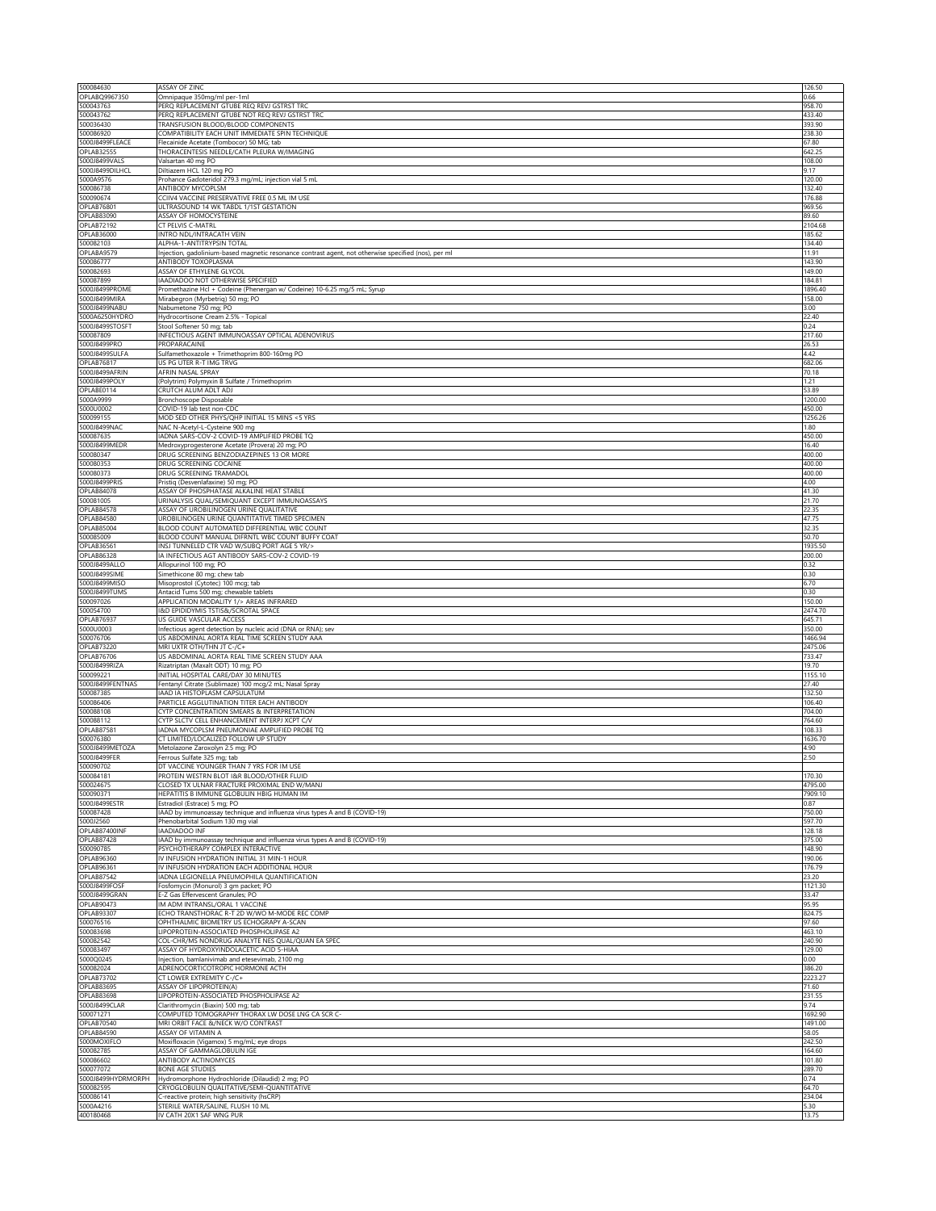| | | |
|---|---|---|
| 500084630 | ASSAY OF ZINC | 126.50 |
| OPLABQ9967350 | Omnipaque 350mg/ml per-1ml | 0.66 |
| 500043763 | PERQ REPLACEMENT GTUBE REQ REVJ GSTRST TRC | 958.70 |
| 500043762 | PERQ REPLACEMENT GTUBE NOT REQ REVJ GSTRST TRC | 433.40 |
| 500036430 | TRANSFUSION BLOOD/BLOOD COMPONENTS | 393.90 |
| 500086920 | COMPATIBILITY EACH UNIT IMMEDIATE SPIN TECHNIQUE | 238.30 |
| 5000J8499FLEACE | Flecainide Acetate (Tombocor) 50 MG; tab | 67.80 |
| OPLAB32555 | THORACENTESIS NEEDLE/CATH PLEURA W/IMAGING | 642.25 |
| 5000J8499VALS | Valsartan 40 mg PO | 108.00 |
| 5000J8499DILHCL | Diltiazem HCL 120 mg PO | 9.17 |
| 5000A9576 | Prohance Gadoteridol 279.3 mg/mL; injection vial 5 mL | 120.00 |
| 500086738 | ANTIBODY MYCOPLSM | 132.40 |
| 500090674 | CCIIV4 VACCINE PRESERVATIVE FREE 0.5 ML IM USE | 176.88 |
| OPLAB76801 | ULTRASOUND 14 WK TABDL 1/1ST GESTATION | 969.56 |
| OPLAB83090 | ASSAY OF HOMOCYSTEINE | 89.60 |
| OPLAB72192 | CT PELVIS C-MATRL | 2104.68 |
| OPLAB36000 | INTRO NDL/INTRACATH VEIN | 185.62 |
| 500082103 | ALPHA-1-ANTITRYPSIN TOTAL | 134.40 |
| OPLABA9579 | Injection, gadolinium-based magnetic resonance contrast agent, not otherwise specified (nos), per ml | 11.91 |
| 500086777 | ANTIBODY TOXOPLASMA | 143.90 |
| 500082693 | ASSAY OF ETHYLENE GLYCOL | 149.00 |
| 500087899 | IAADIADOO NOT OTHERWISE SPECIFIED | 184.81 |
| 5000J8499PROME | Promethazine Hcl + Codeine (Phenergan w/ Codeine) 10-6.25 mg/5 mL; Syrup | 1896.40 |
| 5000J8499MIRA | Mirabegron (Myrbetriq) 50 mg; PO | 158.00 |
| 5000J8499NABU | Nabumetone 750 mg; PO | 3.00 |
| 5000A6250HYDRO | Hydrocortisone Cream 2.5% - Topical | 22.40 |
| 5000J8499STOSFT | Stool Softener 50 mg; tab | 0.24 |
| 500087809 | INFECTIOUS AGENT IMMUNOASSAY OPTICAL ADENOVIRUS | 217.60 |
| 5000J8499PRO | PROPARACAINE | 26.53 |
| 5000J8499SULFA | Sulfamethoxazole + Trimethoprim 800-160mg PO | 4.42 |
| OPLAB76817 | US PG UTER R-T IMG TRVG | 682.06 |
| 5000J8499AFRIN | AFRIN NASAL SPRAY | 70.18 |
| 5000J8499POLY | (Polytrim) Polymyxin B Sulfate / Trimethoprim | 1.21 |
| OPLABE0114 | CRUTCH ALUM ADLT ADJ | 53.89 |
| 5000A9999 | Bronchoscope Disposable | 1200.00 |
| 5000U0002 | COVID-19 lab test non-CDC | 450.00 |
| 500099155 | MOD SED OTHER PHYS/QHP INITIAL 15 MINS <5 YRS | 1256.26 |
| 5000J8499NAC | NAC N-Acetyl-L-Cysteine 900 mg | 1.80 |
| 500087635 | IADNA SARS-COV-2 COVID-19 AMPLIFIED PROBE TQ | 450.00 |
| 5000J8499MEDR | Medroxyprogesterone Acetate (Provera) 20 mg; PO | 16.40 |
| 500080347 | DRUG SCREENING BENZODIAZEPINES 13 OR MORE | 400.00 |
| 500080353 | DRUG SCREENING COCAINE | 400.00 |
| 500080373 | DRUG SCREENING TRAMADOL | 400.00 |
| 5000J8499PRIS | Pristiq (Desvenlafaxine) 50 mg; PO | 4.00 |
| OPLAB84078 | ASSAY OF PHOSPHATASE ALKALINE HEAT STABLE | 41.30 |
| 500081005 | URINALYSIS QUAL/SEMIQUANT EXCEPT IMMUNOASSAYS | 21.70 |
| OPLAB84578 | ASSAY OF UROBILINOGEN URINE QUALITATIVE | 22.35 |
| OPLAB84580 | UROBILINOGEN URINE QUANTITATIVE TIMED SPECIMEN | 47.75 |
| OPLAB85004 | BLOOD COUNT AUTOMATED DIFFERENTIAL WBC COUNT | 32.35 |
| 500085009 | BLOOD COUNT MANUAL DIFRNTL WBC COUNT BUFFY COAT | 50.70 |
| OPLAB36561 | INSJ TUNNELED CTR VAD W/SUBQ PORT AGE 5 YR/> | 1935.50 |
| OPLAB86328 | IA INFECTIOUS AGT ANTIBODY SARS-COV-2 COVID-19 | 200.00 |
| 5000J8499ALLO | Allopurinol 100 mg; PO | 0.32 |
| 5000J8499SIME | Simethicone 80 mg; chew tab | 0.30 |
| 5000J8499MISO | Misoprostol (Cytotec) 100 mcg; tab | 6.70 |
| 5000J8499TUMS | Antacid Tums 500 mg; chewable tablets | 0.30 |
| 500097026 | APPLICATION MODALITY 1/> AREAS INFRARED | 150.00 |
| 500054700 | I&D EPIDIDYMIS TSTIS&/SCROTAL SPACE | 2474.70 |
| OPLAB76937 | US GUIDE VASCULAR ACCESS | 645.71 |
| 5000U0003 | Infectious agent detection by nucleic acid (DNA or RNA); sev | 350.00 |
| 500076706 | US ABDOMINAL AORTA REAL TIME SCREEN STUDY AAA | 1466.94 |
| OPLAB73220 | MRI UXTR OTH/THN JT C-/C+ | 2475.06 |
| OPLAB76706 | US ABDOMINAL AORTA REAL TIME SCREEN STUDY AAA | 733.47 |
| 5000J8499RIZA | Rizatriptan (Maxalt ODT) 10 mg; PO | 19.70 |
| 500099221 | INITIAL HOSPITAL CARE/DAY 30 MINUTES | 1155.10 |
| 5000J8499FENTNAS | Fentanyl Citrate (Sublimaze) 100 mcg/2 mL; Nasal Spray | 27.40 |
| 500087385 | IAAD IA HISTOPLASM CAPSULATUM | 132.50 |
| 500086406 | PARTICLE AGGLUTINATION TITER EACH ANTIBODY | 106.40 |
| 500088108 | CYTP CONCENTRATION SMEARS & INTERPRETATION | 704.00 |
| 500088112 | CYTP SLCTV CELL ENHANCEMENT INTERPJ XCPT C/V | 764.60 |
| OPLAB87581 | IADNA MYCOPLSM PNEUMONIAE AMPLIFIED PROBE TQ | 108.33 |
| 500076380 | CT LIMITED/LOCALIZED FOLLOW UP STUDY | 1636.70 |
| 5000J8499METOZA | Metolazone Zaroxolyn 2.5 mg; PO | 4.90 |
| 5000J8499FER | Ferrous Sulfate 325 mg; tab | 2.50 |
| 500090702 | DT VACCINE YOUNGER THAN 7 YRS FOR IM USE | |
| 500084181 | PROTEIN WESTRN BLOT I&R BLOOD/OTHER FLUID | 170.30 |
| 500024675 | CLOSED TX ULNAR FRACTURE PROXIMAL END W/MANJ | 4795.00 |
| 500090371 | HEPATITIS B IMMUNE GLOBULIN HBIG HUMAN IM | 7909.10 |
| 5000J8499ESTR | Estradiol (Estrace) 5 mg; PO | 0.87 |
| 500087428 | IAAD by immunoassay technique and influenza virus types A and B (COVID-19) | 750.00 |
| 5000J2560 | Phenobarbital Sodium 130 mg vial | 597.70 |
| OPLAB87400INF | IAADIADOO INF | 128.18 |
| OPLAB87428 | IAAD by immunoassay technique and influenza virus types A and B (COVID-19) | 375.00 |
| 500090785 | PSYCHOTHERAPY COMPLEX INTERACTIVE | 148.90 |
| OPLAB96360 | IV INFUSION HYDRATION INITIAL 31 MIN-1 HOUR | 190.06 |
| OPLAB96361 | IV INFUSION HYDRATION EACH ADDITIONAL HOUR | 176.79 |
| OPLAB87542 | IADNA LEGIONELLA PNEUMOPHILA QUANTIFICATION | 23.20 |
| 5000J8499FOSF | Fosfomycin (Monurol) 3 gm packet; PO | 1121.30 |
| 5000J8499GRAN | E-Z Gas Effervescent Granules; PO | 33.47 |
| OPLAB90473 | IM ADM INTRANSL/ORAL 1 VACCINE | 95.95 |
| OPLAB93307 | ECHO TRANSTHORAC R-T 2D W/WO M-MODE REC COMP | 824.75 |
| 500076516 | OPHTHALMIC BIOMETRY US ECHOGRAPY A-SCAN | 97.60 |
| 500083698 | LIPOPROTEIN-ASSOCIATED PHOSPHOLIPASE A2 | 463.10 |
| 500082542 | COL-CHR/MS NONDRUG ANALYTE NES QUAL/QUAN EA SPEC | 240.90 |
| 500083497 | ASSAY OF HYDROXYINDOLACETIC ACID 5-HIAA | 129.00 |
| 5000Q0245 | Injection, bamlanivimab and etesevimab, 2100 mg | 0.00 |
| 500082024 | ADRENOCORTICOTROPIC HORMONE ACTH | 386.20 |
| OPLAB73702 | CT LOWER EXTREMITY C-/C+ | 2223.27 |
| OPLAB83695 | ASSAY OF LIPOPROTEIN(A) | 71.60 |
| OPLAB83698 | LIPOPROTEIN-ASSOCIATED PHOSPHOLIPASE A2 | 231.55 |
| 5000J8499CLAR | Clarithromycin (Biaxin) 500 mg; tab | 9.74 |
| 500071271 | COMPUTED TOMOGRAPHY THORAX LW DOSE LNG CA SCR C- | 1692.90 |
| OPLAB70540 | MRI ORBIT FACE &/NECK W/O CONTRAST | 1491.00 |
| OPLAB84590 | ASSAY OF VITAMIN A | 58.05 |
| 5000MOXIFLO | Moxifloxacin (Vigamox) 5 mg/mL; eye drops | 242.50 |
| 500082785 | ASSAY OF GAMMAGLOBULIN IGE | 164.60 |
| 500086602 | ANTIBODY ACTINOMYCES | 101.80 |
| 500077072 | BONE AGE STUDIES | 289.70 |
| 5000J8499HYDRMORPH | Hydromorphone Hydrochloride (Dilaudid) 2 mg; PO | 0.74 |
| 500082595 | CRYOGLOBULIN QUALITATIVE/SEMI-QUANTITATIVE | 64.70 |
| 500086141 | C-reactive protein; high sensitivity (hsCRP) | 234.04 |
| 5000A4216 | STERILE WATER/SALINE, FLUSH 10 ML | 5.30 |
| 400180468 | IV CATH 20X1 SAF WNG PUR | 13.75 |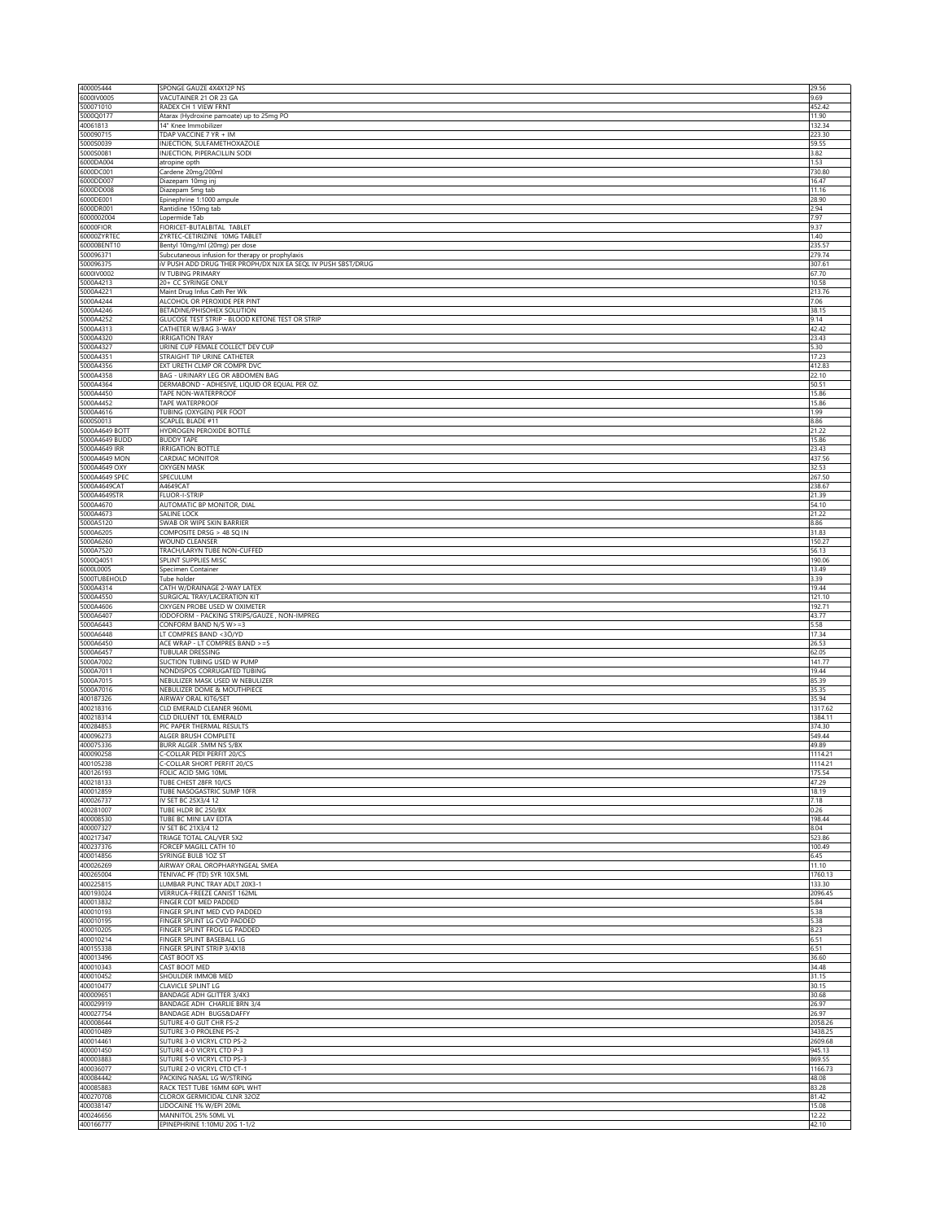| | | |
|---|---|---|
| 400005444 | SPONGE GAUZE 4X4X12P NS | 29.56 |
| 6000IV0005 | VACUTAINER 21 OR 23 GA | 9.69 |
| 500071010 | RADEX CH 1 VIEW FRNT | 452.42 |
| 5000Q0177 | Atarax (Hydroxine pamoate) up to 25mg PO | 11.90 |
| 40061813 | 14" Knee Immobilizer | 132.34 |
| 500090715 | TDAP VACCINE 7 YR + IM | 223.30 |
| 5000S0039 | INJECTION, SULFAMETHOXAZOLE | 59.55 |
| 5000S0081 | INJECTION, PIPERACILLIN SODI | 3.82 |
| 6000DA004 | atropine opth | 1.53 |
| 6000DC001 | Cardene 20mg/200ml | 730.80 |
| 6000DD007 | Diazepam 10mg inj | 16.47 |
| 6000DD008 | Diazepam 5mg tab | 11.16 |
| 6000DE001 | Epinephrine 1:1000 ampule | 28.90 |
| 6000DR001 | Rantidine 150mg tab | 2.94 |
| 6000002004 | Lopermide Tab | 7.97 |
| 60000FIOR | FIORICET-BUTALBITAL TABLET | 9.37 |
| 60000ZYRTEC | ZYRTEC-CETIRIZINE 10MG TABLET | 1.40 |
| 60000BENT10 | Bentyl 10mg/ml (20mg) per dose | 235.57 |
| 500096371 | Subcutaneous infusion for therapy or prophylaxis | 279.74 |
| 500096375 | IV PUSH ADD DRUG THER PROPH/DX NJX EA SEQL IV PUSH SBST/DRUG | 307.61 |
| 6000IV0002 | IV TUBING PRIMARY | 67.70 |
| 5000A4213 | 20+ CC SYRINGE ONLY | 10.58 |
| 5000A4221 | Maint Drug Infus Cath Per Wk | 213.76 |
| 5000A4244 | ALCOHOL OR PEROXIDE PER PINT | 7.06 |
| 5000A4246 | BETADINE/PHISOHEX SOLUTION | 38.15 |
| 5000A4252 | GLUCOSE TEST STRIP - BLOOD KETONE TEST OR STRIP | 9.14 |
| 5000A4313 | CATHETER W/BAG 3-WAY | 42.42 |
| 5000A4320 | IRRIGATION TRAY | 23.43 |
| 5000A4327 | URINE CUP FEMALE COLLECT DEV CUP | 5.30 |
| 5000A4351 | STRAIGHT TIP URINE CATHETER | 17.23 |
| 5000A4356 | EXT URETH CLMP OR COMPR DVC | 412.83 |
| 5000A4358 | BAG - URINARY LEG OR ABDOMEN BAG | 22.10 |
| 5000A4364 | DERMABOND - ADHESIVE, LIQUID OR EQUAL PER OZ. | 50.51 |
| 5000A4450 | TAPE NON-WATERPROOF | 15.86 |
| 5000A4452 | TAPE WATERPROOF | 15.86 |
| 5000A4616 | TUBING (OXYGEN) PER FOOT | 1.99 |
| 6000S0013 | SCAPLEL BLADE #11 | 8.86 |
| 5000A4649 BOTT | HYDROGEN PEROXIDE BOTTLE | 21.22 |
| 5000A4649 BUDD | BUDDY TAPE | 15.86 |
| 5000A4649 IRR | IRRIGATION BOTTLE | 23.43 |
| 5000A4649 MON | CARDIAC MONITOR | 437.56 |
| 5000A4649 OXY | OXYGEN MASK | 32.53 |
| 5000A4649 SPEC | SPECULUM | 267.50 |
| 5000A4649CAT | A4649CAT | 238.67 |
| 5000A4649STR | FLUOR-I-STRIP | 21.39 |
| 5000A4670 | AUTOMATIC BP MONITOR, DIAL | 54.10 |
| 5000A4673 | SALINE LOCK | 21.22 |
| 5000A5120 | SWAB OR WIPE SKIN BARRIER | 8.86 |
| 5000A6205 | COMPOSITE DRSG > 48 SQ IN | 31.83 |
| 5000A6260 | WOUND CLEANSER | 150.27 |
| 5000A7520 | TRACH/LARYN TUBE NON-CUFFED | 56.13 |
| 5000Q4051 | SPLINT SUPPLIES MISC | 190.06 |
| 6000L0005 | Specimen Container | 13.49 |
| 5000TUBEHOLD | Tube holder | 3.39 |
| 5000A4314 | CATH W/DRAINAGE 2-WAY LATEX | 19.44 |
| 5000A4550 | SURGICAL TRAY/LACERATION KIT | 121.10 |
| 5000A4606 | OXYGEN PROBE USED W OXIMETER | 192.71 |
| 5000A6407 | IODOFORM - PACKING STRIPS/GAUZE , NON-IMPREG | 43.77 |
| 5000A6443 | CONFORM BAND N/S W>=3 | 5.58 |
| 5000A6448 | LT COMPRES BAND <3Ò/YD | 17.34 |
| 5000A6450 | ACE WRAP - LT COMPRES BAND >=5 | 26.53 |
| 5000A6457 | TUBULAR DRESSING | 62.05 |
| 5000A7002 | SUCTION TUBING USED W PUMP | 141.77 |
| 5000A7011 | NONDISPOS CORRUGATED TUBING | 19.44 |
| 5000A7015 | NEBULIZER MASK USED W NEBULIZER | 85.39 |
| 5000A7016 | NEBULIZER DOME & MOUTHPIECE | 35.35 |
| 400187326 | AIRWAY ORAL KIT6/SET | 35.94 |
| 400218316 | CLD EMERALD CLEANER 960ML | 1317.62 |
| 400218314 | CLD DILUENT 10L EMERALD | 1384.11 |
| 400284853 | PIC PAPER THERMAL RESULTS | 374.30 |
| 400096273 | ALGER BRUSH COMPLETE | 549.44 |
| 400075336 | BURR ALGER .5MM NS 5/BX | 49.89 |
| 400090258 | C-COLLAR PEDI PERFIT 20/CS | 1114.21 |
| 400105238 | C-COLLAR SHORT PERFIT 20/CS | 1114.21 |
| 400126193 | FOLIC ACID 5MG 10ML | 175.54 |
| 400218133 | TUBE CHEST 28FR 10/CS | 47.29 |
| 400012859 | TUBE NASOGASTRIC SUMP 10FR | 18.19 |
| 400026737 | IV SET BC 25X3/4 12 | 7.18 |
| 400281007 | TUBE HLDR BC 250/BX | 0.26 |
| 400008530 | TUBE BC MINI LAV EDTA | 198.44 |
| 400007327 | IV SET BC 21X3/4 12 | 8.04 |
| 400217347 | TRIAGE TOTAL CAL/VER 5X2 | 523.86 |
| 400237376 | FORCEP MAGILL CATH 10 | 100.49 |
| 400014856 | SYRINGE BULB 1OZ ST | 6.45 |
| 400026269 | AIRWAY ORAL OROPHARYNGEAL SMEA | 11.10 |
| 400265004 | TENIVAC PF (TD) SYR 10X.5ML | 1760.13 |
| 400225815 | LUMBAR PUNC TRAY ADLT 20X3-1 | 133.30 |
| 400193024 | VERRUCA-FREEZE CANIST 162ML | 2096.45 |
| 400013832 | FINGER COT MED PADDED | 5.84 |
| 400010193 | FINGER SPLINT MED CVD PADDED | 5.38 |
| 400010195 | FINGER SPLINT LG CVD PADDED | 5.38 |
| 400010205 | FINGER SPLINT FROG LG PADDED | 8.23 |
| 400010214 | FINGER SPLINT BASEBALL LG | 6.51 |
| 400155338 | FINGER SPLINT STRIP 3/4X18 | 6.51 |
| 400013496 | CAST BOOT XS | 36.60 |
| 400010343 | CAST BOOT MED | 34.48 |
| 400010452 | SHOULDER IMMOB MED | 31.15 |
| 400010477 | CLAVICLE SPLINT LG | 30.15 |
| 400009651 | BANDAGE ADH GLITTER 3/4X3 | 30.68 |
| 400029919 | BANDAGE ADH CHARLIE BRN 3/4 | 26.97 |
| 400027754 | BANDAGE ADH BUGS&DAFFY | 26.97 |
| 400008644 | SUTURE 4-0 GUT CHR FS-2 | 2058.26 |
| 400010489 | SUTURE 3-0 PROLENE PS-2 | 3438.25 |
| 400014461 | SUTURE 3-0 VICRYL CTD PS-2 | 2609.68 |
| 400001450 | SUTURE 4-0 VICRYL CTD P-3 | 945.13 |
| 400003883 | SUTURE 5-0 VICRYL CTD PS-3 | 869.55 |
| 400036077 | SUTURE 2-0 VICRYL CTD CT-1 | 1166.73 |
| 400084442 | PACKING NASAL LG W/STRING | 48.08 |
| 400085883 | RACK TEST TUBE 16MM 60PL WHT | 83.28 |
| 400270708 | CLOROX GERMICIDAL CLNR 32OZ | 81.42 |
| 400038147 | LIDOCAINE 1% W/EPI 20ML | 15.08 |
| 400246656 | MANNITOL 25% 50ML VL | 12.22 |
| 400166777 | EPINEPHRINE 1:10MU 20G 1-1/2 | 42.10 |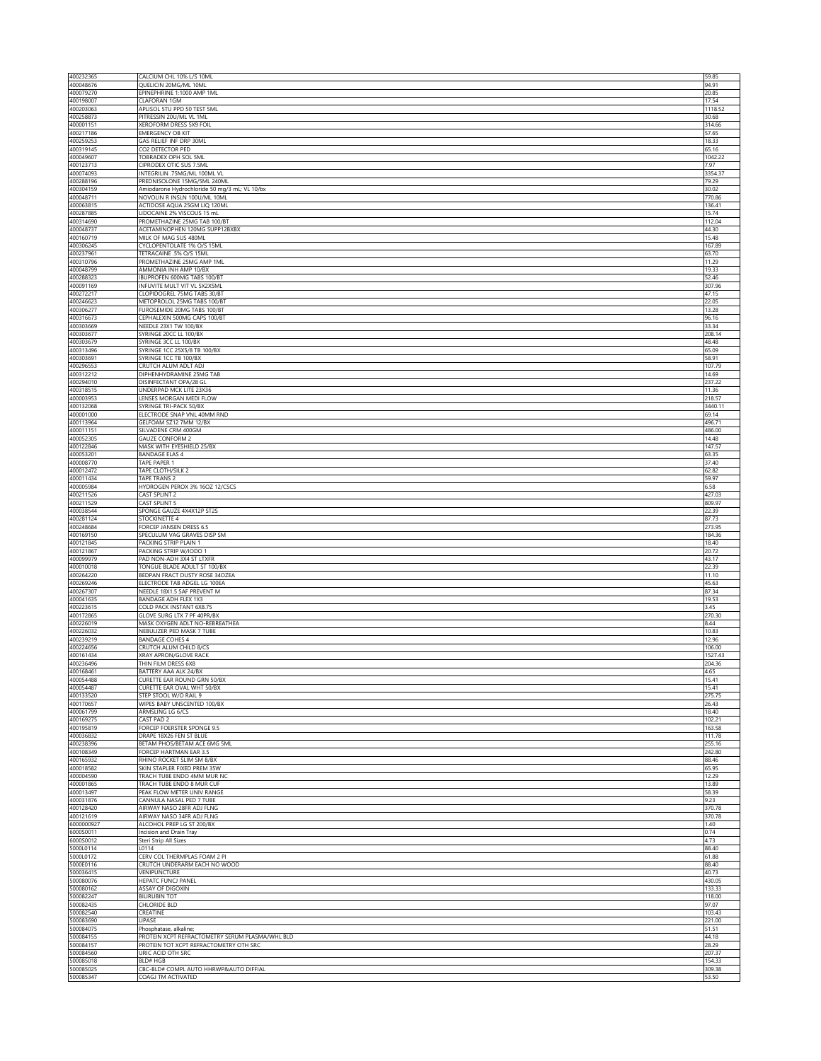| | | |
|---|---|---|
| 400232365 | CALCIUM CHL 10% L/S 10ML | 59.85 |
| 400048676 | QUELICIN 20MG/ML 10ML | 94.91 |
| 400079270 | EPINEPHRINE 1:1000 AMP 1ML | 20.85 |
| 400198007 | CLAFORAN 1GM | 17.54 |
| 400203063 | APLISOL 5TU PPD 50 TEST 5ML | 1118.52 |
| 400258873 | PITRESSIN 20U/ML VL 1ML | 30.68 |
| 400001151 | XEROFORM DRESS 5X9 FOIL | 314.66 |
| 400217186 | EMERGENCY OB KIT | 57.65 |
| 400259253 | GAS RELIEF INF DRP 30ML | 18.33 |
| 400319145 | CO2 DETECTOR PED | 65.16 |
| 400049607 | TOBRADEX OPH SOL 5ML | 1042.22 |
| 400123713 | CIPRODEX OTIC SUS 7.5ML | 7.97 |
| 400074093 | INTEGRILIN .75MG/ML 100ML VL | 3354.37 |
| 400288196 | PREDNISOLONE 15MG/5ML 240ML | 79.29 |
| 400304159 | Amiodarone Hydrochloride 50 mg/3 mL; VL 10/bx | 30.02 |
| 400048711 | NOVOLIN R INSLN 100U/ML 10ML | 770.86 |
| 400063815 | ACTIDOSE AQUA 25GM LIQ 120ML | 136.41 |
| 400287885 | LIDOCAINE 2% VISCOUS 15 mL | 15.74 |
| 400314690 | PROMETHAZINE 25MG TAB 100/BT | 112.04 |
| 400048737 | ACETAMINOPHEN 120MG SUPP12BX8X | 44.30 |
| 400160719 | MILK OF MAG SUS 480ML | 15.48 |
| 400306245 | CYCLOPENTOLATE 1% O/S 15ML | 167.89 |
| 400237961 | TETRACAINE .5% O/S 15ML | 63.70 |
| 400310796 | PROMETHAZINE 25MG AMP 1ML | 11.29 |
| 400048799 | AMMONIA INH AMP 10/BX | 19.33 |
| 400288323 | IBUPROFEN 600MG TABS 100/BT | 52.46 |
| 400091169 | INFUVITE MULT VIT VL 5X2X5ML | 307.96 |
| 400272217 | CLOPIDOGREL 75MG TABS 30/BT | 47.15 |
| 400246623 | METOPROLOL 25MG TABS 100/BT | 22.05 |
| 400306277 | FUROSEMIDE 20MG TABS 100/BT | 13.28 |
| 400316673 | CEPHALEXIN 500MG CAPS 100/BT | 96.16 |
| 400303669 | NEEDLE 23X1 TW 100/BX | 33.34 |
| 400303677 | SYRINGE 20CC LL 100/BX | 208.14 |
| 400303679 | SYRINGE 3CC LL 100/BX | 48.48 |
| 400313496 | SYRINGE 1CC 25X5/8 TB 100/BX | 65.09 |
| 400303691 | SYRINGE 1CC TB 100/BX | 58.91 |
| 400296553 | CRUTCH ALUM ADLT ADJ | 107.79 |
| 400312212 | DIPHENHYDRAMINE 25MG TAB | 14.69 |
| 400294010 | DISINFECTANT OPA/28 GL | 237.22 |
| 400318515 | UNDERPAD MCK LITE 23X36 | 11.36 |
| 400003953 | LENSES MORGAN MEDI FLOW | 218.57 |
| 400132068 | SYRINGE TRI-PACK 50/BX | 3440.11 |
| 400001000 | ELECTRODE SNAP VNL 40MM RND | 69.14 |
| 400113964 | GELFOAM SZ12 7MM 12/BX | 496.71 |
| 400011151 | SILVADENE CRM 400GM | 486.00 |
| 400052305 | GAUZE CONFORM 2 | 14.48 |
| 400122846 | MASK WITH EYESHIELD 25/BX | 147.57 |
| 400053201 | BANDAGE ELAS 4 | 63.35 |
| 400008770 | TAPE PAPER 1 | 37.40 |
| 400012472 | TAPE CLOTH/SILK 2 | 62.82 |
| 400011434 | TAPE TRANS 2 | 59.97 |
| 400005984 | HYDROGEN PEROX 3% 16OZ 12/CSCS | 6.58 |
| 400211526 | CAST SPLINT 2 | 427.03 |
| 400211529 | CAST SPLINT 5 | 809.97 |
| 400038544 | SPONGE GAUZE 4X4X12P ST2S | 22.39 |
| 400281124 | STOCKINETTE 4 | 87.73 |
| 400248684 | FORCEP JANSEN DRESS 6.5 | 273.95 |
| 400169150 | SPECULUM VAG GRAVES DISP SM | 184.36 |
| 400121845 | PACKING STRIP PLAIN 1 | 18.40 |
| 400121867 | PACKING STRIP W/IODO 1 | 20.72 |
| 400099979 | PAD NON-ADH 3X4 ST LTXFR | 43.17 |
| 400010018 | TONGUE BLADE ADULT ST 100/BX | 22.39 |
| 400264220 | BEDPAN FRACT DUSTY ROSE 34OZEA | 11.10 |
| 400269246 | ELECTRODE TAB ADGEL LG 100EA | 45.63 |
| 400267307 | NEEDLE 18X1.5 SAF PREVENT M | 87.34 |
| 400041635 | BANDAGE ADH FLEX 1X3 | 19.53 |
| 400223615 | COLD PACK INSTANT 6X8.75 | 3.45 |
| 400172865 | GLOVE SURG LTX 7 PF 40PR/BX | 270.30 |
| 400226019 | MASK OXYGEN ADLT NO-REBREATHEA | 8.44 |
| 400226032 | NEBULIZER PED MASK 7 TUBE | 10.83 |
| 400239219 | BANDAGE COHES 4 | 12.96 |
| 400224656 | CRUTCH ALUM CHILD 8/CS | 106.00 |
| 400161434 | XRAY APRON/GLOVE RACK | 1527.43 |
| 400236496 | THIN FILM DRESS 6X8 | 204.36 |
| 400168461 | BATTERY AAA ALK 24/BX | 4.65 |
| 400054488 | CURETTE EAR ROUND GRN 50/BX | 15.41 |
| 400054487 | CURETTE EAR OVAL WHT 50/BX | 15.41 |
| 400133520 | STEP STOOL W/O RAIL 9 | 275.75 |
| 400170657 | WIPES BABY UNSCENTED 100/BX | 26.43 |
| 400061799 | ARMSLING LG 6/CS | 18.40 |
| 400169275 | CAST PAD 2 | 102.21 |
| 400195819 | FORCEP FOERSTER SPONGE 9.5 | 163.58 |
| 400036832 | DRAPE 18X26 FEN ST BLUE | 111.78 |
| 400238396 | BETAM PHOS/BETAM ACE 6MG 5ML | 255.16 |
| 400108349 | FORCEP HARTMAN EAR 3.5 | 242.80 |
| 400165932 | RHINO ROCKET SLIM SM 8/BX | 88.46 |
| 400018582 | SKIN STAPLER FIXED PREM 35W | 65.95 |
| 400004590 | TRACH TUBE ENDO 4MM MUR NC | 12.29 |
| 400001865 | TRACH TUBE ENDO 8 MUR CUF | 13.89 |
| 400013497 | PEAK FLOW METER UNIV RANGE | 58.39 |
| 400031876 | CANNULA NASAL PED 7 TUBE | 9.23 |
| 400128420 | AIRWAY NASO 28FR ADJ FLNG | 370.78 |
| 400121619 | AIRWAY NASO 34FR ADJ FLNG | 370.78 |
| 6000000927 | ALCOHOL PREP LG ST 200/BX | 1.40 |
| 600050011 | Incision and Drain Tray | 0.74 |
| 600050012 | Steri Strip All Sizes | 4.73 |
| 5000L0114 | L0114 | 88.40 |
| 5000L0172 | CERV COL THERMPLAS FOAM 2 PI | 61.88 |
| 5000E0116 | CRUTCH UNDERARM EACH NO WOOD | 88.40 |
| 500036415 | VENIPUNCTURE | 40.73 |
| 500080076 | HEPATC FUNCJ PANEL | 430.05 |
| 500080162 | ASSAY OF DIGOXIN | 133.33 |
| 500082247 | BILIRUBIN TOT | 118.00 |
| 500082435 | CHLORIDE BLD | 97.07 |
| 500082540 | CREATINE | 103.43 |
| 500083690 | LIPASE | 221.00 |
| 500084075 | Phosphatase, alkaline; | 51.51 |
| 500084155 | PROTEIN XCPT REFRACTOMETRY SERUM PLASMA/WHL BLD | 44.18 |
| 500084157 | PROTEIN TOT XCPT REFRACTOMETRY OTH SRC | 28.29 |
| 500084560 | URIC ACID OTH SRC | 207.37 |
| 500085018 | BLD# HGB | 154.33 |
| 500085025 | CBC-BLD# COMPL AUTO HHRWP&AUTO DIFFIAL | 309.38 |
| 500085347 | COAGJ TM ACTIVATED | 53.50 |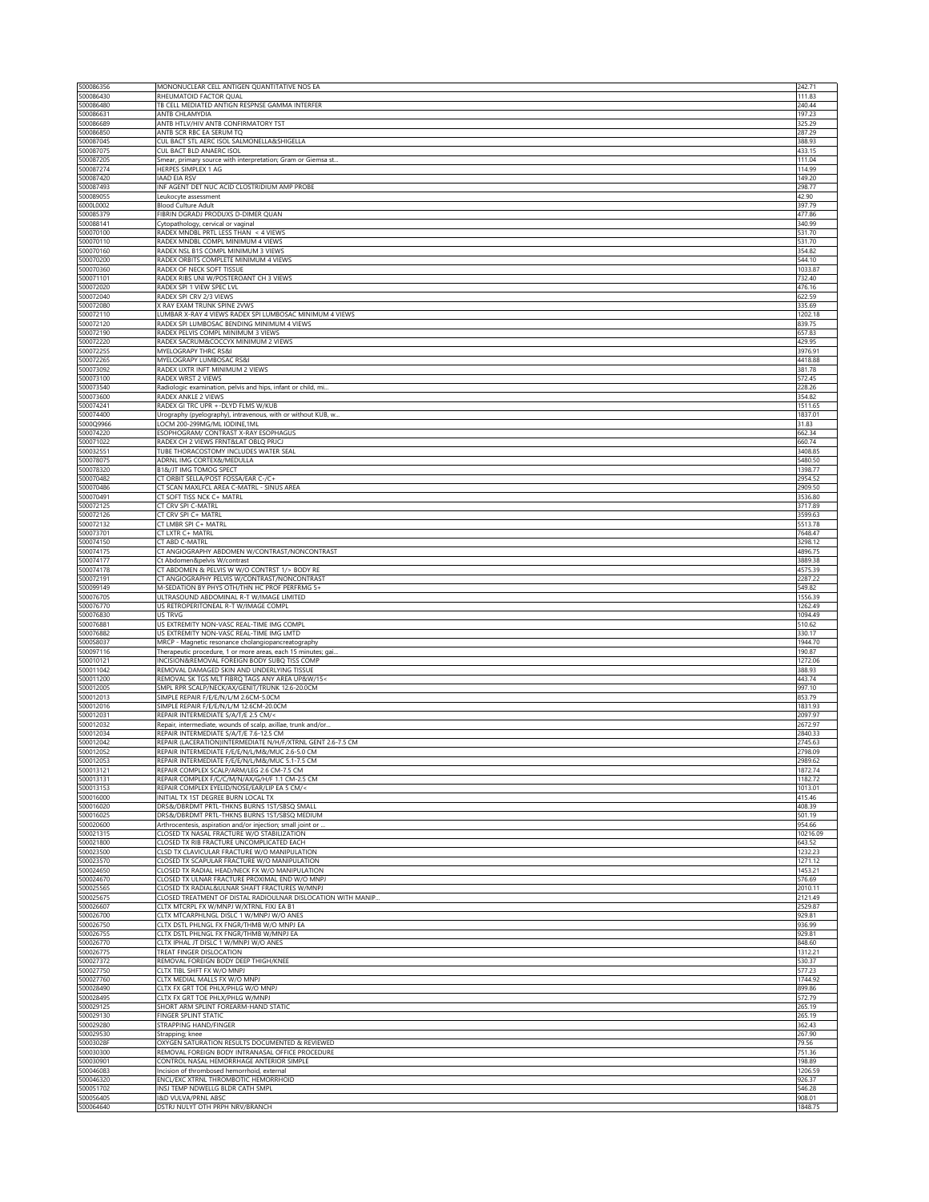| | | |
|---|---|---|
| 500086356 | MONONUCLEAR CELL ANTIGEN QUANTITATIVE NOS EA | 242.71 |
| 500086430 | RHEUMATOID FACTOR QUAL | 111.83 |
| 500086480 | TB CELL MEDIATED ANTIGN RESPNSE GAMMA INTERFER | 240.44 |
| 500086631 | ANTB CHLAMYDIA | 197.23 |
| 500086689 | ANTB HTLV/HIV ANTB CONFIRMATORY TST | 325.29 |
| 500086850 | ANTB SCR RBC EA SERUM TQ | 287.29 |
| 500087045 | CUL BACT STL AERC ISOL SALMONELLA&SHIGELLA | 388.93 |
| 500087075 | CUL BACT BLD ANAERC ISOL | 433.15 |
| 500087205 | Smear, primary source with interpretation; Gram or Giemsa st... | 111.04 |
| 500087274 | HERPES SIMPLEX 1 AG | 114.99 |
| 500087420 | IAAD EIA RSV | 149.20 |
| 500087493 | INF AGENT DET NUC ACID CLOSTRIDIUM AMP PROBE | 298.77 |
| 500089055 | Leukocyte assessment | 42.90 |
| 6000L0002 | Blood Culture Adult | 397.79 |
| 500085379 | FIBRIN DGRADJ PRODUXS D-DIMER QUAN | 477.86 |
| 500088141 | Cytopathology, cervical or vaginal | 340.99 |
| 500070100 | RADEX MNDBL PRTL LESS THAN < 4 VIEWS | 531.70 |
| 500070110 | RADEX MNDBL COMPL MINIMUM 4 VIEWS | 531.70 |
| 500070160 | RADEX NSL B1S COMPL MINIMUM 3 VIEWS | 354.82 |
| 500070200 | RADEX ORBITS COMPLETE MINIMUM 4 VIEWS | 544.10 |
| 500070360 | RADEX OF NECK SOFT TISSUE | 1033.87 |
| 500071101 | RADEX RIBS UNI W/POSTEROANT CH 3 VIEWS | 732.40 |
| 500072020 | RADEX SPI 1 VIEW SPEC LVL | 476.16 |
| 500072040 | RADEX SPI CRV 2/3 VIEWS | 622.59 |
| 500072080 | X RAY EXAM TRUNK SPINE 2VWS | 335.69 |
| 500072110 | LUMBAR X-RAY 4 VIEWS RADEX SPI LUMBOSAC MINIMUM 4 VIEWS | 1202.18 |
| 500072120 | RADEX SPI LUMBOSAC BENDING MINIMUM 4 VIEWS | 839.75 |
| 500072190 | RADEX PELVIS COMPL MINIMUM 3 VIEWS | 657.83 |
| 500072220 | RADEX SACRUM&COCCYX MINIMUM 2 VIEWS | 429.95 |
| 500072255 | MYELOGRAPY THRC RS&I | 3976.91 |
| 500072265 | MYELOGRAPY LUMBOSAC RS&I | 4418.88 |
| 500073092 | RADEX UXTR INFT MINIMUM 2 VIEWS | 381.78 |
| 500073100 | RADEX WRST 2 VIEWS | 572.45 |
| 500073540 | Radiologic examination, pelvis and hips, infant or child, mi... | 228.26 |
| 500073600 | RADEX ANKLE 2 VIEWS | 354.82 |
| 500074241 | RADEX GI TRC UPR +-DLYD FLMS W/KUB | 1511.65 |
| 500074400 | Urography (pyelography), intravenous, with or without KUB, w... | 1837.01 |
| 5000Q9966 | LOCM 200-299MG/ML IODINE,1ML | 31.83 |
| 500074220 | ESOPHOGRAM/ CONTRAST X-RAY ESOPHAGUS | 662.34 |
| 500071022 | RADEX CH 2 VIEWS FRNT&LAT OBLQ PRJCJ | 660.74 |
| 500032551 | TUBE THORACOSTOMY INCLUDES WATER SEAL | 3408.85 |
| 500078075 | ADRNL IMG CORTEX&/MEDULLA | 5480.50 |
| 500078320 | B1&/JT IMG TOMOG SPECT | 1398.77 |
| 500070482 | CT ORBIT SELLA/POST FOSSA/EAR C-/C+ | 2954.52 |
| 500070486 | CT SCAN MAXLFCL AREA C-MATRL - SINUS AREA | 2909.50 |
| 500070491 | CT SOFT TISS NCK C+ MATRL | 3536.80 |
| 500072125 | CT CRV SPI C-MATRL | 3717.89 |
| 500072126 | CT CRV SPI C+ MATRL | 3599.63 |
| 500072132 | CT LMBR SPI C+ MATRL | 5513.78 |
| 500073701 | CT LXTR C+ MATRL | 7648.47 |
| 500074150 | CT ABD C-MATRL | 3298.12 |
| 500074175 | CT ANGIOGRAPHY ABDOMEN W/CONTRAST/NONCONTRAST | 4896.75 |
| 500074177 | Ct Abdomen&pelvis W/contrast | 3889.38 |
| 500074178 | CT ABDOMEN & PELVIS W W/O CONTRST 1/> BODY RE | 4575.39 |
| 500072191 | CT ANGIOGRAPHY PELVIS W/CONTRAST/NONCONTRAST | 2287.22 |
| 500099149 | M-SEDATION BY PHYS OTH/THN HC PROF PERFRMG 5+ | 549.82 |
| 500076705 | ULTRASOUND ABDOMINAL R-T W/IMAGE LIMITED | 1556.39 |
| 500076770 | US RETROPERITONEAL R-T W/IMAGE COMPL | 1262.49 |
| 500076830 | US TRVG | 1094.49 |
| 500076881 | US EXTREMITY NON-VASC REAL-TIME IMG COMPL | 510.62 |
| 500076882 | US EXTREMITY NON-VASC REAL-TIME IMG LMTD | 330.17 |
| 500058037 | MRCP - Magnetic resonance cholangiopancreatography | 1944.70 |
| 500097116 | Therapeutic procedure, 1 or more areas, each 15 minutes; gai... | 190.87 |
| 500010121 | INCISION&REMOVAL FOREIGN BODY SUBQ TISS COMP | 1272.06 |
| 500011042 | REMOVAL DAMAGED SKIN AND UNDERLYING TISSUE | 388.93 |
| 500011200 | REMOVAL SK TGS MLT FIBRQ TAGS ANY AREA UP&W/15< | 443.74 |
| 500012005 | SMPL RPR SCALP/NECK/AX/GENIT/TRUNK 12.6-20.0CM | 997.10 |
| 500012013 | SIMPLE REPAIR F/E/E/N/L/M 2.6CM-5.0CM | 853.79 |
| 500012016 | SIMPLE REPAIR F/E/E/N/L/M 12.6CM-20.0CM | 1831.93 |
| 500012031 | REPAIR INTERMEDIATE S/A/T/E 2.5 CM/< | 2097.97 |
| 500012032 | Repair, intermediate, wounds of scalp, axillae, trunk and/or... | 2672.97 |
| 500012034 | REPAIR INTERMEDIATE S/A/T/E 7.6-12.5 CM | 2840.33 |
| 500012042 | REPAIR (LACERATION)INTERMEDIATE N/H/F/XTRNL GENT 2.6-7.5 CM | 2745.63 |
| 500012052 | REPAIR INTERMEDIATE F/E/E/N/L/M&/MUC 2.6-5.0 CM | 2798.09 |
| 500012053 | REPAIR INTERMEDIATE F/E/E/N/L/M&/MUC 5.1-7.5 CM | 2989.62 |
| 500013121 | REPAIR COMPLEX SCALP/ARM/LEG 2.6 CM-7.5 CM | 1872.74 |
| 500013131 | REPAIR COMPLEX F/C/C/M/N/AX/G/H/F 1.1 CM-2.5 CM | 1182.72 |
| 500013153 | REPAIR COMPLEX EYELID/NOSE/EAR/LIP EA 5 CM/< | 1013.01 |
| 500016000 | INITIAL TX 1ST DEGREE BURN LOCAL TX | 415.46 |
| 500016020 | DRS&/DBRDMT PRTL-THKNS BURNS 1ST/SBSQ SMALL | 408.39 |
| 500016025 | DRS&/DBRDMT PRTL-THKNS BURNS 1ST/SBSQ MEDIUM | 501.19 |
| 500020600 | Arthrocentesis, aspiration and/or injection; small joint or ... | 954.66 |
| 500021315 | CLOSED TX NASAL FRACTURE W/O STABILIZATION | 10216.09 |
| 500021800 | CLOSED TX RIB FRACTURE UNCOMPLICATED EACH | 643.52 |
| 500023500 | CLSD TX CLAVICULAR FRACTURE W/O MANIPULATION | 1232.23 |
| 500023570 | CLOSED TX SCAPULAR FRACTURE W/O MANIPULATION | 1271.12 |
| 500024650 | CLOSED TX RADIAL HEAD/NECK FX W/O MANIPULATION | 1453.21 |
| 500024670 | CLOSED TX ULNAR FRACTURE PROXIMAL END W/O MNPJ | 576.69 |
| 500025565 | CLOSED TX RADIAL&ULNAR SHAFT FRACTURES W/MNPJ | 2010.11 |
| 500025675 | CLOSED TREATMENT OF DISTAL RADIOULNAR DISLOCATION WITH MANIP... | 2121.49 |
| 500026607 | CLTX MTCRPL FX W/MNPJ W/XTRNL FIXJ EA B1 | 2529.87 |
| 500026700 | CLTX MTCARPHLNGL DISLC 1 W/MNPJ W/O ANES | 929.81 |
| 500026750 | CLTX DSTL PHLNGL FX FNGR/THMB W/O MNPJ EA | 936.99 |
| 500026755 | CLTX DSTL PHLNGL FX FNGR/THMB W/MNPJ EA | 929.81 |
| 500026770 | CLTX IPHAL JT DISLC 1 W/MNPJ W/O ANES | 848.60 |
| 500026775 | TREAT FINGER DISLOCATION | 1312.21 |
| 500027372 | REMOVAL FOREIGN BODY DEEP THIGH/KNEE | 530.37 |
| 500027750 | CLTX TIBL SHFT FX W/O MNPJ | 577.23 |
| 500027760 | CLTX MEDIAL MALLS FX W/O MNPJ | 1744.92 |
| 500028490 | CLTX FX GRT TOE PHLX/PHLG W/O MNPJ | 899.86 |
| 500028495 | CLTX FX GRT TOE PHLX/PHLG W/MNPJ | 572.79 |
| 500029125 | SHORT ARM SPLINT FOREARM-HAND STATIC | 265.19 |
| 500029130 | FINGER SPLINT STATIC | 265.19 |
| 500029280 | STRAPPING HAND/FINGER | 362.43 |
| 500029530 | Strapping; knee | 267.90 |
| 50003028F | OXYGEN SATURATION RESULTS DOCUMENTED & REVIEWED | 79.56 |
| 500030300 | REMOVAL FOREIGN BODY INTRANASAL OFFICE PROCEDURE | 751.36 |
| 500030901 | CONTROL NASAL HEMORRHAGE ANTERIOR SIMPLE | 198.89 |
| 500046083 | Incision of thrombosed hemorrhoid, external | 1206.59 |
| 500046320 | ENCL/EXC XTRNL THROMBOTIC HEMORRHOID | 926.37 |
| 500051702 | INSJ TEMP NDWELLG BLDR CATH SMPL | 546.28 |
| 500056405 | I&D VULVA/PRNL ABSC | 908.01 |
| 500064640 | DSTRJ NULYT OTH PRPH NRV/BRANCH | 1848.75 |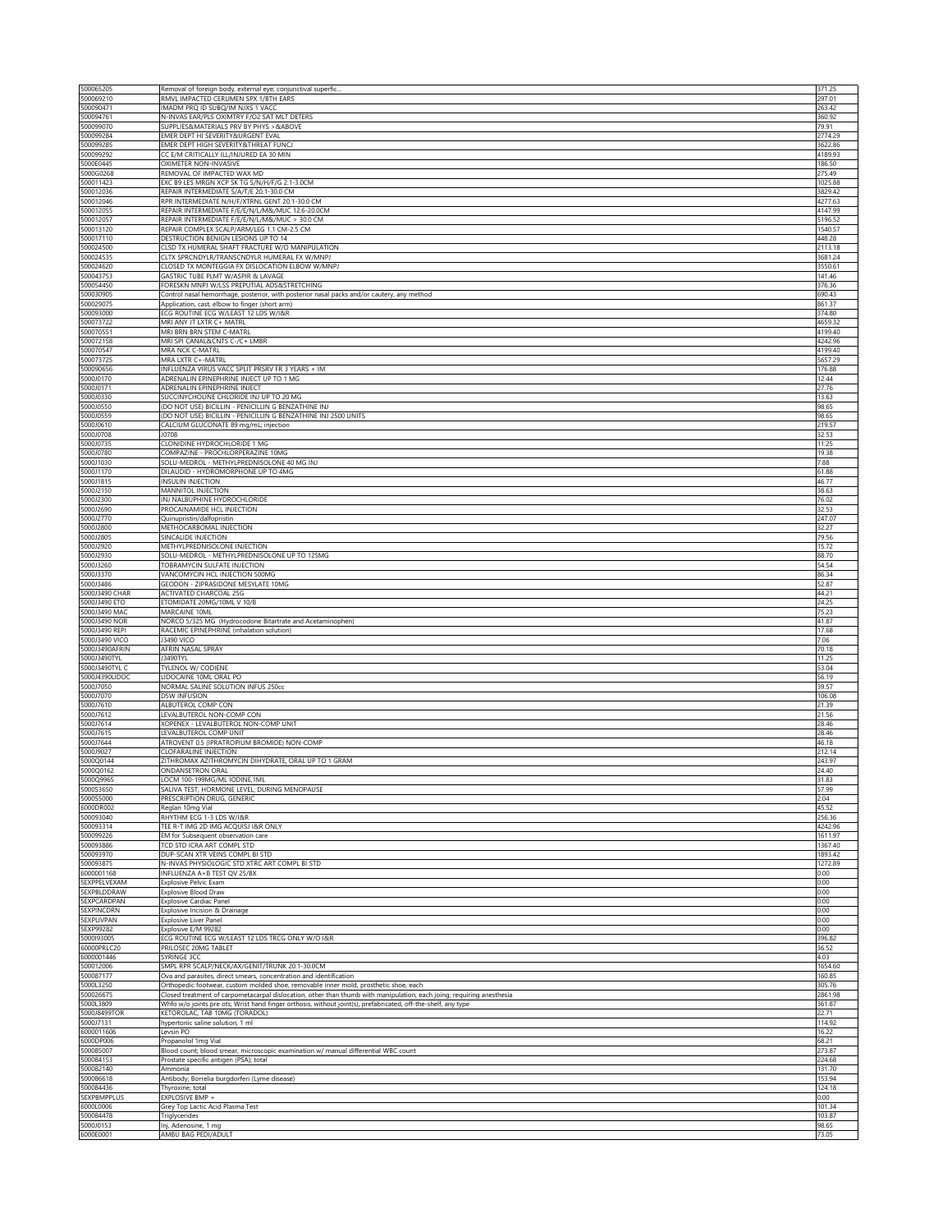| | | |
|---|---|---|
| 500065205 | Removal of foreign body, external eye; conjunctival superfic... | 371.25 |
| 500069210 | RMVL IMPACTED CERUMEN SPX 1/BTH EARS | 297.01 |
| 500090471 | IMADM PRQ ID SUBQ/IM NJXS 1 VACC | 263.42 |
| 500094761 | N-INVAS EAR/PLS OXIMTRY F/O2 SAT MLT DETERS | 360.92 |
| 500099070 | SUPPLIES&MATERIALS PRV BY PHYS >&ABOVE | 79.91 |
| 500099284 | EMER DEPT HI SEVERITY&URGENT EVAL | 2774.29 |
| 500099285 | EMER DEPT HIGH SEVERITY&THREAT FUNCJ | 3622.86 |
| 500099292 | CC E/M CRITICALLY ILL/INJURED EA 30 MIN | 4189.93 |
| 5000E0445 | OXIMETER NON-INVASIVE | 186.50 |
| 5000G0268 | REMOVAL OF IMPACTED WAX MD | 275.49 |
| 500011423 | EXC B9 LES MRGN XCP SK TG S/N/H/F/G 2.1-3.0CM | 1025.88 |
| 500012036 | REPAIR INTERMEDIATE S/A/T/E 20.1-30.0 CM | 3829.42 |
| 500012046 | RPR INTERMEDIATE N/H/F/XTRNL GENT 20.1-30.0 CM | 4277.63 |
| 500012055 | REPAIR INTERMEDIATE F/E/E/N/L/M&/MUC 12.6-20.0CM | 4147.99 |
| 500012057 | REPAIR INTERMEDIATE F/E/E/N/L/M&/MUC > 30.0 CM | 5196.52 |
| 500013120 | REPAIR COMPLEX SCALP/ARM/LEG 1.1 CM-2.5 CM | 1540.57 |
| 500017110 | DESTRUCTION BENIGN LESIONS UP TO 14 | 448.28 |
| 500024500 | CLSD TX HUMERAL SHAFT FRACTURE W/O MANIPULATION | 2113.18 |
| 500024535 | CLTX SPRCNDYLR/TRANSCNDYLR HUMERAL FX W/MNPJ | 3681.24 |
| 500024620 | CLOSED TX MONTEGGIA FX DISLOCATION ELBOW W/MNPJ | 3550.61 |
| 500043753 | GASTRIC TUBE PLMT W/ASPIR & LAVAGE | 141.46 |
| 500054450 | FORESKN MNPJ W/LSS PREPUTIAL ADS&STRETCHING | 376.36 |
| 500030905 | Control nasal hemorrhage, posterior, with posterior nasal packs and/or cautery, any method | 690.43 |
| 500029075 | Application, cast; elbow to finger (short arm) | 861.37 |
| 500093000 | ECG ROUTINE ECG W/LEAST 12 LDS W/I&R | 374.80 |
| 500073722 | MRI ANY JT LXTR C+ MATRL | 4659.32 |
| 500070551 | MRI BRN BRN STEM C-MATRL | 4199.40 |
| 500072158 | MRI SPI CANAL&CNTS C-/C+ LMBR | 4242.96 |
| 500070547 | MRA NCK C-MATRL | 4199.40 |
| 500073725 | MRA LXTR C+-MATRL | 5657.29 |
| 500090656 | INFLUENZA VIRUS VACC SPLIT PRSRV FR 3 YEARS + IM | 176.88 |
| 5000J0170 | ADRENALIN EPINEPHRINE INJECT UP TO 1 MG | 12.44 |
| 5000J0171 | ADRENALIN EPINEPHRINE INJECT | 27.76 |
| 5000J0330 | SUCCINYCHOLINE CHLORIDE INJ UP TO 20 MG | 13.63 |
| 5000J0550 | (DO NOT USE) BICILLIN - PENICILLIN G BENZATHINE INJ | 98.65 |
| 5000J0559 | (DO NOT USE) BICILLIN - PENICILLIN G BENZATHINE INJ 2500 UNITS | 98.65 |
| 5000J0610 | CALCIUM GLUCONATE 89 mg/mL; injection | 219.57 |
| 5000J0708 | J0708 | 32.53 |
| 5000J0735 | CLONIDINE HYDROCHLORIDE 1 MG | 11.25 |
| 5000J0780 | COMPAZINE - PROCHLORPERAZINE 10MG | 19.38 |
| 5000J1030 | SOLU-MEDROL - METHYLPREDNISOLONE 40 MG INJ | 7.88 |
| 5000J1170 | DILAUDID - HYDROMORPHONE UP TO 4MG | 61.88 |
| 5000J1815 | INSULIN INJECTION | 46.77 |
| 5000J2150 | MANNITOL INJECTION | 38.63 |
| 5000J2300 | INJ NALBUPHINE HYDROCHLORIDE | 76.02 |
| 5000J2690 | PROCAINAMIDE HCL INJECTION | 32.53 |
| 5000J2770 | Quinupristin/dalfopristin | 247.07 |
| 5000J2800 | METHOCARBOMAL INJECTION | 32.27 |
| 5000J2805 | SINCALIDE INJECTION | 79.56 |
| 5000J2920 | METHYLPREDNISOLONE INJECTION | 15.72 |
| 5000J2930 | SOLU-MEDROL - METHYLPREDNISOLONE UP TO 125MG | 88.70 |
| 5000J3260 | TOBRAMYCIN SULFATE INJECTION | 54.54 |
| 5000J3370 | VANCOMYCIN HCL INJECTION 500MG | 86.34 |
| 5000J3486 | GEODON - ZIPRASIDONE MESYLATE 10MG | 52.87 |
| 5000J3490 CHAR | ACTIVATED CHARCOAL 25G | 44.21 |
| 5000J3490 ETO | ETOMIDATE 20MG/10ML V 10/B | 24.25 |
| 5000J3490 MAC | MARCAINE 10ML | 75.23 |
| 5000J3490 NOR | NORCO 5/325 MG (Hydrocodone Bitartrate and Acetaminophen) | 41.87 |
| 5000J3490 REPI | RACEMIC EPINEPHRINE (inhalation solution) | 17.68 |
| 5000J3490 VICO | J3490 VICO | 7.06 |
| 5000J3490AFRIN | AFRIN NASAL SPRAY | 70.18 |
| 5000J3490TYL | J3490TYL | 11.25 |
| 5000J3490TYL C | TYLENOL W/ CODIENE | 53.04 |
| 5000J4390LIDOC | LIDOCAINE 10ML ORAL PO | 56.19 |
| 5000J7050 | NORMAL SALINE SOLUTION INFUS 250cc | 39.57 |
| 5000J7070 | D5W INFUSION | 106.08 |
| 5000J7610 | ALBUTEROL COMP CON | 21.39 |
| 5000J7612 | LEVALBUTEROL NON-COMP CON | 21.56 |
| 5000J7614 | XOPENEX - LEVALBUTEROL NON-COMP UNIT | 28.46 |
| 5000J7615 | LEVALBUTEROL COMP UNIT | 28.46 |
| 5000J7644 | ATROVENT 0.5 (IPRATROPIUM BROMIDE) NON-COMP | 46.18 |
| 5000J9027 | CLOFARALINE INJECTION | 212.14 |
| 5000Q0144 | ZITHROMAX AZITHROMYCIN DIHYDRATE, ORAL UP TO 1 GRAM | 243.97 |
| 5000Q0162 | ONDANSETRON ORAL | 24.40 |
| 5000Q9965 | LOCM 100-199MG/ML IODINE,1ML | 31.83 |
| 5000S3650 | SALIVA TEST, HORMONE LEVEL; DURING MENOPAUSE | 57.99 |
| 5000S5000 | PRESCRIPTION DRUG, GENERIC | 2.04 |
| 6000DR002 | Reglan 10mg Vial | 45.52 |
| 500093040 | RHYTHM ECG 1-3 LDS W/I&R | 256.36 |
| 500093314 | TEE R-T IMG 2D IMG ACQUISJ I&R ONLY | 4242.96 |
| 500099226 | EM for Subsequent observation care | 1611.97 |
| 500093886 | TCD STD ICRA ART COMPL STD | 1367.40 |
| 500093970 | DUP-SCAN XTR VEINS COMPL BI STD | 1893.42 |
| 500093875 | N-INVAS PHYSIOLOGIC STD XTRC ART COMPL BI STD | 1272.89 |
| 6000001168 | INFLUENZA A+B TEST QV 25/BX | 0.00 |
| 5EXPPELVEXAM | Explosive Pelvic Exam | 0.00 |
| 5EXPBLDDRAW | Explosive Blood Draw | 0.00 |
| 5EXPCARDPAN | Explosive Cardiac Panel | 0.00 |
| 5EXPINCDRN | Explosive Incision & Drainage | 0.00 |
| 5EXPLIVPAN | Explosive Liver Panel | 0.00 |
| 5EXP99282 | Explosive E/M 99282 | 0.00 |
| 5000I93005 | ECG ROUTINE ECG W/LEAST 12 LDS TRCG ONLY W/O I&R | 396.82 |
| 60000PRLC20 | PRILOSEC 20MG TABLET | 36.52 |
| 6000001446 | SYRINGE 3CC | 4.03 |
| 500012006 | SMPL RPR SCALP/NECK/AX/GENIT/TRUNK 20.1-30.0CM | 1654.60 |
| 500087177 | Ova and parasites, direct smears, concentration and identification | 160.85 |
| 5000L3250 | Orthopedic footwear, custom molded shoe, removable inner mold, prosthetic shoe, each | 305.76 |
| 500026675 | Closed treatment of carpometacarpal dislocation, other than thumb with manipulation, each joing; requiring anesthesia | 2861.98 |
| 5000L3809 | Whfo w/o joints pre ots; Wrist hand finger orthosis, without joint(s), prefabricated, off-the-shelf, any type | 361.87 |
| 5000J8499TOR | KETOROLAC, TAB 10MG (TORADOL) | 22.71 |
| 5000J7131 | hypertonic saline solution, 1 ml | 114.92 |
| 6000011606 | Levsin PO | 16.22 |
| 6000DP006 | Propanolol 1mg Vial | 68.21 |
| 500085007 | Blood count; blood smear, microscopic examination w/ manual differential WBC count | 273.87 |
| 500084153 | Prostate specific antigen (PSA); total | 224.68 |
| 500082140 | Ammonia | 131.70 |
| 500086618 | Antibody; Borrelia burgdorferi (Lyme disease) | 153.94 |
| 500084436 | Thyroxine; total | 124.18 |
| 5EXPBMPPLUS | EXPLOSIVE BMP + | 0.00 |
| 6000L0006 | Grey Top Lactic Acid Plasma Test | 101.34 |
| 500084478 | Triglycerides | 103.87 |
| 5000J0153 | Inj, Adenosine, 1 mg | 98.65 |
| 6000E0001 | AMBU BAG PEDI/ADULT | 73.05 |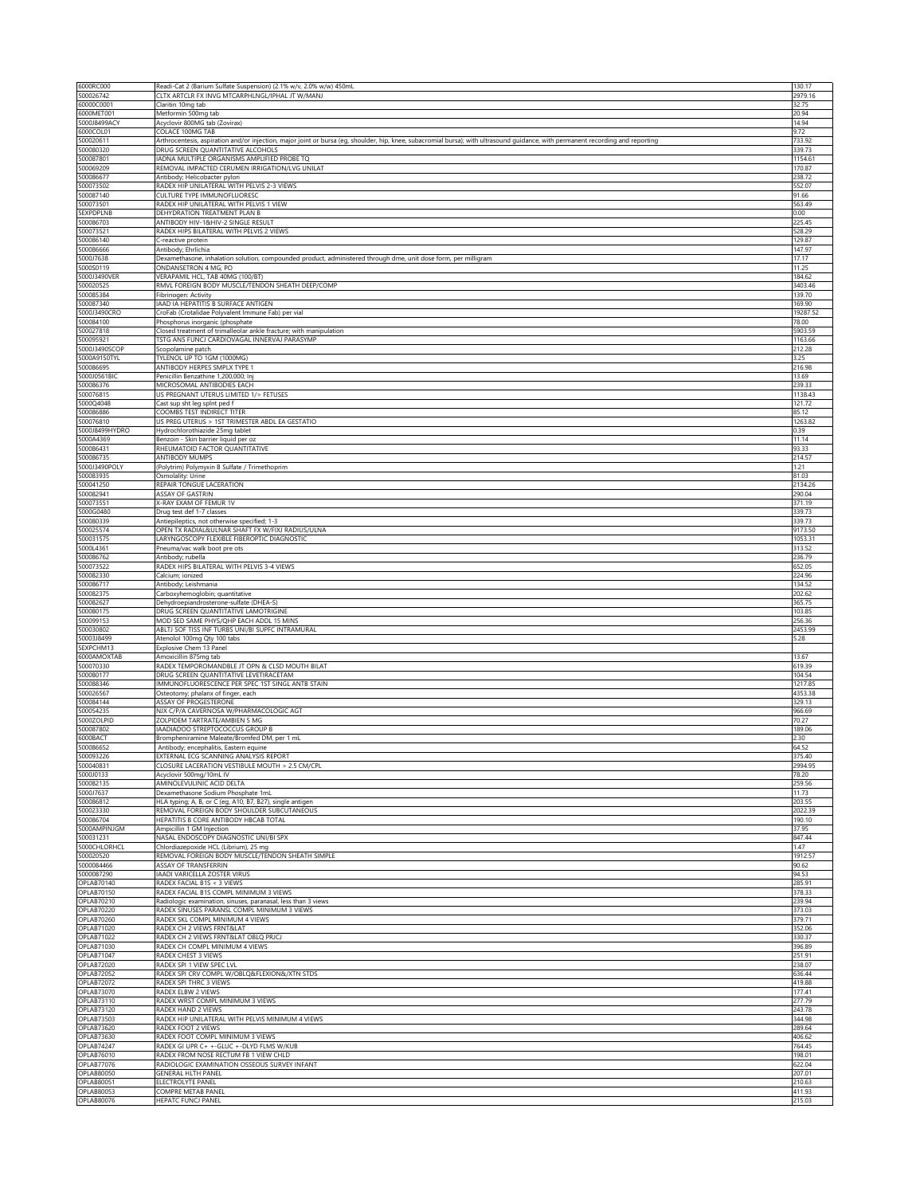| | | |
|---|---|---|
| 6000RC000 | Readi-Cat 2 (Barium Sulfate Suspension) (2.1% w/v, 2.0% w/w) 450mL | 130.17 |
| 500026742 | CLTX ARTCLR FX INVG MTCARPHLNGL/IPHAL JT W/MANJ | 2979.16 |
| 60000C0001 | Claritin 10mg tab | 32.75 |
| 6000MET001 | Metformin 500mg tab | 20.94 |
| 5000J8499ACY | Acyclovir 800MG tab (Zovirax) | 14.94 |
| 6000COL01 | COLACE 100MG TAB | 9.72 |
| 500020611 | Arthrocentesis, aspiration and/or injection, major joint or bursa (eg, shoulder, hip, knee, subacromial bursa); with ultrasound guidance, with permanent recording and reporting | 733.92 |
| 500080320 | DRUG SCREEN QUANTITATIVE ALCOHOLS | 339.73 |
| 500087801 | IADNA MULTIPLE ORGANISMS AMPLIFIED PROBE TQ | 1154.61 |
| 500069209 | REMOVAL IMPACTED CERUMEN IRRIGATION/LVG UNILAT | 170.87 |
| 500086677 | Antibody; Helicobacter pylori | 238.72 |
| 500073502 | RADEX HIP UNILATERAL WITH PELVIS 2-3 VIEWS | 552.07 |
| 500087140 | CULTURE TYPE IMMUNOFLUORESC | 91.66 |
| 500073501 | RADEX HIP UNILATERAL WITH PELVIS 1 VIEW | 563.49 |
| 5EXPDPLNB | DEHYDRATION TREATMENT PLAN B | 0.00 |
| 500086703 | ANTIBODY HIV-1&HIV-2 SINGLE RESULT | 225.45 |
| 500073521 | RADEX HIPS BILATERAL WITH PELVIS 2 VIEWS | 528.29 |
| 500086140 | C-reactive protein | 129.87 |
| 500086666 | Antibody; Ehrlichia | 147.97 |
| 5000J7638 | Dexamethasone, inhalation solution, compounded product, administered through dme, unit dose form, per milligram | 17.17 |
| 5000S0119 | ONDANSETRON 4 MG, PO | 11.25 |
| 5000J3490VER | VERAPAMIL HCL, TAB 40MG (100/BT) | 184.62 |
| 500020525 | RMVL FOREIGN BODY MUSCLE/TENDON SHEATH DEEP/COMP | 3403.46 |
| 500085384 | Fibrinogen: Activity | 139.70 |
| 500087340 | IAAD IA HEPATITIS B SURFACE ANTIGEN | 169.90 |
| 5000J3490CRO | CroFab (Crotalidae Polyvalent Immune Fab) per vial | 19287.52 |
| 500084100 | Phosphorus inorganic (phosphate | 78.00 |
| 500027818 | Closed treatment of trimalleolar ankle fracture; with manipulation | 5903.59 |
| 500095921 | TSTG ANS FUNCJ CARDIOVAGAL INNERVAJ PARASYMP | 1163.66 |
| 5000J3490SCOP | Scopolamine patch | 212.28 |
| 5000A9150TYL | TYLENOL UP TO 1GM (1000MG) | 3.25 |
| 500086695 | ANTIBODY HERPES SMPLX TYPE 1 | 216.98 |
| 5000J0561BIC | Penicillin Benzathine 1,200,000; Inj | 13.69 |
| 500086376 | MICROSOMAL ANTIBODIES EACH | 239.33 |
| 500076815 | US PREGNANT UTERUS LIMITED 1/> FETUSES | 1138.43 |
| 5000Q4048 | Cast sup sht leg splnt ped f | 121.72 |
| 500086886 | COOMBS TEST INDIRECT TITER | 85.12 |
| 500076810 | US PREG UTERUS > 1ST TRIMESTER ABDL EA GESTATIO | 1263.82 |
| 5000J8499HYDRO | Hydrochlorothiazide 25mg tablet | 0.39 |
| 5000A4369 | Benzoin - Skin barrier liquid per oz | 11.14 |
| 500086431 | RHEUMATOID FACTOR QUANTITATIVE | 93.33 |
| 500086735 | ANTIBODY MUMPS | 214.57 |
| 5000J3490POLY | (Polytrim) Polymyxin B Sulfate / Trimethoprim | 1.21 |
| 500083935 | Osmolality: Urine | 81.03 |
| 500041250 | REPAIR TONGUE LACERATION | 2134.26 |
| 500082941 | ASSAY OF GASTRIN | 290.04 |
| 500073551 | X-RAY EXAM OF FEMUR 1V | 371.19 |
| 5000G0480 | Drug test def 1-7 classes | 339.73 |
| 500080339 | Antiepileptics, not otherwise specified; 1-3 | 339.73 |
| 500025574 | OPEN TX RADIAL&ULNAR SHAFT FX W/FIXJ RADIUS/ULNA | 9173.50 |
| 500031575 | LARYNGOSCOPY FLEXIBLE FIBEROPTIC DIAGNOSTIC | 1053.31 |
| 5000L4361 | Pneuma/vac walk boot pre ots | 313.52 |
| 500086762 | Antibody; rubella | 236.79 |
| 500073522 | RADEX HIPS BILATERAL WITH PELVIS 3-4 VIEWS | 652.05 |
| 500082330 | Calcium; ionized | 224.96 |
| 500086717 | Antibody; Leishmania | 134.52 |
| 500082375 | Carboxyhemoglobin; quantitative | 202.62 |
| 500082627 | Dehydroepiandrosterone-sulfate (DHEA-S) | 365.75 |
| 500080175 | DRUG SCREEN QUANTITATIVE LAMOTRIGINE | 103.85 |
| 500099153 | MOD SED SAME PHYS/QHP EACH ADDL 15 MINS | 256.36 |
| 500030802 | ABLTJ SOF TISS INF TURBS UNI/BI SUPFC INTRAMURAL | 2453.99 |
| 50003J8499 | Atenolol 100mg Qty 100 tabs | 5.28 |
| 5EXPCHM13 | Explosive Chem 13 Panel | |
| 6000AMOXTAB | Amoxicillin 875mg tab | 13.67 |
| 500070330 | RADEX TEMPOROMANDBLE JT OPN & CLSD MOUTH BILAT | 619.39 |
| 500080177 | DRUG SCREEN QUANTITATIVE LEVETIRACETAM | 104.54 |
| 500088346 | IMMUNOFLUORESCENCE PER SPEC 1ST SINGL ANTB STAIN | 1217.85 |
| 500026567 | Osteotomy; phalanx of finger, each | 4353.38 |
| 500084144 | ASSAY OF PROGESTERONE | 329.13 |
| 500054235 | NJX C/P/A CAVERNOSA W/PHARMACOLOGIC AGT | 966.69 |
| 5000ZOLPID | ZOLPIDEM TARTRATE/AMBIEN 5 MG | 70.27 |
| 500087802 | IAADIADOO STREPTOCOCCUS GROUP B | 189.06 |
| 6000BACT | Brompheniramine Maleate/Bromfed DM, per 1 mL | 2.30 |
| 500086652 | Antibody; encephalitis, Eastern equine | 64.52 |
| 500093226 | EXTERNAL ECG SCANNING ANALYSIS REPORT | 375.40 |
| 500040831 | CLOSURE LACERATION VESTIBULE MOUTH > 2.5 CM/CPL | 2994.95 |
| 5000J0133 | Acyclovir 500mg/10mL IV | 78.20 |
| 500082135 | AMINOLEVULINIC ACID DELTA | 259.56 |
| 5000J7637 | Dexamethasone Sodium Phosphate 1mL | 11.73 |
| 500086812 | HLA typing; A, B, or C (eg, A10, B7, B27), single antigen | 203.55 |
| 500023330 | REMOVAL FOREIGN BODY SHOULDER SUBCUTANEOUS | 2022.39 |
| 500086704 | HEPATITIS B CORE ANTIBODY HBCAB TOTAL | 190.10 |
| 5000AMPINJGM | Ampicillin 1 GM Injection | 37.95 |
| 500031231 | NASAL ENDOSCOPY DIAGNOSTIC UNI/BI SPX | 847.44 |
| 5000CHLORHCL | Chlordiazepoxide HCL (Librium), 25 mg | 1.47 |
| 500020520 | REMOVAL FOREIGN BODY MUSCLE/TENDON SHEATH SIMPLE | 1912.57 |
| 5000084466 | ASSAY OF TRANSFERRIN | 90.62 |
| 5000087290 | IAADI VARICELLA ZOSTER VIRUS | 94.53 |
| OPLAB70140 | RADEX FACIAL B1S < 3 VIEWS | 285.91 |
| OPLAB70150 | RADEX FACIAL B1S COMPL MINIMUM 3 VIEWS | 378.33 |
| OPLAB70210 | Radiologic examination, sinuses, paranasal, less than 3 views | 239.94 |
| OPLAB70220 | RADEX SINUSES PARANSL COMPL MINIMUM 3 VIEWS | 373.03 |
| OPLAB70260 | RADEX SKL COMPL MINIMUM 4 VIEWS | 379.71 |
| OPLAB71020 | RADEX CH 2 VIEWS FRNT&LAT | 352.06 |
| OPLAB71022 | RADEX CH 2 VIEWS FRNT&LAT OBLQ PRJCJ | 330.37 |
| OPLAB71030 | RADEX CH COMPL MINIMUM 4 VIEWS | 396.89 |
| OPLAB71047 | RADEX CHEST 3 VIEWS | 251.91 |
| OPLAB72020 | RADEX SPI 1 VIEW SPEC LVL | 238.07 |
| OPLAB72052 | RADEX SPI CRV COMPL W/OBLQ&FLEXION&/XTN STDS | 636.44 |
| OPLAB72072 | RADEX SPI THRC 3 VIEWS | 419.88 |
| OPLAB73070 | RADEX ELBW 2 VIEWS | 177.41 |
| OPLAB73110 | RADEX WRST COMPL MINIMUM 3 VIEWS | 277.79 |
| OPLAB73120 | RADEX HAND 2 VIEWS | 243.78 |
| OPLAB73503 | RADEX HIP UNILATERAL WITH PELVIS MINIMUM 4 VIEWS | 344.98 |
| OPLAB73620 | RADEX FOOT 2 VIEWS | 289.64 |
| OPLAB73630 | RADEX FOOT COMPL MINIMUM 3 VIEWS | 406.62 |
| OPLAB74247 | RADEX GI UPR C+ +-GLUC +-DLYD FLMS W/KUB | 764.45 |
| OPLAB76010 | RADEX FROM NOSE RECTUM FB 1 VIEW CHLD | 198.01 |
| OPLAB77076 | RADIOLOGIC EXAMINATION OSSEOUS SURVEY INFANT | 622.04 |
| OPLAB80050 | GENERAL HLTH PANEL | 207.01 |
| OPLAB80051 | ELECTROLYTE PANEL | 210.63 |
| OPLAB80053 | COMPRE METAB PANEL | 411.93 |
| OPLAB80076 | HEPATC FUNCJ PANEL | 215.03 |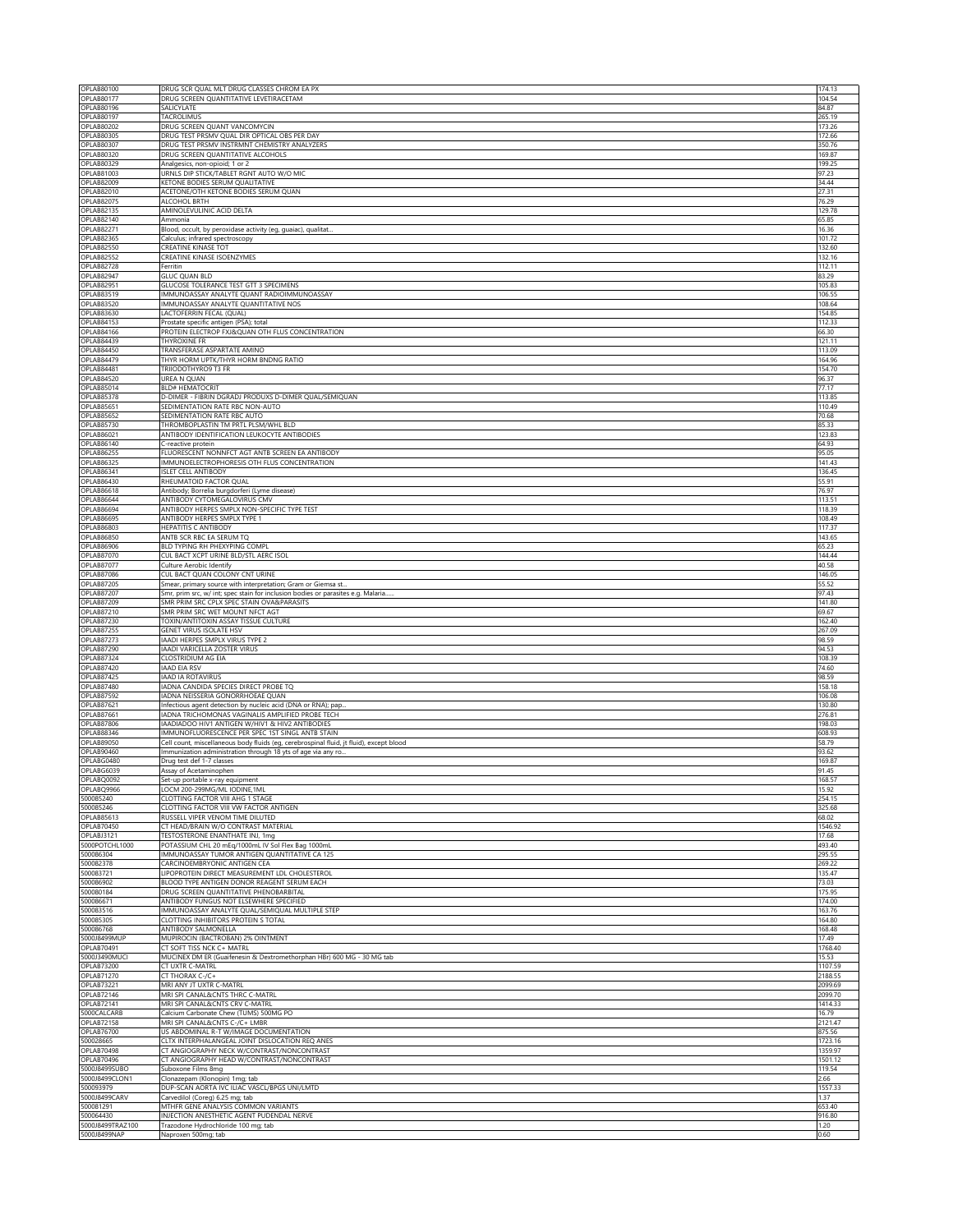| | | |
|---|---|---|
| OPLAB80100 | DRUG SCR QUAL MLT DRUG CLASSES CHROM EA PX | 174.13 |
| OPLAB80177 | DRUG SCREEN QUANTITATIVE LEVETIRACETAM | 104.54 |
| OPLAB80196 | SALICYLATE | 84.87 |
| OPLAB80197 | TACROLIMUS | 265.19 |
| OPLAB80202 | DRUG SCREEN QUANT VANCOMYCIN | 173.26 |
| OPLAB80305 | DRUG TEST PRSMV QUAL DIR OPTICAL OBS PER DAY | 172.66 |
| OPLAB80307 | DRUG TEST PRSMV INSTRMNT CHEMISTRY ANALYZERS | 350.76 |
| OPLAB80320 | DRUG SCREEN QUANTITATIVE ALCOHOLS | 169.87 |
| OPLAB80329 | Analgesics, non-opioid; 1 or 2 | 199.25 |
| OPLAB81003 | URNLS DIP STICK/TABLET RGNT AUTO W/O MIC | 97.23 |
| OPLAB82009 | KETONE BODIES SERUM QUALITATIVE | 34.44 |
| OPLAB82010 | ACETONE/OTH KETONE BODIES SERUM QUAN | 27.31 |
| OPLAB82075 | ALCOHOL BRTH | 76.29 |
| OPLAB82135 | AMINOLEVULINIC ACID DELTA | 129.78 |
| OPLAB82140 | Ammonia | 65.85 |
| OPLAB82271 | Blood, occult, by peroxidase activity (eg, guaiac), qualitat... | 16.36 |
| OPLAB82365 | Calculus; infrared spectroscopy | 101.72 |
| OPLAB82550 | CREATINE KINASE TOT | 132.60 |
| OPLAB82552 | CREATINE KINASE ISOENZYMES | 132.16 |
| OPLAB82728 | Ferritin | 112.11 |
| OPLAB82947 | GLUC QUAN BLD | 83.29 |
| OPLAB82951 | GLUCOSE TOLERANCE TEST GTT 3 SPECIMENS | 105.83 |
| OPLAB83519 | IMMUNOASSAY ANALYTE QUANT RADIOIMMUNOASSAY | 106.55 |
| OPLAB83520 | IMMUNOASSAY ANALYTE QUANTITATIVE NOS | 108.64 |
| OPLAB83630 | LACTOFERRIN FECAL (QUAL) | 154.85 |
| OPLAB84153 | Prostate specific antigen (PSA); total | 112.33 |
| OPLAB84166 | PROTEIN ELECTROP FXJ&QUAN OTH FLUS CONCENTRATION | 66.30 |
| OPLAB84439 | THYROXINE FR | 121.11 |
| OPLAB84450 | TRANSFERASE ASPARTATE AMINO | 113.09 |
| OPLAB84479 | THYR HORM UPTK/THYR HORM BNDNG RATIO | 164.96 |
| OPLAB84481 | TRIIODOTHYRO9 T3 FR | 154.70 |
| OPLAB84520 | UREA N QUAN | 96.37 |
| OPLAB85014 | BLD# HEMATOCRIT | 77.17 |
| OPLAB85378 | D-DIMER - FIBRIN DGRADJ PRODUXS D-DIMER QUAL/SEMIQUAN | 113.85 |
| OPLAB85651 | SEDIMENTATION RATE RBC NON-AUTO | 110.49 |
| OPLAB85652 | SEDIMENTATION RATE RBC AUTO | 70.68 |
| OPLAB85730 | THROMBOPLASTIN TM PRTL PLSM/WHL BLD | 85.33 |
| OPLAB86021 | ANTIBODY IDENTIFICATION LEUKOCYTE ANTIBODIES | 123.83 |
| OPLAB86140 | C-reactive protein | 64.93 |
| OPLAB86255 | FLUORESCENT NONINFCT AGT ANTB SCREEN EA ANTIBODY | 95.05 |
| OPLAB86325 | IMMUNOELECTROPHORESIS OTH FLUS CONCENTRATION | 141.43 |
| OPLAB86341 | ISLET CELL ANTIBODY | 136.45 |
| OPLAB86430 | RHEUMATOID FACTOR QUAL | 55.91 |
| OPLAB86618 | Antibody; Borrelia burgdorferi (Lyme disease) | 76.97 |
| OPLAB86644 | ANTIBODY CYTOMEGALOVIRUS CMV | 113.51 |
| OPLAB86694 | ANTIBODY HERPES SMPLX NON-SPECIFIC TYPE TEST | 118.39 |
| OPLAB86695 | ANTIBODY HERPES SMPLX TYPE 1 | 108.49 |
| OPLAB86803 | HEPATITIS C ANTIBODY | 117.37 |
| OPLAB86850 | ANTB SCR RBC EA SERUM TQ | 143.65 |
| OPLAB86906 | BLD TYPING RH PHEXYPING COMPL | 65.23 |
| OPLAB87070 | CUL BACT XCPT URINE BLD/STL AERC ISOL | 144.44 |
| OPLAB87077 | Culture Aerobic Identify | 40.58 |
| OPLAB87086 | CUL BACT QUAN COLONY CNT URINE | 146.05 |
| OPLAB87205 | Smear, primary source with interpretation; Gram or Giemsa st... | 55.52 |
| OPLAB87207 | Smr, prim src, w/ int; spec stain for inclusion bodies or parasites e.g. Malaria..... | 97.43 |
| OPLAB87209 | SMR PRIM SRC CPLX SPEC STAIN OVA&PARASITS | 141.80 |
| OPLAB87210 | SMR PRIM SRC WET MOUNT NFCT AGT | 69.67 |
| OPLAB87230 | TOXIN/ANTITOXIN ASSAY TISSUE CULTURE | 162.40 |
| OPLAB87255 | GENET VIRUS ISOLATE HSV | 267.09 |
| OPLAB87273 | IAADI HERPES SMPLX VIRUS TYPE 2 | 98.59 |
| OPLAB87290 | IAADI VARICELLA ZOSTER VIRUS | 94.53 |
| OPLAB87324 | CLOSTRIDIUM AG EIA | 108.39 |
| OPLAB87420 | IAAD EIA RSV | 74.60 |
| OPLAB87425 | IAAD IA ROTAVIRUS | 98.59 |
| OPLAB87480 | IADNA CANDIDA SPECIES DIRECT PROBE TQ | 158.18 |
| OPLAB87592 | IADNA NEISSERIA GONORRHOEAE QUAN | 106.08 |
| OPLAB87621 | Infectious agent detection by nucleic acid (DNA or RNA); pap... | 130.80 |
| OPLAB87661 | IADNA TRICHOMONAS VAGINALIS AMPLIFIED PROBE TECH | 276.81 |
| OPLAB87806 | IAADIADOO HIV1 ANTIGEN W/HIV1 & HIV2 ANTIBODIES | 198.03 |
| OPLAB88346 | IMMUNOFLUORESCENCE PER SPEC 1ST SINGL ANTB STAIN | 608.93 |
| OPLAB89050 | Cell count, miscellaneous body fluids (eg, cerebrospinal fluid, jt fluid), except blood | 58.79 |
| OPLAB90460 | Immunization administration through 18 yts of age via any ro... | 93.62 |
| OPLABG0480 | Drug test def 1-7 classes | 169.87 |
| OPLABG6039 | Assay of Acetaminophen | 91.45 |
| OPLABQ0092 | Set-up portable x-ray equipment | 168.57 |
| OPLABQ9966 | LOCM 200-299MG/ML IODINE,1ML | 15.92 |
| 500085240 | CLOTTING FACTOR VIII AHG 1 STAGE | 254.15 |
| 500085246 | CLOTTING FACTOR VIII VW FACTOR ANTIGEN | 325.68 |
| OPLAB85613 | RUSSELL VIPER VENOM TIME DILUTED | 68.02 |
| OPLAB70450 | CT HEAD/BRAIN W/O CONTRAST MATERIAL | 1546.92 |
| OPLABJ3121 | TESTOSTERONE ENANTHATE INJ, 1mg | 17.68 |
| 5000POTCHL1000 | POTASSIUM CHL 20 mEq/1000mL IV Sol Flex Bag 1000mL | 493.40 |
| 500086304 | IMMUNOASSAY TUMOR ANTIGEN QUANTITATIVE CA 125 | 295.55 |
| 500082378 | CARCINOEMBRYONIC ANTIGEN CEA | 269.22 |
| 500083721 | LIPOPROTEIN DIRECT MEASUREMENT LDL CHOLESTEROL | 135.47 |
| 500086902 | BLOOD TYPE ANTIGEN DONOR REAGENT SERUM EACH | 73.03 |
| 500080184 | DRUG SCREEN QUANTITATIVE PHENOBARBITAL | 175.95 |
| 500086671 | ANTIBODY FUNGUS NOT ELSEWHERE SPECIFIED | 174.00 |
| 500083516 | IMMUNOASSAY ANALYTE QUAL/SEMIQUAL MULTIPLE STEP | 163.76 |
| 500085305 | CLOTTING INHIBITORS PROTEIN S TOTAL | 164.80 |
| 500086768 | ANTIBODY SALMONELLA | 168.48 |
| 5000J8499MUP | MUPIROCIN (BACTROBAN) 2% OINTMENT | 17.49 |
| OPLAB70491 | CT SOFT TISS NCK C+ MATRL | 1768.40 |
| 5000J3490MUCI | MUCINEX DM ER (Guaifenesin & Dextromethorphan HBr) 600 MG - 30 MG tab | 15.53 |
| OPLAB73200 | CT UXTR C-MATRL | 1107.59 |
| OPLAB71270 | CT THORAX C-/C+ | 2188.55 |
| OPLAB73221 | MRI ANY JT UXTR C-MATRL | 2099.69 |
| OPLAB72146 | MRI SPI CANAL&CNTS THRC C-MATRL | 2099.70 |
| OPLAB72141 | MRI SPI CANAL&CNTS CRV C-MATRL | 1414.33 |
| 5000CALCARB | Calcium Carbonate Chew (TUMS) 500MG PO | 16.79 |
| OPLAB72158 | MRI SPI CANAL&CNTS C-/C+ LMBR | 2121.47 |
| OPLAB76700 | US ABDOMINAL R-T W/IMAGE DOCUMENTATION | 875.56 |
| 500028665 | CLTX INTERPHALANGEAL JOINT DISLOCATION REQ ANES | 1723.16 |
| OPLAB70498 | CT ANGIOGRAPHY NECK W/CONTRAST/NONCONTRAST | 1359.97 |
| OPLAB70496 | CT ANGIOGRAPHY HEAD W/CONTRAST/NONCONTRAST | 1501.12 |
| 5000J8499SUBO | Suboxone Films 8mg | 119.54 |
| 5000J8499CLON1 | Clonazepam (Klonopin) 1mg; tab | 2.66 |
| 500093979 | DUP-SCAN AORTA IVC ILIAC VASCL/BPGS UNI/LMTD | 1557.33 |
| 5000J8499CARV | Carvedilol (Coreg) 6.25 mg; tab | 1.37 |
| 500081291 | MTHFR GENE ANALYSIS COMMON VARIANTS | 653.40 |
| 500064430 | INJECTION ANESTHETIC AGENT PUDENDAL NERVE | 916.80 |
| 5000J8499TRAZ100 | Trazodone Hydrochloride 100 mg; tab | 1.20 |
| 5000J8499NAP | Naproxen 500mg; tab | 0.60 |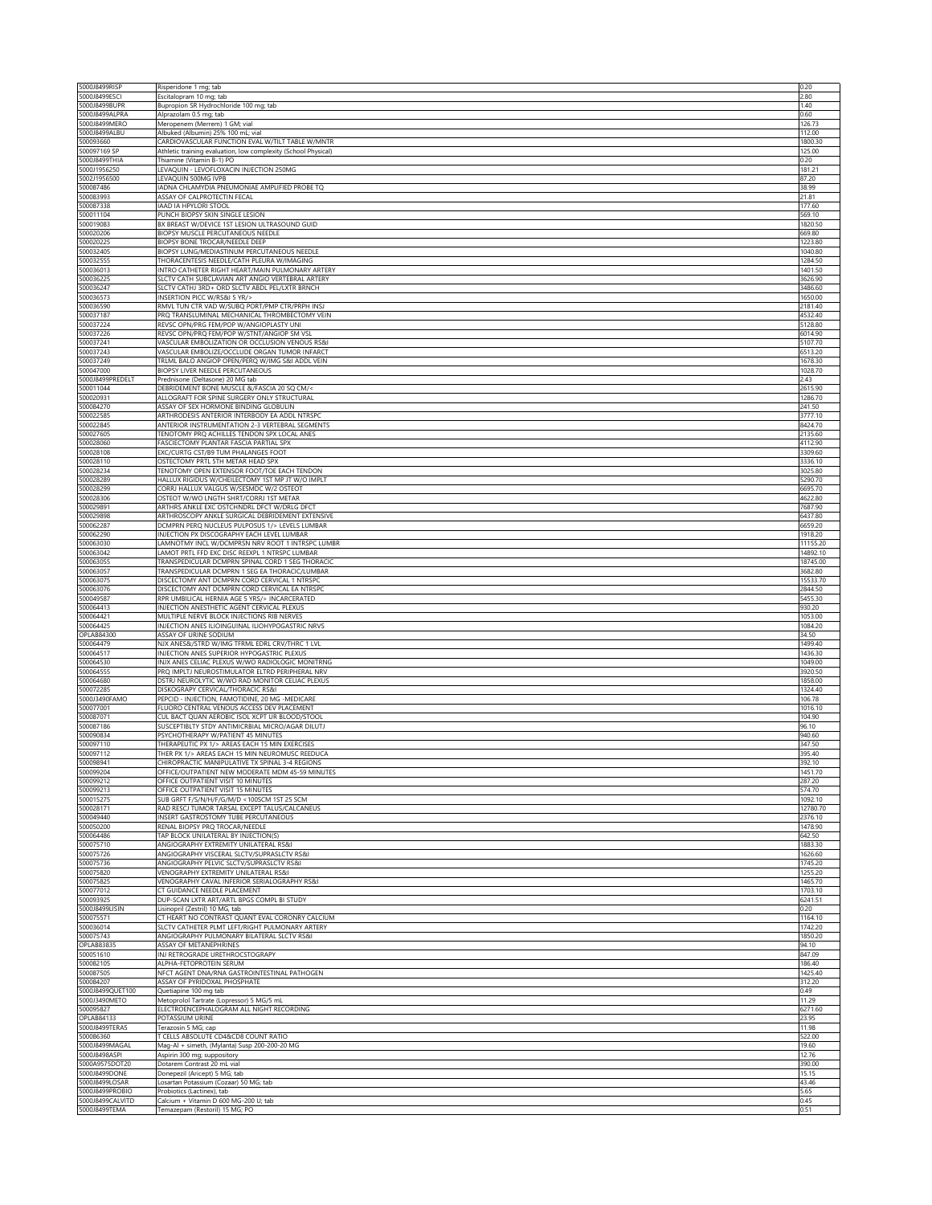| | | |
|---|---|---|
| 5000J8499RISP | Risperidone 1 mg; tab | 0.20 |
| 5000J8499ESCI | Escitalopram 10 mg; tab | 2.80 |
| 5000J8499BUPR | Bupropion SR Hydrochloride 100 mg; tab | 1.40 |
| 5000J8499ALPRA | Alprazolam 0.5 mg; tab | 0.60 |
| 5000J8499MERO | Meropenem (Merrem) 1 GM; vial | 126.73 |
| 5000J8499ALBU | Albuked (Albumin) 25% 100 mL; vial | 112.00 |
| 500093660 | CARDIOVASCULAR FUNCTION EVAL W/TILT TABLE W/MNTR | 1800.30 |
| 500097169 SP | Athletic training evaluation, low complexity (School Physical) | 125.00 |
| 5000J8499THIA | Thiamine (Vitamin B-1) PO | 0.20 |
| 5000J1956250 | LEVAQUIN - LEVOFLOXACIN INJECTION 250MG | 181.21 |
| 5002J1956500 | LEVAQUIN 500MG IVPB | 87.20 |
| 500087486 | IADNA CHLAMYDIA PNEUMONIAE AMPLIFIED PROBE TQ | 38.99 |
| 500083993 | ASSAY OF CALPROTECTIN FECAL | 21.81 |
| 500087338 | IAAD IA HPYLORI STOOL | 177.60 |
| 500011104 | PUNCH BIOPSY SKIN SINGLE LESION | 569.10 |
| 500019083 | BX BREAST W/DEVICE 1ST LESION ULTRASOUND GUID | 1820.50 |
| 500020206 | BIOPSY MUSCLE PERCUTANEOUS NEEDLE | 669.80 |
| 500020225 | BIOPSY BONE TROCAR/NEEDLE DEEP | 1223.80 |
| 500032405 | BIOPSY LUNG/MEDIASTINUM PERCUTANEOUS NEEDLE | 1040.80 |
| 500032555 | THORACENTESIS NEEDLE/CATH PLEURA W/IMAGING | 1284.50 |
| 500036013 | INTRO CATHETER RIGHT HEART/MAIN PULMONARY ARTERY | 1401.50 |
| 500036225 | SLCTV CATH SUBCLAVIAN ART ANGIO VERTEBRAL ARTERY | 3626.90 |
| 500036247 | SLCTV CATHJ 3RD+ ORD SLCTV ABDL PEL/LXTR BRNCH | 3486.60 |
| 500036573 | INSERTION PICC W/RS&I 5 YR/> | 1650.00 |
| 500036590 | RMVL TUN CTR VAD W/SUBQ PORT/PMP CTR/PRPH INSJ | 2181.40 |
| 500037187 | PRQ TRANSLUMINAL MECHANICAL THROMBECTOMY VEIN | 4532.40 |
| 500037224 | REVSC OPN/PRQ FEM/POP W/ANGIOPLASTY UNI | 5128.80 |
| 500037226 | REVSC OPN/PRQ FEM/POP W/STNT/ANGIOP SM VSL | 6014.90 |
| 500037241 | VASCULAR EMBOLIZATION OR OCCLUSION VENOUS RS&I | 5107.70 |
| 500037243 | VASCULAR EMBOLIZE/OCCLUDE ORGAN TUMOR INFARCT | 6513.20 |
| 500037249 | TRLML BALO ANGIOP OPEN/PERQ W/IMG S&I ADDL VEIN | 1678.30 |
| 500047000 | BIOPSY LIVER NEEDLE PERCUTANEOUS | 1028.70 |
| 5000J8499PREDELT | Prednisone (Deltasone) 20 MG tab | 2.43 |
| 500011044 | DEBRIDEMENT BONE MUSCLE &/FASCIA 20 SQ CM/< | 2615.90 |
| 500020931 | ALLOGRAFT FOR SPINE SURGERY ONLY STRUCTURAL | 1286.70 |
| 500084270 | ASSAY OF SEX HORMONE BINDING GLOBULIN | 241.50 |
| 500022585 | ARTHRODESIS ANTERIOR INTERBODY EA ADDL NTRSPC | 3777.10 |
| 500022845 | ANTERIOR INSTRUMENTATION 2-3 VERTEBRAL SEGMENTS | 8424.70 |
| 500027605 | TENOTOMY PRQ ACHILLES TENDON SPX LOCAL ANES | 2135.60 |
| 500028060 | FASCIECTOMY PLANTAR FASCIA PARTIAL SPX | 4112.90 |
| 500028108 | EXC/CURTG CST/B9 TUM PHALANGES FOOT | 3309.60 |
| 500028110 | OSTECTOMY PRTL 5TH METAR HEAD SPX | 3336.10 |
| 500028234 | TENOTOMY OPEN EXTENSOR FOOT/TOE EACH TENDON | 3025.80 |
| 500028289 | HALLUX RIGIDUS W/CHEILECTOMY 1ST MP JT W/O IMPLT | 5290.70 |
| 500028299 | CORRJ HALLUX VALGUS W/SESMDC W/2 OSTEOT | 6695.70 |
| 500028306 | OSTEOT W/WO LNGTH SHRT/CORRJ 1ST METAR | 4622.80 |
| 500029891 | ARTHRS ANKLE EXC OSTCHNDRL DFCT W/DRLG DFCT | 7687.90 |
| 500029898 | ARTHROSCOPY ANKLE SURGICAL DEBRIDEMENT EXTENSIVE | 6437.80 |
| 500062287 | DCMPRN PERQ NUCLEUS PULPOSUS 1/> LEVELS LUMBAR | 6659.20 |
| 500062290 | INJECTION PX DISCOGRAPHY EACH LEVEL LUMBAR | 1918.20 |
| 500063030 | LAMNOTMY INCL W/DCMPRSN NRV ROOT 1 INTRSPC LUMBR | 11155.20 |
| 500063042 | LAMOT PRTL FFD EXC DISC REEXPL 1 NTRSPC LUMBAR | 14892.10 |
| 500063055 | TRANSPEDICULAR DCMPRN SPINAL CORD 1 SEG THORACIC | 18745.00 |
| 500063057 | TRANSPEDICULAR DCMPRN 1 SEG EA THORACIC/LUMBAR | 3682.80 |
| 500063075 | DISCECTOMY ANT DCMPRN CORD CERVICAL 1 NTRSPC | 15533.70 |
| 500063076 | DISCECTOMY ANT DCMPRN CORD CERVICAL EA NTRSPC | 2844.50 |
| 500049587 | RPR UMBILICAL HERNIA AGE 5 YRS/> INCARCERATED | 5455.30 |
| 500064413 | INJECTION ANESTHETIC AGENT CERVICAL PLEXUS | 930.20 |
| 500064421 | MULTIPLE NERVE BLOCK INJECTIONS RIB NERVES | 1053.00 |
| 500064425 | INJECTION ANES ILIOINGUINAL ILIOHYPOGASTRIC NRVS | 1084.20 |
| OPLAB84300 | ASSAY OF URINE SODIUM | 34.50 |
| 500064479 | NJX ANES&/STRD W/IMG TFRML EDRL CRV/THRC 1 LVL | 1499.40 |
| 500064517 | INJECTION ANES SUPERIOR HYPOGASTRIC PLEXUS | 1436.30 |
| 500064530 | INJX ANES CELIAC PLEXUS W/WO RADIOLOGIC MONITRNG | 1049.00 |
| 500064555 | PRQ IMPLTJ NEUROSTIMULATOR ELTRD PERIPHERAL NRV | 3920.50 |
| 500064680 | DSTRJ NEUROLYTIC W/WO RAD MONITOR CELIAC PLEXUS | 1858.00 |
| 500072285 | DISKOGRAPY CERVICAL/THORACIC RS&I | 1324.40 |
| 5000J3490FAMO | PEPCID - INJECTION, FAMOTIDINE, 20 MG -MEDICARE | 106.78 |
| 500077001 | FLUORO CENTRAL VENOUS ACCESS DEV PLACEMENT | 1016.10 |
| 500087071 | CUL BACT QUAN AEROBIC ISOL XCPT UR BLOOD/STOOL | 104.90 |
| 500087186 | SUSCEPTIBLTY STDY ANTIMICRBIAL MICRO/AGAR DILUTJ | 96.10 |
| 500090834 | PSYCHOTHERAPY W/PATIENT 45 MINUTES | 940.60 |
| 500097110 | THERAPEUTIC PX 1/> AREAS EACH 15 MIN EXERCISES | 347.50 |
| 500097112 | THER PX 1/> AREAS EACH 15 MIN NEUROMUSC REEDUCA | 395.40 |
| 500098941 | CHIROPRACTIC MANIPULATIVE TX SPINAL 3-4 REGIONS | 392.10 |
| 500099204 | OFFICE/OUTPATIENT NEW MODERATE MDM 45-59 MINUTES | 1451.70 |
| 500099212 | OFFICE OUTPATIENT VISIT 10 MINUTES | 287.20 |
| 500099213 | OFFICE OUTPATIENT VISIT 15 MINUTES | 574.70 |
| 500015275 | SUB GRFT F/S/N/H/F/G/M/D <100SCM 1ST 25 SCM | 1092.10 |
| 500028171 | RAD RESCJ TUMOR TARSAL EXCEPT TALUS/CALCANEUS | 12780.70 |
| 500049440 | INSERT GASTROSTOMY TUBE PERCUTANEOUS | 2376.10 |
| 500050200 | RENAL BIOPSY PRQ TROCAR/NEEDLE | 1478.90 |
| 500064486 | TAP BLOCK UNILATERAL BY INJECTION(S) | 642.50 |
| 500075710 | ANGIOGRAPHY EXTREMITY UNILATERAL RS&I | 1883.30 |
| 500075726 | ANGIOGRAPHY VISCERAL SLCTV/SUPRASLCTV RS&I | 1626.60 |
| 500075736 | ANGIOGRAPHY PELVIC SLCTV/SUPRASLCTV RS&I | 1745.20 |
| 500075820 | VENOGRAPHY EXTREMITY UNILATERAL RS&I | 1255.20 |
| 500075825 | VENOGRAPHY CAVAL INFERIOR SERIALOGRAPHY RS&I | 1465.70 |
| 500077012 | CT GUIDANCE NEEDLE PLACEMENT | 1703.10 |
| 500093925 | DUP-SCAN LXTR ART/ARTL BPGS COMPL BI STUDY | 6241.51 |
| 5000J8499LISIN | Lisinopril (Zestril) 10 MG, tab | 0.20 |
| 500075571 | CT HEART NO CONTRAST QUANT EVAL CORONRY CALCIUM | 1164.10 |
| 500036014 | SLCTV CATHETER PLMT LEFT/RIGHT PULMONARY ARTERY | 1742.20 |
| 500075743 | ANGIOGRAPHY PULMONARY BILATERAL SLCTV RS&I | 1850.20 |
| OPLAB83835 | ASSAY OF METANEPHRINES | 94.10 |
| 500051610 | INJ RETROGRADE URETHROCSTOGRAPY | 847.09 |
| 500082105 | ALPHA-FETOPROTEIN SERUM | 186.40 |
| 500087505 | NFCT AGENT DNA/RNA GASTROINTESTINAL PATHOGEN | 1425.40 |
| 500084207 | ASSAY OF PYRIDOXAL PHOSPHATE | 312.20 |
| 5000J8499QUET100 | Quetiapine 100 mg tab | 0.49 |
| 5000J3490METO | Metoprolol Tartrate (Lopressor) 5 MG/5 mL | 11.29 |
| 500095827 | ELECTROENCEPHALOGRAM ALL NIGHT RECORDING | 6271.60 |
| OPLAB84133 | POTASSIUM URINE | 23.95 |
| 5000J8499TERA5 | Terazosin 5 MG; cap | 11.98 |
| 500086360 | T CELLS ABSOLUTE CD4&CD8 COUNT RATIO | 522.00 |
| 5000J8499MAGAL | Mag-Al + simeth, (Mylanta) Susp 200-200-20 MG | 19.60 |
| 5000J8498ASPI | Aspirin 300 mg; suppository | 12.76 |
| 5000A9575DOT20 | Dotarem Contrast 20 mL vial | 390.00 |
| 5000J8499DONE | Donepezil (Aricept) 5 MG; tab | 15.15 |
| 5000J8499LOSAR | Losartan Potassium (Cozaar) 50 MG; tab | 43.46 |
| 5000J8499PROBIO | Probiotics (Lactinex); tab | 5.65 |
| 5000J8499CALVITD | Calcium + Vitamin D 600 MG-200 U; tab | 0.45 |
| 5000J8499TEMA | Temazepam (Restoril) 15 MG; PO | 0.51 |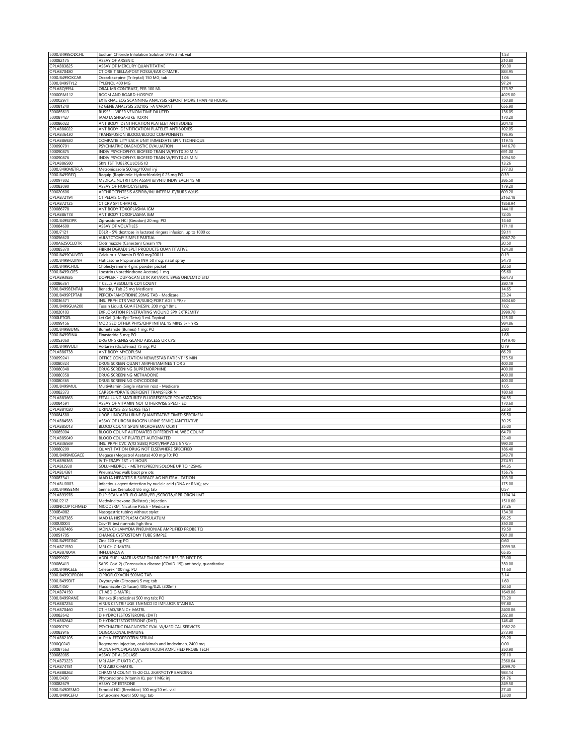| | | |
|---|---|---|
| 5000J8499SODCHL | Sodium Chloride Inhalation Solution 0.9% 3 mL vial | 1.53 |
| 500082175 | ASSAY OF ARSENIC | 210.80 |
| OPLAB83825 | ASSAY OF MERCURY QUANTITATIVE | 90.30 |
| OPLAB70480 | CT ORBIT SELLA/POST FOSSA/EAR C-MATRL | 883.95 |
| 5000J8499OXCAR | Oxcarbazepine (Trileptal) 150 MG; tab | 1.06 |
| 5000J8499TYL2 | TYLENOL 400 MG | 97.24 |
| OPLABQ9954 | ORAL MR CONTRAST, PER 100 ML | 173.97 |
| 50000RM112 | ROOM AND BOARD-HOSPICE | 4025.00 |
| 50000297T | EXTERNAL ECG SCANNING ANALYSIS REPORT MORE THAN 48 HOURS | 750.80 |
| 500081240 | F2 GENE ANALYSIS 20210G >A VARIANT | 656.90 |
| 500085613 | RUSSELL VIPER VENOM TIME DILUTED | 136.05 |
| 500087427 | IAAD IA SHIGA-LIKE TOXIN | 170.20 |
| 500086022 | ANTIBODY IDENTIFICATION PLATELET ANTIBODIES | 204.10 |
| OPLAB86022 | ANTIBODY IDENTIFICATION PLATELET ANTIBODIES | 102.05 |
| OPLAB36430 | TRANSFUSION BLOOD/BLOOD COMPONENTS | 196.95 |
| OPLAB86920 | COMPATIBILITY EACH UNIT IMMEDIATE SPIN TECHNIQUE | 119.15 |
| 500090791 | PSYCHIATRIC DIAGNOSTIC EVALUATION | 1416.70 |
| 500090875 | INDIV PSYCHOPHYS BIOFEED TRAIN W/PSYTX 30 MIN | 691.00 |
| 500090876 | INDIV PSYCHOPHYS BIOFEED TRAIN W/PSYTX 45 MIN | 1094.50 |
| OPLAB86580 | SKN TST TUBERCULOSIS ID | 13.26 |
| 5000J3490METFLA | Metronidazole 500mg/100ml inj | 377.03 |
| 5000J8499REQ | Requip (Ropinirole Hydrochloride) 0.25 mg PO | 0.39 |
| 500097802 | MEDICAL NUTRITION ASSMT&IVNTJ INDIV EACH 15 MI | 386.50 |
| 500083090 | ASSAY OF HOMOCYSTEINE | 179.20 |
| 500020606 | ARTHROCENTESIS ASPIR&/INJ INTERM JT/BURS W/US | 609.20 |
| OPLAB72194 | CT PELVIS C-/C+ | 2162.18 |
| OPLAB72125 | CT CRV SPI C-MATRL | 1858.94 |
| 500086778 | ANTIBODY TOXOPLASMA IGM | 144.10 |
| OPLAB86778 | ANTIBODY TOXOPLASMA IGM | 72.05 |
| 5000J8499ZIPR | Ziprasidone HCl (Geodon) 20 mg; PO | 14.60 |
| 500084600 | ASSAY OF VOLATILES | 171.10 |
| 5000J7121 | D5LR - 5% dextrose in lactated ringers infusion, up to 1000 cc | 59.11 |
| 500056620 | VULVECTOMY SIMPLE PARTIAL | 6067.70 |
| 5000A6250CLOTR | Clotrimazole (Canesten) Cream 1% | 20.50 |
| 500085370 | FIBRIN DGRADJ SPLT PRODUCTS QUANTITATIVE | 124.30 |
| 5000J8499CALVTD | Calcium + Vitamin D 500 mg/200 U | 0.19 |
| 5000J8499FLUINH | Fluticasone Propionate INH 50 mcg; nasal spray | 54.70 |
| 5000J8499CHOL | Cholestyramine 4 gm; powder packet | 20.50 |
| 5000J8499LOES | Loestrin (Norethindrone Acetate) 1 mg | 95.60 |
| OPLAB93926 | DOPPLER - DUP-SCAN LXTR ART/ARTL BPGS UNI/LMTD STD | 664.73 |
| 500086361 | T CELLS ABSOLUTE CD4 COUNT | 380.19 |
| 5000J8499BENTAB | Benadryl Tab 25 mg Medicare | 14.65 |
| 5000J8499PEPTAB | PEPCID/FAMOTIDINE 20MG TAB - Medicare | 23.24 |
| 500036571 | INSJ PRPH CTR VAD W/SUBQ PORT AGE 5 YR/> | 3604.60 |
| 5000J8499GUA200 | Tussin Liquid, GUAIFENESIN; 200 mg/10mL | 7.02 |
| 500020103 | EXPLORATION PENETRATING WOUND SPX EXTREMITY | 3999.70 |
| 5000LETGEL | Let Gel (Lido-Epi-Tetra) 3 mL Topical | 125.00 |
| 500099156 | MOD SED OTHER PHYS/QHP INITIAL 15 MINS 5/> YRS | 984.86 |
| 5000J8499BUME | Bumetanide (Bumex) 1 mg; PO | 2.80 |
| 5000J8499FINA | Finasteride 5 mg; PO | 1.68 |
| 500053060 | DRG OF SKENES GLAND ABSCESS OR CYST | 1919.40 |
| 5000J8499VOLT | Voltaren (diclofenac) 75 mg; PO | 0.79 |
| OPLAB86738 | ANTIBODY MYCOPLSM | 66.20 |
| 500099241 | OFFICE CONSULTATION NEW/ESTAB PATIENT 15 MIN | 373.50 |
| 500080324 | DRUG SCREEN QUANT AMPHETAMINES 1 OR 2 | 400.00 |
| 500080348 | DRUG SCREENING BUPRENORPHINE | 400.00 |
| 500080358 | DRUG SCREENING METHADONE | 400.00 |
| 500080365 | DRUG SCREENING OXYCODONE | 400.00 |
| 5000J8499MUL | Multivitamin (Single vitamin nos) - Medicare | 1.05 |
| 500082373 | CARBOHYDRATE DEFICIENT TRANSFERRIN | 180.60 |
| OPLAB83663 | FETAL LUNG MATURITY FLUORESCENCE POLARIZATION | 94.55 |
| 500084591 | ASSAY OF VITAMIN NOT OTHERWISE SPECIFIED | 170.60 |
| OPLAB81020 | URINALYSIS 2/3 GLASS TEST | 23.50 |
| 500084580 | UROBILINOGEN URINE QUANTITATIVE TIMED SPECIMEN | 95.50 |
| OPLAB84583 | ASSAY OF UROBILINOGEN URINE SEMIQUANTITATIVE | 30.25 |
| OPLAB85013 | BLOOD COUNT SPUN MICROHEMATOCRIT | 35.00 |
| 500085004 | BLOOD COUNT AUTOMATED DIFFERENTIAL WBC COUNT | 64.70 |
| OPLAB85049 | BLOOD COUNT PLATELET AUTOMATED | 22.40 |
| OPLAB36569 | INSJ PRPH CVC W/O SUBQ PORT/PMP AGE 5 YR/> | 990.00 |
| 500080299 | QUANTITATION DRUG NOT ELSEWHERE SPECIFIED | 186.40 |
| 5000J8499MEGACE | Megace (Megestrol Acetate) 400 mg/10; PO | 243.70 |
| OPLAB96365 | IV THERAPY 1ST >1 HOUR | 274.91 |
| OPLABJ2930 | SOLU-MEDROL - METHYLPREDNISOLONE UP TO 125MG | 44.35 |
| OPLABL4361 | Pneuma/vac walk boot pre ots | 156.76 |
| 500087341 | IAAD IA HEPATITIS B SURFACE AG NEUTRALIZATION | 103.30 |
| OPLABU0003 | Infectious agent detection by nucleic acid (DNA or RNA); sev | 175.00 |
| 5000J8499SENN | Senna Lax (Senokot) 8.6 mg; tab | 0.57 |
| OPLAB93976 | DUP-SCAN ARTL FLO ABDL/PEL/SCROT&/RPR ORGN LMT | 1104.14 |
| 5000J2212 | Methylnaltrexone (Relistor) ; injection | 1510.60 |
| 5000NICOPTCHMED | NICODERM, Nicotine Patch - Medicare | 37.26 |
| 5000B4082 | Nasogastric tubing without stylet | 134.30 |
| OPLAB87385 | IAAD IA HISTOPLASM CAPSULATUM | 66.25 |
| 5000U0004 | Cov-19 test non-cdc hgh thru | 350.00 |
| OPLAB87486 | IADNA CHLAMYDIA PNEUMONIAE AMPLIFIED PROBE TQ | 19.50 |
| 500051705 | CHANGE CYSTOSTOMY TUBE SIMPLE | 601.00 |
| 5000J8499ZINC | Zinc 220 mg; PO | 0.60 |
| OPLAB71550 | MRI CH C-MATRL | 2099.38 |
| OPLAB87804A | INFLUENZA A | 65.85 |
| 500099072 | ADDL SUPL MATRL&STAF TM DRG PHE RES-TR NFCT DS | 75.00 |
| 500086413 | SARS-CoV-2) (Coronavirus disease [COVID-19]) antibody, quantitative | 350.00 |
| 5000J8499CELE | Celebrex 100 mg; PO | 11.60 |
| 5000J8499CIPRON | CIPROFLOXACIN 500MG TAB | 3.14 |
| 5000J8499DIT | Oxybutynin (Ditropan) 5 mg; tab | 1.60 |
| 5000J1450 | Fluconazole (Diflucan) 400mg/0.2L (200ml) | 50.50 |
| OPLAB74150 | CT ABD C-MATRL | 1649.06 |
| 5000J8499RANE | Ranexa (Ranolazine) 500 mg tab; PO | 73.20 |
| OPLAB87254 | VIRUS CENTRIFUGE ENHNCD ID IMFLUOR STAIN EA | 97.80 |
| OPLAB70460 | CT HEAD/BRN C+ MATRL | 2400.06 |
| 500082642 | DIHYDROTESTOSTERONE (DHT) | 292.80 |
| OPLAB82642 | DIHYDROTESTOSTERONE (DHT) | 146.40 |
| 500090792 | PSYCHIATRIC DIAGNOSTIC EVAL W/MEDICAL SERVICES | 1982.20 |
| 500083916 | OLIGOCLONAL IMMUNE | 273.90 |
| OPLAB82105 | ALPHA-FETOPROTEIN SERUM | 93.20 |
| 5000Q0243 | Regeneron Injection, casirivimab and imdevimab, 2400 mg | 0.00 |
| 500087563 | IADNA MYCOPLASMA GENITALIUM AMPLIFIED PROBE TECH | 350.90 |
| 500082085 | ASSAY OF ALDOLASE | 97.10 |
| OPLAB73223 | MRI ANY JT UXTR C-/C+ | 2360.64 |
| OPLAB74181 | MRI ABD C-MATRL | 2099.70 |
| OPLAB88262 | CHRMSM COUNT 15-20 CLL 2KARYOTYP BANDING | 983.14 |
| 5000J3430 | Phytonadione (Vitamin K), per 1 MG; inj | 91.76 |
| 500082679 | ASSAY OF ESTRONE | 249.50 |
| 5000J3490ESMO | Esmolol HCl (Brevibloc) 100 mg/10 mL vial | 27.40 |
| 5000J8499CEFU | Cefuroxime Axetil 500 mg; tab | 33.00 |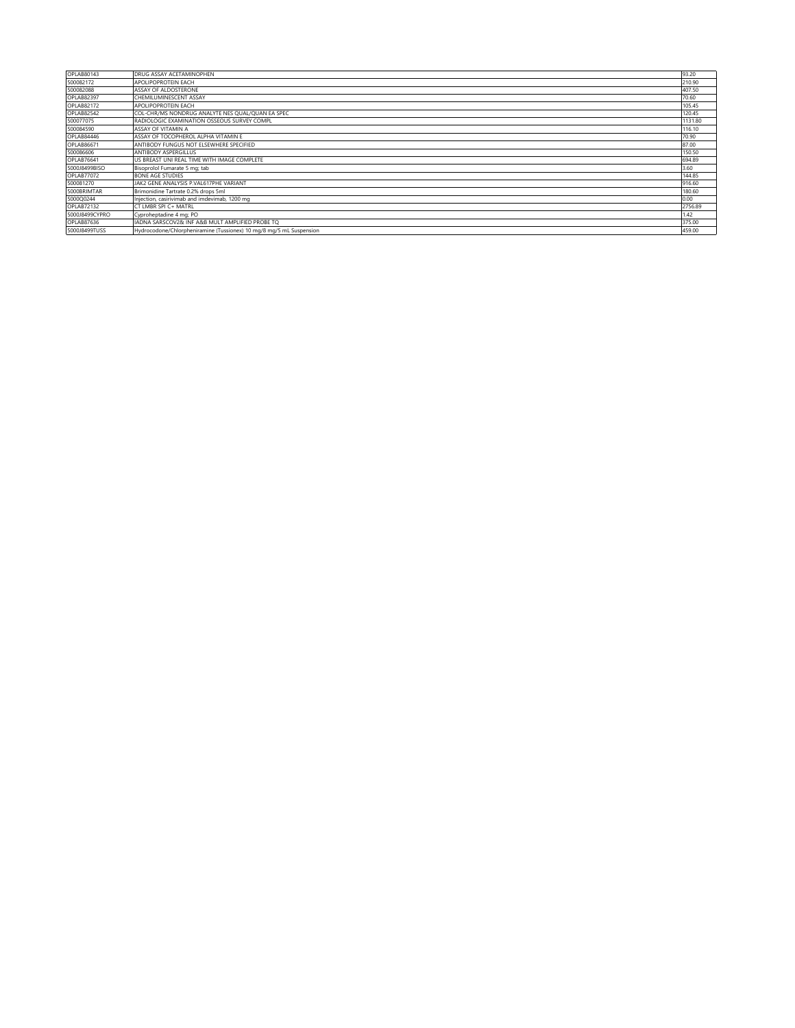| | | |
|---|---|---|
| OPLAB80143 | DRUG ASSAY ACETAMINOPHEN | 93.20 |
| 500082172 | APOLIPOPROTEIN EACH | 210.90 |
| 500082088 | ASSAY OF ALDOSTERONE | 407.50 |
| OPLAB82397 | CHEMILUMINESCENT ASSAY | 70.60 |
| OPLAB82172 | APOLIPOPROTEIN EACH | 105.45 |
| OPLAB82542 | COL-CHR/MS NONDRUG ANALYTE NES QUAL/QUAN EA SPEC | 120.45 |
| 500077075 | RADIOLOGIC EXAMINATION OSSEOUS SURVEY COMPL | 1131.80 |
| 500084590 | ASSAY OF VITAMIN A | 116.10 |
| OPLAB84446 | ASSAY OF TOCOPHEROL ALPHA VITAMIN E | 70.90 |
| OPLAB86671 | ANTIBODY FUNGUS NOT ELSEWHERE SPECIFIED | 87.00 |
| 500086606 | ANTIBODY ASPERGILLUS | 150.50 |
| OPLAB76641 | US BREAST UNI REAL TIME WITH IMAGE COMPLETE | 694.89 |
| 5000J8499BISO | Bisoprolol Fumarate 5 mg; tab | 3.60 |
| OPLAB77072 | BONE AGE STUDIES | 144.85 |
| 500081270 | JAK2 GENE ANALYSIS P.VAL617PHE VARIANT | 916.60 |
| 5000BRIMTAR | Brimonidine Tartrate 0.2% drops 5ml | 180.60 |
| 5000Q0244 | Injection, casirivimab and imdevimab, 1200 mg | 0.00 |
| OPLAB72132 | CT LMBR SPI C+ MATRL | 2756.89 |
| 5000J8499CYPRO | Cyproheptadine 4 mg; PO | 1.42 |
| OPLAB87636 | IADNA SARSCOV2& INF A&B MULT AMPLIFIED PROBE TQ | 375.00 |
| 5000J8499TUSS | Hydrocodone/Chlorpheniramine (Tussionex) 10 mg/8 mg/5 mL Suspension | 459.00 |